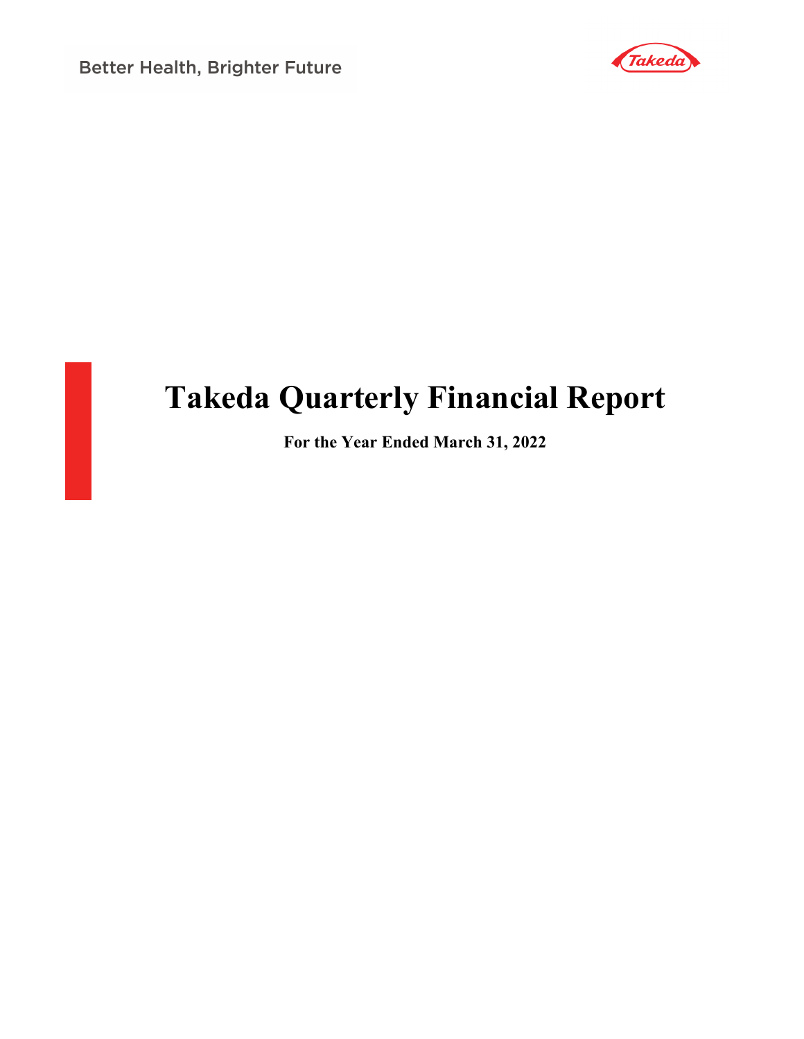Better Health, Brighter Future

Takeda

# Takeda Quarterly Financial Report

**For the Year Ended March 31, 2022**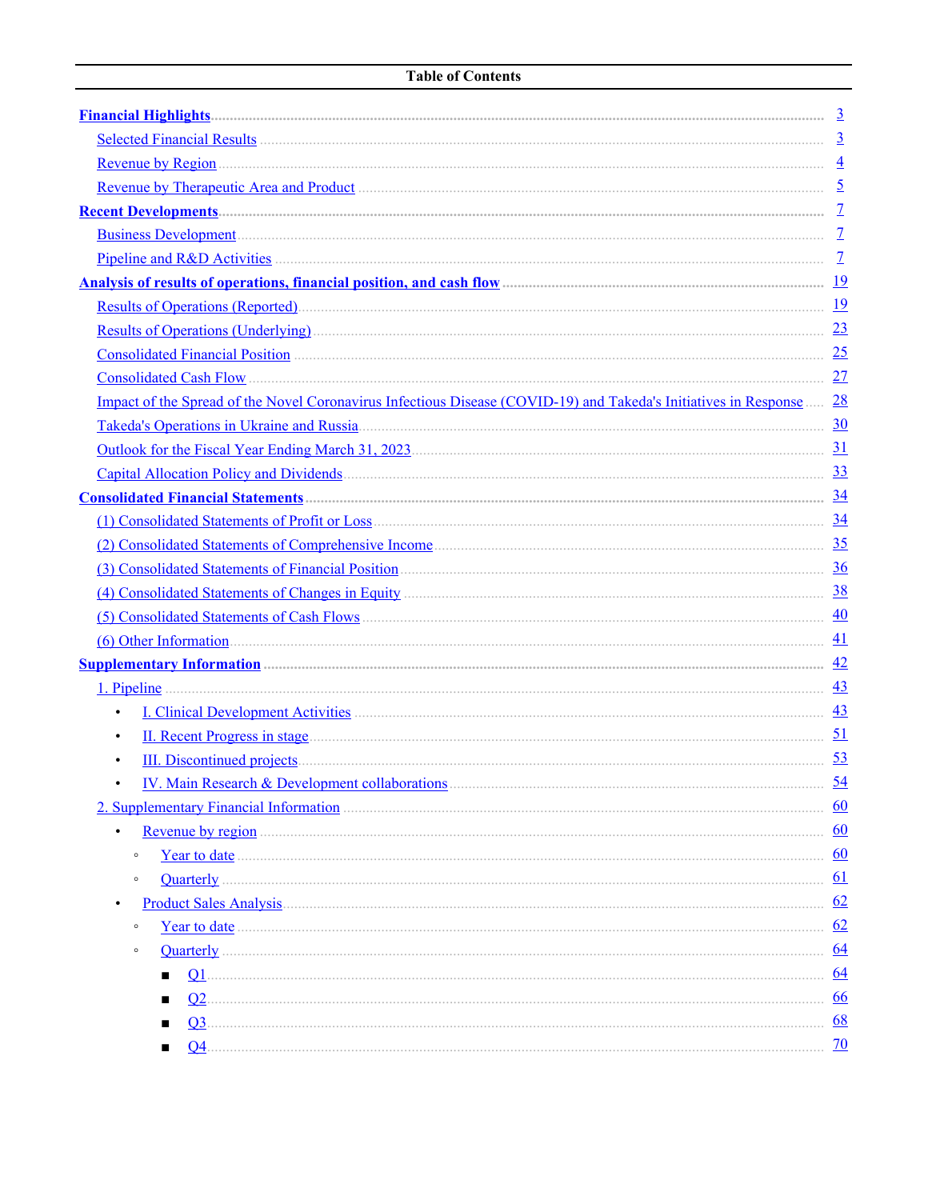# Table of Contents

| | |
|---|---|
| **Financial Highlights** | 3 |
| Selected Financial Results | 3 |
| Revenue by Region | 4 |
| Revenue by Therapeutic Area and Product | 5 |
| **Recent Developments** | 7 |
| Business Development | 7 |
| Pipeline and R&D Activities | 7 |
| **Analysis of results of operations, financial position, and cash flow** | 19 |
| Results of Operations (Reported) | 19 |
| Results of Operations (Underlying) | 23 |
| Consolidated Financial Position | 25 |
| Consolidated Cash Flow | 27 |
| Impact of the Spread of the Novel Coronavirus Infectious Disease (COVID-19) and Takeda's Initiatives in Response | 28 |
| Takeda's Operations in Ukraine and Russia | 30 |
| Outlook for the Fiscal Year Ending March 31, 2023 | 31 |
| Capital Allocation Policy and Dividends | 33 |
| **Consolidated Financial Statements** | 34 |
| (1) Consolidated Statements of Profit or Loss | 34 |
| (2) Consolidated Statements of Comprehensive Income | 35 |
| (3) Consolidated Statements of Financial Position | 36 |
| (4) Consolidated Statements of Changes in Equity | 38 |
| (5) Consolidated Statements of Cash Flows | 40 |
| (6) Other Information | 41 |
| **Supplementary Information** | 42 |
| 1. Pipeline | 43 |
| • I. Clinical Development Activities | 43 |
| • II. Recent Progress in stage | 51 |
| • III. Discontinued projects | 53 |
| • IV. Main Research & Development collaborations | 54 |
| 2. Supplementary Financial Information | 60 |
| • Revenue by region | 60 |
| ◦ Year to date | 60 |
| ◦ Quarterly | 61 |
| • Product Sales Analysis | 62 |
| ◦ Year to date | 62 |
| ◦ Quarterly | 64 |
| ■ Q1 | 64 |
| ■ Q2 | 66 |
| ■ Q3 | 68 |
| ■ Q4 | 70 |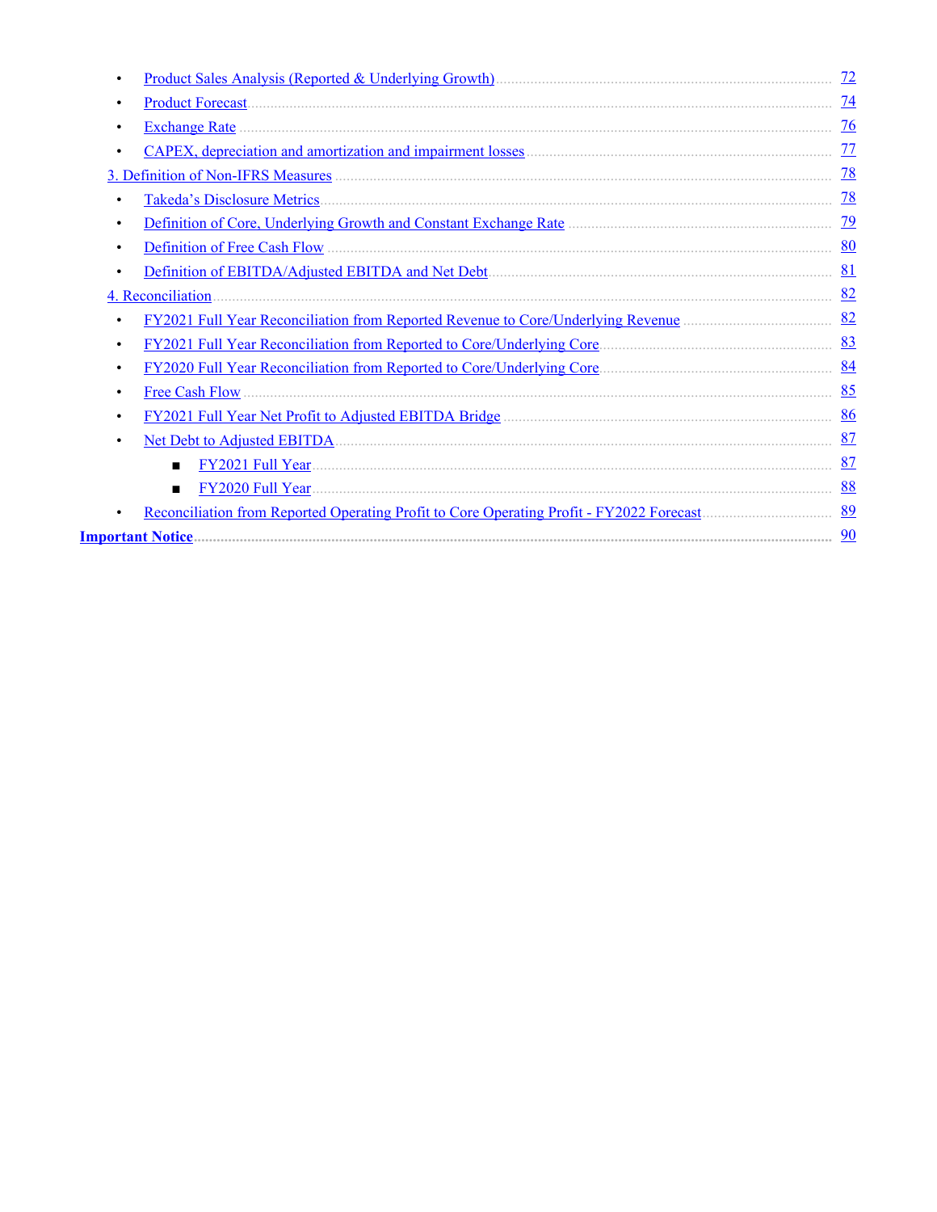- Product Sales Analysis (Reported & Underlying Growth) ..... 72
- Product Forecast ..... 74
- Exchange Rate ..... 76
- CAPEX, depreciation and amortization and impairment losses ..... 77

3. Definition of Non-IFRS Measures ..... 78

- Takeda's Disclosure Metrics ..... 78
- Definition of Core, Underlying Growth and Constant Exchange Rate ..... 79
- Definition of Free Cash Flow ..... 80
- Definition of EBITDA/Adjusted EBITDA and Net Debt ..... 81

4. Reconciliation ..... 82

- FY2021 Full Year Reconciliation from Reported Revenue to Core/Underlying Revenue ..... 82
- FY2021 Full Year Reconciliation from Reported to Core/Underlying Core ..... 83
- FY2020 Full Year Reconciliation from Reported to Core/Underlying Core ..... 84
- Free Cash Flow ..... 85
- FY2021 Full Year Net Profit to Adjusted EBITDA Bridge ..... 86
- Net Debt to Adjusted EBITDA ..... 87
  - FY2021 Full Year ..... 87
  - FY2020 Full Year ..... 88
- Reconciliation from Reported Operating Profit to Core Operating Profit - FY2022 Forecast ..... 89

**Important Notice** ..... 90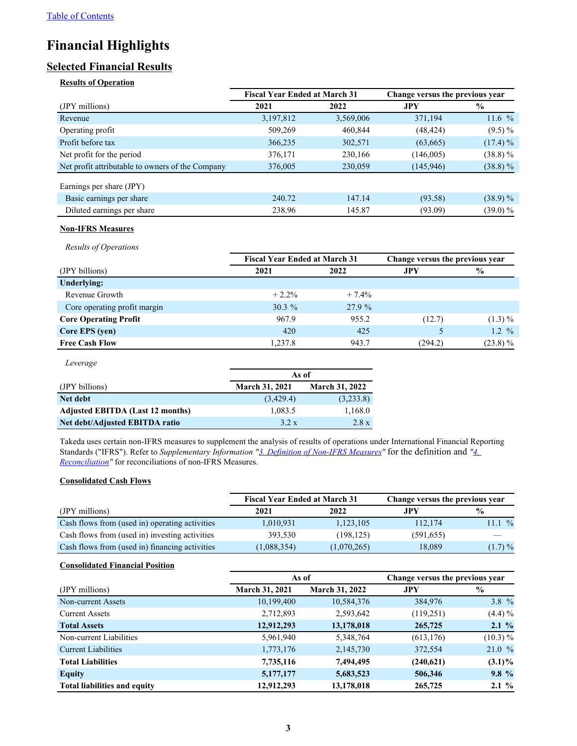[Table of Contents](#)

# Financial Highlights

## Selected Financial Results

### Results of Operation

| (JPY millions) | Fiscal Year Ended at March 31 | | Change versus the previous year | |
|---|---|---|---|---|
| | 2021 | 2022 | JPY | % |
| Revenue | 3,197,812 | 3,569,006 | 371,194 | 11.6 % |
| Operating profit | 509,269 | 460,844 | (48,424) | (9.5) % |
| Profit before tax | 366,235 | 302,571 | (63,665) | (17.4) % |
| Net profit for the period | 376,171 | 230,166 | (146,005) | (38.8) % |
| Net profit attributable to owners of the Company | 376,005 | 230,059 | (145,946) | (38.8) % |
| Earnings per share (JPY) | | | | |
| Basic earnings per share | 240.72 | 147.14 | (93.58) | (38.9) % |
| Diluted earnings per share | 238.96 | 145.87 | (93.09) | (39.0) % |

### Non-IFRS Measures

*Results of Operations*

| (JPY billions) | Fiscal Year Ended at March 31 | | Change versus the previous year | |
|---|---|---|---|---|
| | 2021 | 2022 | JPY | % |
| **Underlying:** | | | | |
| Revenue Growth | + 2.2% | + 7.4% | | |
| Core operating profit margin | 30.3 % | 27.9 % | | |
| **Core Operating Profit** | 967.9 | 955.2 | (12.7) | (1.3) % |
| **Core EPS (yen)** | 420 | 425 | 5 | 1.2 % |
| **Free Cash Flow** | 1,237.8 | 943.7 | (294.2) | (23.8) % |

*Leverage*

| (JPY billions) | As of | |
|---|---|---|
| | March 31, 2021 | March 31, 2022 |
| **Net debt** | (3,429.4) | (3,233.8) |
| **Adjusted EBITDA (Last 12 months)** | 1,083.5 | 1,168.0 |
| **Net debt/Adjusted EBITDA ratio** | 3.2 x | 2.8 x |

Takeda uses certain non-IFRS measures to supplement the analysis of results of operations under International Financial Reporting Standards ("IFRS"). Refer to *Supplementary Information "[3. Definition of Non-IFRS Measures](#)"* for the definition and *"[4. Reconciliation](#)"* for reconciliations of non-IFRS Measures.

### Consolidated Cash Flows

| (JPY millions) | Fiscal Year Ended at March 31 | | Change versus the previous year | |
|---|---|---|---|---|
| | 2021 | 2022 | JPY | % |
| Cash flows from (used in) operating activities | 1,010,931 | 1,123,105 | 112,174 | 11.1 % |
| Cash flows from (used in) investing activities | 393,530 | (198,125) | (591,655) | — |
| Cash flows from (used in) financing activities | (1,088,354) | (1,070,265) | 18,089 | (1.7) % |

### Consolidated Financial Position

| (JPY millions) | As of | | Change versus the previous year | |
|---|---|---|---|---|
| | March 31, 2021 | March 31, 2022 | JPY | % |
| Non-current Assets | 10,199,400 | 10,584,376 | 384,976 | 3.8 % |
| Current Assets | 2,712,893 | 2,593,642 | (119,251) | (4.4) % |
| **Total Assets** | **12,912,293** | **13,178,018** | **265,725** | **2.1 %** |
| Non-current Liabilities | 5,961,940 | 5,348,764 | (613,176) | (10.3) % |
| Current Liabilities | 1,773,176 | 2,145,730 | 372,554 | 21.0 % |
| **Total Liabilities** | **7,735,116** | **7,494,495** | **(240,621)** | **(3.1)%** |
| **Equity** | **5,177,177** | **5,683,523** | **506,346** | **9.8 %** |
| **Total liabilities and equity** | **12,912,293** | **13,178,018** | **265,725** | **2.1 %** |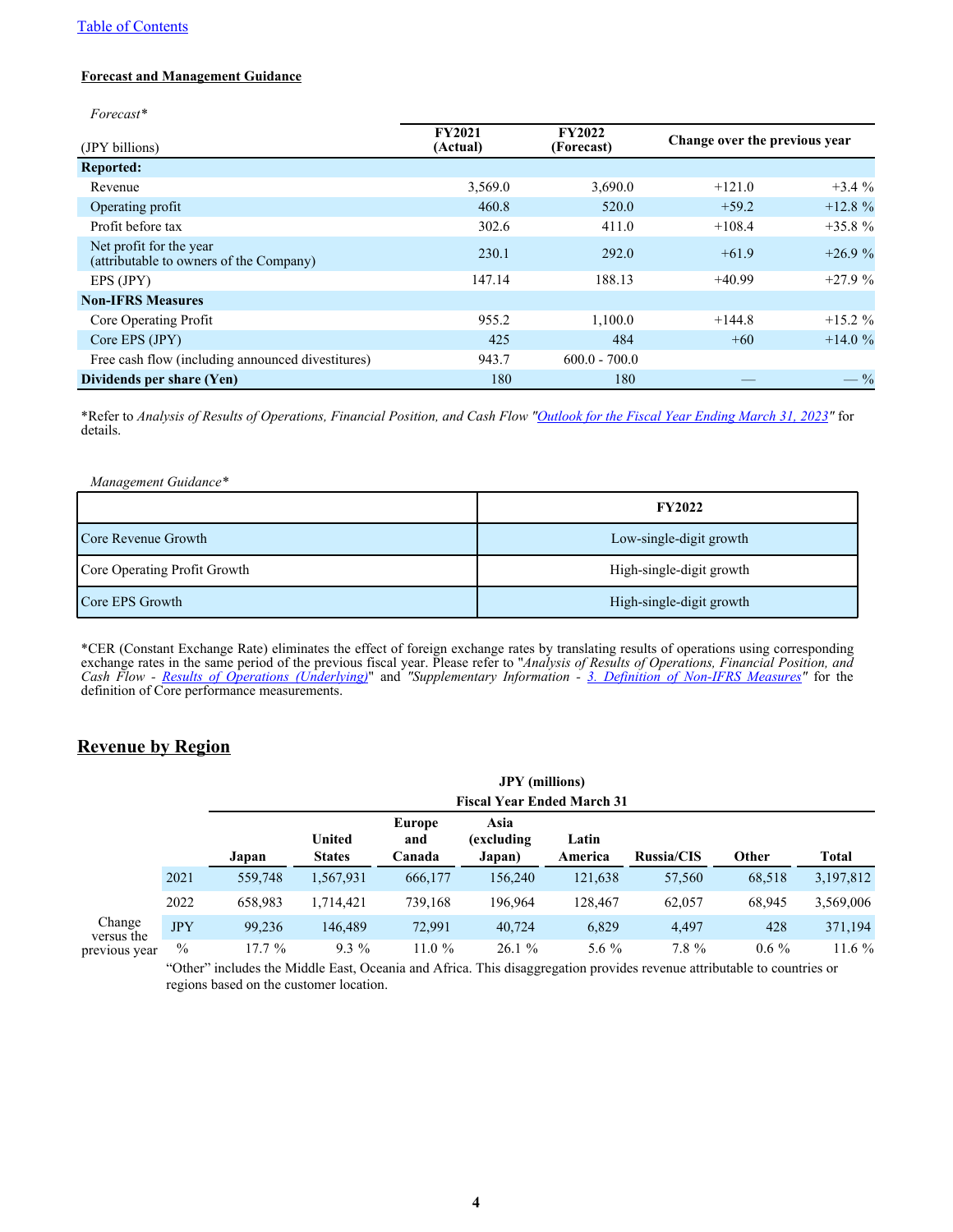[Table of Contents](#)

**Forecast and Management Guidance**

*Forecast**

| (JPY billions) | FY2021 (Actual) | FY2022 (Forecast) | Change over the previous year | |
|---|---|---|---|---|
| **Reported:** | | | | |
| Revenue | 3,569.0 | 3,690.0 | +121.0 | +3.4 % |
| Operating profit | 460.8 | 520.0 | +59.2 | +12.8 % |
| Profit before tax | 302.6 | 411.0 | +108.4 | +35.8 % |
| Net profit for the year (attributable to owners of the Company) | 230.1 | 292.0 | +61.9 | +26.9 % |
| EPS (JPY) | 147.14 | 188.13 | +40.99 | +27.9 % |
| **Non-IFRS Measures** | | | | |
| Core Operating Profit | 955.2 | 1,100.0 | +144.8 | +15.2 % |
| Core EPS (JPY) | 425 | 484 | +60 | +14.0 % |
| Free cash flow (including announced divestitures) | 943.7 | 600.0 - 700.0 | | |
| **Dividends per share (Yen)** | 180 | 180 | — | — % |

*Refer to *Analysis of Results of Operations, Financial Position, and Cash Flow "[Outlook for the Fiscal Year Ending March 31, 2023](#)"* for details.

*Management Guidance**

| | FY2022 |
|---|---|
| Core Revenue Growth | Low-single-digit growth |
| Core Operating Profit Growth | High-single-digit growth |
| Core EPS Growth | High-single-digit growth |

*CER (Constant Exchange Rate) eliminates the effect of foreign exchange rates by translating results of operations using corresponding exchange rates in the same period of the previous fiscal year. Please refer to "*Analysis of Results of Operations, Financial Position, and Cash Flow - [Results of Operations (Underlying)](#)*" and *"Supplementary Information - [3. Definition of Non-IFRS Measures](#)"* for the definition of Core performance measurements.

## Revenue by Region

| | | JPY (millions) Fiscal Year Ended March 31 | | | | | | | |
|---|---|---|---|---|---|---|---|---|---|
| | | Japan | United States | Europe and Canada | Asia (excluding Japan) | Latin America | Russia/CIS | Other | Total |
| | 2021 | 559,748 | 1,567,931 | 666,177 | 156,240 | 121,638 | 57,560 | 68,518 | 3,197,812 |
| | 2022 | 658,983 | 1,714,421 | 739,168 | 196,964 | 128,467 | 62,057 | 68,945 | 3,569,006 |
| Change versus the previous year | JPY | 99,236 | 146,489 | 72,991 | 40,724 | 6,829 | 4,497 | 428 | 371,194 |
| | % | 17.7 % | 9.3 % | 11.0 % | 26.1 % | 5.6 % | 7.8 % | 0.6 % | 11.6 % |

"Other" includes the Middle East, Oceania and Africa. This disaggregation provides revenue attributable to countries or regions based on the customer location.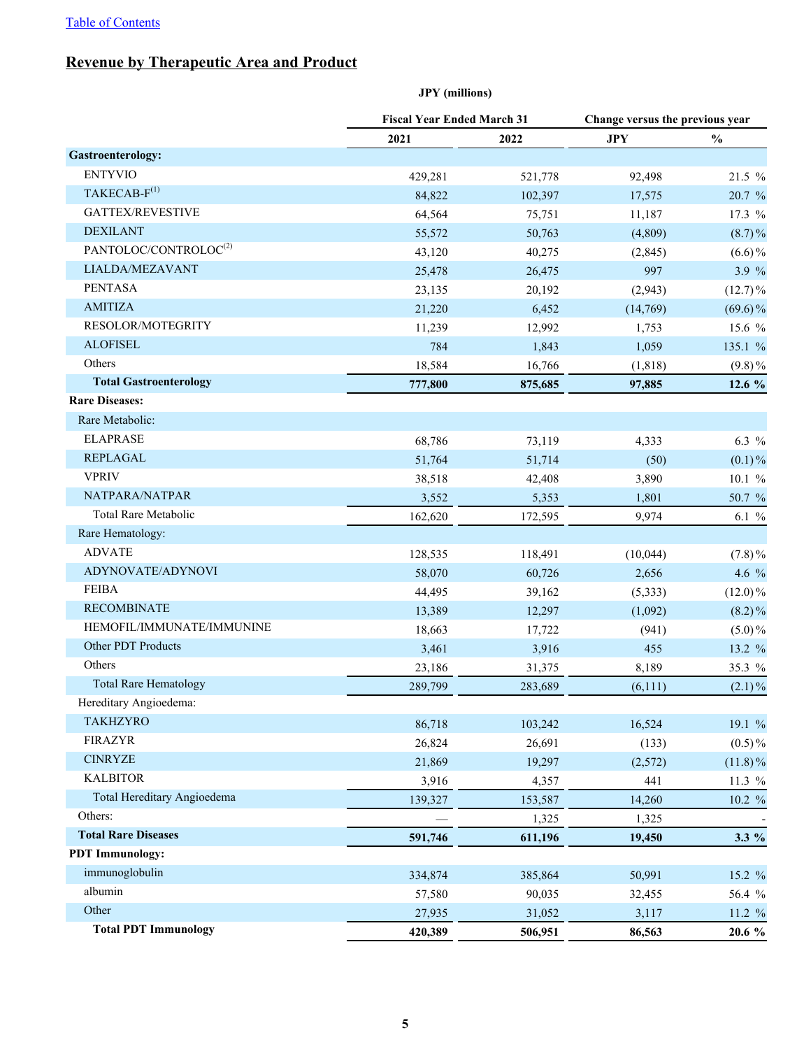## Revenue by Therapeutic Area and Product

| | JPY (millions) | | | |
|---|---|---|---|---|
| | Fiscal Year Ended March 31 | | Change versus the previous year | |
| | 2021 | 2022 | JPY | % |
| **Gastroenterology:** | | | | |
| ENTYVIO | 429,281 | 521,778 | 92,498 | 21.5 % |
| TAKECAB-F[(1)] | 84,822 | 102,397 | 17,575 | 20.7 % |
| GATTEX/REVESTIVE | 64,564 | 75,751 | 11,187 | 17.3 % |
| DEXILANT | 55,572 | 50,763 | (4,809) | (8.7)% |
| PANTOLOC/CONTROLOC[(2)] | 43,120 | 40,275 | (2,845) | (6.6)% |
| LIALDA/MEZAVANT | 25,478 | 26,475 | 997 | 3.9 % |
| PENTASA | 23,135 | 20,192 | (2,943) | (12.7)% |
| AMITIZA | 21,220 | 6,452 | (14,769) | (69.6)% |
| RESOLOR/MOTEGRITY | 11,239 | 12,992 | 1,753 | 15.6 % |
| ALOFISEL | 784 | 1,843 | 1,059 | 135.1 % |
| Others | 18,584 | 16,766 | (1,818) | (9.8)% |
| **Total Gastroenterology** | **777,800** | **875,685** | **97,885** | **12.6 %** |
| **Rare Diseases:** | | | | |
| Rare Metabolic: | | | | |
| ELAPRASE | 68,786 | 73,119 | 4,333 | 6.3 % |
| REPLAGAL | 51,764 | 51,714 | (50) | (0.1)% |
| VPRIV | 38,518 | 42,408 | 3,890 | 10.1 % |
| NATPARA/NATPAR | 3,552 | 5,353 | 1,801 | 50.7 % |
| Total Rare Metabolic | 162,620 | 172,595 | 9,974 | 6.1 % |
| Rare Hematology: | | | | |
| ADVATE | 128,535 | 118,491 | (10,044) | (7.8)% |
| ADYNOVATE/ADYNOVI | 58,070 | 60,726 | 2,656 | 4.6 % |
| FEIBA | 44,495 | 39,162 | (5,333) | (12.0)% |
| RECOMBINATE | 13,389 | 12,297 | (1,092) | (8.2)% |
| HEMOFIL/IMMUNATE/IMMUNINE | 18,663 | 17,722 | (941) | (5.0)% |
| Other PDT Products | 3,461 | 3,916 | 455 | 13.2 % |
| Others | 23,186 | 31,375 | 8,189 | 35.3 % |
| Total Rare Hematology | 289,799 | 283,689 | (6,111) | (2.1)% |
| Hereditary Angioedema: | | | | |
| TAKHZYRO | 86,718 | 103,242 | 16,524 | 19.1 % |
| FIRAZYR | 26,824 | 26,691 | (133) | (0.5)% |
| CINRYZE | 21,869 | 19,297 | (2,572) | (11.8)% |
| KALBITOR | 3,916 | 4,357 | 441 | 11.3 % |
| Total Hereditary Angioedema | 139,327 | 153,587 | 14,260 | 10.2 % |
| Others: | — | 1,325 | 1,325 | - |
| **Total Rare Diseases** | **591,746** | **611,196** | **19,450** | **3.3 %** |
| **PDT Immunology:** | | | | |
| immunoglobulin | 334,874 | 385,864 | 50,991 | 15.2 % |
| albumin | 57,580 | 90,035 | 32,455 | 56.4 % |
| Other | 27,935 | 31,052 | 3,117 | 11.2 % |
| **Total PDT Immunology** | **420,389** | **506,951** | **86,563** | **20.6 %** |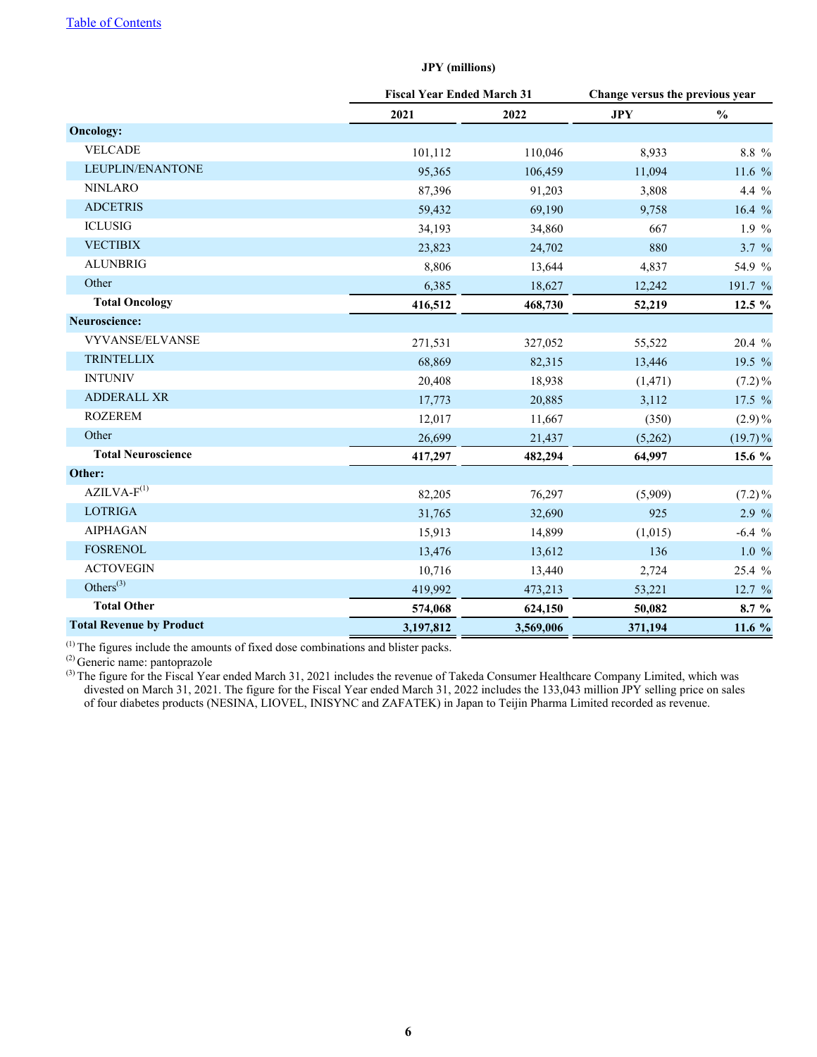JPY (millions)

| | Fiscal Year Ended March 31 | | Change versus the previous year | |
|---|---|---|---|---|
| | 2021 | 2022 | JPY | % |
| **Oncology:** | | | | |
| VELCADE | 101,112 | 110,046 | 8,933 | 8.8 % |
| LEUPLIN/ENANTONE | 95,365 | 106,459 | 11,094 | 11.6 % |
| NINLARO | 87,396 | 91,203 | 3,808 | 4.4 % |
| ADCETRIS | 59,432 | 69,190 | 9,758 | 16.4 % |
| ICLUSIG | 34,193 | 34,860 | 667 | 1.9 % |
| VECTIBIX | 23,823 | 24,702 | 880 | 3.7 % |
| ALUNBRIG | 8,806 | 13,644 | 4,837 | 54.9 % |
| Other | 6,385 | 18,627 | 12,242 | 191.7 % |
| **Total Oncology** | **416,512** | **468,730** | **52,219** | **12.5 %** |
| **Neuroscience:** | | | | |
| VYVANSE/ELVANSE | 271,531 | 327,052 | 55,522 | 20.4 % |
| TRINTELLIX | 68,869 | 82,315 | 13,446 | 19.5 % |
| INTUNIV | 20,408 | 18,938 | (1,471) | (7.2)% |
| ADDERALL XR | 17,773 | 20,885 | 3,112 | 17.5 % |
| ROZEREM | 12,017 | 11,667 | (350) | (2.9)% |
| Other | 26,699 | 21,437 | (5,262) | (19.7)% |
| **Total Neuroscience** | **417,297** | **482,294** | **64,997** | **15.6 %** |
| **Other:** | | | | |
| AZILVA-F[1] | 82,205 | 76,297 | (5,909) | (7.2)% |
| LOTRIGA | 31,765 | 32,690 | 925 | 2.9 % |
| AIPHAGAN | 15,913 | 14,899 | (1,015) | -6.4 % |
| FOSRENOL | 13,476 | 13,612 | 136 | 1.0 % |
| ACTOVEGIN | 10,716 | 13,440 | 2,724 | 25.4 % |
| Others[3] | 419,992 | 473,213 | 53,221 | 12.7 % |
| **Total Other** | **574,068** | **624,150** | **50,082** | **8.7 %** |
| **Total Revenue by Product** | **3,197,812** | **3,569,006** | **371,194** | **11.6 %** |

[1] The figures include the amounts of fixed dose combinations and blister packs.

[2] Generic name: pantoprazole

[3] The figure for the Fiscal Year ended March 31, 2021 includes the revenue of Takeda Consumer Healthcare Company Limited, which was divested on March 31, 2021. The figure for the Fiscal Year ended March 31, 2022 includes the 133,043 million JPY selling price on sales of four diabetes products (NESINA, LIOVEL, INISYNC and ZAFATEK) in Japan to Teijin Pharma Limited recorded as revenue.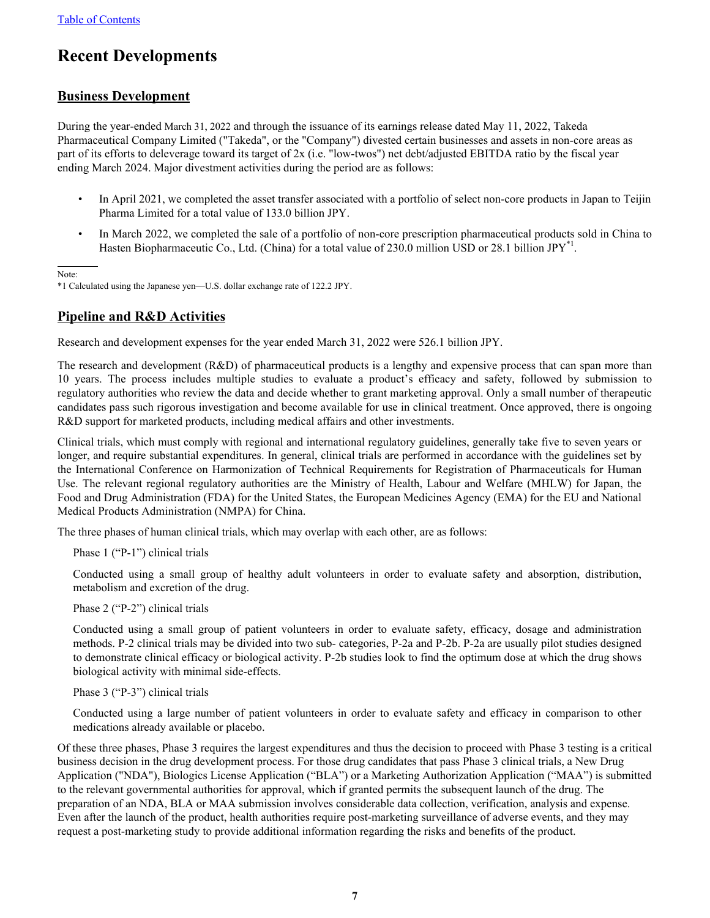# Recent Developments

## Business Development

During the year-ended March 31, 2022 and through the issuance of its earnings release dated May 11, 2022, Takeda Pharmaceutical Company Limited ("Takeda", or the "Company") divested certain businesses and assets in non-core areas as part of its efforts to deleverage toward its target of 2x (i.e. "low-twos") net debt/adjusted EBITDA ratio by the fiscal year ending March 2024. Major divestment activities during the period are as follows:

- In April 2021, we completed the asset transfer associated with a portfolio of select non-core products in Japan to Teijin Pharma Limited for a total value of 133.0 billion JPY.
- In March 2022, we completed the sale of a portfolio of non-core prescription pharmaceutical products sold in China to Hasten Biopharmaceutic Co., Ltd. (China) for a total value of 230.0 million USD or 28.1 billion JPY[*1].

Note:
*1 Calculated using the Japanese yen—U.S. dollar exchange rate of 122.2 JPY.

## Pipeline and R&D Activities

Research and development expenses for the year ended March 31, 2022 were 526.1 billion JPY.

The research and development (R&D) of pharmaceutical products is a lengthy and expensive process that can span more than 10 years. The process includes multiple studies to evaluate a product's efficacy and safety, followed by submission to regulatory authorities who review the data and decide whether to grant marketing approval. Only a small number of therapeutic candidates pass such rigorous investigation and become available for use in clinical treatment. Once approved, there is ongoing R&D support for marketed products, including medical affairs and other investments.

Clinical trials, which must comply with regional and international regulatory guidelines, generally take five to seven years or longer, and require substantial expenditures. In general, clinical trials are performed in accordance with the guidelines set by the International Conference on Harmonization of Technical Requirements for Registration of Pharmaceuticals for Human Use. The relevant regional regulatory authorities are the Ministry of Health, Labour and Welfare (MHLW) for Japan, the Food and Drug Administration (FDA) for the United States, the European Medicines Agency (EMA) for the EU and National Medical Products Administration (NMPA) for China.

The three phases of human clinical trials, which may overlap with each other, are as follows:

Phase 1 ("P-1") clinical trials

Conducted using a small group of healthy adult volunteers in order to evaluate safety and absorption, distribution, metabolism and excretion of the drug.

Phase 2 ("P-2") clinical trials

Conducted using a small group of patient volunteers in order to evaluate safety, efficacy, dosage and administration methods. P-2 clinical trials may be divided into two sub- categories, P-2a and P-2b. P-2a are usually pilot studies designed to demonstrate clinical efficacy or biological activity. P-2b studies look to find the optimum dose at which the drug shows biological activity with minimal side-effects.

Phase 3 ("P-3") clinical trials

Conducted using a large number of patient volunteers in order to evaluate safety and efficacy in comparison to other medications already available or placebo.

Of these three phases, Phase 3 requires the largest expenditures and thus the decision to proceed with Phase 3 testing is a critical business decision in the drug development process. For those drug candidates that pass Phase 3 clinical trials, a New Drug Application ("NDA"), Biologics License Application ("BLA") or a Marketing Authorization Application ("MAA") is submitted to the relevant governmental authorities for approval, which if granted permits the subsequent launch of the drug. The preparation of an NDA, BLA or MAA submission involves considerable data collection, verification, analysis and expense. Even after the launch of the product, health authorities require post-marketing surveillance of adverse events, and they may request a post-marketing study to provide additional information regarding the risks and benefits of the product.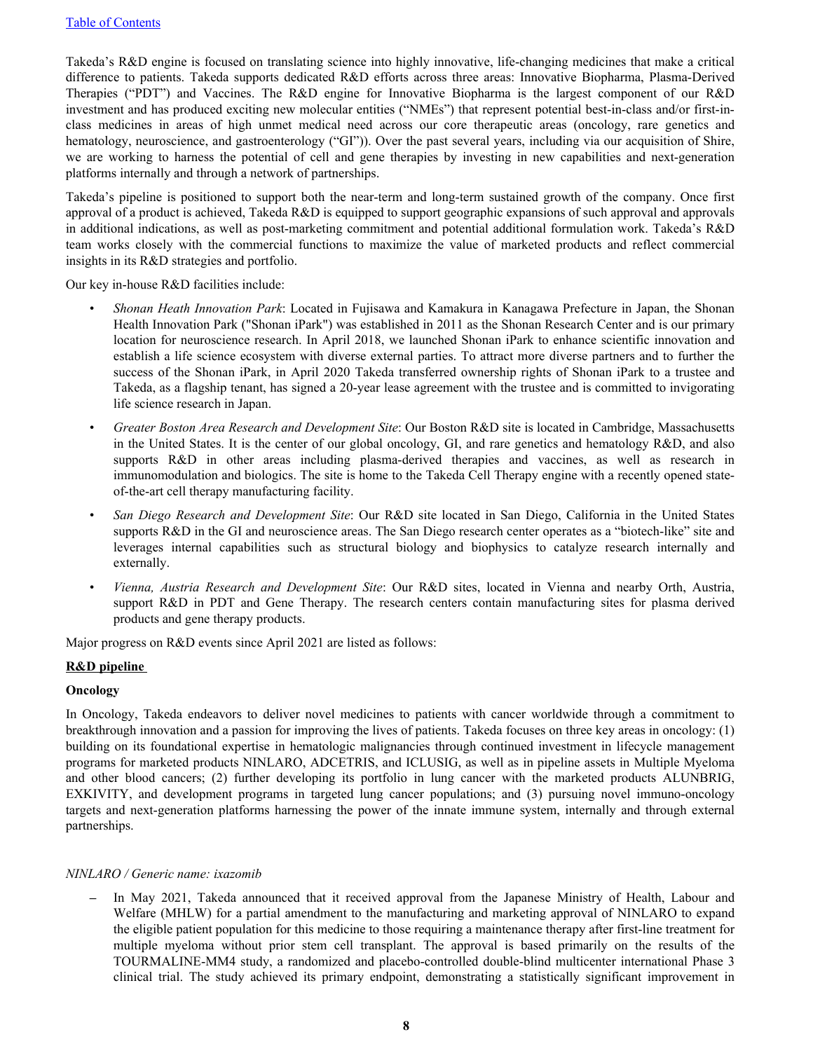Takeda's R&D engine is focused on translating science into highly innovative, life-changing medicines that make a critical difference to patients. Takeda supports dedicated R&D efforts across three areas: Innovative Biopharma, Plasma-Derived Therapies ("PDT") and Vaccines. The R&D engine for Innovative Biopharma is the largest component of our R&D investment and has produced exciting new molecular entities ("NMEs") that represent potential best-in-class and/or first-in-class medicines in areas of high unmet medical need across our core therapeutic areas (oncology, rare genetics and hematology, neuroscience, and gastroenterology ("GI")). Over the past several years, including via our acquisition of Shire, we are working to harness the potential of cell and gene therapies by investing in new capabilities and next-generation platforms internally and through a network of partnerships.

Takeda's pipeline is positioned to support both the near-term and long-term sustained growth of the company. Once first approval of a product is achieved, Takeda R&D is equipped to support geographic expansions of such approval and approvals in additional indications, as well as post-marketing commitment and potential additional formulation work. Takeda's R&D team works closely with the commercial functions to maximize the value of marketed products and reflect commercial insights in its R&D strategies and portfolio.

Our key in-house R&D facilities include:

- *Shonan Heath Innovation Park*: Located in Fujisawa and Kamakura in Kanagawa Prefecture in Japan, the Shonan Health Innovation Park ("Shonan iPark") was established in 2011 as the Shonan Research Center and is our primary location for neuroscience research. In April 2018, we launched Shonan iPark to enhance scientific innovation and establish a life science ecosystem with diverse external parties. To attract more diverse partners and to further the success of the Shonan iPark, in April 2020 Takeda transferred ownership rights of Shonan iPark to a trustee and Takeda, as a flagship tenant, has signed a 20-year lease agreement with the trustee and is committed to invigorating life science research in Japan.
- *Greater Boston Area Research and Development Site*: Our Boston R&D site is located in Cambridge, Massachusetts in the United States. It is the center of our global oncology, GI, and rare genetics and hematology R&D, and also supports R&D in other areas including plasma-derived therapies and vaccines, as well as research in immunomodulation and biologics. The site is home to the Takeda Cell Therapy engine with a recently opened state-of-the-art cell therapy manufacturing facility.
- *San Diego Research and Development Site*: Our R&D site located in San Diego, California in the United States supports R&D in the GI and neuroscience areas. The San Diego research center operates as a "biotech-like" site and leverages internal capabilities such as structural biology and biophysics to catalyze research internally and externally.
- *Vienna, Austria Research and Development Site*: Our R&D sites, located in Vienna and nearby Orth, Austria, support R&D in PDT and Gene Therapy. The research centers contain manufacturing sites for plasma derived products and gene therapy products.

Major progress on R&D events since April 2021 are listed as follows:

**R&D pipeline**

**Oncology**

In Oncology, Takeda endeavors to deliver novel medicines to patients with cancer worldwide through a commitment to breakthrough innovation and a passion for improving the lives of patients. Takeda focuses on three key areas in oncology: (1) building on its foundational expertise in hematologic malignancies through continued investment in lifecycle management programs for marketed products NINLARO, ADCETRIS, and ICLUSIG, as well as in pipeline assets in Multiple Myeloma and other blood cancers; (2) further developing its portfolio in lung cancer with the marketed products ALUNBRIG, EXKIVITY, and development programs in targeted lung cancer populations; and (3) pursuing novel immuno-oncology targets and next-generation platforms harnessing the power of the innate immune system, internally and through external partnerships.

*NINLARO / Generic name: ixazomib*

- In May 2021, Takeda announced that it received approval from the Japanese Ministry of Health, Labour and Welfare (MHLW) for a partial amendment to the manufacturing and marketing approval of NINLARO to expand the eligible patient population for this medicine to those requiring a maintenance therapy after first-line treatment for multiple myeloma without prior stem cell transplant. The approval is based primarily on the results of the TOURMALINE-MM4 study, a randomized and placebo-controlled double-blind multicenter international Phase 3 clinical trial. The study achieved its primary endpoint, demonstrating a statistically significant improvement in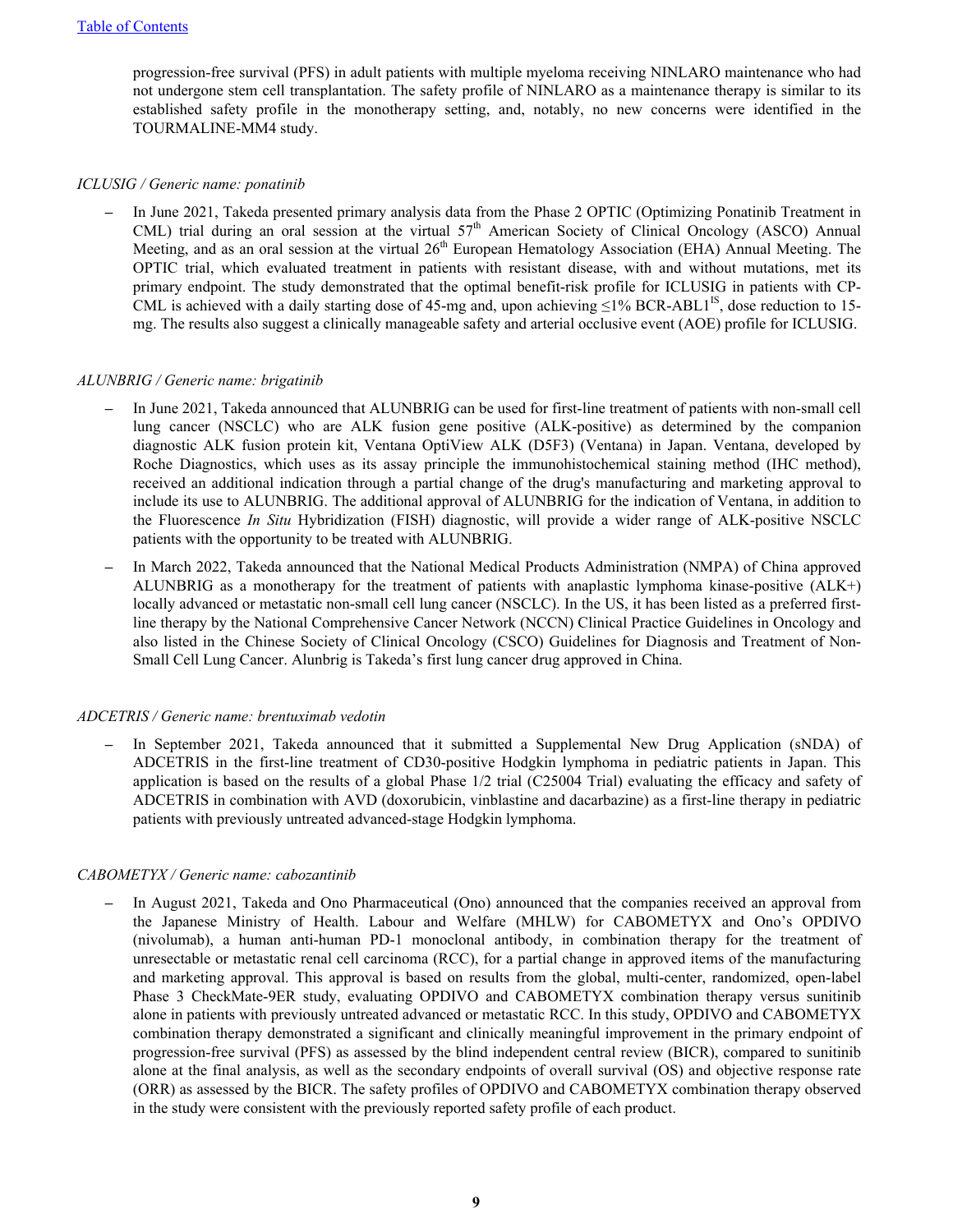progression-free survival (PFS) in adult patients with multiple myeloma receiving NINLARO maintenance who had not undergone stem cell transplantation. The safety profile of NINLARO as a maintenance therapy is similar to its established safety profile in the monotherapy setting, and, notably, no new concerns were identified in the TOURMALINE-MM4 study.

*ICLUSIG / Generic name: ponatinib*

- In June 2021, Takeda presented primary analysis data from the Phase 2 OPTIC (Optimizing Ponatinib Treatment in CML) trial during an oral session at the virtual 57th American Society of Clinical Oncology (ASCO) Annual Meeting, and as an oral session at the virtual 26th European Hematology Association (EHA) Annual Meeting. The OPTIC trial, which evaluated treatment in patients with resistant disease, with and without mutations, met its primary endpoint. The study demonstrated that the optimal benefit-risk profile for ICLUSIG in patients with CP-CML is achieved with a daily starting dose of 45-mg and, upon achieving ≤1% BCR-ABL1$^{IS}$, dose reduction to 15-mg. The results also suggest a clinically manageable safety and arterial occlusive event (AOE) profile for ICLUSIG.

*ALUNBRIG / Generic name: brigatinib*

- In June 2021, Takeda announced that ALUNBRIG can be used for first-line treatment of patients with non-small cell lung cancer (NSCLC) who are ALK fusion gene positive (ALK-positive) as determined by the companion diagnostic ALK fusion protein kit, Ventana OptiView ALK (D5F3) (Ventana) in Japan. Ventana, developed by Roche Diagnostics, which uses as its assay principle the immunohistochemical staining method (IHC method), received an additional indication through a partial change of the drug's manufacturing and marketing approval to include its use to ALUNBRIG. The additional approval of ALUNBRIG for the indication of Ventana, in addition to the Fluorescence *In Situ* Hybridization (FISH) diagnostic, will provide a wider range of ALK-positive NSCLC patients with the opportunity to be treated with ALUNBRIG.
- In March 2022, Takeda announced that the National Medical Products Administration (NMPA) of China approved ALUNBRIG as a monotherapy for the treatment of patients with anaplastic lymphoma kinase-positive (ALK+) locally advanced or metastatic non-small cell lung cancer (NSCLC). In the US, it has been listed as a preferred first-line therapy by the National Comprehensive Cancer Network (NCCN) Clinical Practice Guidelines in Oncology and also listed in the Chinese Society of Clinical Oncology (CSCO) Guidelines for Diagnosis and Treatment of Non-Small Cell Lung Cancer. Alunbrig is Takeda's first lung cancer drug approved in China.

*ADCETRIS / Generic name: brentuximab vedotin*

- In September 2021, Takeda announced that it submitted a Supplemental New Drug Application (sNDA) of ADCETRIS in the first-line treatment of CD30-positive Hodgkin lymphoma in pediatric patients in Japan. This application is based on the results of a global Phase 1/2 trial (C25004 Trial) evaluating the efficacy and safety of ADCETRIS in combination with AVD (doxorubicin, vinblastine and dacarbazine) as a first-line therapy in pediatric patients with previously untreated advanced-stage Hodgkin lymphoma.

*CABOMETYX / Generic name: cabozantinib*

- In August 2021, Takeda and Ono Pharmaceutical (Ono) announced that the companies received an approval from the Japanese Ministry of Health. Labour and Welfare (MHLW) for CABOMETYX and Ono's OPDIVO (nivolumab), a human anti-human PD-1 monoclonal antibody, in combination therapy for the treatment of unresectable or metastatic renal cell carcinoma (RCC), for a partial change in approved items of the manufacturing and marketing approval. This approval is based on results from the global, multi-center, randomized, open-label Phase 3 CheckMate-9ER study, evaluating OPDIVO and CABOMETYX combination therapy versus sunitinib alone in patients with previously untreated advanced or metastatic RCC. In this study, OPDIVO and CABOMETYX combination therapy demonstrated a significant and clinically meaningful improvement in the primary endpoint of progression-free survival (PFS) as assessed by the blind independent central review (BICR), compared to sunitinib alone at the final analysis, as well as the secondary endpoints of overall survival (OS) and objective response rate (ORR) as assessed by the BICR. The safety profiles of OPDIVO and CABOMETYX combination therapy observed in the study were consistent with the previously reported safety profile of each product.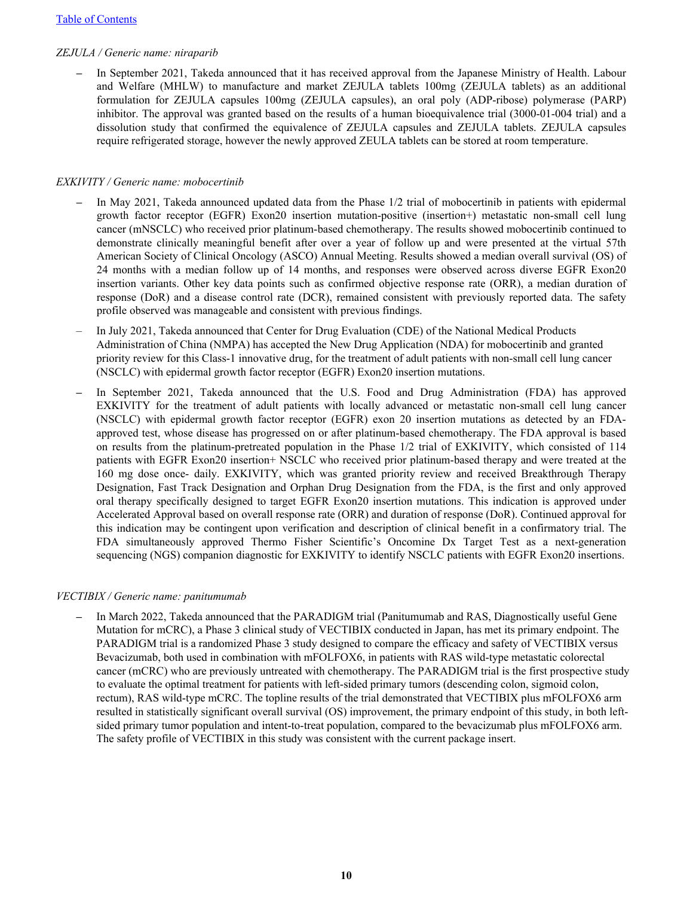*ZEJULA / Generic name: niraparib*

- In September 2021, Takeda announced that it has received approval from the Japanese Ministry of Health. Labour and Welfare (MHLW) to manufacture and market ZEJULA tablets 100mg (ZEJULA tablets) as an additional formulation for ZEJULA capsules 100mg (ZEJULA capsules), an oral poly (ADP-ribose) polymerase (PARP) inhibitor. The approval was granted based on the results of a human bioequivalence trial (3000-01-004 trial) and a dissolution study that confirmed the equivalence of ZEJULA capsules and ZEJULA tablets. ZEJULA capsules require refrigerated storage, however the newly approved ZEULA tablets can be stored at room temperature.

*EXKIVITY / Generic name: mobocertinib*

- In May 2021, Takeda announced updated data from the Phase 1/2 trial of mobocertinib in patients with epidermal growth factor receptor (EGFR) Exon20 insertion mutation-positive (insertion+) metastatic non-small cell lung cancer (mNSCLC) who received prior platinum-based chemotherapy. The results showed mobocertinib continued to demonstrate clinically meaningful benefit after over a year of follow up and were presented at the virtual 57th American Society of Clinical Oncology (ASCO) Annual Meeting. Results showed a median overall survival (OS) of 24 months with a median follow up of 14 months, and responses were observed across diverse EGFR Exon20 insertion variants. Other key data points such as confirmed objective response rate (ORR), a median duration of response (DoR) and a disease control rate (DCR), remained consistent with previously reported data. The safety profile observed was manageable and consistent with previous findings.
- In July 2021, Takeda announced that Center for Drug Evaluation (CDE) of the National Medical Products Administration of China (NMPA) has accepted the New Drug Application (NDA) for mobocertinib and granted priority review for this Class-1 innovative drug, for the treatment of adult patients with non-small cell lung cancer (NSCLC) with epidermal growth factor receptor (EGFR) Exon20 insertion mutations.
- In September 2021, Takeda announced that the U.S. Food and Drug Administration (FDA) has approved EXKIVITY for the treatment of adult patients with locally advanced or metastatic non-small cell lung cancer (NSCLC) with epidermal growth factor receptor (EGFR) exon 20 insertion mutations as detected by an FDA-approved test, whose disease has progressed on or after platinum-based chemotherapy. The FDA approval is based on results from the platinum-pretreated population in the Phase 1/2 trial of EXKIVITY, which consisted of 114 patients with EGFR Exon20 insertion+ NSCLC who received prior platinum-based therapy and were treated at the 160 mg dose once- daily. EXKIVITY, which was granted priority review and received Breakthrough Therapy Designation, Fast Track Designation and Orphan Drug Designation from the FDA, is the first and only approved oral therapy specifically designed to target EGFR Exon20 insertion mutations. This indication is approved under Accelerated Approval based on overall response rate (ORR) and duration of response (DoR). Continued approval for this indication may be contingent upon verification and description of clinical benefit in a confirmatory trial. The FDA simultaneously approved Thermo Fisher Scientific's Oncomine Dx Target Test as a next-generation sequencing (NGS) companion diagnostic for EXKIVITY to identify NSCLC patients with EGFR Exon20 insertions.

*VECTIBIX / Generic name: panitumumab*

- In March 2022, Takeda announced that the PARADIGM trial (Panitumumab and RAS, Diagnostically useful Gene Mutation for mCRC), a Phase 3 clinical study of VECTIBIX conducted in Japan, has met its primary endpoint. The PARADIGM trial is a randomized Phase 3 study designed to compare the efficacy and safety of VECTIBIX versus Bevacizumab, both used in combination with mFOLFOX6, in patients with RAS wild-type metastatic colorectal cancer (mCRC) who are previously untreated with chemotherapy. The PARADIGM trial is the first prospective study to evaluate the optimal treatment for patients with left-sided primary tumors (descending colon, sigmoid colon, rectum), RAS wild-type mCRC. The topline results of the trial demonstrated that VECTIBIX plus mFOLFOX6 arm resulted in statistically significant overall survival (OS) improvement, the primary endpoint of this study, in both left-sided primary tumor population and intent-to-treat population, compared to the bevacizumab plus mFOLFOX6 arm. The safety profile of VECTIBIX in this study was consistent with the current package insert.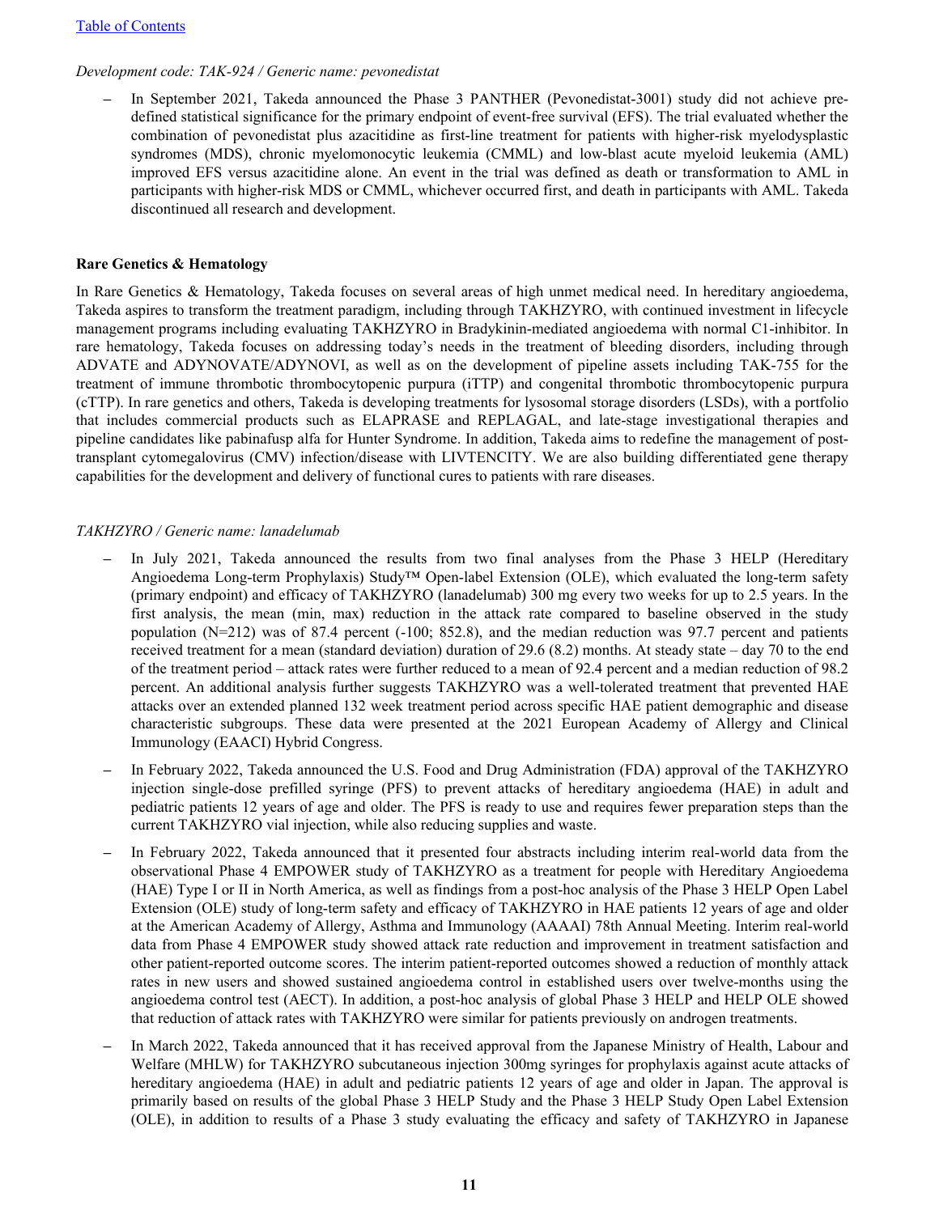*Development code: TAK-924 / Generic name: pevonedistat*

- In September 2021, Takeda announced the Phase 3 PANTHER (Pevonedistat-3001) study did not achieve pre-defined statistical significance for the primary endpoint of event-free survival (EFS). The trial evaluated whether the combination of pevonedistat plus azacitidine as first-line treatment for patients with higher-risk myelodysplastic syndromes (MDS), chronic myelomonocytic leukemia (CMML) and low-blast acute myeloid leukemia (AML) improved EFS versus azacitidine alone. An event in the trial was defined as death or transformation to AML in participants with higher-risk MDS or CMML, whichever occurred first, and death in participants with AML. Takeda discontinued all research and development.

**Rare Genetics & Hematology**

In Rare Genetics & Hematology, Takeda focuses on several areas of high unmet medical need. In hereditary angioedema, Takeda aspires to transform the treatment paradigm, including through TAKHZYRO, with continued investment in lifecycle management programs including evaluating TAKHZYRO in Bradykinin-mediated angioedema with normal C1-inhibitor. In rare hematology, Takeda focuses on addressing today's needs in the treatment of bleeding disorders, including through ADVATE and ADYNOVATE/ADYNOVI, as well as on the development of pipeline assets including TAK-755 for the treatment of immune thrombotic thrombocytopenic purpura (iTTP) and congenital thrombotic thrombocytopenic purpura (cTTP). In rare genetics and others, Takeda is developing treatments for lysosomal storage disorders (LSDs), with a portfolio that includes commercial products such as ELAPRASE and REPLAGAL, and late-stage investigational therapies and pipeline candidates like pabinafusp alfa for Hunter Syndrome. In addition, Takeda aims to redefine the management of post-transplant cytomegalovirus (CMV) infection/disease with LIVTENCITY. We are also building differentiated gene therapy capabilities for the development and delivery of functional cures to patients with rare diseases.

*TAKHZYRO / Generic name: lanadelumab*

- In July 2021, Takeda announced the results from two final analyses from the Phase 3 HELP (Hereditary Angioedema Long-term Prophylaxis) Study™ Open-label Extension (OLE), which evaluated the long-term safety (primary endpoint) and efficacy of TAKHZYRO (lanadelumab) 300 mg every two weeks for up to 2.5 years. In the first analysis, the mean (min, max) reduction in the attack rate compared to baseline observed in the study population (N=212) was of 87.4 percent (-100; 852.8), and the median reduction was 97.7 percent and patients received treatment for a mean (standard deviation) duration of 29.6 (8.2) months. At steady state – day 70 to the end of the treatment period – attack rates were further reduced to a mean of 92.4 percent and a median reduction of 98.2 percent. An additional analysis further suggests TAKHZYRO was a well-tolerated treatment that prevented HAE attacks over an extended planned 132 week treatment period across specific HAE patient demographic and disease characteristic subgroups. These data were presented at the 2021 European Academy of Allergy and Clinical Immunology (EAACI) Hybrid Congress.
- In February 2022, Takeda announced the U.S. Food and Drug Administration (FDA) approval of the TAKHZYRO injection single-dose prefilled syringe (PFS) to prevent attacks of hereditary angioedema (HAE) in adult and pediatric patients 12 years of age and older. The PFS is ready to use and requires fewer preparation steps than the current TAKHZYRO vial injection, while also reducing supplies and waste.
- In February 2022, Takeda announced that it presented four abstracts including interim real-world data from the observational Phase 4 EMPOWER study of TAKHZYRO as a treatment for people with Hereditary Angioedema (HAE) Type I or II in North America, as well as findings from a post-hoc analysis of the Phase 3 HELP Open Label Extension (OLE) study of long-term safety and efficacy of TAKHZYRO in HAE patients 12 years of age and older at the American Academy of Allergy, Asthma and Immunology (AAAAI) 78th Annual Meeting. Interim real-world data from Phase 4 EMPOWER study showed attack rate reduction and improvement in treatment satisfaction and other patient-reported outcome scores. The interim patient-reported outcomes showed a reduction of monthly attack rates in new users and showed sustained angioedema control in established users over twelve-months using the angioedema control test (AECT). In addition, a post-hoc analysis of global Phase 3 HELP and HELP OLE showed that reduction of attack rates with TAKHZYRO were similar for patients previously on androgen treatments.
- In March 2022, Takeda announced that it has received approval from the Japanese Ministry of Health, Labour and Welfare (MHLW) for TAKHZYRO subcutaneous injection 300mg syringes for prophylaxis against acute attacks of hereditary angioedema (HAE) in adult and pediatric patients 12 years of age and older in Japan. The approval is primarily based on results of the global Phase 3 HELP Study and the Phase 3 HELP Study Open Label Extension (OLE), in addition to results of a Phase 3 study evaluating the efficacy and safety of TAKHZYRO in Japanese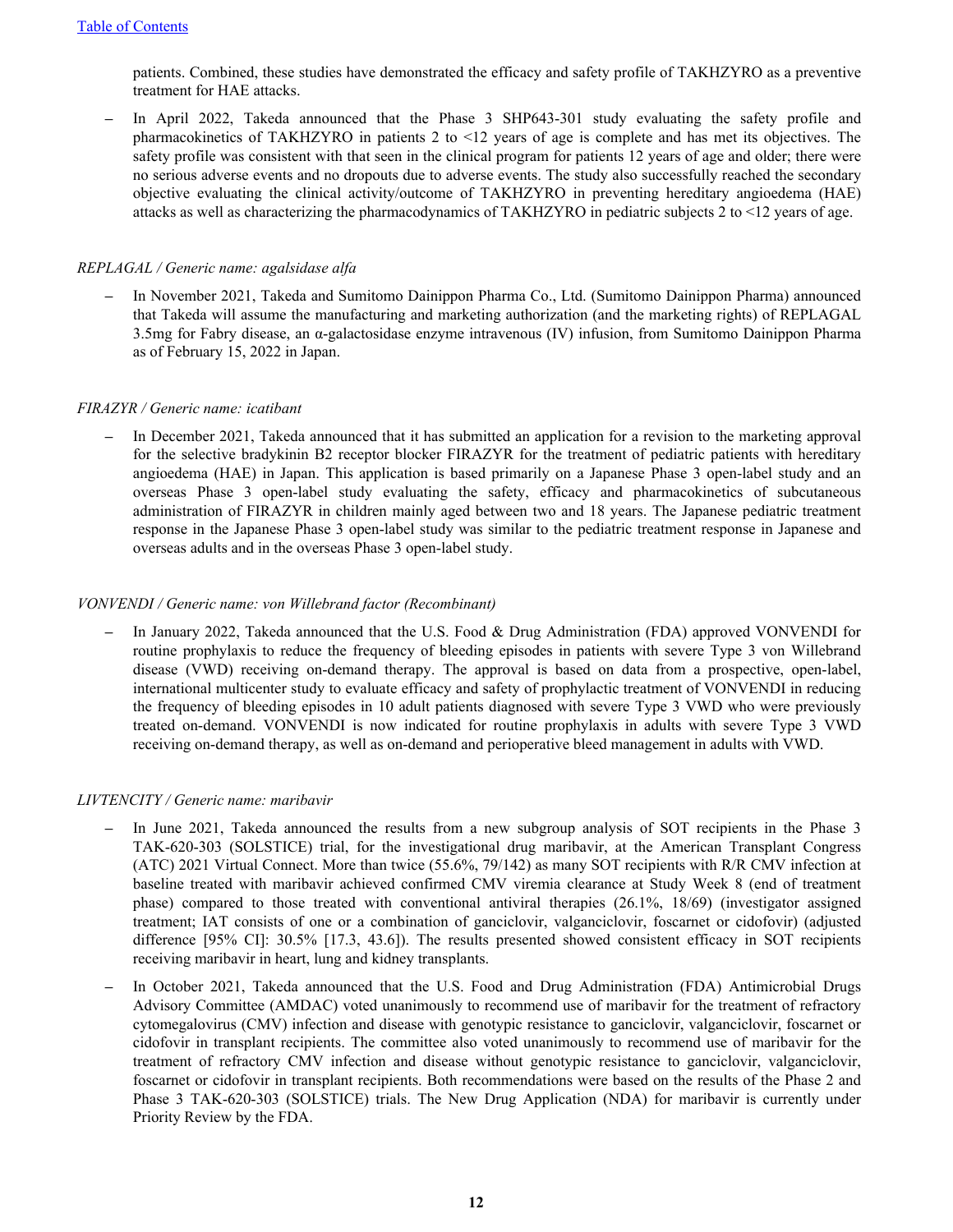patients. Combined, these studies have demonstrated the efficacy and safety profile of TAKHZYRO as a preventive treatment for HAE attacks.

- In April 2022, Takeda announced that the Phase 3 SHP643-301 study evaluating the safety profile and pharmacokinetics of TAKHZYRO in patients 2 to <12 years of age is complete and has met its objectives. The safety profile was consistent with that seen in the clinical program for patients 12 years of age and older; there were no serious adverse events and no dropouts due to adverse events. The study also successfully reached the secondary objective evaluating the clinical activity/outcome of TAKHZYRO in preventing hereditary angioedema (HAE) attacks as well as characterizing the pharmacodynamics of TAKHZYRO in pediatric subjects 2 to <12 years of age.

*REPLAGAL / Generic name: agalsidase alfa*

- In November 2021, Takeda and Sumitomo Dainippon Pharma Co., Ltd. (Sumitomo Dainippon Pharma) announced that Takeda will assume the manufacturing and marketing authorization (and the marketing rights) of REPLAGAL 3.5mg for Fabry disease, an α-galactosidase enzyme intravenous (IV) infusion, from Sumitomo Dainippon Pharma as of February 15, 2022 in Japan.

*FIRAZYR / Generic name: icatibant*

- In December 2021, Takeda announced that it has submitted an application for a revision to the marketing approval for the selective bradykinin B2 receptor blocker FIRAZYR for the treatment of pediatric patients with hereditary angioedema (HAE) in Japan. This application is based primarily on a Japanese Phase 3 open-label study and an overseas Phase 3 open-label study evaluating the safety, efficacy and pharmacokinetics of subcutaneous administration of FIRAZYR in children mainly aged between two and 18 years. The Japanese pediatric treatment response in the Japanese Phase 3 open-label study was similar to the pediatric treatment response in Japanese and overseas adults and in the overseas Phase 3 open-label study.

*VONVENDI / Generic name: von Willebrand factor (Recombinant)*

- In January 2022, Takeda announced that the U.S. Food & Drug Administration (FDA) approved VONVENDI for routine prophylaxis to reduce the frequency of bleeding episodes in patients with severe Type 3 von Willebrand disease (VWD) receiving on-demand therapy. The approval is based on data from a prospective, open-label, international multicenter study to evaluate efficacy and safety of prophylactic treatment of VONVENDI in reducing the frequency of bleeding episodes in 10 adult patients diagnosed with severe Type 3 VWD who were previously treated on-demand. VONVENDI is now indicated for routine prophylaxis in adults with severe Type 3 VWD receiving on-demand therapy, as well as on-demand and perioperative bleed management in adults with VWD.

*LIVTENCITY / Generic name: maribavir*

- In June 2021, Takeda announced the results from a new subgroup analysis of SOT recipients in the Phase 3 TAK-620-303 (SOLSTICE) trial, for the investigational drug maribavir, at the American Transplant Congress (ATC) 2021 Virtual Connect. More than twice (55.6%, 79/142) as many SOT recipients with R/R CMV infection at baseline treated with maribavir achieved confirmed CMV viremia clearance at Study Week 8 (end of treatment phase) compared to those treated with conventional antiviral therapies (26.1%, 18/69) (investigator assigned treatment; IAT consists of one or a combination of ganciclovir, valganciclovir, foscarnet or cidofovir) (adjusted difference [95% CI]: 30.5% [17.3, 43.6]). The results presented showed consistent efficacy in SOT recipients receiving maribavir in heart, lung and kidney transplants.
- In October 2021, Takeda announced that the U.S. Food and Drug Administration (FDA) Antimicrobial Drugs Advisory Committee (AMDAC) voted unanimously to recommend use of maribavir for the treatment of refractory cytomegalovirus (CMV) infection and disease with genotypic resistance to ganciclovir, valganciclovir, foscarnet or cidofovir in transplant recipients. The committee also voted unanimously to recommend use of maribavir for the treatment of refractory CMV infection and disease without genotypic resistance to ganciclovir, valganciclovir, foscarnet or cidofovir in transplant recipients. Both recommendations were based on the results of the Phase 2 and Phase 3 TAK-620-303 (SOLSTICE) trials. The New Drug Application (NDA) for maribavir is currently under Priority Review by the FDA.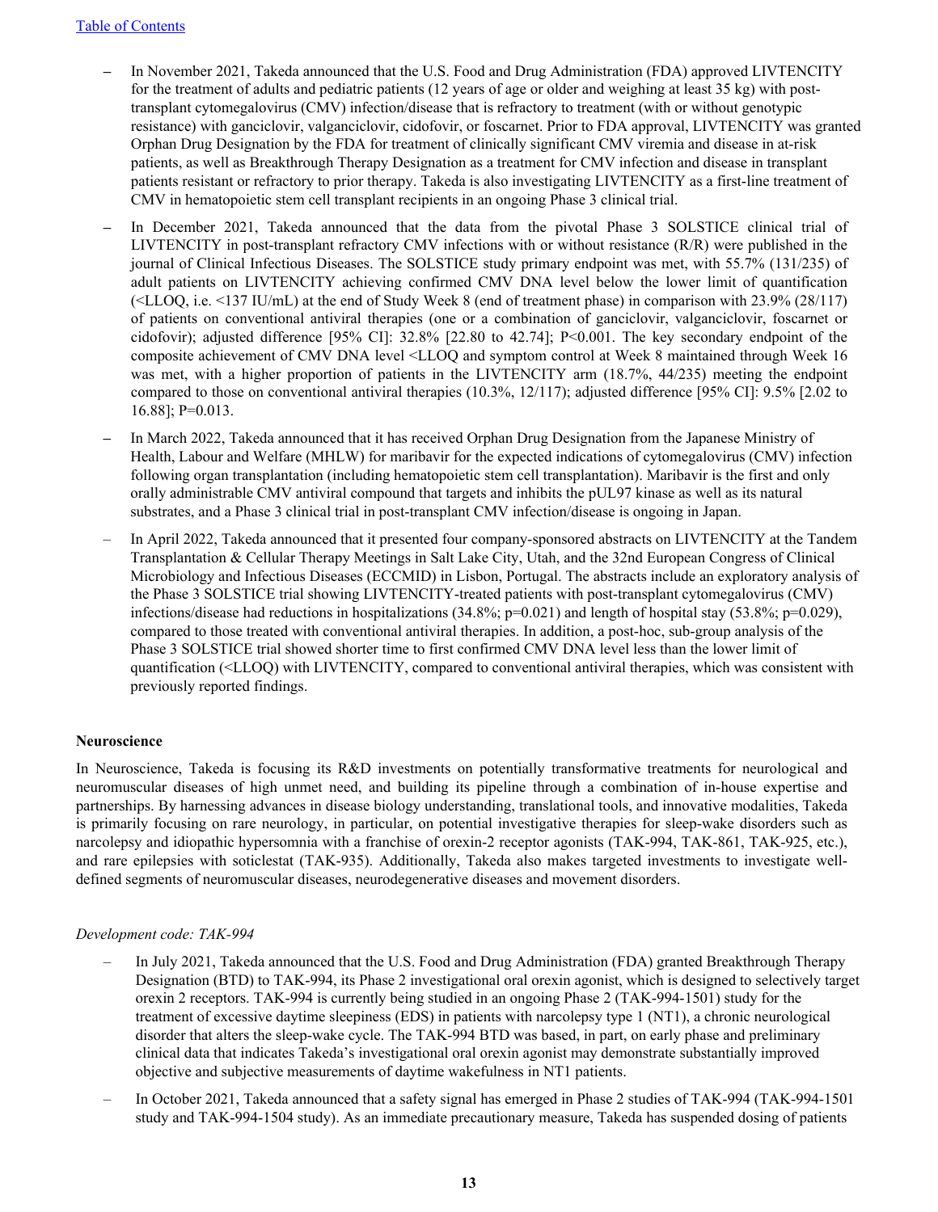- In November 2021, Takeda announced that the U.S. Food and Drug Administration (FDA) approved LIVTENCITY for the treatment of adults and pediatric patients (12 years of age or older and weighing at least 35 kg) with post-transplant cytomegalovirus (CMV) infection/disease that is refractory to treatment (with or without genotypic resistance) with ganciclovir, valganciclovir, cidofovir, or foscarnet. Prior to FDA approval, LIVTENCITY was granted Orphan Drug Designation by the FDA for treatment of clinically significant CMV viremia and disease in at-risk patients, as well as Breakthrough Therapy Designation as a treatment for CMV infection and disease in transplant patients resistant or refractory to prior therapy. Takeda is also investigating LIVTENCITY as a first-line treatment of CMV in hematopoietic stem cell transplant recipients in an ongoing Phase 3 clinical trial.
- In December 2021, Takeda announced that the data from the pivotal Phase 3 SOLSTICE clinical trial of LIVTENCITY in post-transplant refractory CMV infections with or without resistance (R/R) were published in the journal of Clinical Infectious Diseases. The SOLSTICE study primary endpoint was met, with 55.7% (131/235) of adult patients on LIVTENCITY achieving confirmed CMV DNA level below the lower limit of quantification (<LLOQ, i.e. <137 IU/mL) at the end of Study Week 8 (end of treatment phase) in comparison with 23.9% (28/117) of patients on conventional antiviral therapies (one or a combination of ganciclovir, valganciclovir, foscarnet or cidofovir); adjusted difference [95% CI]: 32.8% [22.80 to 42.74]; P<0.001. The key secondary endpoint of the composite achievement of CMV DNA level <LLOQ and symptom control at Week 8 maintained through Week 16 was met, with a higher proportion of patients in the LIVTENCITY arm (18.7%, 44/235) meeting the endpoint compared to those on conventional antiviral therapies (10.3%, 12/117); adjusted difference [95% CI]: 9.5% [2.02 to 16.88]; P=0.013.
- In March 2022, Takeda announced that it has received Orphan Drug Designation from the Japanese Ministry of Health, Labour and Welfare (MHLW) for maribavir for the expected indications of cytomegalovirus (CMV) infection following organ transplantation (including hematopoietic stem cell transplantation). Maribavir is the first and only orally administrable CMV antiviral compound that targets and inhibits the pUL97 kinase as well as its natural substrates, and a Phase 3 clinical trial in post-transplant CMV infection/disease is ongoing in Japan.
- In April 2022, Takeda announced that it presented four company-sponsored abstracts on LIVTENCITY at the Tandem Transplantation & Cellular Therapy Meetings in Salt Lake City, Utah, and the 32nd European Congress of Clinical Microbiology and Infectious Diseases (ECCMID) in Lisbon, Portugal. The abstracts include an exploratory analysis of the Phase 3 SOLSTICE trial showing LIVTENCITY-treated patients with post-transplant cytomegalovirus (CMV) infections/disease had reductions in hospitalizations (34.8%; p=0.021) and length of hospital stay (53.8%; p=0.029), compared to those treated with conventional antiviral therapies. In addition, a post-hoc, sub-group analysis of the Phase 3 SOLSTICE trial showed shorter time to first confirmed CMV DNA level less than the lower limit of quantification (<LLOQ) with LIVTENCITY, compared to conventional antiviral therapies, which was consistent with previously reported findings.

**Neuroscience**

In Neuroscience, Takeda is focusing its R&D investments on potentially transformative treatments for neurological and neuromuscular diseases of high unmet need, and building its pipeline through a combination of in-house expertise and partnerships. By harnessing advances in disease biology understanding, translational tools, and innovative modalities, Takeda is primarily focusing on rare neurology, in particular, on potential investigative therapies for sleep-wake disorders such as narcolepsy and idiopathic hypersomnia with a franchise of orexin-2 receptor agonists (TAK-994, TAK-861, TAK-925, etc.), and rare epilepsies with soticlestat (TAK-935). Additionally, Takeda also makes targeted investments to investigate well-defined segments of neuromuscular diseases, neurodegenerative diseases and movement disorders.

*Development code: TAK-994*

- In July 2021, Takeda announced that the U.S. Food and Drug Administration (FDA) granted Breakthrough Therapy Designation (BTD) to TAK-994, its Phase 2 investigational oral orexin agonist, which is designed to selectively target orexin 2 receptors. TAK-994 is currently being studied in an ongoing Phase 2 (TAK-994-1501) study for the treatment of excessive daytime sleepiness (EDS) in patients with narcolepsy type 1 (NT1), a chronic neurological disorder that alters the sleep-wake cycle. The TAK-994 BTD was based, in part, on early phase and preliminary clinical data that indicates Takeda's investigational oral orexin agonist may demonstrate substantially improved objective and subjective measurements of daytime wakefulness in NT1 patients.
- In October 2021, Takeda announced that a safety signal has emerged in Phase 2 studies of TAK-994 (TAK-994-1501 study and TAK-994-1504 study). As an immediate precautionary measure, Takeda has suspended dosing of patients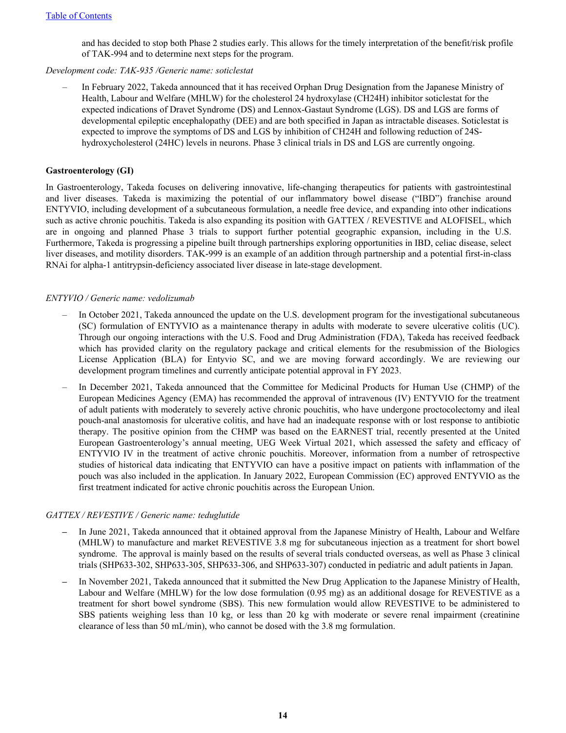and has decided to stop both Phase 2 studies early. This allows for the timely interpretation of the benefit/risk profile of TAK-994 and to determine next steps for the program.

*Development code: TAK-935 /Generic name: soticlestat*

– In February 2022, Takeda announced that it has received Orphan Drug Designation from the Japanese Ministry of Health, Labour and Welfare (MHLW) for the cholesterol 24 hydroxylase (CH24H) inhibitor soticlestat for the expected indications of Dravet Syndrome (DS) and Lennox-Gastaut Syndrome (LGS). DS and LGS are forms of developmental epileptic encephalopathy (DEE) and are both specified in Japan as intractable diseases. Soticlestat is expected to improve the symptoms of DS and LGS by inhibition of CH24H and following reduction of 24S-hydroxycholesterol (24HC) levels in neurons. Phase 3 clinical trials in DS and LGS are currently ongoing.

**Gastroenterology (GI)**

In Gastroenterology, Takeda focuses on delivering innovative, life-changing therapeutics for patients with gastrointestinal and liver diseases. Takeda is maximizing the potential of our inflammatory bowel disease ("IBD") franchise around ENTYVIO, including development of a subcutaneous formulation, a needle free device, and expanding into other indications such as active chronic pouchitis. Takeda is also expanding its position with GATTEX / REVESTIVE and ALOFISEL, which are in ongoing and planned Phase 3 trials to support further potential geographic expansion, including in the U.S. Furthermore, Takeda is progressing a pipeline built through partnerships exploring opportunities in IBD, celiac disease, select liver diseases, and motility disorders. TAK-999 is an example of an addition through partnership and a potential first-in-class RNAi for alpha-1 antitrypsin-deficiency associated liver disease in late-stage development.

*ENTYVIO / Generic name: vedolizumab*

– In October 2021, Takeda announced the update on the U.S. development program for the investigational subcutaneous (SC) formulation of ENTYVIO as a maintenance therapy in adults with moderate to severe ulcerative colitis (UC). Through our ongoing interactions with the U.S. Food and Drug Administration (FDA), Takeda has received feedback which has provided clarity on the regulatory package and critical elements for the resubmission of the Biologics License Application (BLA) for Entyvio SC, and we are moving forward accordingly. We are reviewing our development program timelines and currently anticipate potential approval in FY 2023.

– In December 2021, Takeda announced that the Committee for Medicinal Products for Human Use (CHMP) of the European Medicines Agency (EMA) has recommended the approval of intravenous (IV) ENTYVIO for the treatment of adult patients with moderately to severely active chronic pouchitis, who have undergone proctocolectomy and ileal pouch-anal anastomosis for ulcerative colitis, and have had an inadequate response with or lost response to antibiotic therapy. The positive opinion from the CHMP was based on the EARNEST trial, recently presented at the United European Gastroenterology's annual meeting, UEG Week Virtual 2021, which assessed the safety and efficacy of ENTYVIO IV in the treatment of active chronic pouchitis. Moreover, information from a number of retrospective studies of historical data indicating that ENTYVIO can have a positive impact on patients with inflammation of the pouch was also included in the application. In January 2022, European Commission (EC) approved ENTYVIO as the first treatment indicated for active chronic pouchitis across the European Union.

*GATTEX / REVESTIVE / Generic name: teduglutide*

– In June 2021, Takeda announced that it obtained approval from the Japanese Ministry of Health, Labour and Welfare (MHLW) to manufacture and market REVESTIVE 3.8 mg for subcutaneous injection as a treatment for short bowel syndrome. The approval is mainly based on the results of several trials conducted overseas, as well as Phase 3 clinical trials (SHP633-302, SHP633-305, SHP633-306, and SHP633-307) conducted in pediatric and adult patients in Japan.

– In November 2021, Takeda announced that it submitted the New Drug Application to the Japanese Ministry of Health, Labour and Welfare (MHLW) for the low dose formulation (0.95 mg) as an additional dosage for REVESTIVE as a treatment for short bowel syndrome (SBS). This new formulation would allow REVESTIVE to be administered to SBS patients weighing less than 10 kg, or less than 20 kg with moderate or severe renal impairment (creatinine clearance of less than 50 mL/min), who cannot be dosed with the 3.8 mg formulation.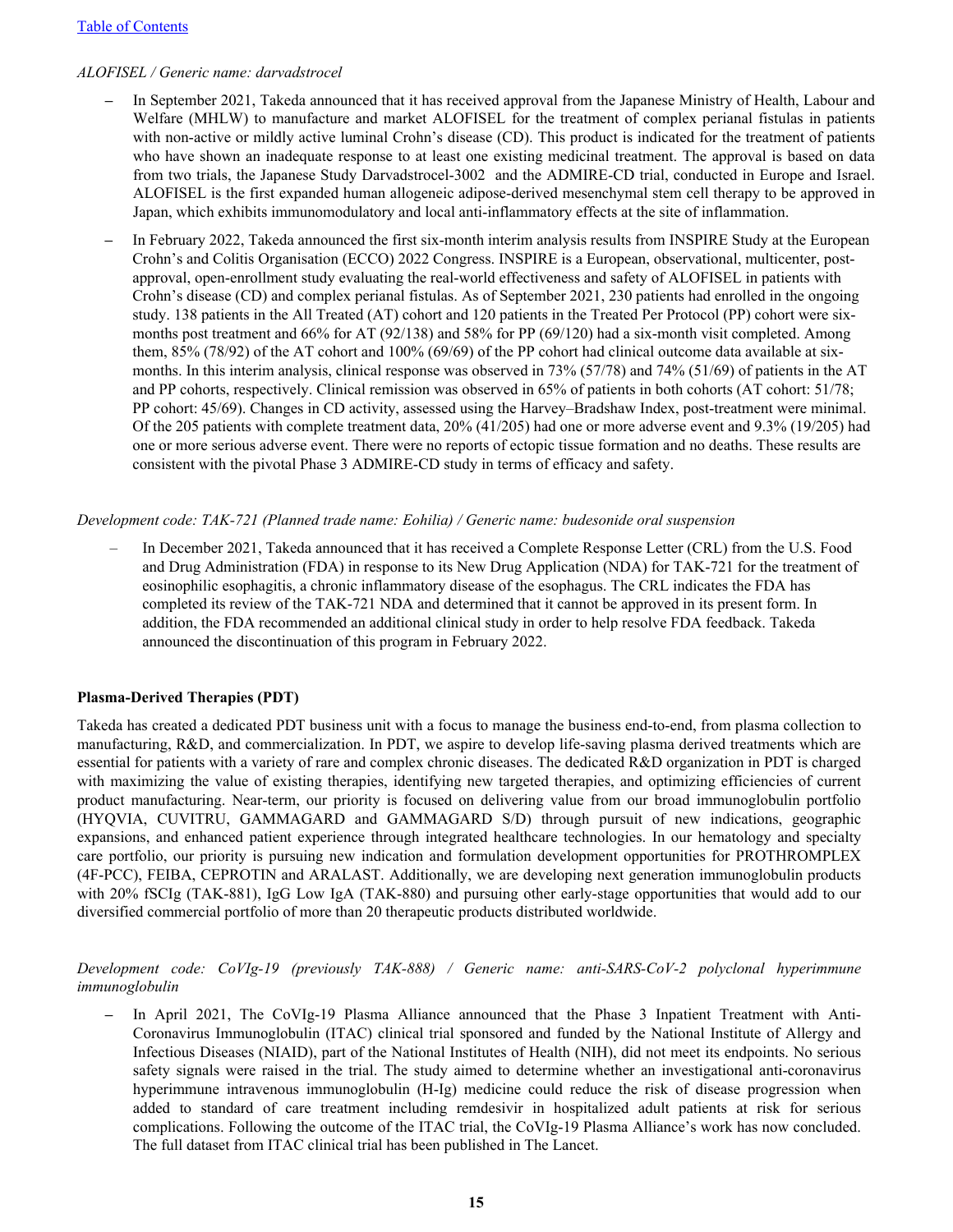*ALOFISEL / Generic name: darvadstrocel*

- In September 2021, Takeda announced that it has received approval from the Japanese Ministry of Health, Labour and Welfare (MHLW) to manufacture and market ALOFISEL for the treatment of complex perianal fistulas in patients with non-active or mildly active luminal Crohn's disease (CD). This product is indicated for the treatment of patients who have shown an inadequate response to at least one existing medicinal treatment. The approval is based on data from two trials, the Japanese Study Darvadstrocel-3002 and the ADMIRE-CD trial, conducted in Europe and Israel. ALOFISEL is the first expanded human allogeneic adipose-derived mesenchymal stem cell therapy to be approved in Japan, which exhibits immunomodulatory and local anti-inflammatory effects at the site of inflammation.
- In February 2022, Takeda announced the first six-month interim analysis results from INSPIRE Study at the European Crohn's and Colitis Organisation (ECCO) 2022 Congress. INSPIRE is a European, observational, multicenter, post-approval, open-enrollment study evaluating the real-world effectiveness and safety of ALOFISEL in patients with Crohn's disease (CD) and complex perianal fistulas. As of September 2021, 230 patients had enrolled in the ongoing study. 138 patients in the All Treated (AT) cohort and 120 patients in the Treated Per Protocol (PP) cohort were six-months post treatment and 66% for AT (92/138) and 58% for PP (69/120) had a six-month visit completed. Among them, 85% (78/92) of the AT cohort and 100% (69/69) of the PP cohort had clinical outcome data available at six-months. In this interim analysis, clinical response was observed in 73% (57/78) and 74% (51/69) of patients in the AT and PP cohorts, respectively. Clinical remission was observed in 65% of patients in both cohorts (AT cohort: 51/78; PP cohort: 45/69). Changes in CD activity, assessed using the Harvey–Bradshaw Index, post-treatment were minimal. Of the 205 patients with complete treatment data, 20% (41/205) had one or more adverse event and 9.3% (19/205) had one or more serious adverse event. There were no reports of ectopic tissue formation and no deaths. These results are consistent with the pivotal Phase 3 ADMIRE-CD study in terms of efficacy and safety.

*Development code: TAK-721 (Planned trade name: Eohilia) / Generic name: budesonide oral suspension*

- In December 2021, Takeda announced that it has received a Complete Response Letter (CRL) from the U.S. Food and Drug Administration (FDA) in response to its New Drug Application (NDA) for TAK-721 for the treatment of eosinophilic esophagitis, a chronic inflammatory disease of the esophagus. The CRL indicates the FDA has completed its review of the TAK-721 NDA and determined that it cannot be approved in its present form. In addition, the FDA recommended an additional clinical study in order to help resolve FDA feedback. Takeda announced the discontinuation of this program in February 2022.

**Plasma-Derived Therapies (PDT)**

Takeda has created a dedicated PDT business unit with a focus to manage the business end-to-end, from plasma collection to manufacturing, R&D, and commercialization. In PDT, we aspire to develop life-saving plasma derived treatments which are essential for patients with a variety of rare and complex chronic diseases. The dedicated R&D organization in PDT is charged with maximizing the value of existing therapies, identifying new targeted therapies, and optimizing efficiencies of current product manufacturing. Near-term, our priority is focused on delivering value from our broad immunoglobulin portfolio (HYQVIA, CUVITRU, GAMMAGARD and GAMMAGARD S/D) through pursuit of new indications, geographic expansions, and enhanced patient experience through integrated healthcare technologies. In our hematology and specialty care portfolio, our priority is pursuing new indication and formulation development opportunities for PROTHROMPLEX (4F-PCC), FEIBA, CEPROTIN and ARALAST. Additionally, we are developing next generation immunoglobulin products with 20% fSCIg (TAK-881), IgG Low IgA (TAK-880) and pursuing other early-stage opportunities that would add to our diversified commercial portfolio of more than 20 therapeutic products distributed worldwide.

*Development code: CoVIg-19 (previously TAK-888) / Generic name: anti-SARS-CoV-2 polyclonal hyperimmune immunoglobulin*

- In April 2021, The CoVIg-19 Plasma Alliance announced that the Phase 3 Inpatient Treatment with Anti-Coronavirus Immunoglobulin (ITAC) clinical trial sponsored and funded by the National Institute of Allergy and Infectious Diseases (NIAID), part of the National Institutes of Health (NIH), did not meet its endpoints. No serious safety signals were raised in the trial. The study aimed to determine whether an investigational anti-coronavirus hyperimmune intravenous immunoglobulin (H-Ig) medicine could reduce the risk of disease progression when added to standard of care treatment including remdesivir in hospitalized adult patients at risk for serious complications. Following the outcome of the ITAC trial, the CoVIg-19 Plasma Alliance's work has now concluded. The full dataset from ITAC clinical trial has been published in The Lancet.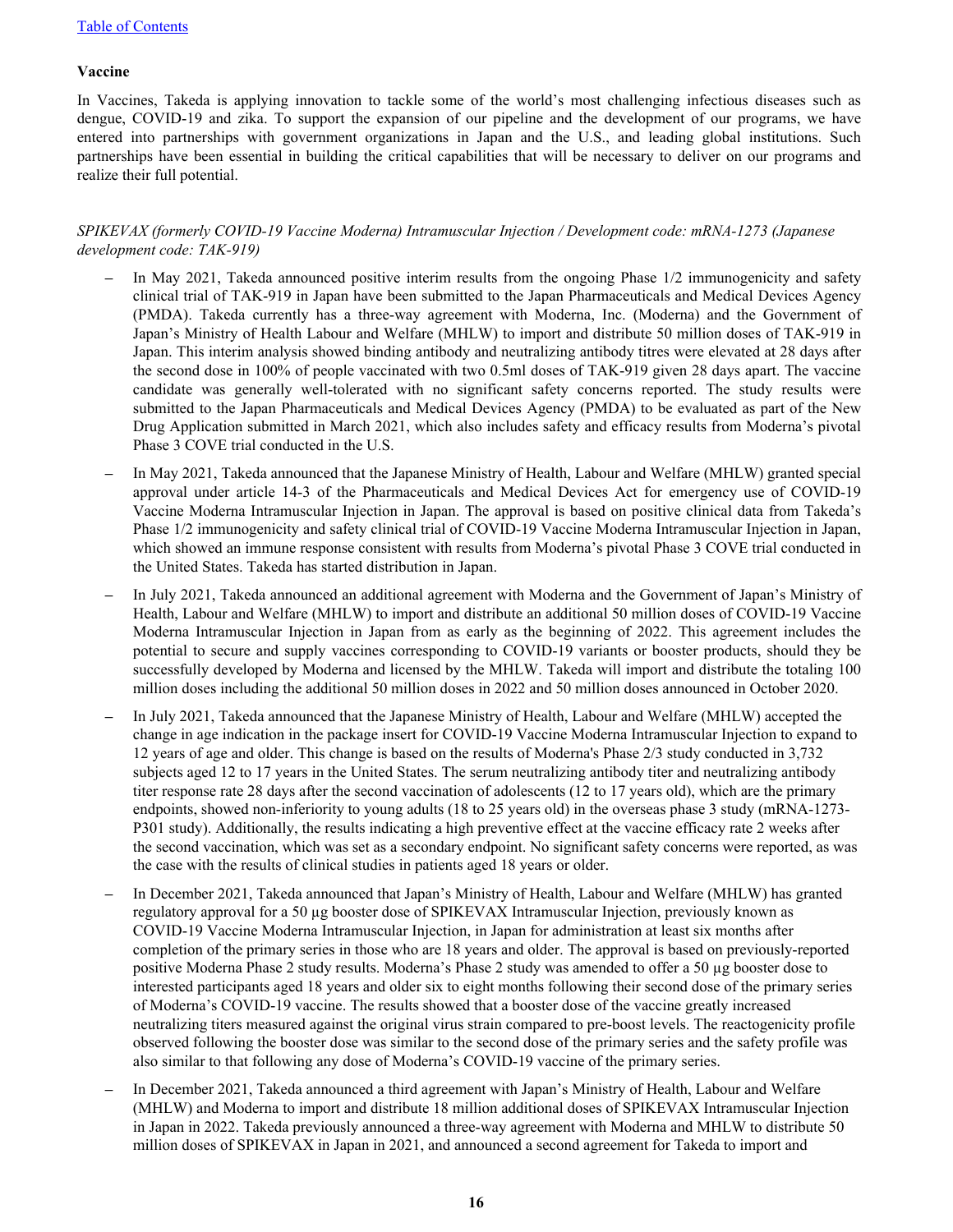**Vaccine**

In Vaccines, Takeda is applying innovation to tackle some of the world's most challenging infectious diseases such as dengue, COVID-19 and zika. To support the expansion of our pipeline and the development of our programs, we have entered into partnerships with government organizations in Japan and the U.S., and leading global institutions. Such partnerships have been essential in building the critical capabilities that will be necessary to deliver on our programs and realize their full potential.

*SPIKEVAX (formerly COVID-19 Vaccine Moderna) Intramuscular Injection / Development code: mRNA-1273 (Japanese development code: TAK-919)*

- In May 2021, Takeda announced positive interim results from the ongoing Phase 1/2 immunogenicity and safety clinical trial of TAK-919 in Japan have been submitted to the Japan Pharmaceuticals and Medical Devices Agency (PMDA). Takeda currently has a three-way agreement with Moderna, Inc. (Moderna) and the Government of Japan's Ministry of Health Labour and Welfare (MHLW) to import and distribute 50 million doses of TAK-919 in Japan. This interim analysis showed binding antibody and neutralizing antibody titres were elevated at 28 days after the second dose in 100% of people vaccinated with two 0.5ml doses of TAK-919 given 28 days apart. The vaccine candidate was generally well-tolerated with no significant safety concerns reported. The study results were submitted to the Japan Pharmaceuticals and Medical Devices Agency (PMDA) to be evaluated as part of the New Drug Application submitted in March 2021, which also includes safety and efficacy results from Moderna's pivotal Phase 3 COVE trial conducted in the U.S.
- In May 2021, Takeda announced that the Japanese Ministry of Health, Labour and Welfare (MHLW) granted special approval under article 14-3 of the Pharmaceuticals and Medical Devices Act for emergency use of COVID-19 Vaccine Moderna Intramuscular Injection in Japan. The approval is based on positive clinical data from Takeda's Phase 1/2 immunogenicity and safety clinical trial of COVID-19 Vaccine Moderna Intramuscular Injection in Japan, which showed an immune response consistent with results from Moderna's pivotal Phase 3 COVE trial conducted in the United States. Takeda has started distribution in Japan.
- In July 2021, Takeda announced an additional agreement with Moderna and the Government of Japan's Ministry of Health, Labour and Welfare (MHLW) to import and distribute an additional 50 million doses of COVID-19 Vaccine Moderna Intramuscular Injection in Japan from as early as the beginning of 2022. This agreement includes the potential to secure and supply vaccines corresponding to COVID-19 variants or booster products, should they be successfully developed by Moderna and licensed by the MHLW. Takeda will import and distribute the totaling 100 million doses including the additional 50 million doses in 2022 and 50 million doses announced in October 2020.
- In July 2021, Takeda announced that the Japanese Ministry of Health, Labour and Welfare (MHLW) accepted the change in age indication in the package insert for COVID-19 Vaccine Moderna Intramuscular Injection to expand to 12 years of age and older. This change is based on the results of Moderna's Phase 2/3 study conducted in 3,732 subjects aged 12 to 17 years in the United States. The serum neutralizing antibody titer and neutralizing antibody titer response rate 28 days after the second vaccination of adolescents (12 to 17 years old), which are the primary endpoints, showed non-inferiority to young adults (18 to 25 years old) in the overseas phase 3 study (mRNA-1273-P301 study). Additionally, the results indicating a high preventive effect at the vaccine efficacy rate 2 weeks after the second vaccination, which was set as a secondary endpoint. No significant safety concerns were reported, as was the case with the results of clinical studies in patients aged 18 years or older.
- In December 2021, Takeda announced that Japan's Ministry of Health, Labour and Welfare (MHLW) has granted regulatory approval for a 50 µg booster dose of SPIKEVAX Intramuscular Injection, previously known as COVID-19 Vaccine Moderna Intramuscular Injection, in Japan for administration at least six months after completion of the primary series in those who are 18 years and older. The approval is based on previously-reported positive Moderna Phase 2 study results. Moderna's Phase 2 study was amended to offer a 50 µg booster dose to interested participants aged 18 years and older six to eight months following their second dose of the primary series of Moderna's COVID-19 vaccine. The results showed that a booster dose of the vaccine greatly increased neutralizing titers measured against the original virus strain compared to pre-boost levels. The reactogenicity profile observed following the booster dose was similar to the second dose of the primary series and the safety profile was also similar to that following any dose of Moderna's COVID-19 vaccine of the primary series.
- In December 2021, Takeda announced a third agreement with Japan's Ministry of Health, Labour and Welfare (MHLW) and Moderna to import and distribute 18 million additional doses of SPIKEVAX Intramuscular Injection in Japan in 2022. Takeda previously announced a three-way agreement with Moderna and MHLW to distribute 50 million doses of SPIKEVAX in Japan in 2021, and announced a second agreement for Takeda to import and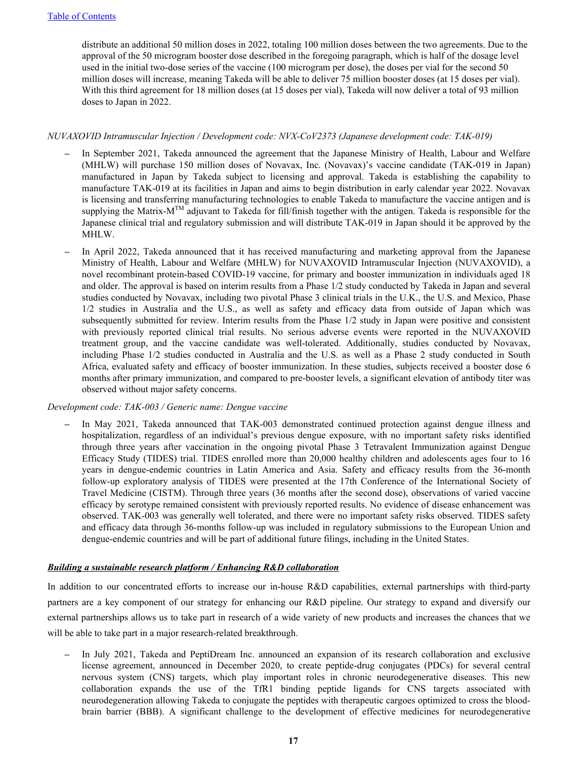distribute an additional 50 million doses in 2022, totaling 100 million doses between the two agreements. Due to the approval of the 50 microgram booster dose described in the foregoing paragraph, which is half of the dosage level used in the initial two-dose series of the vaccine (100 microgram per dose), the doses per vial for the second 50 million doses will increase, meaning Takeda will be able to deliver 75 million booster doses (at 15 doses per vial). With this third agreement for 18 million doses (at 15 doses per vial), Takeda will now deliver a total of 93 million doses to Japan in 2022.

*NUVAXOVID Intramuscular Injection / Development code: NVX-CoV2373 (Japanese development code: TAK-019)*

- In September 2021, Takeda announced the agreement that the Japanese Ministry of Health, Labour and Welfare (MHLW) will purchase 150 million doses of Novavax, Inc. (Novavax)'s vaccine candidate (TAK-019 in Japan) manufactured in Japan by Takeda subject to licensing and approval. Takeda is establishing the capability to manufacture TAK-019 at its facilities in Japan and aims to begin distribution in early calendar year 2022. Novavax is licensing and transferring manufacturing technologies to enable Takeda to manufacture the vaccine antigen and is supplying the Matrix-M™ adjuvant to Takeda for fill/finish together with the antigen. Takeda is responsible for the Japanese clinical trial and regulatory submission and will distribute TAK-019 in Japan should it be approved by the MHLW.
- In April 2022, Takeda announced that it has received manufacturing and marketing approval from the Japanese Ministry of Health, Labour and Welfare (MHLW) for NUVAXOVID Intramuscular Injection (NUVAXOVID), a novel recombinant protein-based COVID-19 vaccine, for primary and booster immunization in individuals aged 18 and older. The approval is based on interim results from a Phase 1/2 study conducted by Takeda in Japan and several studies conducted by Novavax, including two pivotal Phase 3 clinical trials in the U.K., the U.S. and Mexico, Phase 1/2 studies in Australia and the U.S., as well as safety and efficacy data from outside of Japan which was subsequently submitted for review. Interim results from the Phase 1/2 study in Japan were positive and consistent with previously reported clinical trial results. No serious adverse events were reported in the NUVAXOVID treatment group, and the vaccine candidate was well-tolerated. Additionally, studies conducted by Novavax, including Phase 1/2 studies conducted in Australia and the U.S. as well as a Phase 2 study conducted in South Africa, evaluated safety and efficacy of booster immunization. In these studies, subjects received a booster dose 6 months after primary immunization, and compared to pre-booster levels, a significant elevation of antibody titer was observed without major safety concerns.

*Development code: TAK-003 / Generic name: Dengue vaccine*

- In May 2021, Takeda announced that TAK-003 demonstrated continued protection against dengue illness and hospitalization, regardless of an individual's previous dengue exposure, with no important safety risks identified through three years after vaccination in the ongoing pivotal Phase 3 Tetravalent Immunization against Dengue Efficacy Study (TIDES) trial. TIDES enrolled more than 20,000 healthy children and adolescents ages four to 16 years in dengue-endemic countries in Latin America and Asia. Safety and efficacy results from the 36-month follow-up exploratory analysis of TIDES were presented at the 17th Conference of the International Society of Travel Medicine (CISTM). Through three years (36 months after the second dose), observations of varied vaccine efficacy by serotype remained consistent with previously reported results. No evidence of disease enhancement was observed. TAK-003 was generally well tolerated, and there were no important safety risks observed. TIDES safety and efficacy data through 36-months follow-up was included in regulatory submissions to the European Union and dengue-endemic countries and will be part of additional future filings, including in the United States.

***Building a sustainable research platform / Enhancing R&D collaboration***

In addition to our concentrated efforts to increase our in-house R&D capabilities, external partnerships with third-party partners are a key component of our strategy for enhancing our R&D pipeline. Our strategy to expand and diversify our external partnerships allows us to take part in research of a wide variety of new products and increases the chances that we will be able to take part in a major research-related breakthrough.

- In July 2021, Takeda and PeptiDream Inc. announced an expansion of its research collaboration and exclusive license agreement, announced in December 2020, to create peptide-drug conjugates (PDCs) for several central nervous system (CNS) targets, which play important roles in chronic neurodegenerative diseases. This new collaboration expands the use of the TfR1 binding peptide ligands for CNS targets associated with neurodegeneration allowing Takeda to conjugate the peptides with therapeutic cargoes optimized to cross the blood-brain barrier (BBB). A significant challenge to the development of effective medicines for neurodegenerative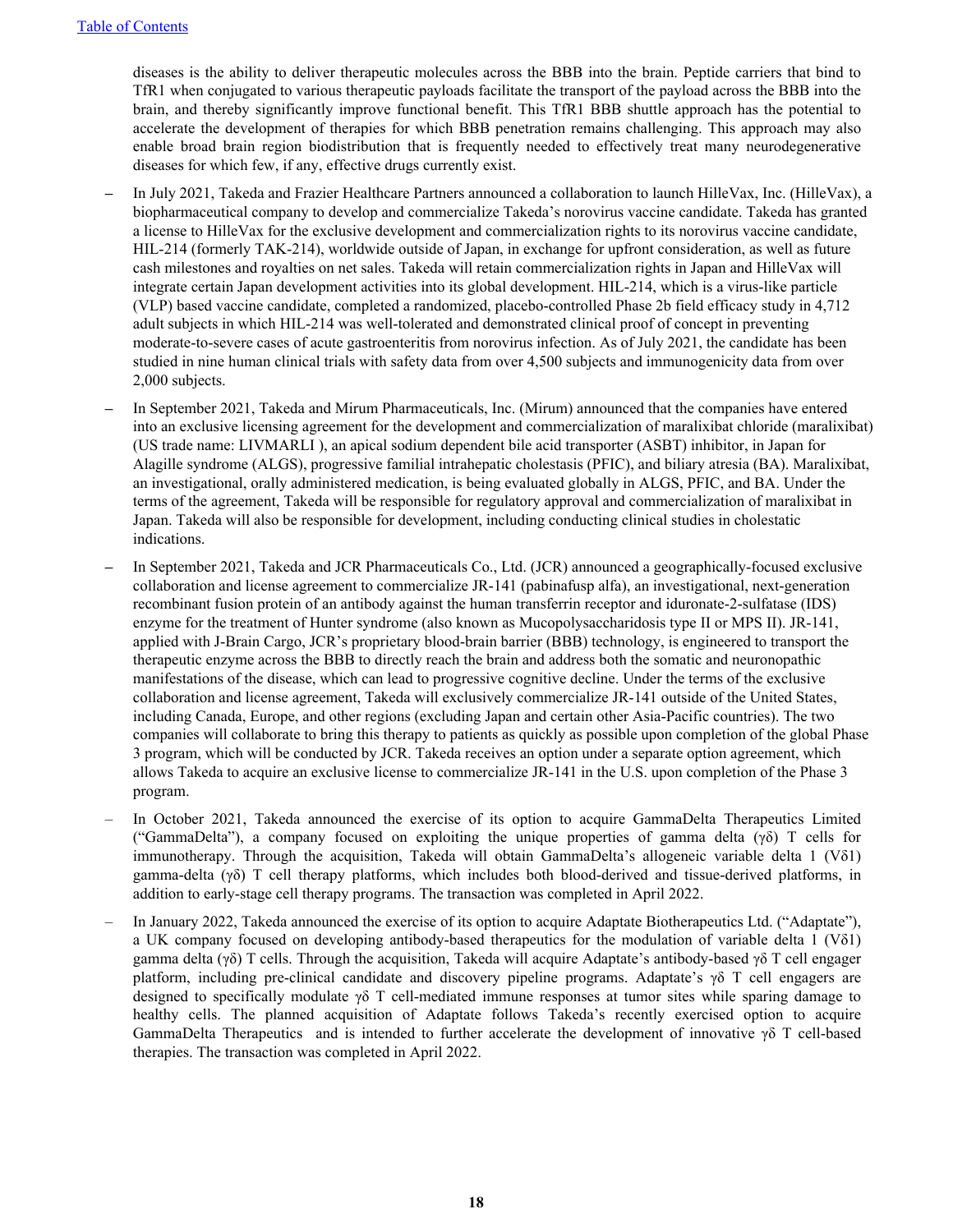diseases is the ability to deliver therapeutic molecules across the BBB into the brain. Peptide carriers that bind to TfR1 when conjugated to various therapeutic payloads facilitate the transport of the payload across the BBB into the brain, and thereby significantly improve functional benefit. This TfR1 BBB shuttle approach has the potential to accelerate the development of therapies for which BBB penetration remains challenging. This approach may also enable broad brain region biodistribution that is frequently needed to effectively treat many neurodegenerative diseases for which few, if any, effective drugs currently exist.

- In July 2021, Takeda and Frazier Healthcare Partners announced a collaboration to launch HilleVax, Inc. (HilleVax), a biopharmaceutical company to develop and commercialize Takeda's norovirus vaccine candidate. Takeda has granted a license to HilleVax for the exclusive development and commercialization rights to its norovirus vaccine candidate, HIL-214 (formerly TAK-214), worldwide outside of Japan, in exchange for upfront consideration, as well as future cash milestones and royalties on net sales. Takeda will retain commercialization rights in Japan and HilleVax will integrate certain Japan development activities into its global development. HIL-214, which is a virus-like particle (VLP) based vaccine candidate, completed a randomized, placebo-controlled Phase 2b field efficacy study in 4,712 adult subjects in which HIL-214 was well-tolerated and demonstrated clinical proof of concept in preventing moderate-to-severe cases of acute gastroenteritis from norovirus infection. As of July 2021, the candidate has been studied in nine human clinical trials with safety data from over 4,500 subjects and immunogenicity data from over 2,000 subjects.

- In September 2021, Takeda and Mirum Pharmaceuticals, Inc. (Mirum) announced that the companies have entered into an exclusive licensing agreement for the development and commercialization of maralixibat chloride (maralixibat) (US trade name: LIVMARLI ), an apical sodium dependent bile acid transporter (ASBT) inhibitor, in Japan for Alagille syndrome (ALGS), progressive familial intrahepatic cholestasis (PFIC), and biliary atresia (BA). Maralixibat, an investigational, orally administered medication, is being evaluated globally in ALGS, PFIC, and BA. Under the terms of the agreement, Takeda will be responsible for regulatory approval and commercialization of maralixibat in Japan. Takeda will also be responsible for development, including conducting clinical studies in cholestatic indications.

- In September 2021, Takeda and JCR Pharmaceuticals Co., Ltd. (JCR) announced a geographically-focused exclusive collaboration and license agreement to commercialize JR-141 (pabinafusp alfa), an investigational, next-generation recombinant fusion protein of an antibody against the human transferrin receptor and iduronate-2-sulfatase (IDS) enzyme for the treatment of Hunter syndrome (also known as Mucopolysaccharidosis type II or MPS II). JR-141, applied with J-Brain Cargo, JCR's proprietary blood-brain barrier (BBB) technology, is engineered to transport the therapeutic enzyme across the BBB to directly reach the brain and address both the somatic and neuronopathic manifestations of the disease, which can lead to progressive cognitive decline. Under the terms of the exclusive collaboration and license agreement, Takeda will exclusively commercialize JR-141 outside of the United States, including Canada, Europe, and other regions (excluding Japan and certain other Asia-Pacific countries). The two companies will collaborate to bring this therapy to patients as quickly as possible upon completion of the global Phase 3 program, which will be conducted by JCR. Takeda receives an option under a separate option agreement, which allows Takeda to acquire an exclusive license to commercialize JR-141 in the U.S. upon completion of the Phase 3 program.

- In October 2021, Takeda announced the exercise of its option to acquire GammaDelta Therapeutics Limited ("GammaDelta"), a company focused on exploiting the unique properties of gamma delta (γδ) T cells for immunotherapy. Through the acquisition, Takeda will obtain GammaDelta's allogeneic variable delta 1 (Vδ1) gamma-delta (γδ) T cell therapy platforms, which includes both blood-derived and tissue-derived platforms, in addition to early-stage cell therapy programs. The transaction was completed in April 2022.

- In January 2022, Takeda announced the exercise of its option to acquire Adaptate Biotherapeutics Ltd. ("Adaptate"), a UK company focused on developing antibody-based therapeutics for the modulation of variable delta 1 (Vδ1) gamma delta (γδ) T cells. Through the acquisition, Takeda will acquire Adaptate's antibody-based γδ T cell engager platform, including pre-clinical candidate and discovery pipeline programs. Adaptate's γδ T cell engagers are designed to specifically modulate γδ T cell-mediated immune responses at tumor sites while sparing damage to healthy cells. The planned acquisition of Adaptate follows Takeda's recently exercised option to acquire GammaDelta Therapeutics and is intended to further accelerate the development of innovative γδ T cell-based therapies. The transaction was completed in April 2022.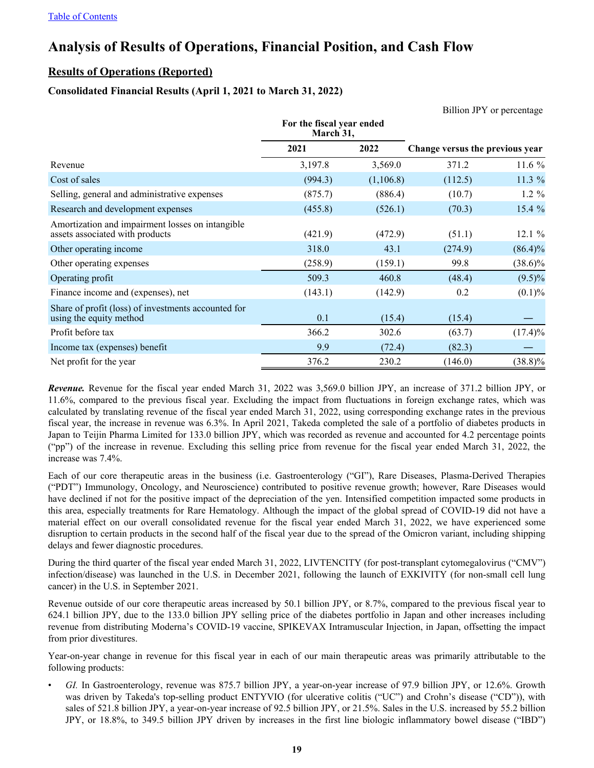[Table of Contents](#)

# Analysis of Results of Operations, Financial Position, and Cash Flow

## Results of Operations (Reported)

### Consolidated Financial Results (April 1, 2021 to March 31, 2022)

Billion JPY or percentage

| | For the fiscal year ended March 31, | | Change versus the previous year | |
|---|---|---|---|---|
| | 2021 | 2022 | | |
| Revenue | 3,197.8 | 3,569.0 | 371.2 | 11.6 % |
| Cost of sales | (994.3) | (1,106.8) | (112.5) | 11.3 % |
| Selling, general and administrative expenses | (875.7) | (886.4) | (10.7) | 1.2 % |
| Research and development expenses | (455.8) | (526.1) | (70.3) | 15.4 % |
| Amortization and impairment losses on intangible assets associated with products | (421.9) | (472.9) | (51.1) | 12.1 % |
| Other operating income | 318.0 | 43.1 | (274.9) | (86.4)% |
| Other operating expenses | (258.9) | (159.1) | 99.8 | (38.6)% |
| Operating profit | 509.3 | 460.8 | (48.4) | (9.5)% |
| Finance income and (expenses), net | (143.1) | (142.9) | 0.2 | (0.1)% |
| Share of profit (loss) of investments accounted for using the equity method | 0.1 | (15.4) | (15.4) | — |
| Profit before tax | 366.2 | 302.6 | (63.7) | (17.4)% |
| Income tax (expenses) benefit | 9.9 | (72.4) | (82.3) | — |
| Net profit for the year | 376.2 | 230.2 | (146.0) | (38.8)% |

***Revenue.*** Revenue for the fiscal year ended March 31, 2022 was 3,569.0 billion JPY, an increase of 371.2 billion JPY, or 11.6%, compared to the previous fiscal year. Excluding the impact from fluctuations in foreign exchange rates, which was calculated by translating revenue of the fiscal year ended March 31, 2022, using corresponding exchange rates in the previous fiscal year, the increase in revenue was 6.3%. In April 2021, Takeda completed the sale of a portfolio of diabetes products in Japan to Teijin Pharma Limited for 133.0 billion JPY, which was recorded as revenue and accounted for 4.2 percentage points ("pp") of the increase in revenue. Excluding this selling price from revenue for the fiscal year ended March 31, 2022, the increase was 7.4%.

Each of our core therapeutic areas in the business (i.e. Gastroenterology ("GI"), Rare Diseases, Plasma-Derived Therapies ("PDT") Immunology, Oncology, and Neuroscience) contributed to positive revenue growth; however, Rare Diseases would have declined if not for the positive impact of the depreciation of the yen. Intensified competition impacted some products in this area, especially treatments for Rare Hematology. Although the impact of the global spread of COVID-19 did not have a material effect on our overall consolidated revenue for the fiscal year ended March 31, 2022, we have experienced some disruption to certain products in the second half of the fiscal year due to the spread of the Omicron variant, including shipping delays and fewer diagnostic procedures.

During the third quarter of the fiscal year ended March 31, 2022, LIVTENCITY (for post-transplant cytomegalovirus ("CMV") infection/disease) was launched in the U.S. in December 2021, following the launch of EXKIVITY (for non-small cell lung cancer) in the U.S. in September 2021.

Revenue outside of our core therapeutic areas increased by 50.1 billion JPY, or 8.7%, compared to the previous fiscal year to 624.1 billion JPY, due to the 133.0 billion JPY selling price of the diabetes portfolio in Japan and other increases including revenue from distributing Moderna's COVID-19 vaccine, SPIKEVAX Intramuscular Injection, in Japan, offsetting the impact from prior divestitures.

Year-on-year change in revenue for this fiscal year in each of our main therapeutic areas was primarily attributable to the following products:

- *GI.* In Gastroenterology, revenue was 875.7 billion JPY, a year-on-year increase of 97.9 billion JPY, or 12.6%. Growth was driven by Takeda's top-selling product ENTYVIO (for ulcerative colitis ("UC") and Crohn's disease ("CD")), with sales of 521.8 billion JPY, a year-on-year increase of 92.5 billion JPY, or 21.5%. Sales in the U.S. increased by 55.2 billion JPY, or 18.8%, to 349.5 billion JPY driven by increases in the first line biologic inflammatory bowel disease ("IBD")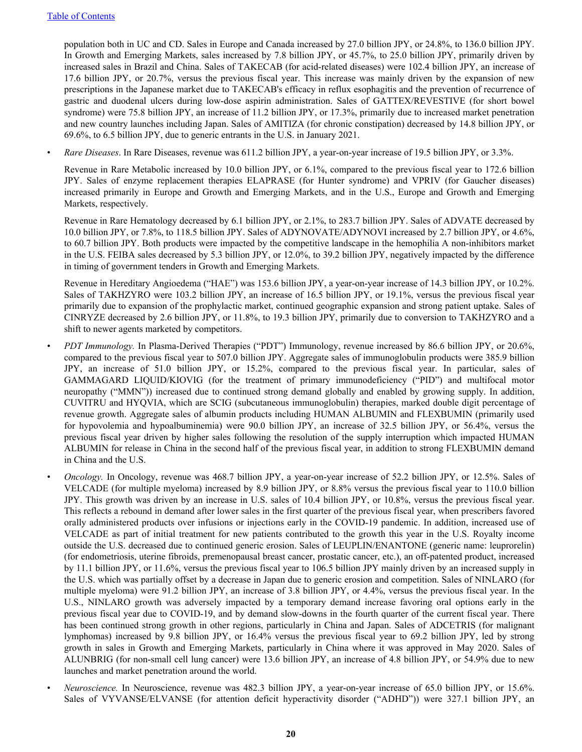population both in UC and CD. Sales in Europe and Canada increased by 27.0 billion JPY, or 24.8%, to 136.0 billion JPY. In Growth and Emerging Markets, sales increased by 7.8 billion JPY, or 45.7%, to 25.0 billion JPY, primarily driven by increased sales in Brazil and China. Sales of TAKECAB (for acid-related diseases) were 102.4 billion JPY, an increase of 17.6 billion JPY, or 20.7%, versus the previous fiscal year. This increase was mainly driven by the expansion of new prescriptions in the Japanese market due to TAKECAB's efficacy in reflux esophagitis and the prevention of recurrence of gastric and duodenal ulcers during low-dose aspirin administration. Sales of GATTEX/REVESTIVE (for short bowel syndrome) were 75.8 billion JPY, an increase of 11.2 billion JPY, or 17.3%, primarily due to increased market penetration and new country launches including Japan. Sales of AMITIZA (for chronic constipation) decreased by 14.8 billion JPY, or 69.6%, to 6.5 billion JPY, due to generic entrants in the U.S. in January 2021.

- *Rare Diseases*. In Rare Diseases, revenue was 611.2 billion JPY, a year-on-year increase of 19.5 billion JPY, or 3.3%.

  Revenue in Rare Metabolic increased by 10.0 billion JPY, or 6.1%, compared to the previous fiscal year to 172.6 billion JPY. Sales of enzyme replacement therapies ELAPRASE (for Hunter syndrome) and VPRIV (for Gaucher diseases) increased primarily in Europe and Growth and Emerging Markets, and in the U.S., Europe and Growth and Emerging Markets, respectively.

  Revenue in Rare Hematology decreased by 6.1 billion JPY, or 2.1%, to 283.7 billion JPY. Sales of ADVATE decreased by 10.0 billion JPY, or 7.8%, to 118.5 billion JPY. Sales of ADYNOVATE/ADYNOVI increased by 2.7 billion JPY, or 4.6%, to 60.7 billion JPY. Both products were impacted by the competitive landscape in the hemophilia A non-inhibitors market in the U.S. FEIBA sales decreased by 5.3 billion JPY, or 12.0%, to 39.2 billion JPY, negatively impacted by the difference in timing of government tenders in Growth and Emerging Markets.

  Revenue in Hereditary Angioedema ("HAE") was 153.6 billion JPY, a year-on-year increase of 14.3 billion JPY, or 10.2%. Sales of TAKHZYRO were 103.2 billion JPY, an increase of 16.5 billion JPY, or 19.1%, versus the previous fiscal year primarily due to expansion of the prophylactic market, continued geographic expansion and strong patient uptake. Sales of CINRYZE decreased by 2.6 billion JPY, or 11.8%, to 19.3 billion JPY, primarily due to conversion to TAKHZYRO and a shift to newer agents marketed by competitors.

- *PDT Immunology.* In Plasma-Derived Therapies ("PDT") Immunology, revenue increased by 86.6 billion JPY, or 20.6%, compared to the previous fiscal year to 507.0 billion JPY. Aggregate sales of immunoglobulin products were 385.9 billion JPY, an increase of 51.0 billion JPY, or 15.2%, compared to the previous fiscal year. In particular, sales of GAMMAGARD LIQUID/KIOVIG (for the treatment of primary immunodeficiency ("PID") and multifocal motor neuropathy ("MMN")) increased due to continued strong demand globally and enabled by growing supply. In addition, CUVITRU and HYQVIA, which are SCIG (subcutaneous immunoglobulin) therapies, marked double digit percentage of revenue growth. Aggregate sales of albumin products including HUMAN ALBUMIN and FLEXBUMIN (primarily used for hypovolemia and hypoalbuminemia) were 90.0 billion JPY, an increase of 32.5 billion JPY, or 56.4%, versus the previous fiscal year driven by higher sales following the resolution of the supply interruption which impacted HUMAN ALBUMIN for release in China in the second half of the previous fiscal year, in addition to strong FLEXBUMIN demand in China and the U.S.

- *Oncology.* In Oncology, revenue was 468.7 billion JPY, a year-on-year increase of 52.2 billion JPY, or 12.5%. Sales of VELCADE (for multiple myeloma) increased by 8.9 billion JPY, or 8.8% versus the previous fiscal year to 110.0 billion JPY. This growth was driven by an increase in U.S. sales of 10.4 billion JPY, or 10.8%, versus the previous fiscal year. This reflects a rebound in demand after lower sales in the first quarter of the previous fiscal year, when prescribers favored orally administered products over infusions or injections early in the COVID-19 pandemic. In addition, increased use of VELCADE as part of initial treatment for new patients contributed to the growth this year in the U.S. Royalty income outside the U.S. decreased due to continued generic erosion. Sales of LEUPLIN/ENANTONE (generic name: leuprorelin) (for endometriosis, uterine fibroids, premenopausal breast cancer, prostatic cancer, etc.), an off-patented product, increased by 11.1 billion JPY, or 11.6%, versus the previous fiscal year to 106.5 billion JPY mainly driven by an increased supply in the U.S. which was partially offset by a decrease in Japan due to generic erosion and competition. Sales of NINLARO (for multiple myeloma) were 91.2 billion JPY, an increase of 3.8 billion JPY, or 4.4%, versus the previous fiscal year. In the U.S., NINLARO growth was adversely impacted by a temporary demand increase favoring oral options early in the previous fiscal year due to COVID-19, and by demand slow-downs in the fourth quarter of the current fiscal year. There has been continued strong growth in other regions, particularly in China and Japan. Sales of ADCETRIS (for malignant lymphomas) increased by 9.8 billion JPY, or 16.4% versus the previous fiscal year to 69.2 billion JPY, led by strong growth in sales in Growth and Emerging Markets, particularly in China where it was approved in May 2020. Sales of ALUNBRIG (for non-small cell lung cancer) were 13.6 billion JPY, an increase of 4.8 billion JPY, or 54.9% due to new launches and market penetration around the world.

- *Neuroscience.* In Neuroscience, revenue was 482.3 billion JPY, a year-on-year increase of 65.0 billion JPY, or 15.6%. Sales of VYVANSE/ELVANSE (for attention deficit hyperactivity disorder ("ADHD")) were 327.1 billion JPY, an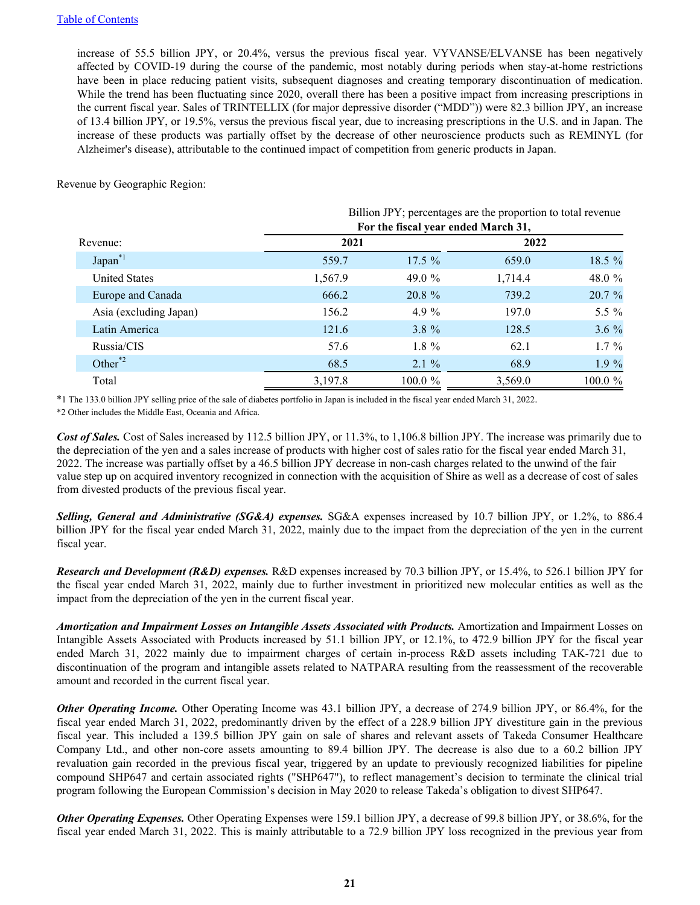increase of 55.5 billion JPY, or 20.4%, versus the previous fiscal year. VYVANSE/ELVANSE has been negatively affected by COVID-19 during the course of the pandemic, most notably during periods when stay-at-home restrictions have been in place reducing patient visits, subsequent diagnoses and creating temporary discontinuation of medication. While the trend has been fluctuating since 2020, overall there has been a positive impact from increasing prescriptions in the current fiscal year. Sales of TRINTELLIX (for major depressive disorder ("MDD")) were 82.3 billion JPY, an increase of 13.4 billion JPY, or 19.5%, versus the previous fiscal year, due to increasing prescriptions in the U.S. and in Japan. The increase of these products was partially offset by the decrease of other neuroscience products such as REMINYL (for Alzheimer's disease), attributable to the continued impact of competition from generic products in Japan.

Revenue by Geographic Region:

| | Billion JPY; percentages are the proportion to total revenue | | | |
|---|---|---|---|---|
| | For the fiscal year ended March 31, | | | |
| Revenue: | 2021 | | 2022 | |
| Japan[*1] | 559.7 | 17.5 % | 659.0 | 18.5 % |
| United States | 1,567.9 | 49.0 % | 1,714.4 | 48.0 % |
| Europe and Canada | 666.2 | 20.8 % | 739.2 | 20.7 % |
| Asia (excluding Japan) | 156.2 | 4.9 % | 197.0 | 5.5 % |
| Latin America | 121.6 | 3.8 % | 128.5 | 3.6 % |
| Russia/CIS | 57.6 | 1.8 % | 62.1 | 1.7 % |
| Other[*2] | 68.5 | 2.1 % | 68.9 | 1.9 % |
| Total | 3,197.8 | 100.0 % | 3,569.0 | 100.0 % |

*1 The 133.0 billion JPY selling price of the sale of diabetes portfolio in Japan is included in the fiscal year ended March 31, 2022.

*2 Other includes the Middle East, Oceania and Africa.

***Cost of Sales.*** Cost of Sales increased by 112.5 billion JPY, or 11.3%, to 1,106.8 billion JPY. The increase was primarily due to the depreciation of the yen and a sales increase of products with higher cost of sales ratio for the fiscal year ended March 31, 2022. The increase was partially offset by a 46.5 billion JPY decrease in non-cash charges related to the unwind of the fair value step up on acquired inventory recognized in connection with the acquisition of Shire as well as a decrease of cost of sales from divested products of the previous fiscal year.

***Selling, General and Administrative (SG&A) expenses.*** SG&A expenses increased by 10.7 billion JPY, or 1.2%, to 886.4 billion JPY for the fiscal year ended March 31, 2022, mainly due to the impact from the depreciation of the yen in the current fiscal year.

***Research and Development (R&D) expenses.*** R&D expenses increased by 70.3 billion JPY, or 15.4%, to 526.1 billion JPY for the fiscal year ended March 31, 2022, mainly due to further investment in prioritized new molecular entities as well as the impact from the depreciation of the yen in the current fiscal year.

***Amortization and Impairment Losses on Intangible Assets Associated with Products.*** Amortization and Impairment Losses on Intangible Assets Associated with Products increased by 51.1 billion JPY, or 12.1%, to 472.9 billion JPY for the fiscal year ended March 31, 2022 mainly due to impairment charges of certain in-process R&D assets including TAK-721 due to discontinuation of the program and intangible assets related to NATPARA resulting from the reassessment of the recoverable amount and recorded in the current fiscal year.

***Other Operating Income.*** Other Operating Income was 43.1 billion JPY, a decrease of 274.9 billion JPY, or 86.4%, for the fiscal year ended March 31, 2022, predominantly driven by the effect of a 228.9 billion JPY divestiture gain in the previous fiscal year. This included a 139.5 billion JPY gain on sale of shares and relevant assets of Takeda Consumer Healthcare Company Ltd., and other non-core assets amounting to 89.4 billion JPY. The decrease is also due to a 60.2 billion JPY revaluation gain recorded in the previous fiscal year, triggered by an update to previously recognized liabilities for pipeline compound SHP647 and certain associated rights ("SHP647"), to reflect management's decision to terminate the clinical trial program following the European Commission's decision in May 2020 to release Takeda's obligation to divest SHP647.

***Other Operating Expenses.*** Other Operating Expenses were 159.1 billion JPY, a decrease of 99.8 billion JPY, or 38.6%, for the fiscal year ended March 31, 2022. This is mainly attributable to a 72.9 billion JPY loss recognized in the previous year from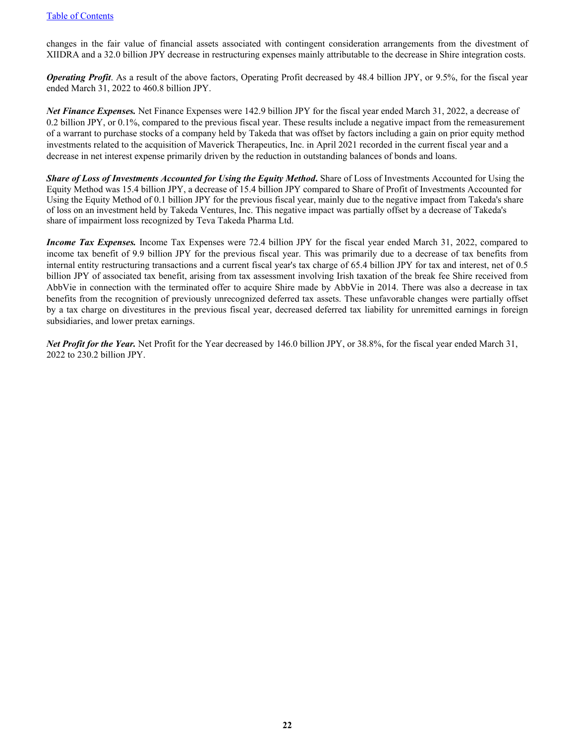changes in the fair value of financial assets associated with contingent consideration arrangements from the divestment of XIIDRA and a 32.0 billion JPY decrease in restructuring expenses mainly attributable to the decrease in Shire integration costs.

***Operating Profit***. As a result of the above factors, Operating Profit decreased by 48.4 billion JPY, or 9.5%, for the fiscal year ended March 31, 2022 to 460.8 billion JPY.

***Net Finance Expenses.*** Net Finance Expenses were 142.9 billion JPY for the fiscal year ended March 31, 2022, a decrease of 0.2 billion JPY, or 0.1%, compared to the previous fiscal year. These results include a negative impact from the remeasurement of a warrant to purchase stocks of a company held by Takeda that was offset by factors including a gain on prior equity method investments related to the acquisition of Maverick Therapeutics, Inc. in April 2021 recorded in the current fiscal year and a decrease in net interest expense primarily driven by the reduction in outstanding balances of bonds and loans.

***Share of Loss of Investments Accounted for Using the Equity Method.*** Share of Loss of Investments Accounted for Using the Equity Method was 15.4 billion JPY, a decrease of 15.4 billion JPY compared to Share of Profit of Investments Accounted for Using the Equity Method of 0.1 billion JPY for the previous fiscal year, mainly due to the negative impact from Takeda's share of loss on an investment held by Takeda Ventures, Inc. This negative impact was partially offset by a decrease of Takeda's share of impairment loss recognized by Teva Takeda Pharma Ltd.

***Income Tax Expenses.*** Income Tax Expenses were 72.4 billion JPY for the fiscal year ended March 31, 2022, compared to income tax benefit of 9.9 billion JPY for the previous fiscal year. This was primarily due to a decrease of tax benefits from internal entity restructuring transactions and a current fiscal year's tax charge of 65.4 billion JPY for tax and interest, net of 0.5 billion JPY of associated tax benefit, arising from tax assessment involving Irish taxation of the break fee Shire received from AbbVie in connection with the terminated offer to acquire Shire made by AbbVie in 2014. There was also a decrease in tax benefits from the recognition of previously unrecognized deferred tax assets. These unfavorable changes were partially offset by a tax charge on divestitures in the previous fiscal year, decreased deferred tax liability for unremitted earnings in foreign subsidiaries, and lower pretax earnings.

***Net Profit for the Year.*** Net Profit for the Year decreased by 146.0 billion JPY, or 38.8%, for the fiscal year ended March 31, 2022 to 230.2 billion JPY.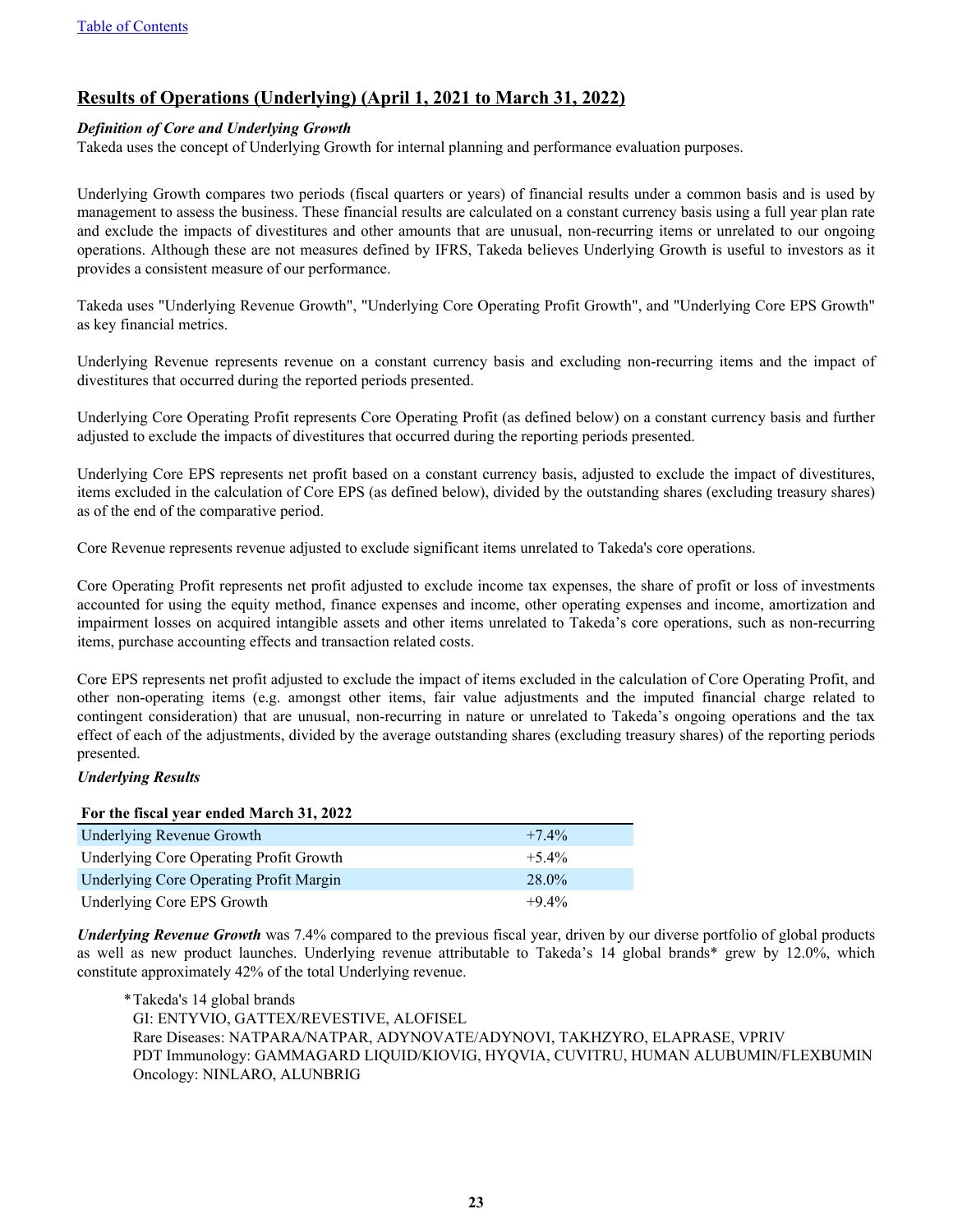## Results of Operations (Underlying) (April 1, 2021 to March 31, 2022)

***Definition of Core and Underlying Growth***

Takeda uses the concept of Underlying Growth for internal planning and performance evaluation purposes.

Underlying Growth compares two periods (fiscal quarters or years) of financial results under a common basis and is used by management to assess the business. These financial results are calculated on a constant currency basis using a full year plan rate and exclude the impacts of divestitures and other amounts that are unusual, non-recurring items or unrelated to our ongoing operations. Although these are not measures defined by IFRS, Takeda believes Underlying Growth is useful to investors as it provides a consistent measure of our performance.

Takeda uses "Underlying Revenue Growth", "Underlying Core Operating Profit Growth", and "Underlying Core EPS Growth" as key financial metrics.

Underlying Revenue represents revenue on a constant currency basis and excluding non-recurring items and the impact of divestitures that occurred during the reported periods presented.

Underlying Core Operating Profit represents Core Operating Profit (as defined below) on a constant currency basis and further adjusted to exclude the impacts of divestitures that occurred during the reporting periods presented.

Underlying Core EPS represents net profit based on a constant currency basis, adjusted to exclude the impact of divestitures, items excluded in the calculation of Core EPS (as defined below), divided by the outstanding shares (excluding treasury shares) as of the end of the comparative period.

Core Revenue represents revenue adjusted to exclude significant items unrelated to Takeda's core operations.

Core Operating Profit represents net profit adjusted to exclude income tax expenses, the share of profit or loss of investments accounted for using the equity method, finance expenses and income, other operating expenses and income, amortization and impairment losses on acquired intangible assets and other items unrelated to Takeda's core operations, such as non-recurring items, purchase accounting effects and transaction related costs.

Core EPS represents net profit adjusted to exclude the impact of items excluded in the calculation of Core Operating Profit, and other non-operating items (e.g. amongst other items, fair value adjustments and the imputed financial charge related to contingent consideration) that are unusual, non-recurring in nature or unrelated to Takeda's ongoing operations and the tax effect of each of the adjustments, divided by the average outstanding shares (excluding treasury shares) of the reporting periods presented.

***Underlying Results***

| For the fiscal year ended March 31, 2022 | |
|---|---|
| Underlying Revenue Growth | +7.4% |
| Underlying Core Operating Profit Growth | +5.4% |
| Underlying Core Operating Profit Margin | 28.0% |
| Underlying Core EPS Growth | +9.4% |

***Underlying Revenue Growth*** was 7.4% compared to the previous fiscal year, driven by our diverse portfolio of global products as well as new product launches. Underlying revenue attributable to Takeda's 14 global brands* grew by 12.0%, which constitute approximately 42% of the total Underlying revenue.

\* Takeda's 14 global brands
GI: ENTYVIO, GATTEX/REVESTIVE, ALOFISEL
Rare Diseases: NATPARA/NATPAR, ADYNOVATE/ADYNOVI, TAKHZYRO, ELAPRASE, VPRIV
PDT Immunology: GAMMAGARD LIQUID/KIOVIG, HYQVIA, CUVITRU, HUMAN ALBUMIN/FLEXBUMIN
Oncology: NINLARO, ALUNBRIG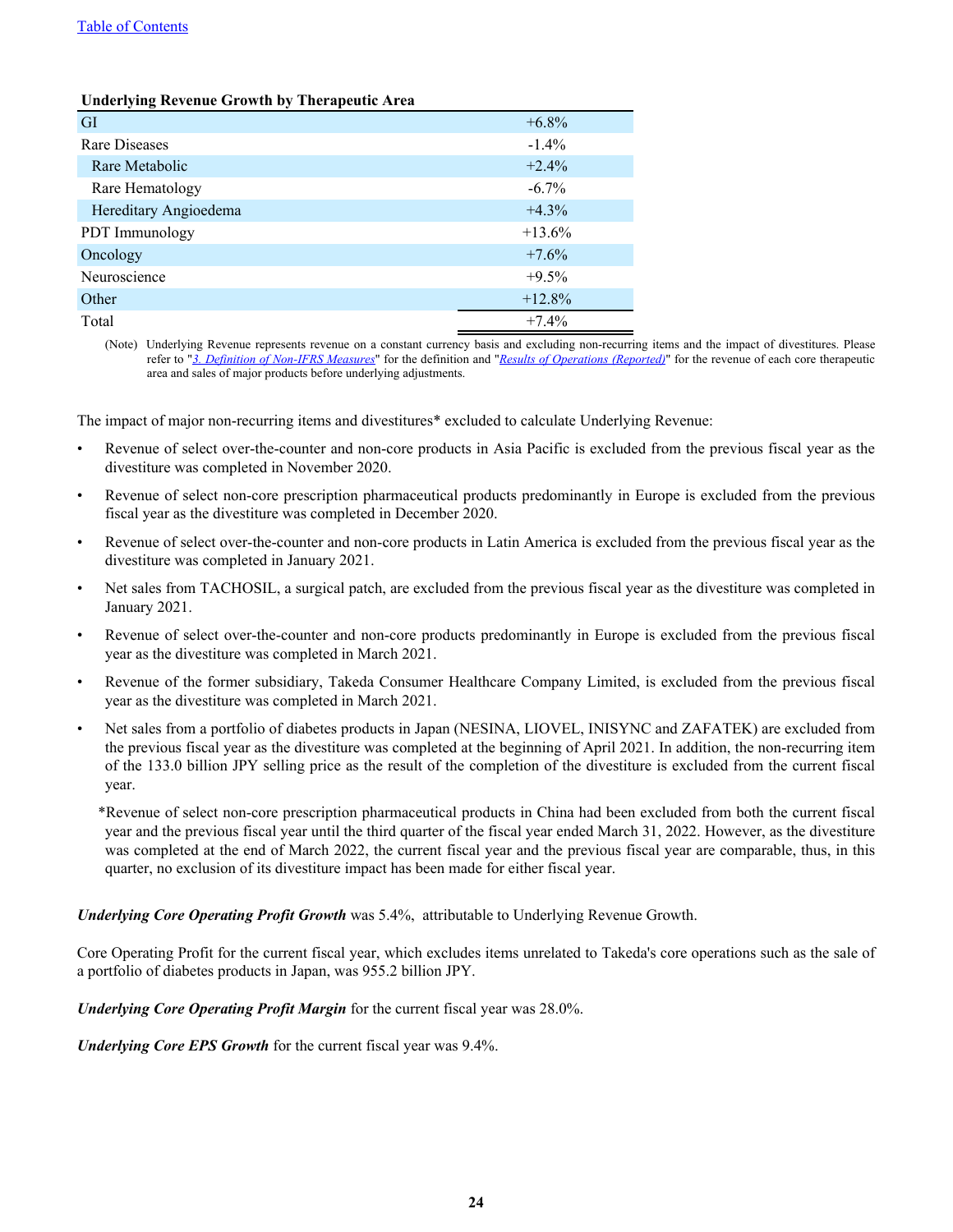**Underlying Revenue Growth by Therapeutic Area**

| | |
|---|---|
| GI | +6.8% |
| Rare Diseases | -1.4% |
| Rare Metabolic | +2.4% |
| Rare Hematology | -6.7% |
| Hereditary Angioedema | +4.3% |
| PDT Immunology | +13.6% |
| Oncology | +7.6% |
| Neuroscience | +9.5% |
| Other | +12.8% |
| Total | +7.4% |

(Note) Underlying Revenue represents revenue on a constant currency basis and excluding non-recurring items and the impact of divestitures. Please refer to "*3. Definition of Non-IFRS Measures*" for the definition and "*Results of Operations (Reported)*" for the revenue of each core therapeutic area and sales of major products before underlying adjustments.

The impact of major non-recurring items and divestitures* excluded to calculate Underlying Revenue:

- Revenue of select over-the-counter and non-core products in Asia Pacific is excluded from the previous fiscal year as the divestiture was completed in November 2020.
- Revenue of select non-core prescription pharmaceutical products predominantly in Europe is excluded from the previous fiscal year as the divestiture was completed in December 2020.
- Revenue of select over-the-counter and non-core products in Latin America is excluded from the previous fiscal year as the divestiture was completed in January 2021.
- Net sales from TACHOSIL, a surgical patch, are excluded from the previous fiscal year as the divestiture was completed in January 2021.
- Revenue of select over-the-counter and non-core products predominantly in Europe is excluded from the previous fiscal year as the divestiture was completed in March 2021.
- Revenue of the former subsidiary, Takeda Consumer Healthcare Company Limited, is excluded from the previous fiscal year as the divestiture was completed in March 2021.
- Net sales from a portfolio of diabetes products in Japan (NESINA, LIOVEL, INISYNC and ZAFATEK) are excluded from the previous fiscal year as the divestiture was completed at the beginning of April 2021. In addition, the non-recurring item of the 133.0 billion JPY selling price as the result of the completion of the divestiture is excluded from the current fiscal year.

*Revenue of select non-core prescription pharmaceutical products in China had been excluded from both the current fiscal year and the previous fiscal year until the third quarter of the fiscal year ended March 31, 2022. However, as the divestiture was completed at the end of March 2022, the current fiscal year and the previous fiscal year are comparable, thus, in this quarter, no exclusion of its divestiture impact has been made for either fiscal year.

***Underlying Core Operating Profit Growth*** was 5.4%, attributable to Underlying Revenue Growth.

Core Operating Profit for the current fiscal year, which excludes items unrelated to Takeda's core operations such as the sale of a portfolio of diabetes products in Japan, was 955.2 billion JPY.

***Underlying Core Operating Profit Margin*** for the current fiscal year was 28.0%.

***Underlying Core EPS Growth*** for the current fiscal year was 9.4%.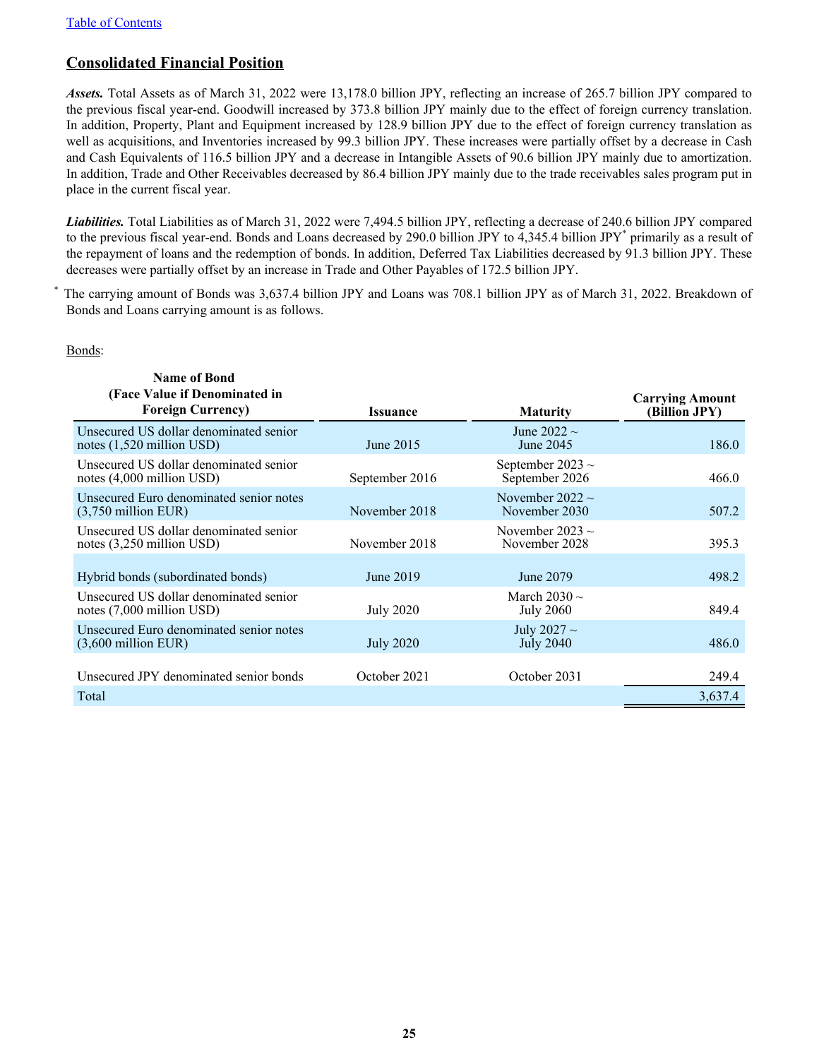## Consolidated Financial Position

***Assets.*** Total Assets as of March 31, 2022 were 13,178.0 billion JPY, reflecting an increase of 265.7 billion JPY compared to the previous fiscal year-end. Goodwill increased by 373.8 billion JPY mainly due to the effect of foreign currency translation. In addition, Property, Plant and Equipment increased by 128.9 billion JPY due to the effect of foreign currency translation as well as acquisitions, and Inventories increased by 99.3 billion JPY. These increases were partially offset by a decrease in Cash and Cash Equivalents of 116.5 billion JPY and a decrease in Intangible Assets of 90.6 billion JPY mainly due to amortization. In addition, Trade and Other Receivables decreased by 86.4 billion JPY mainly due to the trade receivables sales program put in place in the current fiscal year.

***Liabilities.*** Total Liabilities as of March 31, 2022 were 7,494.5 billion JPY, reflecting a decrease of 240.6 billion JPY compared to the previous fiscal year-end. Bonds and Loans decreased by 290.0 billion JPY to 4,345.4 billion JPY* primarily as a result of the repayment of loans and the redemption of bonds. In addition, Deferred Tax Liabilities decreased by 91.3 billion JPY. These decreases were partially offset by an increase in Trade and Other Payables of 172.5 billion JPY.

\* The carrying amount of Bonds was 3,637.4 billion JPY and Loans was 708.1 billion JPY as of March 31, 2022. Breakdown of Bonds and Loans carrying amount is as follows.

Bonds:

| Name of Bond (Face Value if Denominated in Foreign Currency) | Issuance | Maturity | Carrying Amount (Billion JPY) |
|---|---|---|---|
| Unsecured US dollar denominated senior notes (1,520 million USD) | June 2015 | June 2022 ~ June 2045 | 186.0 |
| Unsecured US dollar denominated senior notes (4,000 million USD) | September 2016 | September 2023 ~ September 2026 | 466.0 |
| Unsecured Euro denominated senior notes (3,750 million EUR) | November 2018 | November 2022 ~ November 2030 | 507.2 |
| Unsecured US dollar denominated senior notes (3,250 million USD) | November 2018 | November 2023 ~ November 2028 | 395.3 |
| Hybrid bonds (subordinated bonds) | June 2019 | June 2079 | 498.2 |
| Unsecured US dollar denominated senior notes (7,000 million USD) | July 2020 | March 2030 ~ July 2060 | 849.4 |
| Unsecured Euro denominated senior notes (3,600 million EUR) | July 2020 | July 2027 ~ July 2040 | 486.0 |
| Unsecured JPY denominated senior bonds | October 2021 | October 2031 | 249.4 |
| Total | | | 3,637.4 |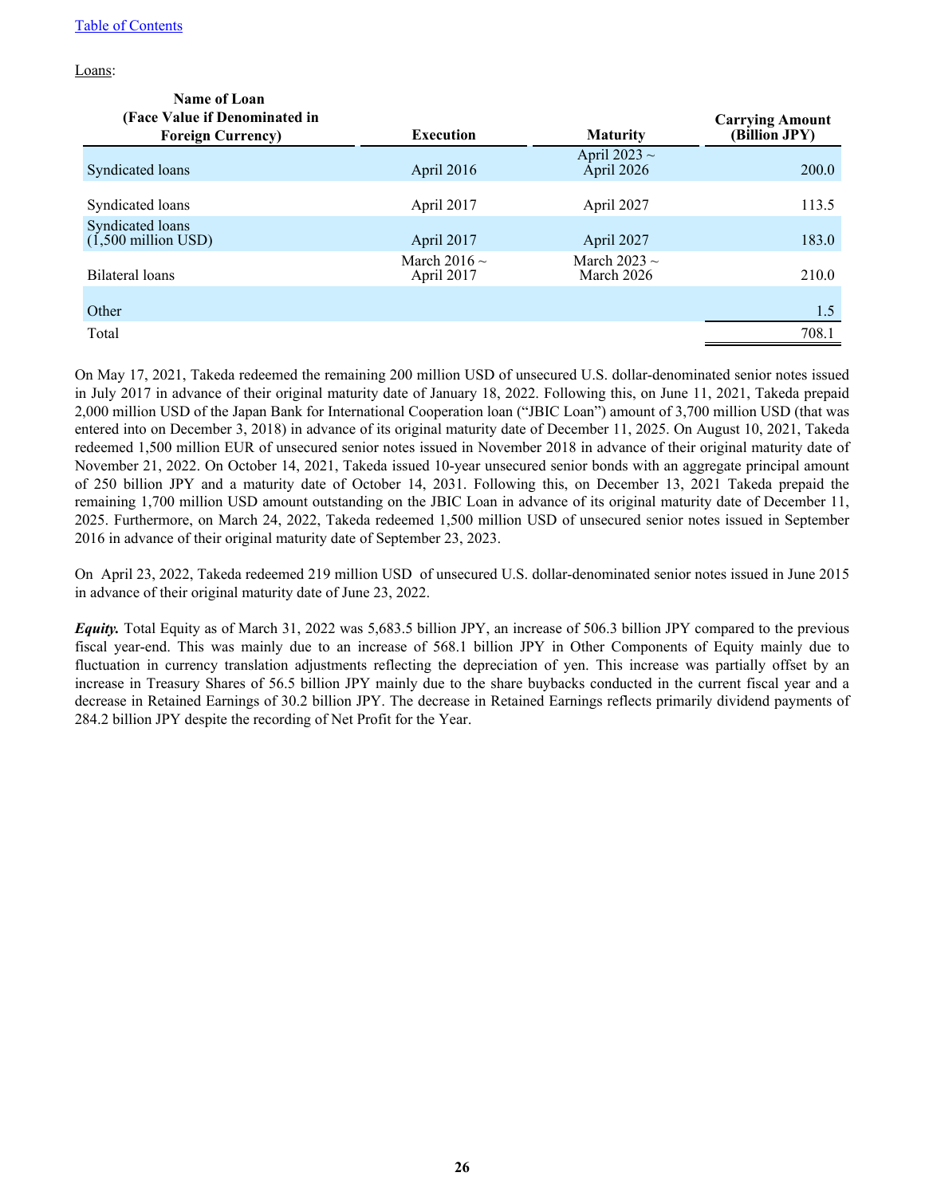Loans:

| Name of Loan (Face Value if Denominated in Foreign Currency) | Execution | Maturity | Carrying Amount (Billion JPY) |
|---|---|---|---|
| Syndicated loans | April 2016 | April 2023 ~ April 2026 | 200.0 |
| Syndicated loans | April 2017 | April 2027 | 113.5 |
| Syndicated loans (1,500 million USD) | April 2017 | April 2027 | 183.0 |
| Bilateral loans | March 2016 ~ April 2017 | March 2023 ~ March 2026 | 210.0 |
| Other | | | 1.5 |
| Total | | | 708.1 |

On May 17, 2021, Takeda redeemed the remaining 200 million USD of unsecured U.S. dollar-denominated senior notes issued in July 2017 in advance of their original maturity date of January 18, 2022. Following this, on June 11, 2021, Takeda prepaid 2,000 million USD of the Japan Bank for International Cooperation loan ("JBIC Loan") amount of 3,700 million USD (that was entered into on December 3, 2018) in advance of its original maturity date of December 11, 2025. On August 10, 2021, Takeda redeemed 1,500 million EUR of unsecured senior notes issued in November 2018 in advance of their original maturity date of November 21, 2022. On October 14, 2021, Takeda issued 10-year unsecured senior bonds with an aggregate principal amount of 250 billion JPY and a maturity date of October 14, 2031. Following this, on December 13, 2021 Takeda prepaid the remaining 1,700 million USD amount outstanding on the JBIC Loan in advance of its original maturity date of December 11, 2025. Furthermore, on March 24, 2022, Takeda redeemed 1,500 million USD of unsecured senior notes issued in September 2016 in advance of their original maturity date of September 23, 2023.

On April 23, 2022, Takeda redeemed 219 million USD of unsecured U.S. dollar-denominated senior notes issued in June 2015 in advance of their original maturity date of June 23, 2022.

***Equity.*** Total Equity as of March 31, 2022 was 5,683.5 billion JPY, an increase of 506.3 billion JPY compared to the previous fiscal year-end. This was mainly due to an increase of 568.1 billion JPY in Other Components of Equity mainly due to fluctuation in currency translation adjustments reflecting the depreciation of yen. This increase was partially offset by an increase in Treasury Shares of 56.5 billion JPY mainly due to the share buybacks conducted in the current fiscal year and a decrease in Retained Earnings of 30.2 billion JPY. The decrease in Retained Earnings reflects primarily dividend payments of 284.2 billion JPY despite the recording of Net Profit for the Year.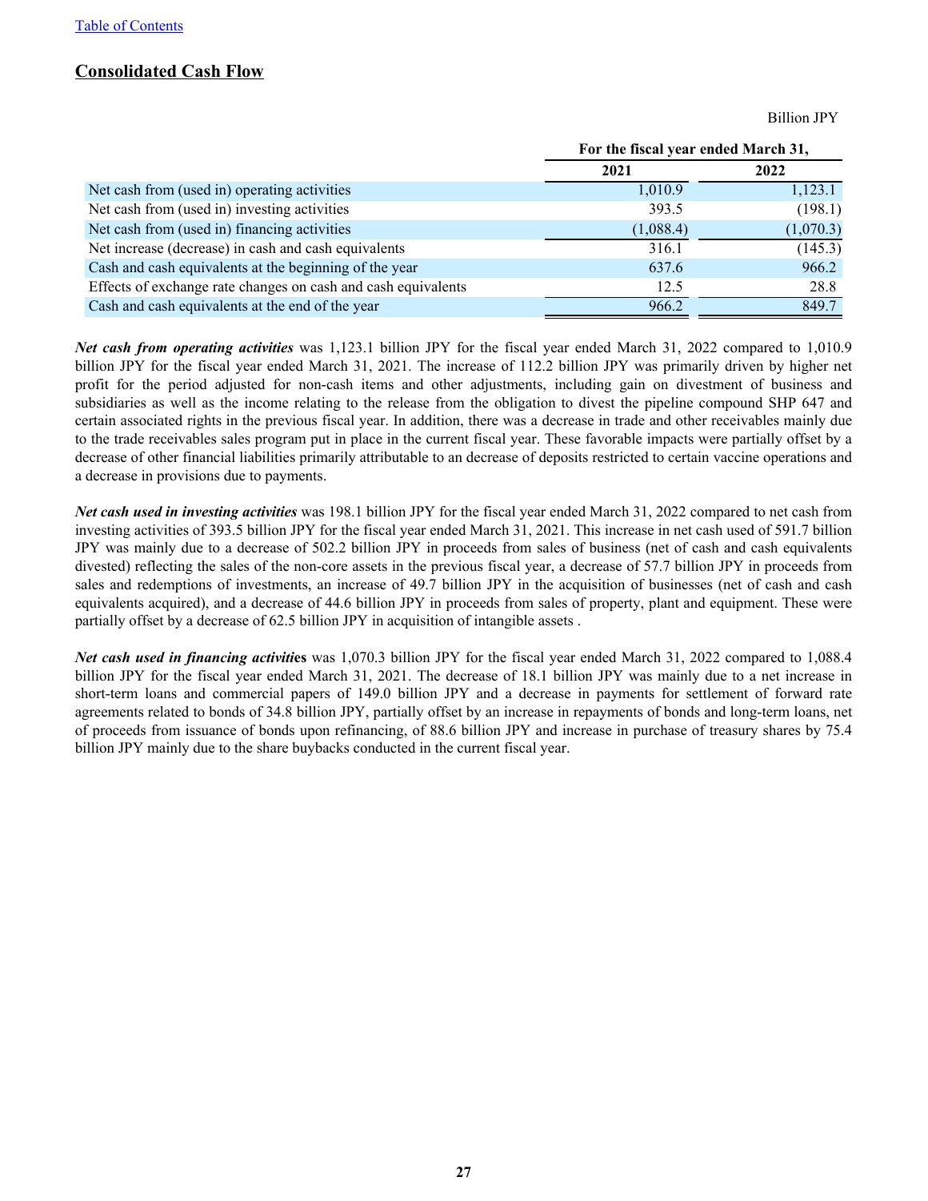[Table of Contents](#)

## Consolidated Cash Flow

Billion JPY

| | For the fiscal year ended March 31, | |
|---|---|---|
| | 2021 | 2022 |
| Net cash from (used in) operating activities | 1,010.9 | 1,123.1 |
| Net cash from (used in) investing activities | 393.5 | (198.1) |
| Net cash from (used in) financing activities | (1,088.4) | (1,070.3) |
| Net increase (decrease) in cash and cash equivalents | 316.1 | (145.3) |
| Cash and cash equivalents at the beginning of the year | 637.6 | 966.2 |
| Effects of exchange rate changes on cash and cash equivalents | 12.5 | 28.8 |
| Cash and cash equivalents at the end of the year | 966.2 | 849.7 |

***Net cash from operating activities*** was 1,123.1 billion JPY for the fiscal year ended March 31, 2022 compared to 1,010.9 billion JPY for the fiscal year ended March 31, 2021. The increase of 112.2 billion JPY was primarily driven by higher net profit for the period adjusted for non-cash items and other adjustments, including gain on divestment of business and subsidiaries as well as the income relating to the release from the obligation to divest the pipeline compound SHP 647 and certain associated rights in the previous fiscal year. In addition, there was a decrease in trade and other receivables mainly due to the trade receivables sales program put in place in the current fiscal year. These favorable impacts were partially offset by a decrease of other financial liabilities primarily attributable to an decrease of deposits restricted to certain vaccine operations and a decrease in provisions due to payments.

***Net cash used in investing activities*** was 198.1 billion JPY for the fiscal year ended March 31, 2022 compared to net cash from investing activities of 393.5 billion JPY for the fiscal year ended March 31, 2021. This increase in net cash used of 591.7 billion JPY was mainly due to a decrease of 502.2 billion JPY in proceeds from sales of business (net of cash and cash equivalents divested) reflecting the sales of the non-core assets in the previous fiscal year, a decrease of 57.7 billion JPY in proceeds from sales and redemptions of investments, an increase of 49.7 billion JPY in the acquisition of businesses (net of cash and cash equivalents acquired), and a decrease of 44.6 billion JPY in proceeds from sales of property, plant and equipment. These were partially offset by a decrease of 62.5 billion JPY in acquisition of intangible assets .

***Net cash used in financing activities*** was 1,070.3 billion JPY for the fiscal year ended March 31, 2022 compared to 1,088.4 billion JPY for the fiscal year ended March 31, 2021. The decrease of 18.1 billion JPY was mainly due to a net increase in short-term loans and commercial papers of 149.0 billion JPY and a decrease in payments for settlement of forward rate agreements related to bonds of 34.8 billion JPY, partially offset by an increase in repayments of bonds and long-term loans, net of proceeds from issuance of bonds upon refinancing, of 88.6 billion JPY and increase in purchase of treasury shares by 75.4 billion JPY mainly due to the share buybacks conducted in the current fiscal year.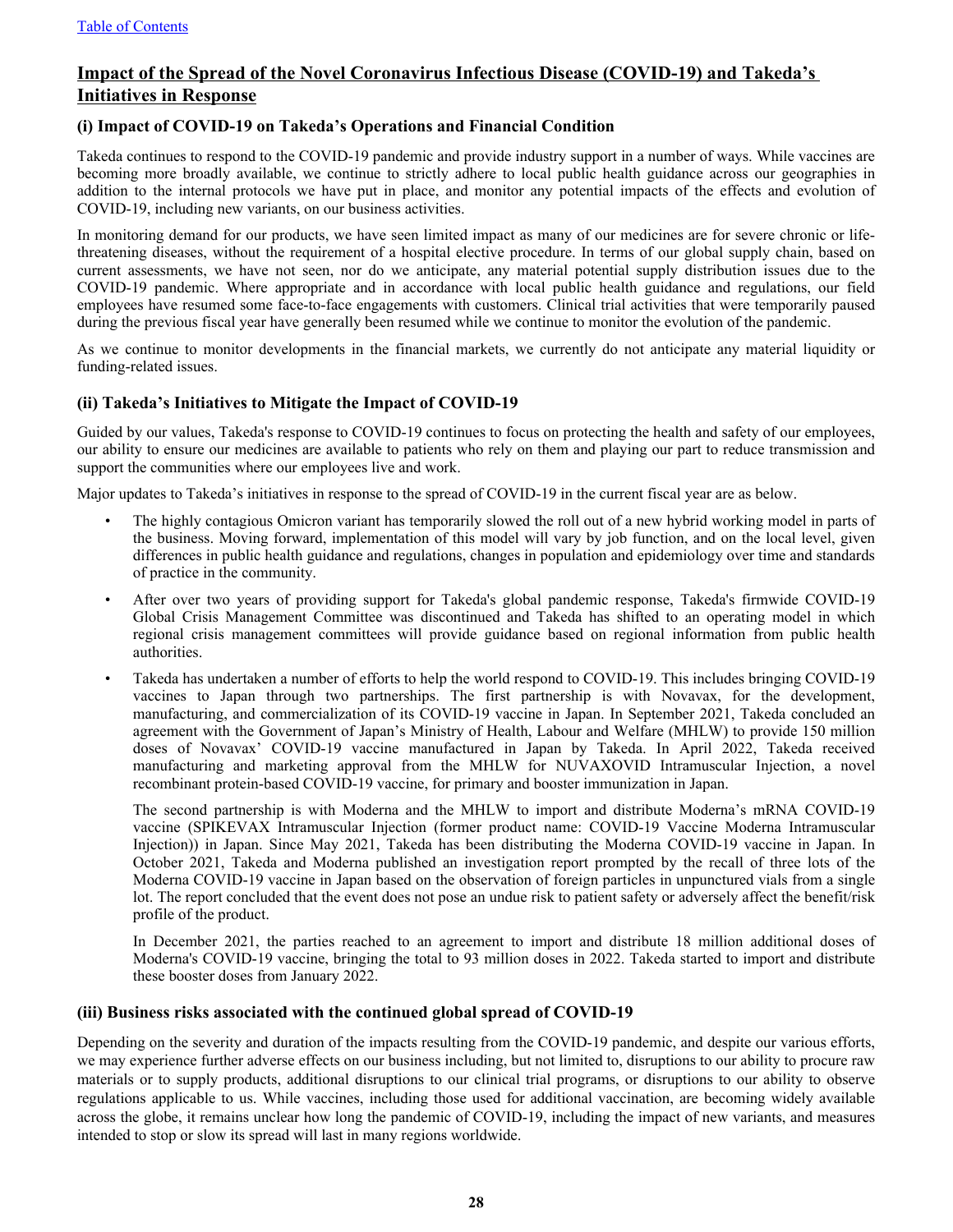## Impact of the Spread of the Novel Coronavirus Infectious Disease (COVID-19) and Takeda's Initiatives in Response

### (i) Impact of COVID-19 on Takeda's Operations and Financial Condition

Takeda continues to respond to the COVID-19 pandemic and provide industry support in a number of ways. While vaccines are becoming more broadly available, we continue to strictly adhere to local public health guidance across our geographies in addition to the internal protocols we have put in place, and monitor any potential impacts of the effects and evolution of COVID-19, including new variants, on our business activities.

In monitoring demand for our products, we have seen limited impact as many of our medicines are for severe chronic or life-threatening diseases, without the requirement of a hospital elective procedure. In terms of our global supply chain, based on current assessments, we have not seen, nor do we anticipate, any material potential supply distribution issues due to the COVID-19 pandemic. Where appropriate and in accordance with local public health guidance and regulations, our field employees have resumed some face-to-face engagements with customers. Clinical trial activities that were temporarily paused during the previous fiscal year have generally been resumed while we continue to monitor the evolution of the pandemic.

As we continue to monitor developments in the financial markets, we currently do not anticipate any material liquidity or funding-related issues.

### (ii) Takeda's Initiatives to Mitigate the Impact of COVID-19

Guided by our values, Takeda's response to COVID-19 continues to focus on protecting the health and safety of our employees, our ability to ensure our medicines are available to patients who rely on them and playing our part to reduce transmission and support the communities where our employees live and work.

Major updates to Takeda's initiatives in response to the spread of COVID-19 in the current fiscal year are as below.

- The highly contagious Omicron variant has temporarily slowed the roll out of a new hybrid working model in parts of the business. Moving forward, implementation of this model will vary by job function, and on the local level, given differences in public health guidance and regulations, changes in population and epidemiology over time and standards of practice in the community.
- After over two years of providing support for Takeda's global pandemic response, Takeda's firmwide COVID-19 Global Crisis Management Committee was discontinued and Takeda has shifted to an operating model in which regional crisis management committees will provide guidance based on regional information from public health authorities.
- Takeda has undertaken a number of efforts to help the world respond to COVID-19. This includes bringing COVID-19 vaccines to Japan through two partnerships. The first partnership is with Novavax, for the development, manufacturing, and commercialization of its COVID-19 vaccine in Japan. In September 2021, Takeda concluded an agreement with the Government of Japan's Ministry of Health, Labour and Welfare (MHLW) to provide 150 million doses of Novavax' COVID-19 vaccine manufactured in Japan by Takeda. In April 2022, Takeda received manufacturing and marketing approval from the MHLW for NUVAXOVID Intramuscular Injection, a novel recombinant protein-based COVID-19 vaccine, for primary and booster immunization in Japan.

  The second partnership is with Moderna and the MHLW to import and distribute Moderna's mRNA COVID-19 vaccine (SPIKEVAX Intramuscular Injection (former product name: COVID-19 Vaccine Moderna Intramuscular Injection)) in Japan. Since May 2021, Takeda has been distributing the Moderna COVID-19 vaccine in Japan. In October 2021, Takeda and Moderna published an investigation report prompted by the recall of three lots of the Moderna COVID-19 vaccine in Japan based on the observation of foreign particles in unpunctured vials from a single lot. The report concluded that the event does not pose an undue risk to patient safety or adversely affect the benefit/risk profile of the product.

  In December 2021, the parties reached to an agreement to import and distribute 18 million additional doses of Moderna's COVID-19 vaccine, bringing the total to 93 million doses in 2022. Takeda started to import and distribute these booster doses from January 2022.

### (iii) Business risks associated with the continued global spread of COVID-19

Depending on the severity and duration of the impacts resulting from the COVID-19 pandemic, and despite our various efforts, we may experience further adverse effects on our business including, but not limited to, disruptions to our ability to procure raw materials or to supply products, additional disruptions to our clinical trial programs, or disruptions to our ability to observe regulations applicable to us. While vaccines, including those used for additional vaccination, are becoming widely available across the globe, it remains unclear how long the pandemic of COVID-19, including the impact of new variants, and measures intended to stop or slow its spread will last in many regions worldwide.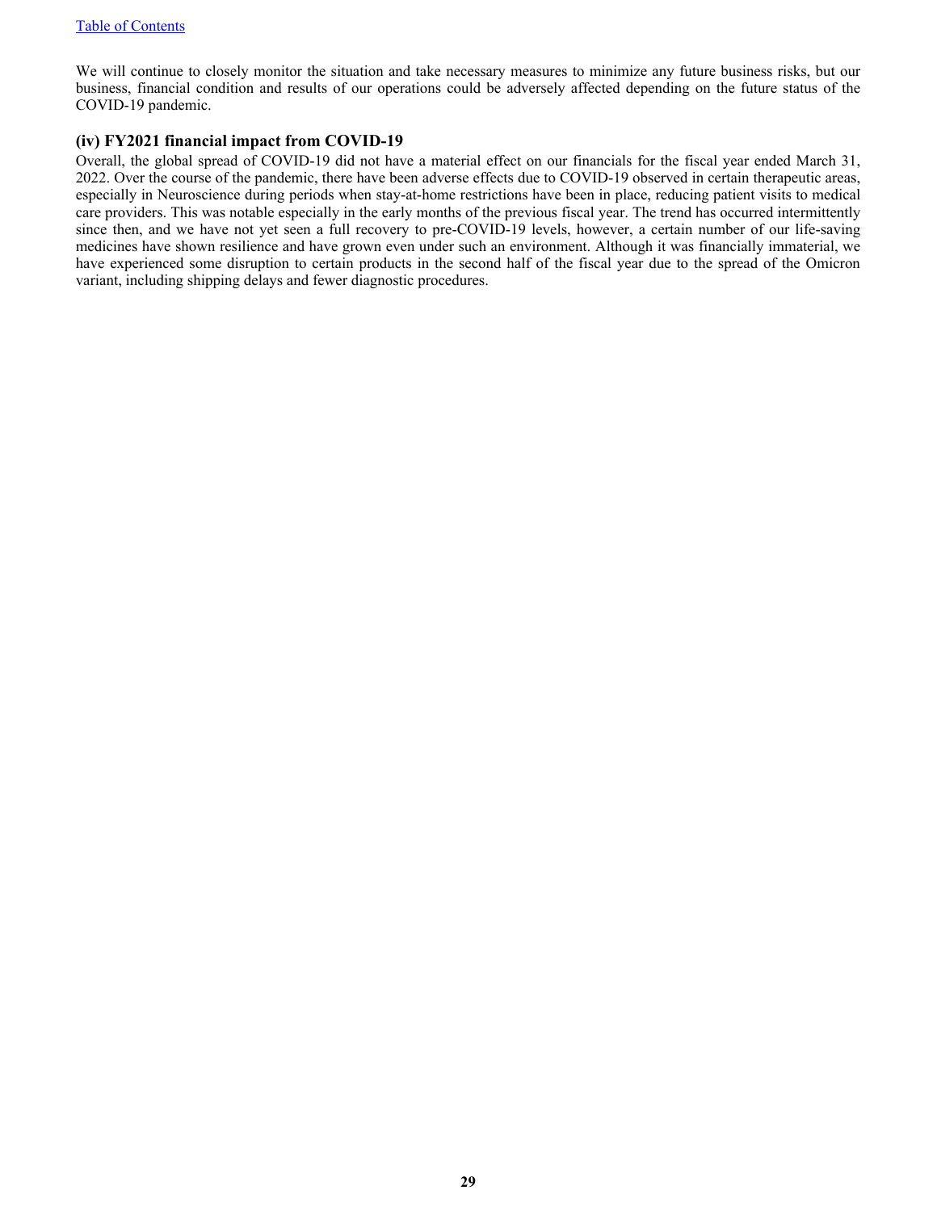We will continue to closely monitor the situation and take necessary measures to minimize any future business risks, but our business, financial condition and results of our operations could be adversely affected depending on the future status of the COVID-19 pandemic.

### (iv) FY2021 financial impact from COVID-19

Overall, the global spread of COVID-19 did not have a material effect on our financials for the fiscal year ended March 31, 2022. Over the course of the pandemic, there have been adverse effects due to COVID-19 observed in certain therapeutic areas, especially in Neuroscience during periods when stay-at-home restrictions have been in place, reducing patient visits to medical care providers. This was notable especially in the early months of the previous fiscal year. The trend has occurred intermittently since then, and we have not yet seen a full recovery to pre-COVID-19 levels, however, a certain number of our life-saving medicines have shown resilience and have grown even under such an environment. Although it was financially immaterial, we have experienced some disruption to certain products in the second half of the fiscal year due to the spread of the Omicron variant, including shipping delays and fewer diagnostic procedures.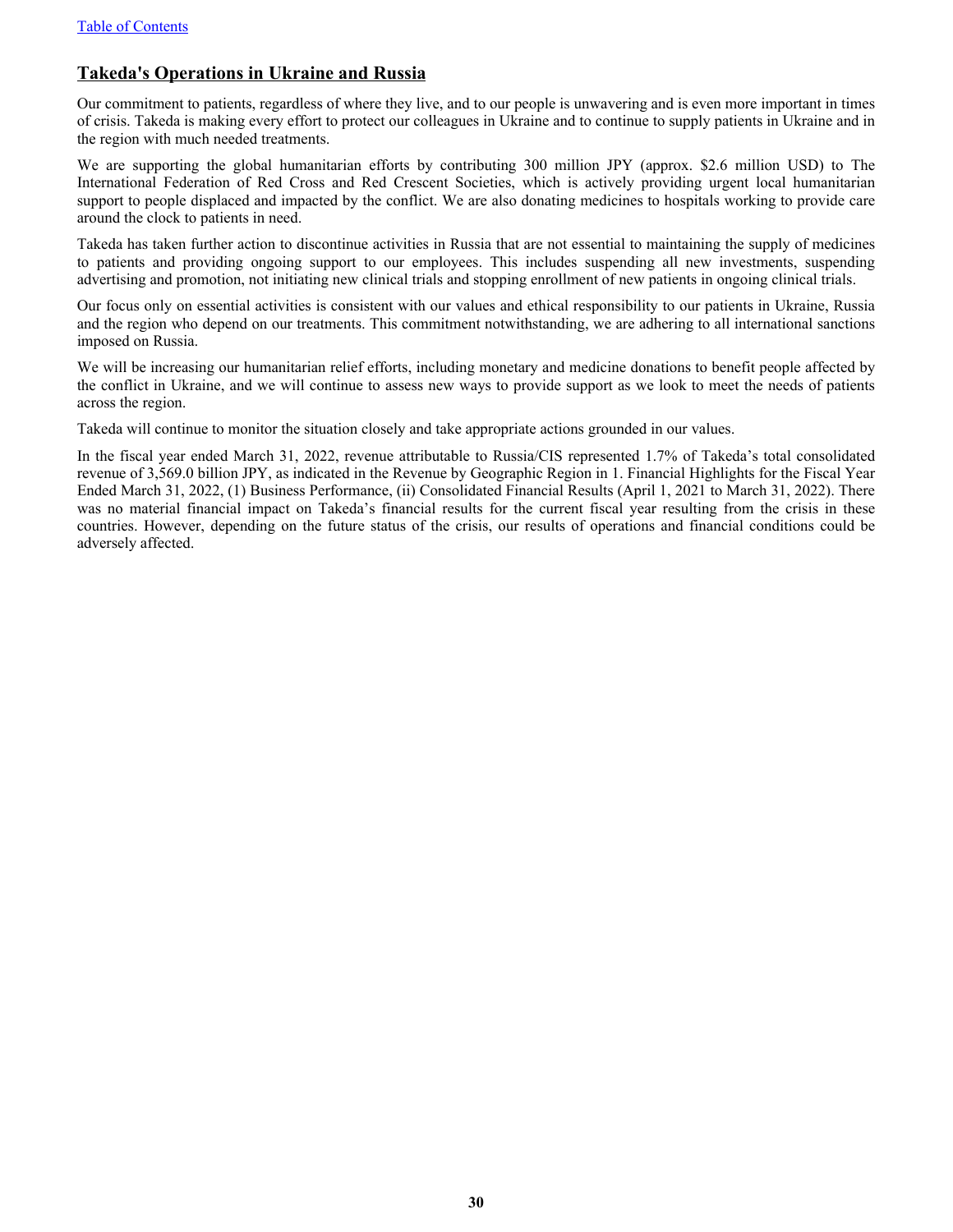## Takeda's Operations in Ukraine and Russia

Our commitment to patients, regardless of where they live, and to our people is unwavering and is even more important in times of crisis. Takeda is making every effort to protect our colleagues in Ukraine and to continue to supply patients in Ukraine and in the region with much needed treatments.

We are supporting the global humanitarian efforts by contributing 300 million JPY (approx. $2.6 million USD) to The International Federation of Red Cross and Red Crescent Societies, which is actively providing urgent local humanitarian support to people displaced and impacted by the conflict. We are also donating medicines to hospitals working to provide care around the clock to patients in need.

Takeda has taken further action to discontinue activities in Russia that are not essential to maintaining the supply of medicines to patients and providing ongoing support to our employees. This includes suspending all new investments, suspending advertising and promotion, not initiating new clinical trials and stopping enrollment of new patients in ongoing clinical trials.

Our focus only on essential activities is consistent with our values and ethical responsibility to our patients in Ukraine, Russia and the region who depend on our treatments. This commitment notwithstanding, we are adhering to all international sanctions imposed on Russia.

We will be increasing our humanitarian relief efforts, including monetary and medicine donations to benefit people affected by the conflict in Ukraine, and we will continue to assess new ways to provide support as we look to meet the needs of patients across the region.

Takeda will continue to monitor the situation closely and take appropriate actions grounded in our values.

In the fiscal year ended March 31, 2022, revenue attributable to Russia/CIS represented 1.7% of Takeda's total consolidated revenue of 3,569.0 billion JPY, as indicated in the Revenue by Geographic Region in 1. Financial Highlights for the Fiscal Year Ended March 31, 2022, (1) Business Performance, (ii) Consolidated Financial Results (April 1, 2021 to March 31, 2022). There was no material financial impact on Takeda's financial results for the current fiscal year resulting from the crisis in these countries. However, depending on the future status of the crisis, our results of operations and financial conditions could be adversely affected.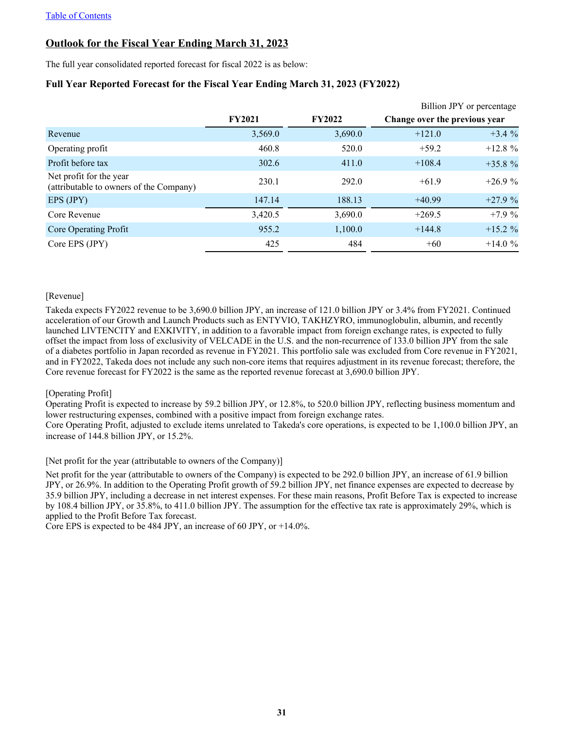## Outlook for the Fiscal Year Ending March 31, 2023

The full year consolidated reported forecast for fiscal 2022 is as below:

### Full Year Reported Forecast for the Fiscal Year Ending March 31, 2023 (FY2022)

Billion JPY or percentage

| | FY2021 | FY2022 | Change over the previous year | |
|---|---|---|---|---|
| Revenue | 3,569.0 | 3,690.0 | +121.0 | +3.4 % |
| Operating profit | 460.8 | 520.0 | +59.2 | +12.8 % |
| Profit before tax | 302.6 | 411.0 | +108.4 | +35.8 % |
| Net profit for the year (attributable to owners of the Company) | 230.1 | 292.0 | +61.9 | +26.9 % |
| EPS (JPY) | 147.14 | 188.13 | +40.99 | +27.9 % |
| Core Revenue | 3,420.5 | 3,690.0 | +269.5 | +7.9 % |
| Core Operating Profit | 955.2 | 1,100.0 | +144.8 | +15.2 % |
| Core EPS (JPY) | 425 | 484 | +60 | +14.0 % |

[Revenue]

Takeda expects FY2022 revenue to be 3,690.0 billion JPY, an increase of 121.0 billion JPY or 3.4% from FY2021. Continued acceleration of our Growth and Launch Products such as ENTYVIO, TAKHZYRO, immunoglobulin, albumin, and recently launched LIVTENCITY and EXKIVITY, in addition to a favorable impact from foreign exchange rates, is expected to fully offset the impact from loss of exclusivity of VELCADE in the U.S. and the non-recurrence of 133.0 billion JPY from the sale of a diabetes portfolio in Japan recorded as revenue in FY2021. This portfolio sale was excluded from Core revenue in FY2021, and in FY2022, Takeda does not include any such non-core items that requires adjustment in its revenue forecast; therefore, the Core revenue forecast for FY2022 is the same as the reported revenue forecast at 3,690.0 billion JPY.

[Operating Profit]

Operating Profit is expected to increase by 59.2 billion JPY, or 12.8%, to 520.0 billion JPY, reflecting business momentum and lower restructuring expenses, combined with a positive impact from foreign exchange rates.
Core Operating Profit, adjusted to exclude items unrelated to Takeda's core operations, is expected to be 1,100.0 billion JPY, an increase of 144.8 billion JPY, or 15.2%.

[Net profit for the year (attributable to owners of the Company)]

Net profit for the year (attributable to owners of the Company) is expected to be 292.0 billion JPY, an increase of 61.9 billion JPY, or 26.9%. In addition to the Operating Profit growth of 59.2 billion JPY, net finance expenses are expected to decrease by 35.9 billion JPY, including a decrease in net interest expenses. For these main reasons, Profit Before Tax is expected to increase by 108.4 billion JPY, or 35.8%, to 411.0 billion JPY. The assumption for the effective tax rate is approximately 29%, which is applied to the Profit Before Tax forecast.
Core EPS is expected to be 484 JPY, an increase of 60 JPY, or +14.0%.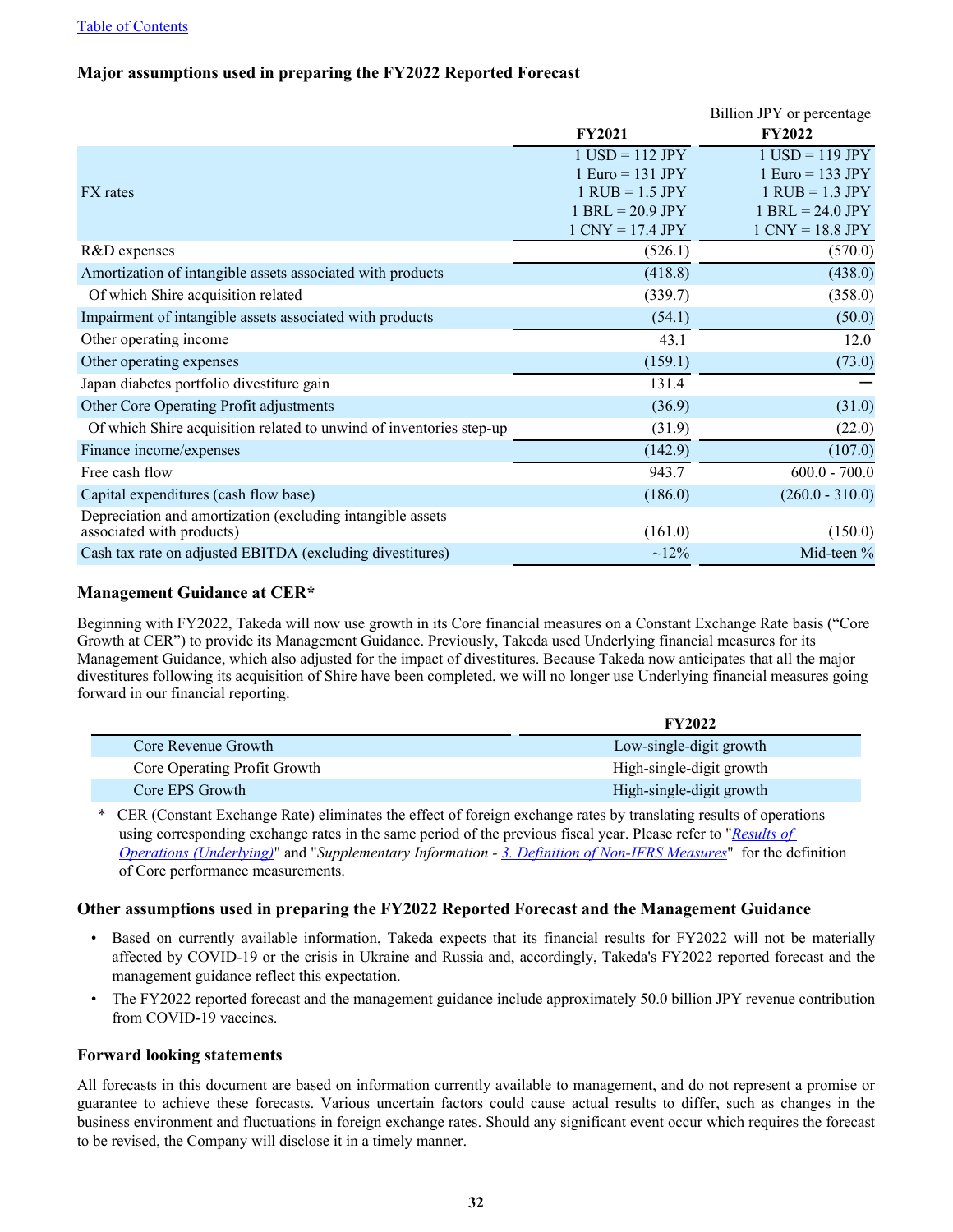Table of Contents

### Major assumptions used in preparing the FY2022 Reported Forecast

Billion JPY or percentage

| | FY2021 | FY2022 |
|---|---|---|
| FX rates | 1 USD = 112 JPY<br>1 Euro = 131 JPY<br>1 RUB = 1.5 JPY<br>1 BRL = 20.9 JPY<br>1 CNY = 17.4 JPY | 1 USD = 119 JPY<br>1 Euro = 133 JPY<br>1 RUB = 1.3 JPY<br>1 BRL = 24.0 JPY<br>1 CNY = 18.8 JPY |
| R&D expenses | (526.1) | (570.0) |
| Amortization of intangible assets associated with products | (418.8) | (438.0) |
| Of which Shire acquisition related | (339.7) | (358.0) |
| Impairment of intangible assets associated with products | (54.1) | (50.0) |
| Other operating income | 43.1 | 12.0 |
| Other operating expenses | (159.1) | (73.0) |
| Japan diabetes portfolio divestiture gain | 131.4 | — |
| Other Core Operating Profit adjustments | (36.9) | (31.0) |
| Of which Shire acquisition related to unwind of inventories step-up | (31.9) | (22.0) |
| Finance income/expenses | (142.9) | (107.0) |
| Free cash flow | 943.7 | 600.0 - 700.0 |
| Capital expenditures (cash flow base) | (186.0) | (260.0 - 310.0) |
| Depreciation and amortization (excluding intangible assets associated with products) | (161.0) | (150.0) |
| Cash tax rate on adjusted EBITDA (excluding divestitures) | ~12% | Mid-teen % |

### Management Guidance at CER*

Beginning with FY2022, Takeda will now use growth in its Core financial measures on a Constant Exchange Rate basis ("Core Growth at CER") to provide its Management Guidance. Previously, Takeda used Underlying financial measures for its Management Guidance, which also adjusted for the impact of divestitures. Because Takeda now anticipates that all the major divestitures following its acquisition of Shire have been completed, we will no longer use Underlying financial measures going forward in our financial reporting.

| | FY2022 |
|---|---|
| Core Revenue Growth | Low-single-digit growth |
| Core Operating Profit Growth | High-single-digit growth |
| Core EPS Growth | High-single-digit growth |

\* CER (Constant Exchange Rate) eliminates the effect of foreign exchange rates by translating results of operations using corresponding exchange rates in the same period of the previous fiscal year. Please refer to "*Results of Operations (Underlying)*" and "*Supplementary Information - 3. Definition of Non-IFRS Measures*" for the definition of Core performance measurements.

### Other assumptions used in preparing the FY2022 Reported Forecast and the Management Guidance

- Based on currently available information, Takeda expects that its financial results for FY2022 will not be materially affected by COVID-19 or the crisis in Ukraine and Russia and, accordingly, Takeda's FY2022 reported forecast and the management guidance reflect this expectation.
- The FY2022 reported forecast and the management guidance include approximately 50.0 billion JPY revenue contribution from COVID-19 vaccines.

### Forward looking statements

All forecasts in this document are based on information currently available to management, and do not represent a promise or guarantee to achieve these forecasts. Various uncertain factors could cause actual results to differ, such as changes in the business environment and fluctuations in foreign exchange rates. Should any significant event occur which requires the forecast to be revised, the Company will disclose it in a timely manner.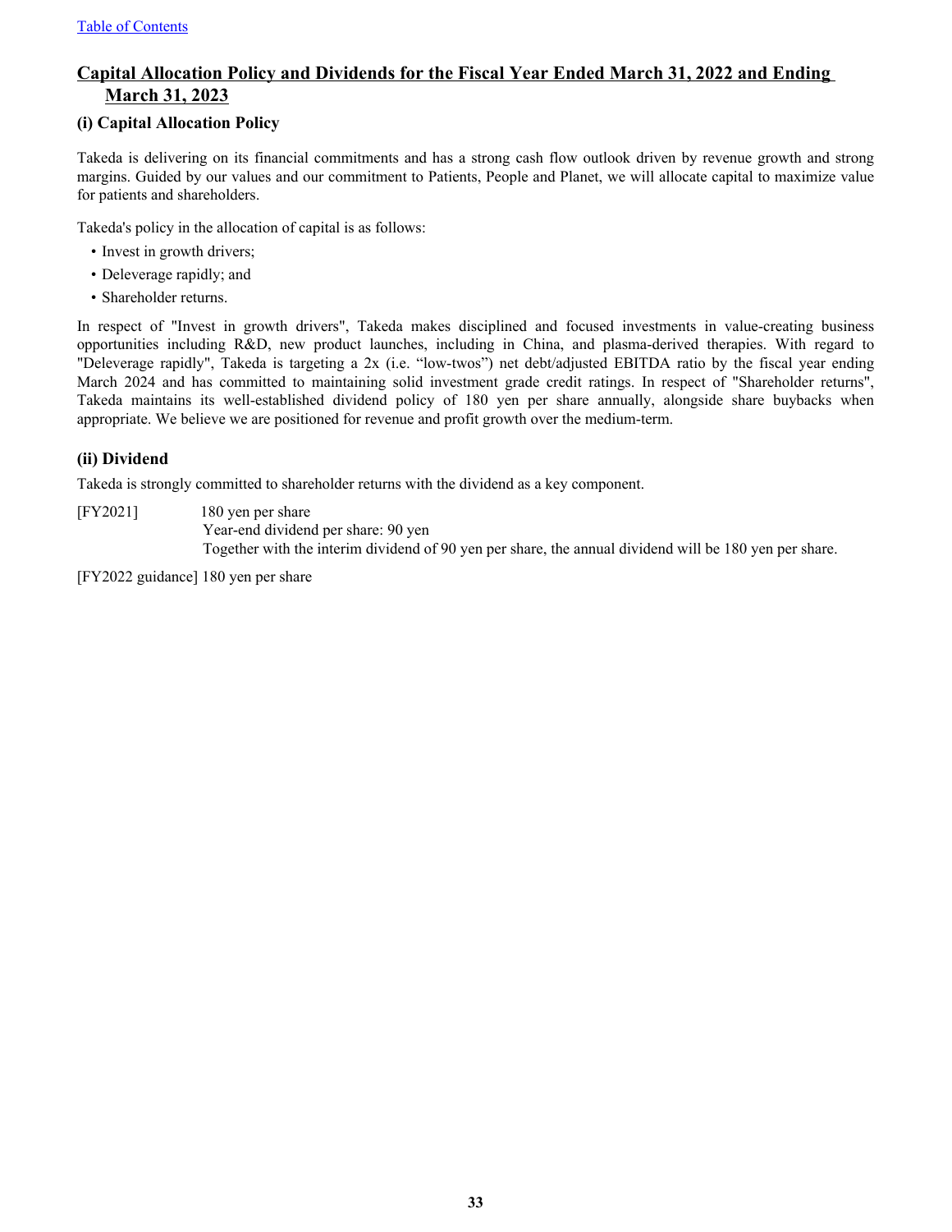## Capital Allocation Policy and Dividends for the Fiscal Year Ended March 31, 2022 and Ending March 31, 2023

### (i) Capital Allocation Policy

Takeda is delivering on its financial commitments and has a strong cash flow outlook driven by revenue growth and strong margins. Guided by our values and our commitment to Patients, People and Planet, we will allocate capital to maximize value for patients and shareholders.

Takeda's policy in the allocation of capital is as follows:

- Invest in growth drivers;
- Deleverage rapidly; and
- Shareholder returns.

In respect of "Invest in growth drivers", Takeda makes disciplined and focused investments in value-creating business opportunities including R&D, new product launches, including in China, and plasma-derived therapies. With regard to "Deleverage rapidly", Takeda is targeting a 2x (i.e. "low-twos") net debt/adjusted EBITDA ratio by the fiscal year ending March 2024 and has committed to maintaining solid investment grade credit ratings. In respect of "Shareholder returns", Takeda maintains its well-established dividend policy of 180 yen per share annually, alongside share buybacks when appropriate. We believe we are positioned for revenue and profit growth over the medium-term.

### (ii) Dividend

Takeda is strongly committed to shareholder returns with the dividend as a key component.

[FY2021] 180 yen per share
Year-end dividend per share: 90 yen
Together with the interim dividend of 90 yen per share, the annual dividend will be 180 yen per share.

[FY2022 guidance] 180 yen per share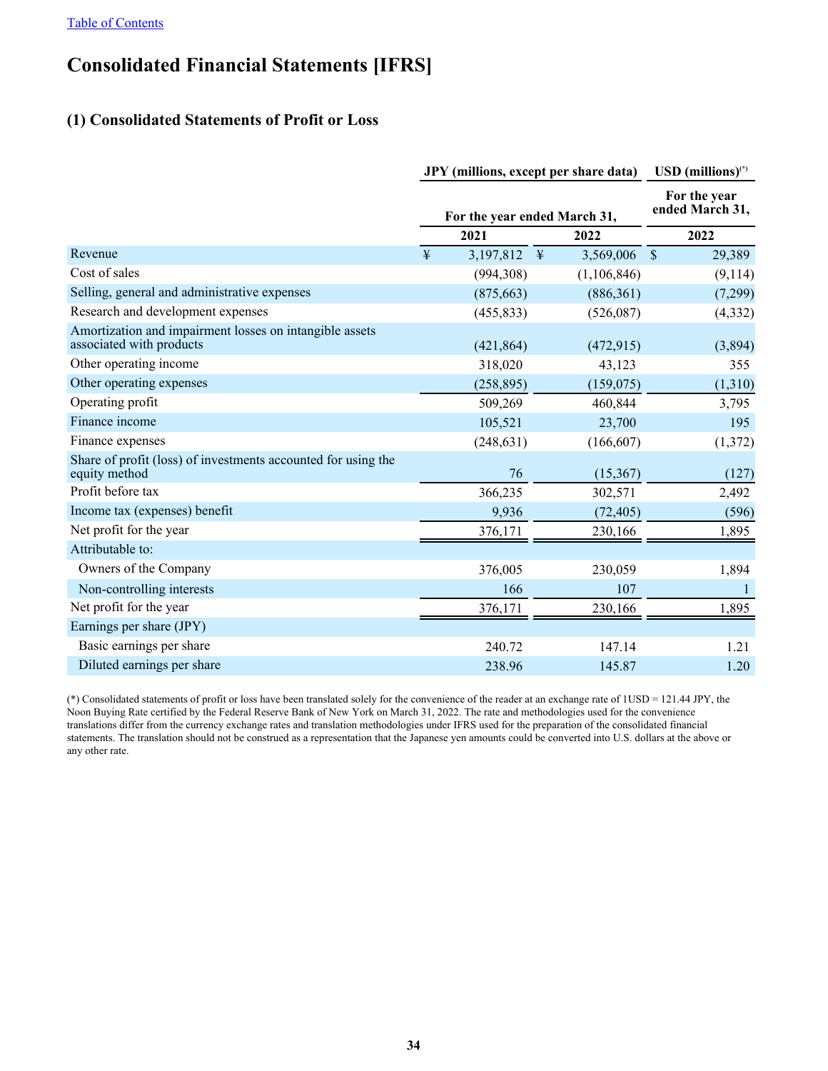[Table of Contents]

# Consolidated Financial Statements [IFRS]

## (1) Consolidated Statements of Profit or Loss

| | JPY (millions, except per share data) | | USD (millions)(*) |
|---|---|---|---|
| | For the year ended March 31, | | For the year ended March 31, |
| | 2021 | 2022 | 2022 |
| Revenue | ¥ 3,197,812 | ¥ 3,569,006 | $ 29,389 |
| Cost of sales | (994,308) | (1,106,846) | (9,114) |
| Selling, general and administrative expenses | (875,663) | (886,361) | (7,299) |
| Research and development expenses | (455,833) | (526,087) | (4,332) |
| Amortization and impairment losses on intangible assets associated with products | (421,864) | (472,915) | (3,894) |
| Other operating income | 318,020 | 43,123 | 355 |
| Other operating expenses | (258,895) | (159,075) | (1,310) |
| Operating profit | 509,269 | 460,844 | 3,795 |
| Finance income | 105,521 | 23,700 | 195 |
| Finance expenses | (248,631) | (166,607) | (1,372) |
| Share of profit (loss) of investments accounted for using the equity method | 76 | (15,367) | (127) |
| Profit before tax | 366,235 | 302,571 | 2,492 |
| Income tax (expenses) benefit | 9,936 | (72,405) | (596) |
| Net profit for the year | 376,171 | 230,166 | 1,895 |
| Attributable to: | | | |
| Owners of the Company | 376,005 | 230,059 | 1,894 |
| Non-controlling interests | 166 | 107 | 1 |
| Net profit for the year | 376,171 | 230,166 | 1,895 |
| Earnings per share (JPY) | | | |
| Basic earnings per share | 240.72 | 147.14 | 1.21 |
| Diluted earnings per share | 238.96 | 145.87 | 1.20 |

(*) Consolidated statements of profit or loss have been translated solely for the convenience of the reader at an exchange rate of 1USD = 121.44 JPY, the Noon Buying Rate certified by the Federal Reserve Bank of New York on March 31, 2022. The rate and methodologies used for the convenience translations differ from the currency exchange rates and translation methodologies under IFRS used for the preparation of the consolidated financial statements. The translation should not be construed as a representation that the Japanese yen amounts could be converted into U.S. dollars at the above or any other rate.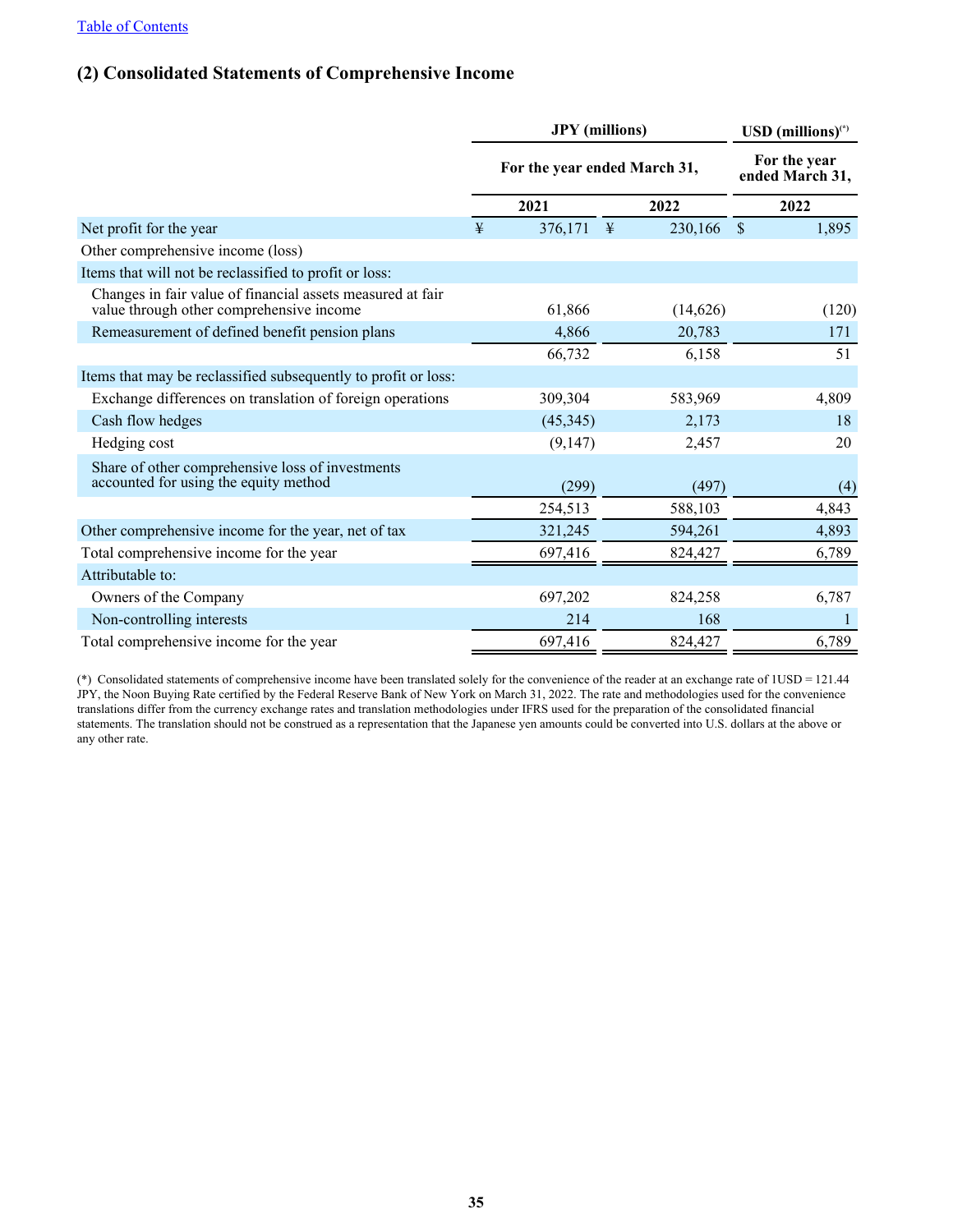[Table of Contents]

## (2) Consolidated Statements of Comprehensive Income

| | JPY (millions) | | USD (millions)(*) |
|---|---|---|---|
| | For the year ended March 31, | | For the year ended March 31, |
| | 2021 | 2022 | 2022 |
| Net profit for the year | ¥ 376,171 | ¥ 230,166 | $ 1,895 |
| Other comprehensive income (loss) | | | |
| Items that will not be reclassified to profit or loss: | | | |
| Changes in fair value of financial assets measured at fair value through other comprehensive income | 61,866 | (14,626) | (120) |
| Remeasurement of defined benefit pension plans | 4,866 | 20,783 | 171 |
| | 66,732 | 6,158 | 51 |
| Items that may be reclassified subsequently to profit or loss: | | | |
| Exchange differences on translation of foreign operations | 309,304 | 583,969 | 4,809 |
| Cash flow hedges | (45,345) | 2,173 | 18 |
| Hedging cost | (9,147) | 2,457 | 20 |
| Share of other comprehensive loss of investments accounted for using the equity method | (299) | (497) | (4) |
| | 254,513 | 588,103 | 4,843 |
| Other comprehensive income for the year, net of tax | 321,245 | 594,261 | 4,893 |
| Total comprehensive income for the year | 697,416 | 824,427 | 6,789 |
| Attributable to: | | | |
| Owners of the Company | 697,202 | 824,258 | 6,787 |
| Non-controlling interests | 214 | 168 | 1 |
| Total comprehensive income for the year | 697,416 | 824,427 | 6,789 |

(*) Consolidated statements of comprehensive income have been translated solely for the convenience of the reader at an exchange rate of 1USD = 121.44 JPY, the Noon Buying Rate certified by the Federal Reserve Bank of New York on March 31, 2022. The rate and methodologies used for the convenience translations differ from the currency exchange rates and translation methodologies under IFRS used for the preparation of the consolidated financial statements. The translation should not be construed as a representation that the Japanese yen amounts could be converted into U.S. dollars at the above or any other rate.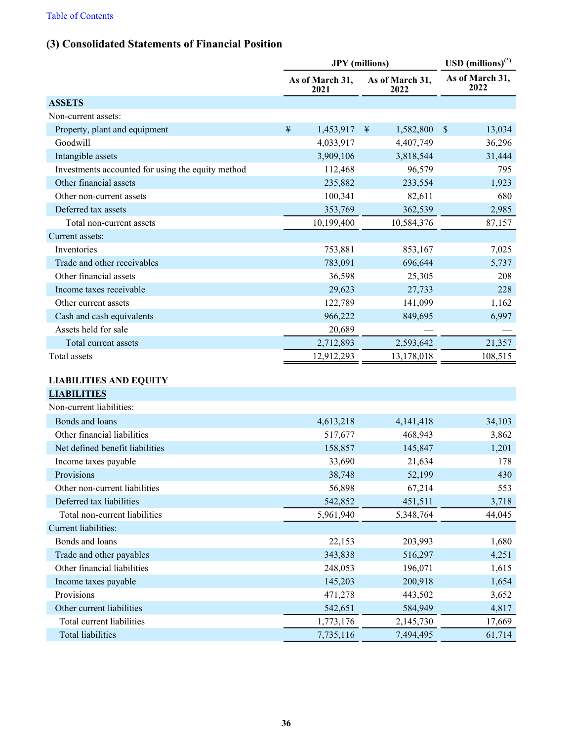[Table of Contents](#)

## (3) Consolidated Statements of Financial Position

| | JPY (millions) | | USD (millions)(*) |
|---|---|---|---|
| | As of March 31, 2021 | As of March 31, 2022 | As of March 31, 2022 |
| **ASSETS** | | | |
| Non-current assets: | | | |
| Property, plant and equipment | ¥ 1,453,917 | ¥ 1,582,800 | $ 13,034 |
| Goodwill | 4,033,917 | 4,407,749 | 36,296 |
| Intangible assets | 3,909,106 | 3,818,544 | 31,444 |
| Investments accounted for using the equity method | 112,468 | 96,579 | 795 |
| Other financial assets | 235,882 | 233,554 | 1,923 |
| Other non-current assets | 100,341 | 82,611 | 680 |
| Deferred tax assets | 353,769 | 362,539 | 2,985 |
| Total non-current assets | 10,199,400 | 10,584,376 | 87,157 |
| Current assets: | | | |
| Inventories | 753,881 | 853,167 | 7,025 |
| Trade and other receivables | 783,091 | 696,644 | 5,737 |
| Other financial assets | 36,598 | 25,305 | 208 |
| Income taxes receivable | 29,623 | 27,733 | 228 |
| Other current assets | 122,789 | 141,099 | 1,162 |
| Cash and cash equivalents | 966,222 | 849,695 | 6,997 |
| Assets held for sale | 20,689 | — | — |
| Total current assets | 2,712,893 | 2,593,642 | 21,357 |
| Total assets | 12,912,293 | 13,178,018 | 108,515 |
| | | | |
| **LIABILITIES AND EQUITY** | | | |
| **LIABILITIES** | | | |
| Non-current liabilities: | | | |
| Bonds and loans | 4,613,218 | 4,141,418 | 34,103 |
| Other financial liabilities | 517,677 | 468,943 | 3,862 |
| Net defined benefit liabilities | 158,857 | 145,847 | 1,201 |
| Income taxes payable | 33,690 | 21,634 | 178 |
| Provisions | 38,748 | 52,199 | 430 |
| Other non-current liabilities | 56,898 | 67,214 | 553 |
| Deferred tax liabilities | 542,852 | 451,511 | 3,718 |
| Total non-current liabilities | 5,961,940 | 5,348,764 | 44,045 |
| Current liabilities: | | | |
| Bonds and loans | 22,153 | 203,993 | 1,680 |
| Trade and other payables | 343,838 | 516,297 | 4,251 |
| Other financial liabilities | 248,053 | 196,071 | 1,615 |
| Income taxes payable | 145,203 | 200,918 | 1,654 |
| Provisions | 471,278 | 443,502 | 3,652 |
| Other current liabilities | 542,651 | 584,949 | 4,817 |
| Total current liabilities | 1,773,176 | 2,145,730 | 17,669 |
| Total liabilities | 7,735,116 | 7,494,495 | 61,714 |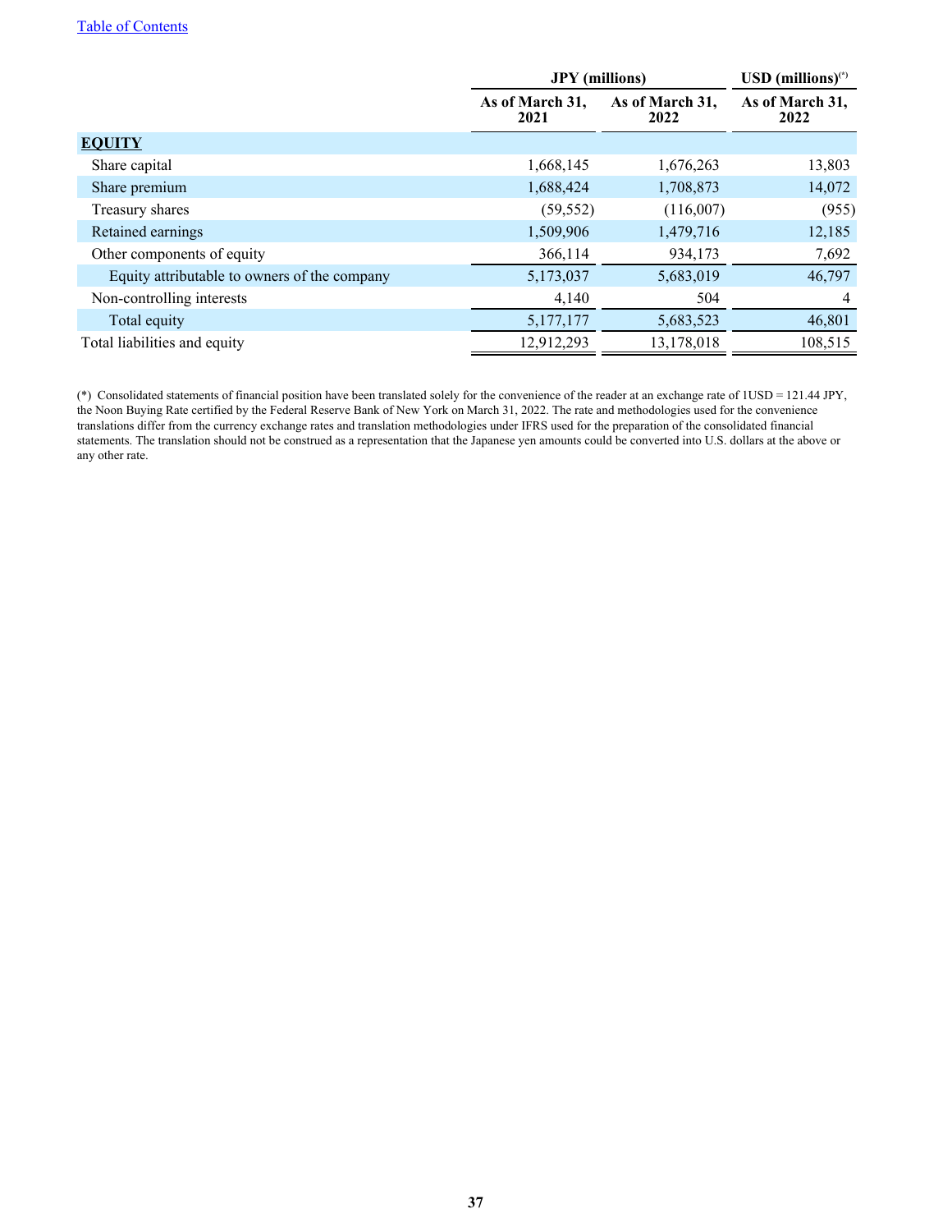[Table of Contents](#)

| | JPY (millions) | | USD (millions)(*) |
|---|---|---|---|
| | As of March 31, 2021 | As of March 31, 2022 | As of March 31, 2022 |
| **EQUITY** | | | |
| Share capital | 1,668,145 | 1,676,263 | 13,803 |
| Share premium | 1,688,424 | 1,708,873 | 14,072 |
| Treasury shares | (59,552) | (116,007) | (955) |
| Retained earnings | 1,509,906 | 1,479,716 | 12,185 |
| Other components of equity | 366,114 | 934,173 | 7,692 |
| Equity attributable to owners of the company | 5,173,037 | 5,683,019 | 46,797 |
| Non-controlling interests | 4,140 | 504 | 4 |
| Total equity | 5,177,177 | 5,683,523 | 46,801 |
| Total liabilities and equity | 12,912,293 | 13,178,018 | 108,515 |

(*) Consolidated statements of financial position have been translated solely for the convenience of the reader at an exchange rate of 1USD = 121.44 JPY, the Noon Buying Rate certified by the Federal Reserve Bank of New York on March 31, 2022. The rate and methodologies used for the convenience translations differ from the currency exchange rates and translation methodologies under IFRS used for the preparation of the consolidated financial statements. The translation should not be construed as a representation that the Japanese yen amounts could be converted into U.S. dollars at the above or any other rate.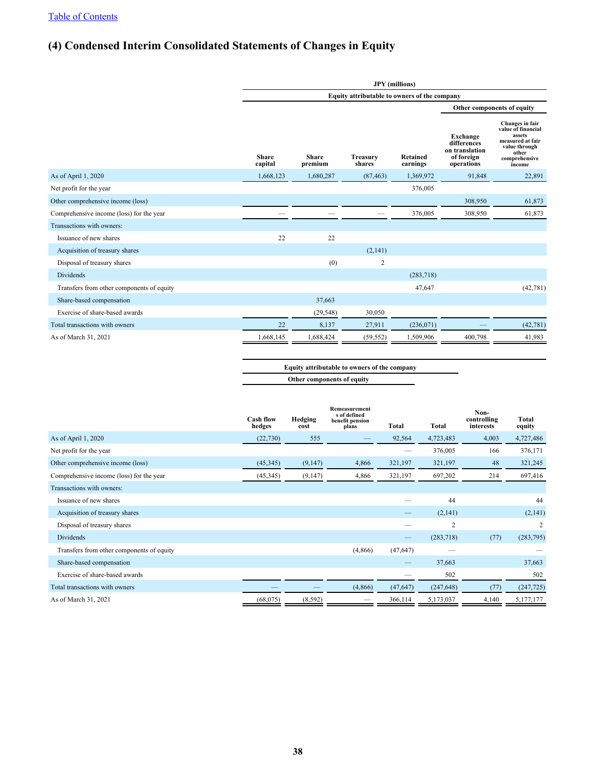# (4) Condensed Interim Consolidated Statements of Changes in Equity

| | JPY (millions) | | | | | |
|---|---|---|---|---|---|---|
| | Equity attributable to owners of the company | | | | | |
| | | | | | Other components of equity | |
| | Share capital | Share premium | Treasury shares | Retained earnings | Exchange differences on translation of foreign operations | Changes in fair value of financial assets measured at fair value through other comprehensive income |
| As of April 1, 2020 | 1,668,123 | 1,680,287 | (87,463) | 1,369,972 | 91,848 | 22,891 |
| Net profit for the year | | | | 376,005 | | |
| Other comprehensive income (loss) | | | | | 308,950 | 61,873 |
| Comprehensive income (loss) for the year | — | — | — | 376,005 | 308,950 | 61,873 |
| Transactions with owners: | | | | | | |
| Issuance of new shares | 22 | 22 | | | | |
| Acquisition of treasury shares | | | (2,141) | | | |
| Disposal of treasury shares | | (0) | 2 | | | |
| Dividends | | | | (283,718) | | |
| Transfers from other components of equity | | | | 47,647 | | (42,781) |
| Share-based compensation | | 37,663 | | | | |
| Exercise of share-based awards | | (29,548) | 30,050 | | | |
| Total transactions with owners | 22 | 8,137 | 27,911 | (236,071) | — | (42,781) |
| As of March 31, 2021 | 1,668,145 | 1,688,424 | (59,552) | 1,509,906 | 400,798 | 41,983 |

| | Equity attributable to owners of the company | | | | | | |
|---|---|---|---|---|---|---|---|
| | Other components of equity | | | | | | |
| | Cash flow hedges | Hedging cost | Remeasurements of defined benefit pension plans | Total | Total | Non-controlling interests | Total equity |
| As of April 1, 2020 | (22,730) | 555 | — | 92,564 | 4,723,483 | 4,003 | 4,727,486 |
| Net profit for the year | | | | — | 376,005 | 166 | 376,171 |
| Other comprehensive income (loss) | (45,345) | (9,147) | 4,866 | 321,197 | 321,197 | 48 | 321,245 |
| Comprehensive income (loss) for the year | (45,345) | (9,147) | 4,866 | 321,197 | 697,202 | 214 | 697,416 |
| Transactions with owners: | | | | | | | |
| Issuance of new shares | | | | — | 44 | | 44 |
| Acquisition of treasury shares | | | | — | (2,141) | | (2,141) |
| Disposal of treasury shares | | | | — | 2 | | 2 |
| Dividends | | | | — | (283,718) | (77) | (283,795) |
| Transfers from other components of equity | | | (4,866) | (47,647) | — | | — |
| Share-based compensation | | | | — | 37,663 | | 37,663 |
| Exercise of share-based awards | | | | — | 502 | | 502 |
| Total transactions with owners | — | — | (4,866) | (47,647) | (247,648) | (77) | (247,725) |
| As of March 31, 2021 | (68,075) | (8,592) | — | 366,114 | 5,173,037 | 4,140 | 5,177,177 |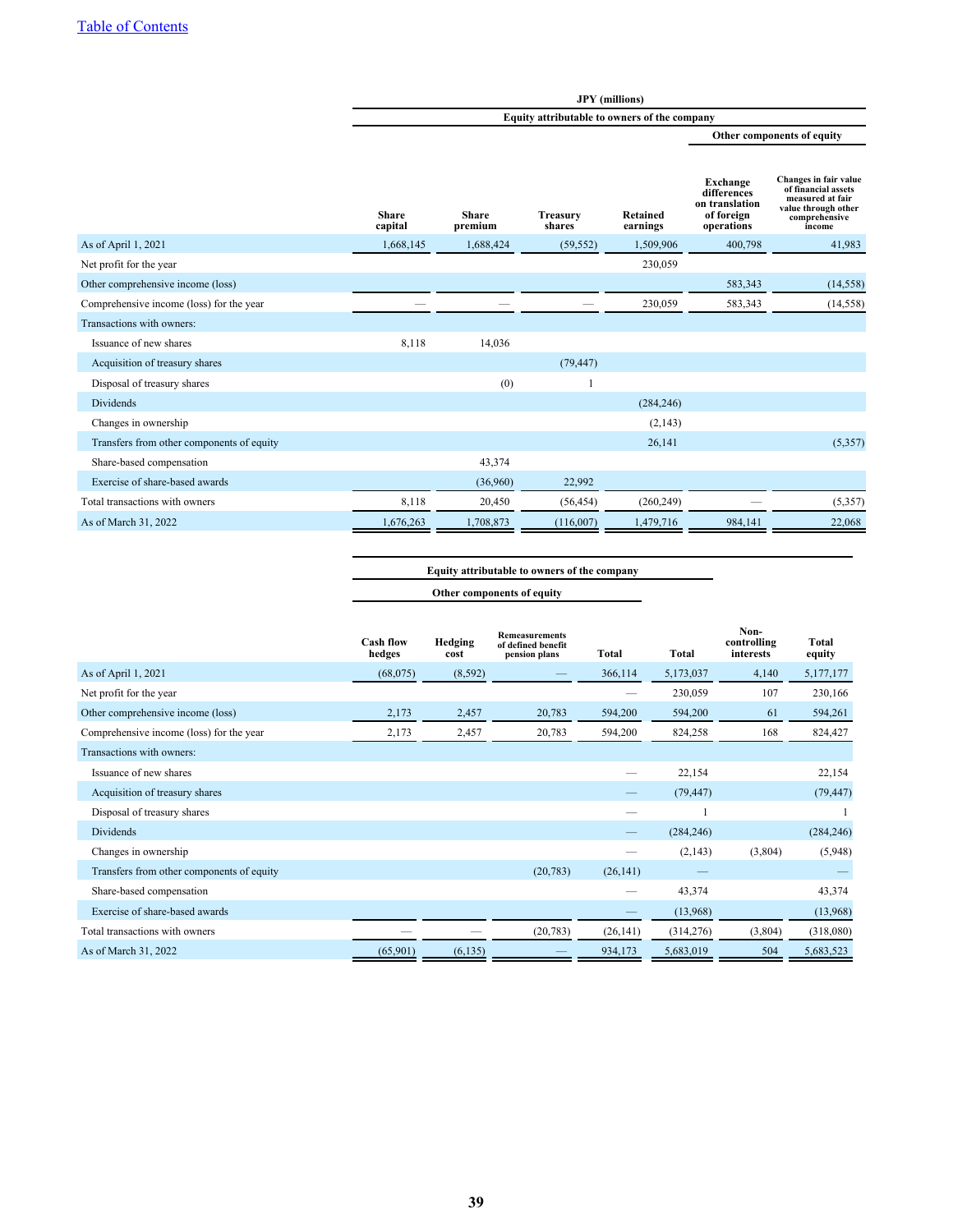| | JPY (millions) | | | | | |
|---|---|---|---|---|---|---|
| | Equity attributable to owners of the company | | | | | |
| | | | | | Other components of equity | |
| | Share capital | Share premium | Treasury shares | Retained earnings | Exchange differences on translation of foreign operations | Changes in fair value of financial assets measured at fair value through other comprehensive income |
| As of April 1, 2021 | 1,668,145 | 1,688,424 | (59,552) | 1,509,906 | 400,798 | 41,983 |
| Net profit for the year | | | | 230,059 | | |
| Other comprehensive income (loss) | | | | | 583,343 | (14,558) |
| Comprehensive income (loss) for the year | — | — | — | 230,059 | 583,343 | (14,558) |
| Transactions with owners: | | | | | | |
| Issuance of new shares | 8,118 | 14,036 | | | | |
| Acquisition of treasury shares | | | (79,447) | | | |
| Disposal of treasury shares | | (0) | 1 | | | |
| Dividends | | | | (284,246) | | |
| Changes in ownership | | | | (2,143) | | |
| Transfers from other components of equity | | | | 26,141 | | (5,357) |
| Share-based compensation | | 43,374 | | | | |
| Exercise of share-based awards | | (36,960) | 22,992 | | | |
| Total transactions with owners | 8,118 | 20,450 | (56,454) | (260,249) | — | (5,357) |
| As of March 31, 2022 | 1,676,263 | 1,708,873 | (116,007) | 1,479,716 | 984,141 | 22,068 |

| | Equity attributable to owners of the company | | | | | | |
|---|---|---|---|---|---|---|---|
| | Other components of equity | | | | | | |
| | Cash flow hedges | Hedging cost | Remeasurements of defined benefit pension plans | Total | Total | Non-controlling interests | Total equity |
| As of April 1, 2021 | (68,075) | (8,592) | — | 366,114 | 5,173,037 | 4,140 | 5,177,177 |
| Net profit for the year | | | | — | 230,059 | 107 | 230,166 |
| Other comprehensive income (loss) | 2,173 | 2,457 | 20,783 | 594,200 | 594,200 | 61 | 594,261 |
| Comprehensive income (loss) for the year | 2,173 | 2,457 | 20,783 | 594,200 | 824,258 | 168 | 824,427 |
| Transactions with owners: | | | | | | | |
| Issuance of new shares | | | | — | 22,154 | | 22,154 |
| Acquisition of treasury shares | | | | — | (79,447) | | (79,447) |
| Disposal of treasury shares | | | | — | 1 | | 1 |
| Dividends | | | | — | (284,246) | | (284,246) |
| Changes in ownership | | | | — | (2,143) | (3,804) | (5,948) |
| Transfers from other components of equity | | | (20,783) | (26,141) | — | | — |
| Share-based compensation | | | | — | 43,374 | | 43,374 |
| Exercise of share-based awards | | | | — | (13,968) | | (13,968) |
| Total transactions with owners | — | — | (20,783) | (26,141) | (314,276) | (3,804) | (318,080) |
| As of March 31, 2022 | (65,901) | (6,135) | — | 934,173 | 5,683,019 | 504 | 5,683,523 |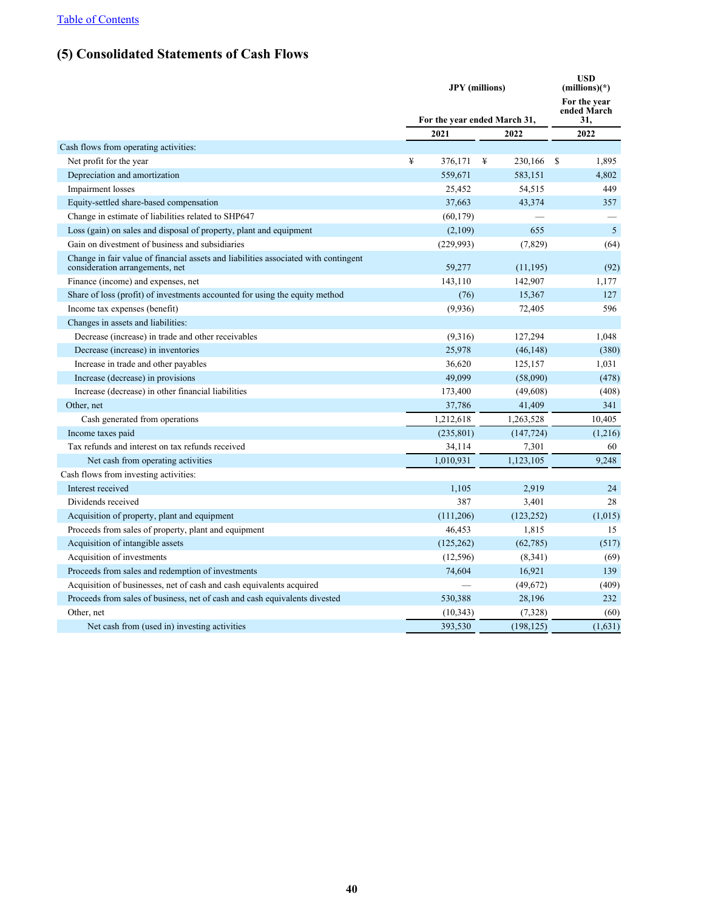[Table of Contents](#)

## (5) Consolidated Statements of Cash Flows

| | JPY (millions) | | USD (millions)(*) |
|---|---|---|---|
| | For the year ended March 31, | | For the year ended March 31, |
| | 2021 | 2022 | 2022 |
| Cash flows from operating activities: | | | |
| Net profit for the year | ¥ 376,171 | ¥ 230,166 | $ 1,895 |
| Depreciation and amortization | 559,671 | 583,151 | 4,802 |
| Impairment losses | 25,452 | 54,515 | 449 |
| Equity-settled share-based compensation | 37,663 | 43,374 | 357 |
| Change in estimate of liabilities related to SHP647 | (60,179) | — | — |
| Loss (gain) on sales and disposal of property, plant and equipment | (2,109) | 655 | 5 |
| Gain on divestment of business and subsidiaries | (229,993) | (7,829) | (64) |
| Change in fair value of financial assets and liabilities associated with contingent consideration arrangements, net | 59,277 | (11,195) | (92) |
| Finance (income) and expenses, net | 143,110 | 142,907 | 1,177 |
| Share of loss (profit) of investments accounted for using the equity method | (76) | 15,367 | 127 |
| Income tax expenses (benefit) | (9,936) | 72,405 | 596 |
| Changes in assets and liabilities: | | | |
| Decrease (increase) in trade and other receivables | (9,316) | 127,294 | 1,048 |
| Decrease (increase) in inventories | 25,978 | (46,148) | (380) |
| Increase in trade and other payables | 36,620 | 125,157 | 1,031 |
| Increase (decrease) in provisions | 49,099 | (58,090) | (478) |
| Increase (decrease) in other financial liabilities | 173,400 | (49,608) | (408) |
| Other, net | 37,786 | 41,409 | 341 |
| Cash generated from operations | 1,212,618 | 1,263,528 | 10,405 |
| Income taxes paid | (235,801) | (147,724) | (1,216) |
| Tax refunds and interest on tax refunds received | 34,114 | 7,301 | 60 |
| Net cash from operating activities | 1,010,931 | 1,123,105 | 9,248 |
| Cash flows from investing activities: | | | |
| Interest received | 1,105 | 2,919 | 24 |
| Dividends received | 387 | 3,401 | 28 |
| Acquisition of property, plant and equipment | (111,206) | (123,252) | (1,015) |
| Proceeds from sales of property, plant and equipment | 46,453 | 1,815 | 15 |
| Acquisition of intangible assets | (125,262) | (62,785) | (517) |
| Acquisition of investments | (12,596) | (8,341) | (69) |
| Proceeds from sales and redemption of investments | 74,604 | 16,921 | 139 |
| Acquisition of businesses, net of cash and cash equivalents acquired | — | (49,672) | (409) |
| Proceeds from sales of business, net of cash and cash equivalents divested | 530,388 | 28,196 | 232 |
| Other, net | (10,343) | (7,328) | (60) |
| Net cash from (used in) investing activities | 393,530 | (198,125) | (1,631) |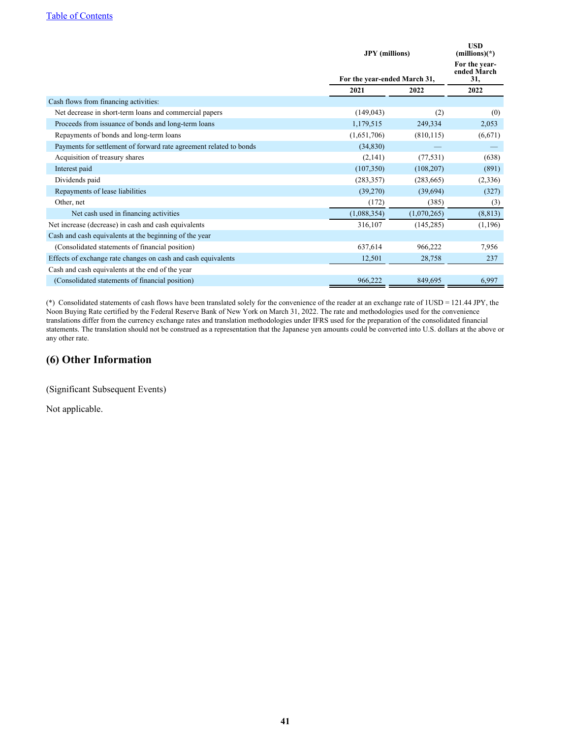[Table of Contents](#)

| | JPY (millions) | | USD (millions)(*) |
|---|---|---|---|
| | For the year-ended March 31, | | For the year-ended March 31, |
| | 2021 | 2022 | 2022 |
| Cash flows from financing activities: | | | |
| Net decrease in short-term loans and commercial papers | (149,043) | (2) | (0) |
| Proceeds from issuance of bonds and long-term loans | 1,179,515 | 249,334 | 2,053 |
| Repayments of bonds and long-term loans | (1,651,706) | (810,115) | (6,671) |
| Payments for settlement of forward rate agreement related to bonds | (34,830) | — | — |
| Acquisition of treasury shares | (2,141) | (77,531) | (638) |
| Interest paid | (107,350) | (108,207) | (891) |
| Dividends paid | (283,357) | (283,665) | (2,336) |
| Repayments of lease liabilities | (39,270) | (39,694) | (327) |
| Other, net | (172) | (385) | (3) |
| Net cash used in financing activities | (1,088,354) | (1,070,265) | (8,813) |
| Net increase (decrease) in cash and cash equivalents | 316,107 | (145,285) | (1,196) |
| Cash and cash equivalents at the beginning of the year | | | |
| (Consolidated statements of financial position) | 637,614 | 966,222 | 7,956 |
| Effects of exchange rate changes on cash and cash equivalents | 12,501 | 28,758 | 237 |
| Cash and cash equivalents at the end of the year | | | |
| (Consolidated statements of financial position) | 966,222 | 849,695 | 6,997 |

(*) Consolidated statements of cash flows have been translated solely for the convenience of the reader at an exchange rate of 1USD = 121.44 JPY, the Noon Buying Rate certified by the Federal Reserve Bank of New York on March 31, 2022. The rate and methodologies used for the convenience translations differ from the currency exchange rates and translation methodologies under IFRS used for the preparation of the consolidated financial statements. The translation should not be construed as a representation that the Japanese yen amounts could be converted into U.S. dollars at the above or any other rate.

## (6) Other Information

(Significant Subsequent Events)

Not applicable.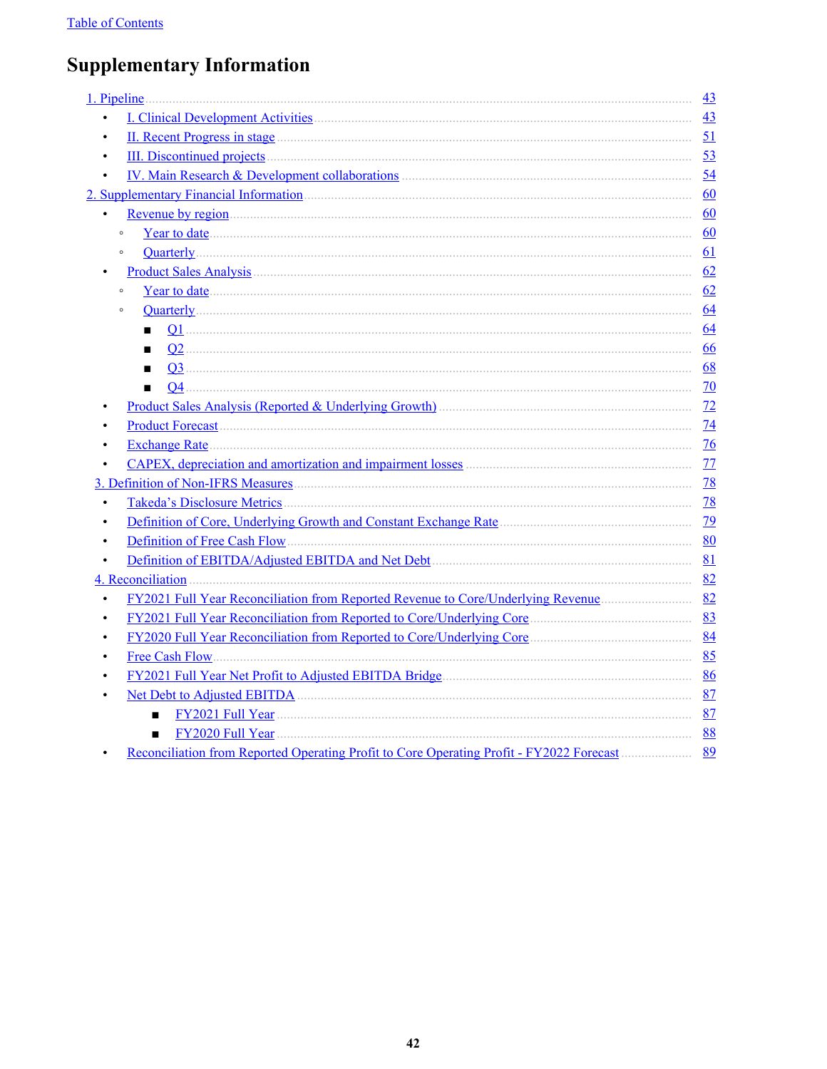[Table of Contents]

# Supplementary Information

- 1. Pipeline ..... 43
  - I. Clinical Development Activities ..... 43
  - II. Recent Progress in stage ..... 51
  - III. Discontinued projects ..... 53
  - IV. Main Research & Development collaborations ..... 54
- 2. Supplementary Financial Information ..... 60
  - Revenue by region ..... 60
    - Year to date ..... 60
    - Quarterly ..... 61
  - Product Sales Analysis ..... 62
    - Year to date ..... 62
    - Quarterly ..... 64
      - Q1 ..... 64
      - Q2 ..... 66
      - Q3 ..... 68
      - Q4 ..... 70
  - Product Sales Analysis (Reported & Underlying Growth) ..... 72
  - Product Forecast ..... 74
  - Exchange Rate ..... 76
  - CAPEX, depreciation and amortization and impairment losses ..... 77
- 3. Definition of Non-IFRS Measures ..... 78
  - Takeda's Disclosure Metrics ..... 78
  - Definition of Core, Underlying Growth and Constant Exchange Rate ..... 79
  - Definition of Free Cash Flow ..... 80
  - Definition of EBITDA/Adjusted EBITDA and Net Debt ..... 81
- 4. Reconciliation ..... 82
  - FY2021 Full Year Reconciliation from Reported Revenue to Core/Underlying Revenue ..... 82
  - FY2021 Full Year Reconciliation from Reported to Core/Underlying Core ..... 83
  - FY2020 Full Year Reconciliation from Reported to Core/Underlying Core ..... 84
  - Free Cash Flow ..... 85
  - FY2021 Full Year Net Profit to Adjusted EBITDA Bridge ..... 86
  - Net Debt to Adjusted EBITDA ..... 87
    - FY2021 Full Year ..... 87
    - FY2020 Full Year ..... 88
  - Reconciliation from Reported Operating Profit to Core Operating Profit - FY2022 Forecast ..... 89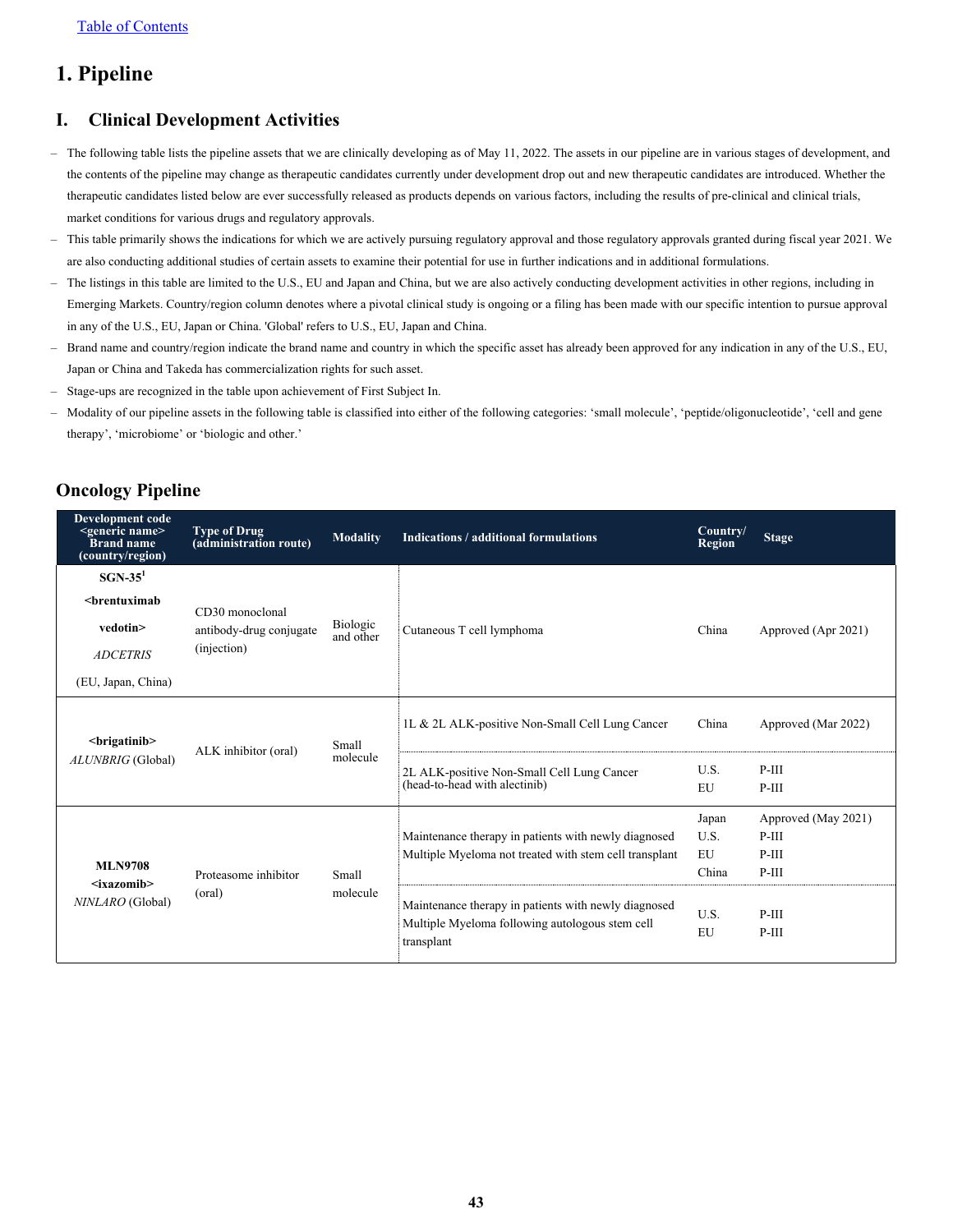[Table of Contents]

# 1. Pipeline

## I. Clinical Development Activities

- The following table lists the pipeline assets that we are clinically developing as of May 11, 2022. The assets in our pipeline are in various stages of development, and the contents of the pipeline may change as therapeutic candidates currently under development drop out and new therapeutic candidates are introduced. Whether the therapeutic candidates listed below are ever successfully released as products depends on various factors, including the results of pre-clinical and clinical trials, market conditions for various drugs and regulatory approvals.
- This table primarily shows the indications for which we are actively pursuing regulatory approval and those regulatory approvals granted during fiscal year 2021. We are also conducting additional studies of certain assets to examine their potential for use in further indications and in additional formulations.
- The listings in this table are limited to the U.S., EU and Japan and China, but we are also actively conducting development activities in other regions, including in Emerging Markets. Country/region column denotes where a pivotal clinical study is ongoing or a filing has been made with our specific intention to pursue approval in any of the U.S., EU, Japan or China. 'Global' refers to U.S., EU, Japan and China.
- Brand name and country/region indicate the brand name and country in which the specific asset has already been approved for any indication in any of the U.S., EU, Japan or China and Takeda has commercialization rights for such asset.
- Stage-ups are recognized in the table upon achievement of First Subject In.
- Modality of our pipeline assets in the following table is classified into either of the following categories: 'small molecule', 'peptide/oligonucleotide', 'cell and gene therapy', 'microbiome' or 'biologic and other.'

### Oncology Pipeline

| Development code <generic name> Brand name (country/region) | Type of Drug (administration route) | Modality | Indications / additional formulations | Country/ Region | Stage |
|---|---|---|---|---|---|
| **SGN-35**[1] **<brentuximab vedotin>** *ADCETRIS* (EU, Japan, China) | CD30 monoclonal antibody-drug conjugate (injection) | Biologic and other | Cutaneous T cell lymphoma | China | Approved (Apr 2021) |
| **<brigatinib>** *ALUNBRIG* (Global) | ALK inhibitor (oral) | Small molecule | 1L & 2L ALK-positive Non-Small Cell Lung Cancer | China | Approved (Mar 2022) |
| | | | 2L ALK-positive Non-Small Cell Lung Cancer (head-to-head with alectinib) | U.S.<br>EU | P-III<br>P-III |
| **MLN9708 <ixazomib>** *NINLARO* (Global) | Proteasome inhibitor (oral) | Small molecule | Maintenance therapy in patients with newly diagnosed Multiple Myeloma not treated with stem cell transplant | Japan<br>U.S.<br>EU<br>China | Approved (May 2021)<br>P-III<br>P-III<br>P-III |
| | | | Maintenance therapy in patients with newly diagnosed Multiple Myeloma following autologous stem cell transplant | U.S.<br>EU | P-III<br>P-III |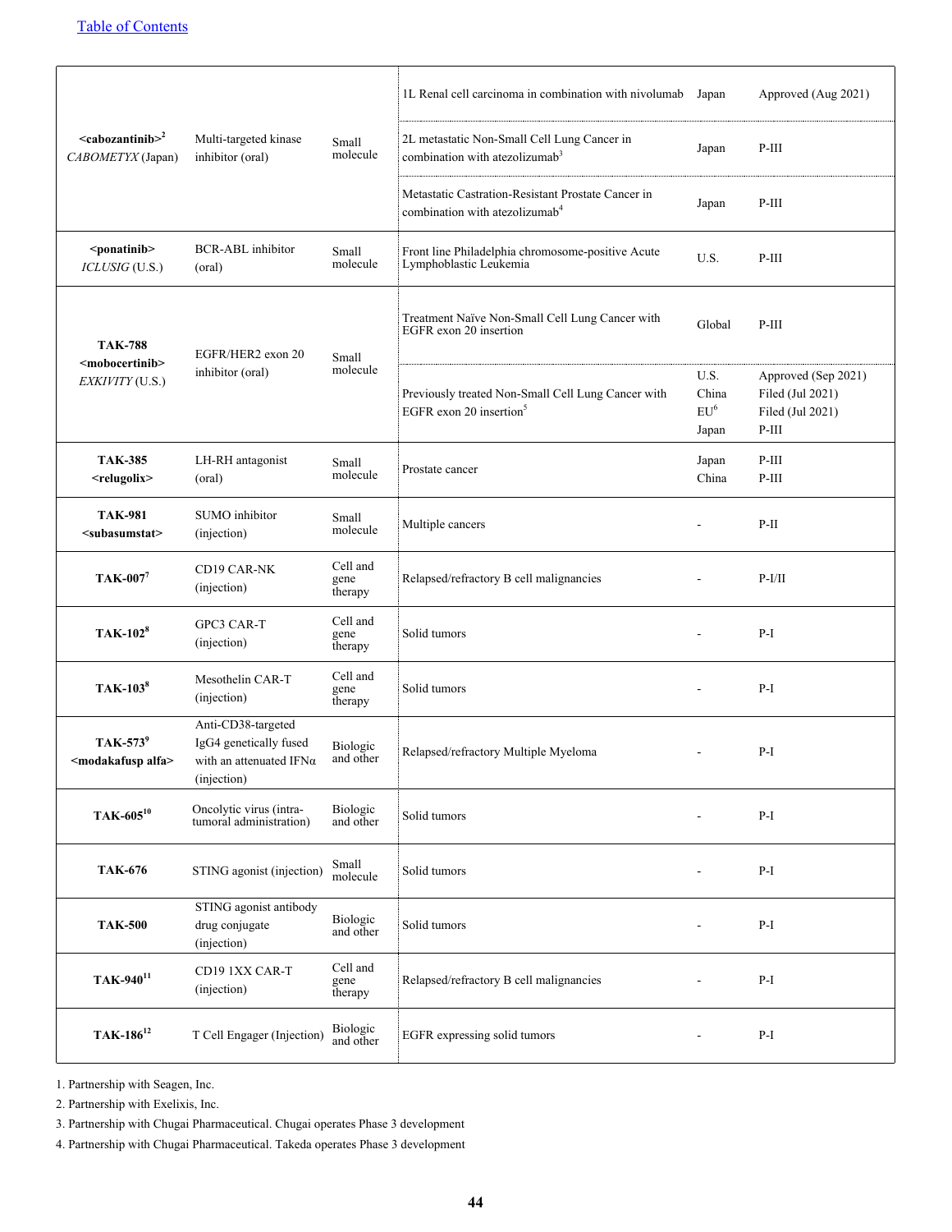[Table of Contents]()

| | | | | | |
|---|---|---|---|---|---|
| **<cabozantinib>**[2] *CABOMETYX* (Japan) | Multi-targeted kinase inhibitor (oral) | Small molecule | 1L Renal cell carcinoma in combination with nivolumab | Japan | Approved (Aug 2021) |
| | | | 2L metastatic Non-Small Cell Lung Cancer in combination with atezolizumab[3] | Japan | P-III |
| | | | Metastatic Castration-Resistant Prostate Cancer in combination with atezolizumab[4] | Japan | P-III |
| **<ponatinib>** *ICLUSIG* (U.S.) | BCR-ABL inhibitor (oral) | Small molecule | Front line Philadelphia chromosome-positive Acute Lymphoblastic Leukemia | U.S. | P-III |
| **TAK-788 <mobocertinib>** *EXKIVITY* (U.S.) | EGFR/HER2 exon 20 inhibitor (oral) | Small molecule | Treatment Naïve Non-Small Cell Lung Cancer with EGFR exon 20 insertion | Global | P-III |
| | | | Previously treated Non-Small Cell Lung Cancer with EGFR exon 20 insertion[5] | U.S.<br>China<br>EU[6]<br>Japan | Approved (Sep 2021)<br>Filed (Jul 2021)<br>Filed (Jul 2021)<br>P-III |
| **TAK-385 <relugolix>** | LH-RH antagonist (oral) | Small molecule | Prostate cancer | Japan<br>China | P-III<br>P-III |
| **TAK-981 <subasumstat>** | SUMO inhibitor (injection) | Small molecule | Multiple cancers | - | P-II |
| **TAK-007**[7] | CD19 CAR-NK (injection) | Cell and gene therapy | Relapsed/refractory B cell malignancies | - | P-I/II |
| **TAK-102**[8] | GPC3 CAR-T (injection) | Cell and gene therapy | Solid tumors | - | P-I |
| **TAK-103**[8] | Mesothelin CAR-T (injection) | Cell and gene therapy | Solid tumors | - | P-I |
| **TAK-573**[9] **<modakafusp alfa>** | Anti-CD38-targeted IgG4 genetically fused with an attenuated IFNα (injection) | Biologic and other | Relapsed/refractory Multiple Myeloma | - | P-I |
| **TAK-605**[10] | Oncolytic virus (intra-tumoral administration) | Biologic and other | Solid tumors | - | P-I |
| **TAK-676** | STING agonist (injection) | Small molecule | Solid tumors | - | P-I |
| **TAK-500** | STING agonist antibody drug conjugate (injection) | Biologic and other | Solid tumors | - | P-I |
| **TAK-940**[11] | CD19 1XX CAR-T (injection) | Cell and gene therapy | Relapsed/refractory B cell malignancies | - | P-I |
| **TAK-186**[12] | T Cell Engager (Injection) | Biologic and other | EGFR expressing solid tumors | - | P-I |

1. Partnership with Seagen, Inc.
2. Partnership with Exelixis, Inc.
3. Partnership with Chugai Pharmaceutical. Chugai operates Phase 3 development
4. Partnership with Chugai Pharmaceutical. Takeda operates Phase 3 development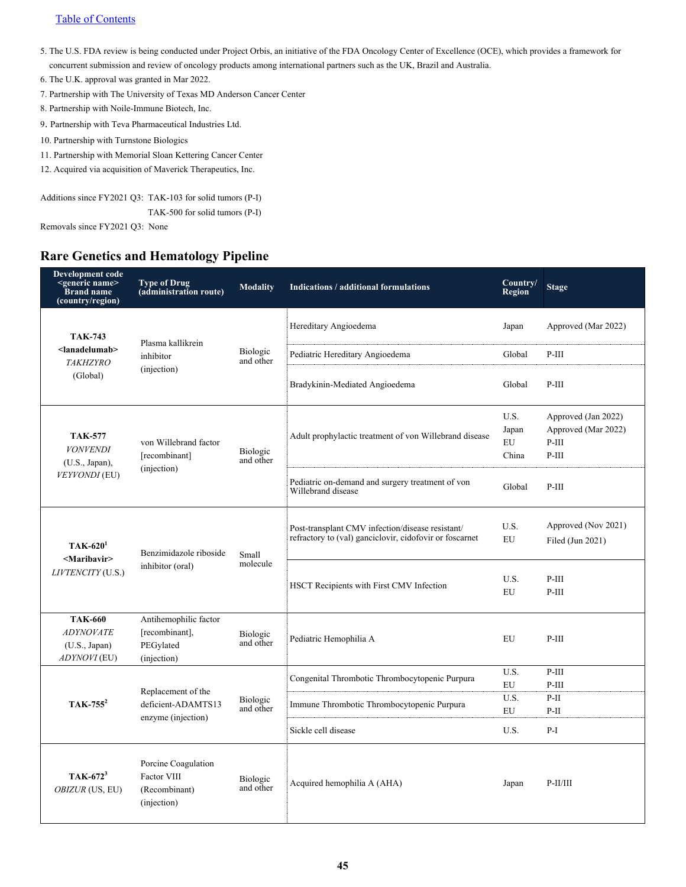[Table of Contents](#)

5. The U.S. FDA review is being conducted under Project Orbis, an initiative of the FDA Oncology Center of Excellence (OCE), which provides a framework for concurrent submission and review of oncology products among international partners such as the UK, Brazil and Australia.
6. The U.K. approval was granted in Mar 2022.
7. Partnership with The University of Texas MD Anderson Cancer Center
8. Partnership with Noile-Immune Biotech, Inc.
9. Partnership with Teva Pharmaceutical Industries Ltd.
10. Partnership with Turnstone Biologics
11. Partnership with Memorial Sloan Kettering Cancer Center
12. Acquired via acquisition of Maverick Therapeutics, Inc.

Additions since FY2021 Q3: TAK-103 for solid tumors (P-I)
TAK-500 for solid tumors (P-I)

Removals since FY2021 Q3: None

## Rare Genetics and Hematology Pipeline

| Development code <generic name> Brand name (country/region) | Type of Drug (administration route) | Modality | Indications / additional formulations | Country/ Region | Stage |
|---|---|---|---|---|---|
| **TAK-743** **<lanadelumab>** *TAKHZYRO* (Global) | Plasma kallikrein inhibitor (injection) | Biologic and other | Hereditary Angioedema | Japan | Approved (Mar 2022) |
| | | | Pediatric Hereditary Angioedema | Global | P-III |
| | | | Bradykinin-Mediated Angioedema | Global | P-III |
| **TAK-577** *VONVENDI* (U.S., Japan), *VEYVONDI* (EU) | von Willebrand factor [recombinant] (injection) | Biologic and other | Adult prophylactic treatment of von Willebrand disease | U.S.<br>Japan<br>EU<br>China | Approved (Jan 2022)<br>Approved (Mar 2022)<br>P-III<br>P-III |
| | | | Pediatric on-demand and surgery treatment of von Willebrand disease | Global | P-III |
| **TAK-620**[1] **<Maribavir>** *LIVTENCITY* (U.S.) | Benzimidazole riboside inhibitor (oral) | Small molecule | Post-transplant CMV infection/disease resistant/ refractory to (val) ganciclovir, cidofovir or foscarnet | U.S.<br>EU | Approved (Nov 2021)<br>Filed (Jun 2021) |
| | | | HSCT Recipients with First CMV Infection | U.S.<br>EU | P-III<br>P-III |
| **TAK-660** *ADYNOVATE* (U.S., Japan) *ADYNOVI* (EU) | Antihemophilic factor [recombinant], PEGylated (injection) | Biologic and other | Pediatric Hemophilia A | EU | P-III |
| **TAK-755**[2] | Replacement of the deficient-ADAMTS13 enzyme (injection) | Biologic and other | Congenital Thrombotic Thrombocytopenic Purpura | U.S.<br>EU | P-III<br>P-III |
| | | | Immune Thrombotic Thrombocytopenic Purpura | U.S.<br>EU | P-II<br>P-II |
| | | | Sickle cell disease | U.S. | P-I |
| **TAK-672**[3] *OBIZUR* (US, EU) | Porcine Coagulation Factor VIII (Recombinant) (injection) | Biologic and other | Acquired hemophilia A (AHA) | Japan | P-II/III |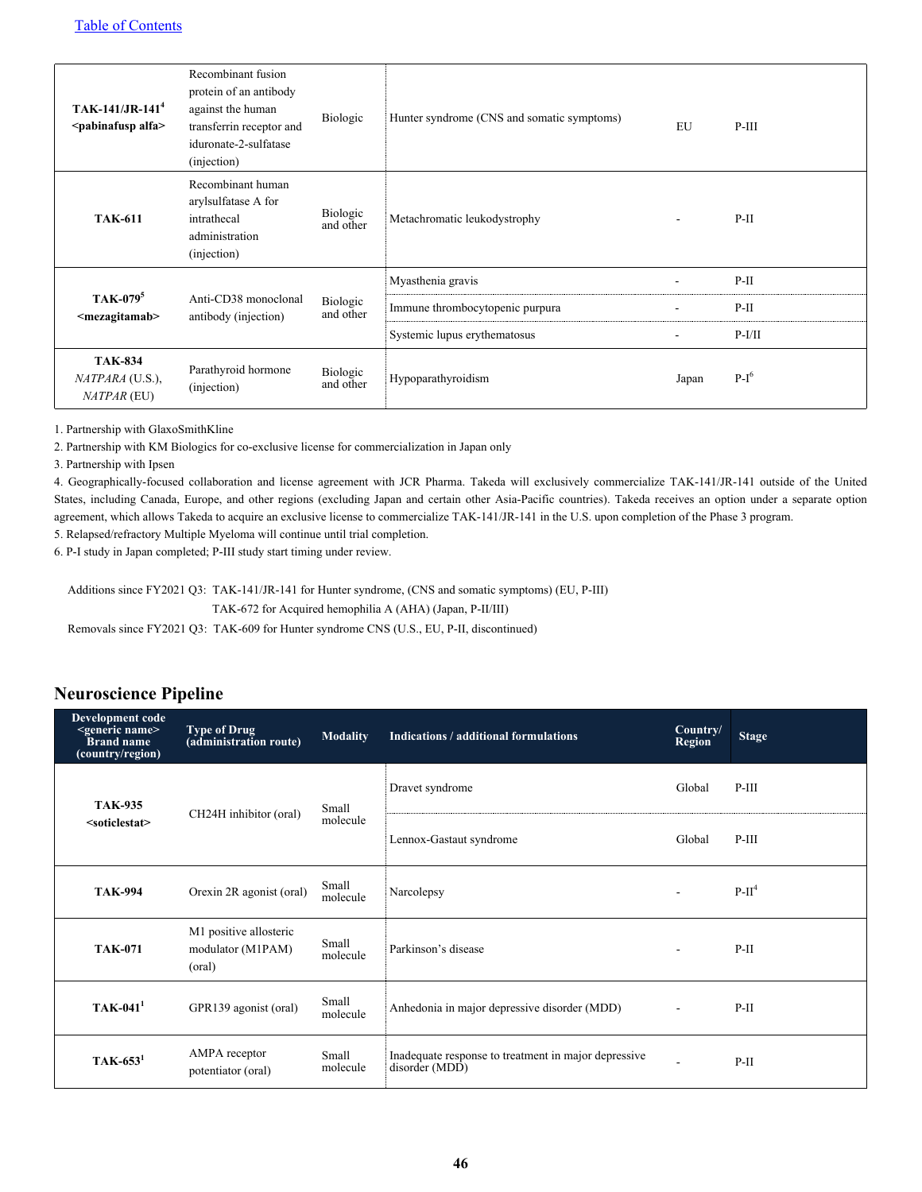| | | | | | |
|---|---|---|---|---|---|
| **TAK-141/JR-141**[4] **<pabinafusp alfa>** | Recombinant fusion protein of an antibody against the human transferrin receptor and iduronate-2-sulfatase (injection) | Biologic | Hunter syndrome (CNS and somatic symptoms) | EU | P-III |
| **TAK-611** | Recombinant human arylsulfatase A for intrathecal administration (injection) | Biologic and other | Metachromatic leukodystrophy | - | P-II |
| **TAK-079**[5] **<mezagitamab>** | Anti-CD38 monoclonal antibody (injection) | Biologic and other | Myasthenia gravis | - | P-II |
| | | | Immune thrombocytopenic purpura | - | P-II |
| | | | Systemic lupus erythematosus | - | P-I/II |
| **TAK-834** *NATPARA* (U.S.), *NATPAR* (EU) | Parathyroid hormone (injection) | Biologic and other | Hypoparathyroidism | Japan | P-I[6] |

1. Partnership with GlaxoSmithKline
2. Partnership with KM Biologics for co-exclusive license for commercialization in Japan only
3. Partnership with Ipsen
4. Geographically-focused collaboration and license agreement with JCR Pharma. Takeda will exclusively commercialize TAK-141/JR-141 outside of the United States, including Canada, Europe, and other regions (excluding Japan and certain other Asia-Pacific countries). Takeda receives an option under a separate option agreement, which allows Takeda to acquire an exclusive license to commercialize TAK-141/JR-141 in the U.S. upon completion of the Phase 3 program.
5. Relapsed/refractory Multiple Myeloma will continue until trial completion.
6. P-I study in Japan completed; P-III study start timing under review.

Additions since FY2021 Q3: TAK-141/JR-141 for Hunter syndrome, (CNS and somatic symptoms) (EU, P-III)
TAK-672 for Acquired hemophilia A (AHA) (Japan, P-II/III)

Removals since FY2021 Q3: TAK-609 for Hunter syndrome CNS (U.S., EU, P-II, discontinued)

## Neuroscience Pipeline

| Development code <generic name> Brand name (country/region) | Type of Drug (administration route) | Modality | Indications / additional formulations | Country/ Region | Stage |
|---|---|---|---|---|---|
| **TAK-935 <soticlestat>** | CH24H inhibitor (oral) | Small molecule | Dravet syndrome | Global | P-III |
| | | | Lennox-Gastaut syndrome | Global | P-III |
| **TAK-994** | Orexin 2R agonist (oral) | Small molecule | Narcolepsy | - | P-II[4] |
| **TAK-071** | M1 positive allosteric modulator (M1PAM) (oral) | Small molecule | Parkinson's disease | - | P-II |
| **TAK-041**[1] | GPR139 agonist (oral) | Small molecule | Anhedonia in major depressive disorder (MDD) | - | P-II |
| **TAK-653**[1] | AMPA receptor potentiator (oral) | Small molecule | Inadequate response to treatment in major depressive disorder (MDD) | - | P-II |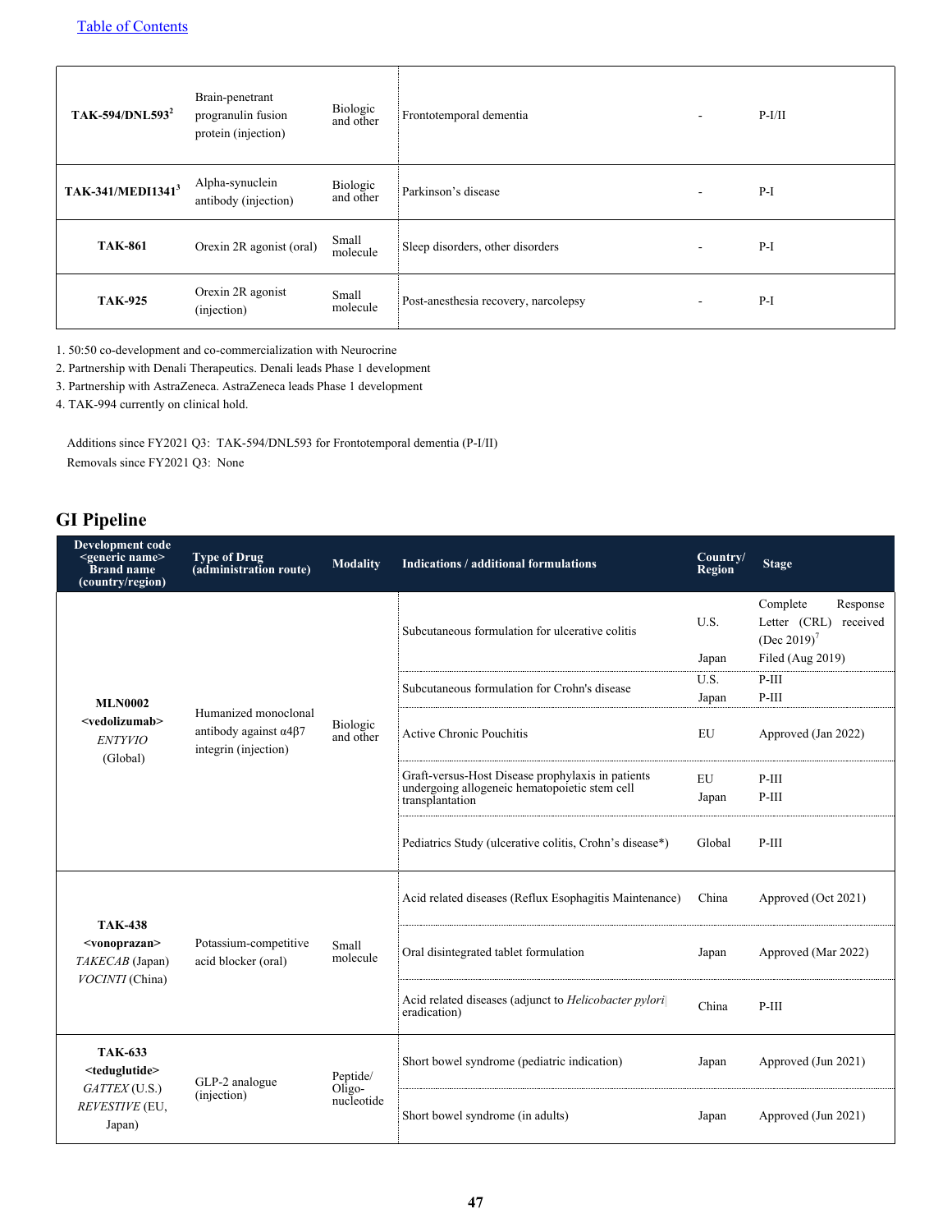[Table of Contents](#)

| | | | | | |
|---|---|---|---|---|---|
| **TAK-594/DNL593**[2] | Brain-penetrant progranulin fusion protein (injection) | Biologic and other | Frontotemporal dementia | - | P-I/II |
| **TAK-341/MEDI1341**[3] | Alpha-synuclein antibody (injection) | Biologic and other | Parkinson's disease | - | P-I |
| **TAK-861** | Orexin 2R agonist (oral) | Small molecule | Sleep disorders, other disorders | - | P-I |
| **TAK-925** | Orexin 2R agonist (injection) | Small molecule | Post-anesthesia recovery, narcolepsy | - | P-I |

1. 50:50 co-development and co-commercialization with Neurocrine
2. Partnership with Denali Therapeutics. Denali leads Phase 1 development
3. Partnership with AstraZeneca. AstraZeneca leads Phase 1 development
4. TAK-994 currently on clinical hold.

Additions since FY2021 Q3: TAK-594/DNL593 for Frontotemporal dementia (P-I/II)
Removals since FY2021 Q3: None

## GI Pipeline

| Development code <generic name> Brand name (country/region) | Type of Drug (administration route) | Modality | Indications / additional formulations | Country/ Region | Stage |
|---|---|---|---|---|---|
| **MLN0002 <vedolizumab>** *ENTYVIO* (Global) | Humanized monoclonal antibody against α4β7 integrin (injection) | Biologic and other | Subcutaneous formulation for ulcerative colitis | U.S. | Complete Response Letter (CRL) received (Dec 2019)[7] |
| | | | | Japan | Filed (Aug 2019) |
| | | | Subcutaneous formulation for Crohn's disease | U.S. | P-III |
| | | | | Japan | P-III |
| | | | Active Chronic Pouchitis | EU | Approved (Jan 2022) |
| | | | Graft-versus-Host Disease prophylaxis in patients undergoing allogeneic hematopoietic stem cell transplantation | EU | P-III |
| | | | | Japan | P-III |
| | | | Pediatrics Study (ulcerative colitis, Crohn's disease*) | Global | P-III |
| **TAK-438 <vonoprazan>** *TAKECAB* (Japan) *VOCINTI* (China) | Potassium-competitive acid blocker (oral) | Small molecule | Acid related diseases (Reflux Esophagitis Maintenance) | China | Approved (Oct 2021) |
| | | | Oral disintegrated tablet formulation | Japan | Approved (Mar 2022) |
| | | | Acid related diseases (adjunct to *Helicobacter pylori* eradication) | China | P-III |
| **TAK-633 <teduglutide>** *GATTEX* (U.S.) *REVESTIVE* (EU, Japan) | GLP-2 analogue (injection) | Peptide/ Oligo-nucleotide | Short bowel syndrome (pediatric indication) | Japan | Approved (Jun 2021) |
| | | | Short bowel syndrome (in adults) | Japan | Approved (Jun 2021) |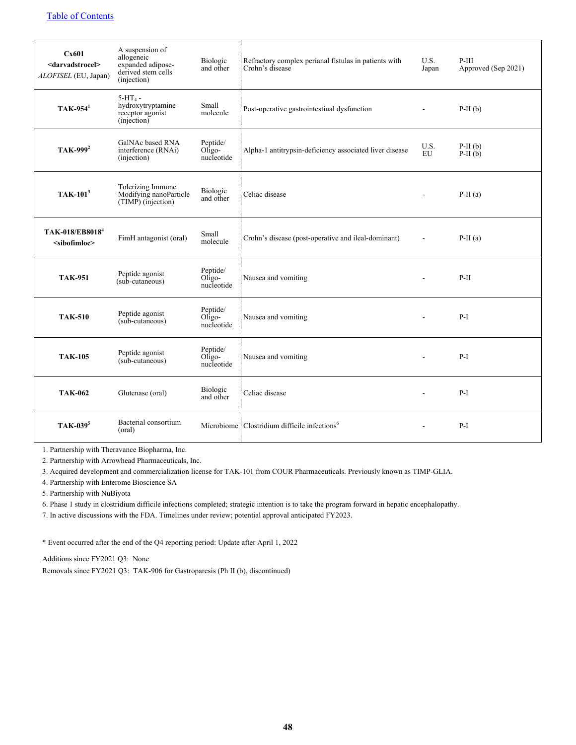[Table of Contents](#)

| | | | | | |
|---|---|---|---|---|---|
| **Cx601** **<darvadstrocel>** *ALOFISEL* (EU, Japan) | A suspension of allogeneic expanded adipose-derived stem cells (injection) | Biologic and other | Refractory complex perianal fistulas in patients with Crohn's disease | U.S. Japan | P-III Approved (Sep 2021) |
| **TAK-954**[1] | 5-$HT_4$ - hydroxytryptamine receptor agonist (injection) | Small molecule | Post-operative gastrointestinal dysfunction | - | P-II (b) |
| **TAK-999**[2] | GalNAc based RNA interference (RNAi) (injection) | Peptide/ Oligo-nucleotide | Alpha-1 antitrypsin-deficiency associated liver disease | U.S. EU | P-II (b) P-II (b) |
| **TAK-101**[3] | Tolerizing Immune Modifying nanoParticle (TIMP) (injection) | Biologic and other | Celiac disease | - | P-II (a) |
| **TAK-018/EB8018**[4] **<sibofimloc>** | FimH antagonist (oral) | Small molecule | Crohn's disease (post-operative and ileal-dominant) | - | P-II (a) |
| **TAK-951** | Peptide agonist (sub-cutaneous) | Peptide/ Oligo-nucleotide | Nausea and vomiting | - | P-II |
| **TAK-510** | Peptide agonist (sub-cutaneous) | Peptide/ Oligo-nucleotide | Nausea and vomiting | - | P-I |
| **TAK-105** | Peptide agonist (sub-cutaneous) | Peptide/ Oligo-nucleotide | Nausea and vomiting | - | P-I |
| **TAK-062** | Glutenase (oral) | Biologic and other | Celiac disease | - | P-I |
| **TAK-039**[5] | Bacterial consortium (oral) | Microbiome | Clostridium difficile infections[6] | - | P-I |

1. Partnership with Theravance Biopharma, Inc.
2. Partnership with Arrowhead Pharmaceuticals, Inc.
3. Acquired development and commercialization license for TAK-101 from COUR Pharmaceuticals. Previously known as TIMP-GLIA.
4. Partnership with Enterome Bioscience SA
5. Partnership with NuBiyota
6. Phase 1 study in clostridium difficile infections completed; strategic intention is to take the program forward in hepatic encephalopathy.
7. In active discussions with the FDA. Timelines under review; potential approval anticipated FY2023.

\* Event occurred after the end of the Q4 reporting period: Update after April 1, 2022

Additions since FY2021 Q3: None

Removals since FY2021 Q3: TAK-906 for Gastroparesis (Ph II (b), discontinued)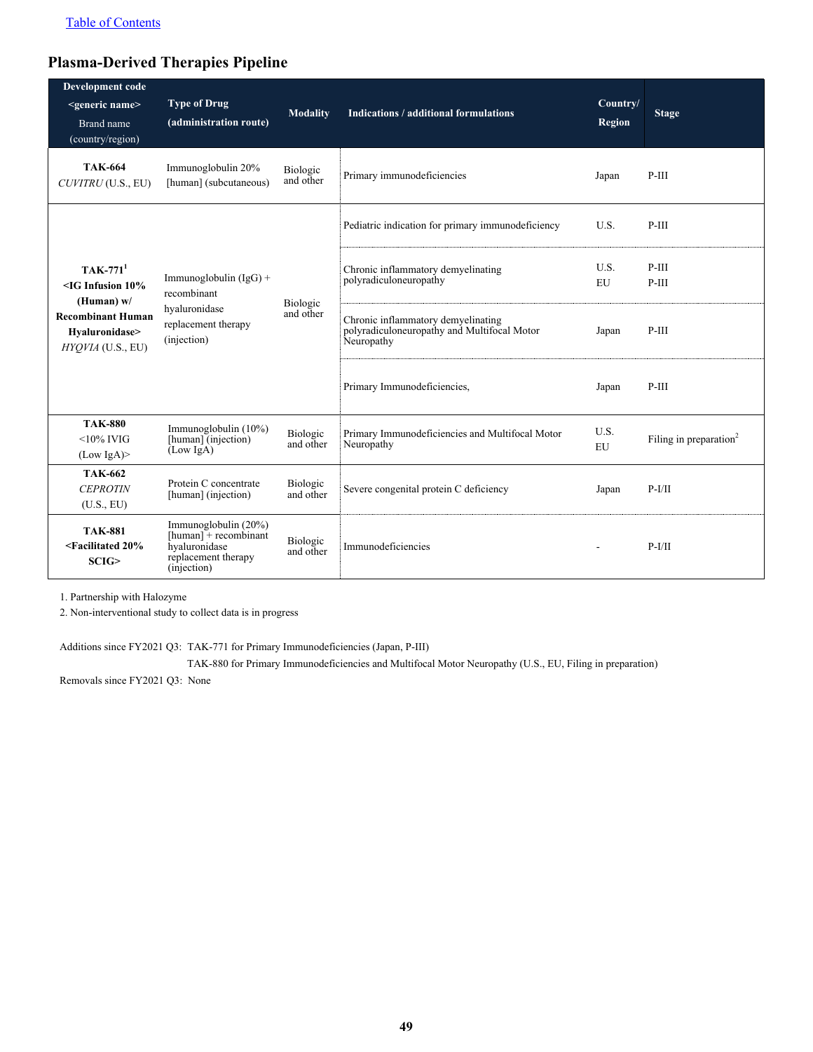[Table of Contents](#)

## Plasma-Derived Therapies Pipeline

| Development code <generic name> Brand name (country/region) | Type of Drug (administration route) | Modality | Indications / additional formulations | Country/ Region | Stage |
|---|---|---|---|---|---|
| **TAK-664** *CUVITRU* (U.S., EU) | Immunoglobulin 20% [human] (subcutaneous) | Biologic and other | Primary immunodeficiencies | Japan | P-III |
| **TAK-771**[1] **<IG Infusion 10% (Human) w/ Recombinant Human Hyaluronidase>** *HYQVIA* (U.S., EU) | Immunoglobulin (IgG) + recombinant hyaluronidase replacement therapy (injection) | Biologic and other | Pediatric indication for primary immunodeficiency | U.S. | P-III |
| | | | Chronic inflammatory demyelinating polyradiculoneuropathy | U.S.<br>EU | P-III<br>P-III |
| | | | Chronic inflammatory demyelinating polyradiculoneuropathy and Multifocal Motor Neuropathy | Japan | P-III |
| | | | Primary Immunodeficiencies, | Japan | P-III |
| **TAK-880** <10% IVIG (Low IgA)> | Immunoglobulin (10%) [human] (injection) (Low IgA) | Biologic and other | Primary Immunodeficiencies and Multifocal Motor Neuropathy | U.S.<br>EU | Filing in preparation[2] |
| **TAK-662** *CEPROTIN* (U.S., EU) | Protein C concentrate [human] (injection) | Biologic and other | Severe congenital protein C deficiency | Japan | P-I/II |
| **TAK-881** **<Facilitated 20% SCIG>** | Immunoglobulin (20%) [human] + recombinant hyaluronidase replacement therapy (injection) | Biologic and other | Immunodeficiencies | - | P-I/II |

1. Partnership with Halozyme
2. Non-interventional study to collect data is in progress

Additions since FY2021 Q3: TAK-771 for Primary Immunodeficiencies (Japan, P-III)
TAK-880 for Primary Immunodeficiencies and Multifocal Motor Neuropathy (U.S., EU, Filing in preparation)

Removals since FY2021 Q3: None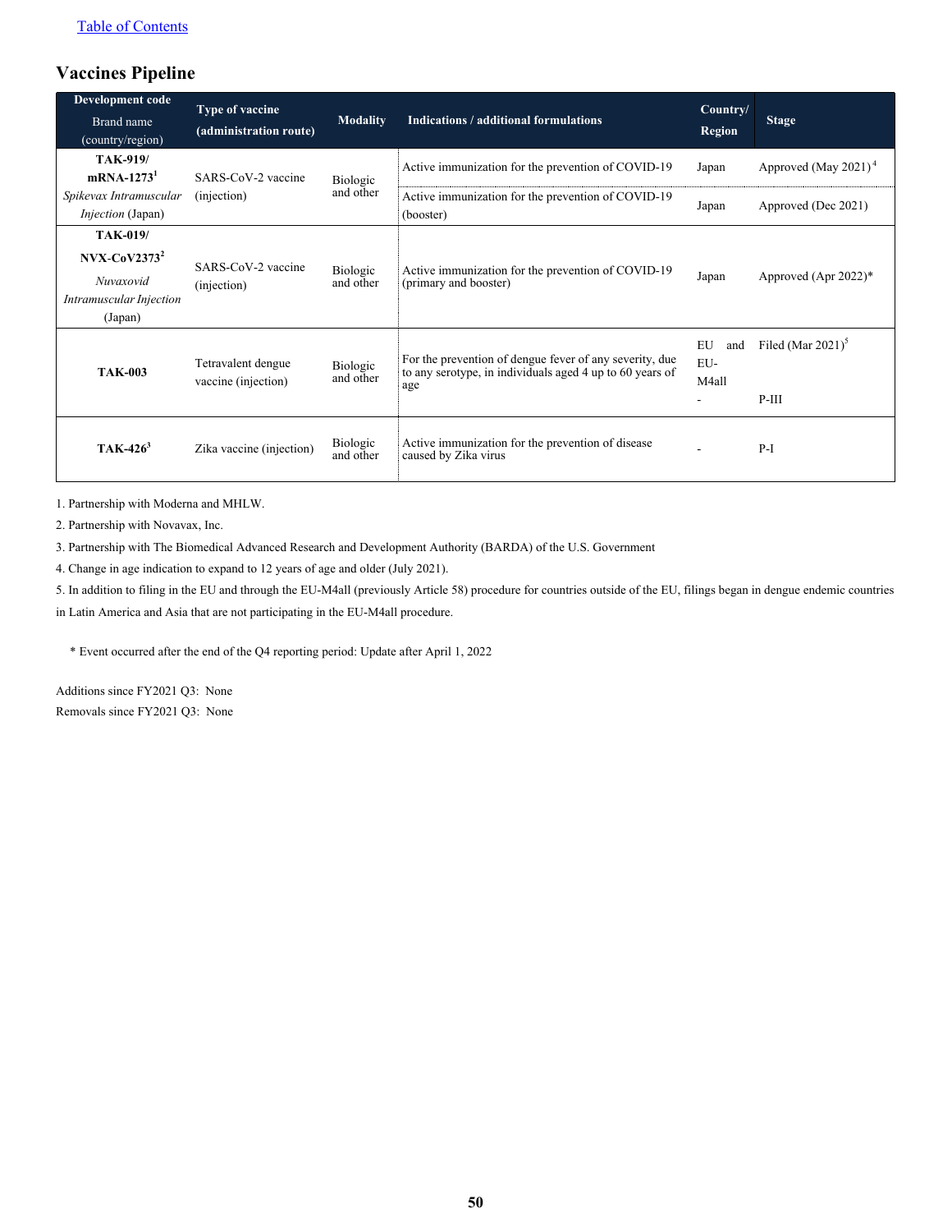[Table of Contents](#)

## Vaccines Pipeline

| Development code Brand name (country/region) | Type of vaccine (administration route) | Modality | Indications / additional formulations | Country/ Region | Stage |
|---|---|---|---|---|---|
| **TAK-919/ mRNA-1273**[1] *Spikevax Intramuscular Injection* (Japan) | SARS-CoV-2 vaccine (injection) | Biologic and other | Active immunization for the prevention of COVID-19 | Japan | Approved (May 2021)[4] |
| | | | Active immunization for the prevention of COVID-19 (booster) | Japan | Approved (Dec 2021) |
| **TAK-019/ NVX-CoV2373**[2] *Nuvaxovid Intramuscular Injection* (Japan) | SARS-CoV-2 vaccine (injection) | Biologic and other | Active immunization for the prevention of COVID-19 (primary and booster) | Japan | Approved (Apr 2022)* |
| **TAK-003** | Tetravalent dengue vaccine (injection) | Biologic and other | For the prevention of dengue fever of any severity, due to any serotype, in individuals aged 4 up to 60 years of age | EU and EU-M4all | Filed (Mar 2021)[5] |
| | | | | - | P-III |
| **TAK-426**[3] | Zika vaccine (injection) | Biologic and other | Active immunization for the prevention of disease caused by Zika virus | - | P-I |

1. Partnership with Moderna and MHLW.
2. Partnership with Novavax, Inc.
3. Partnership with The Biomedical Advanced Research and Development Authority (BARDA) of the U.S. Government
4. Change in age indication to expand to 12 years of age and older (July 2021).
5. In addition to filing in the EU and through the EU-M4all (previously Article 58) procedure for countries outside of the EU, filings began in dengue endemic countries in Latin America and Asia that are not participating in the EU-M4all procedure.

\* Event occurred after the end of the Q4 reporting period: Update after April 1, 2022

Additions since FY2021 Q3: None
Removals since FY2021 Q3: None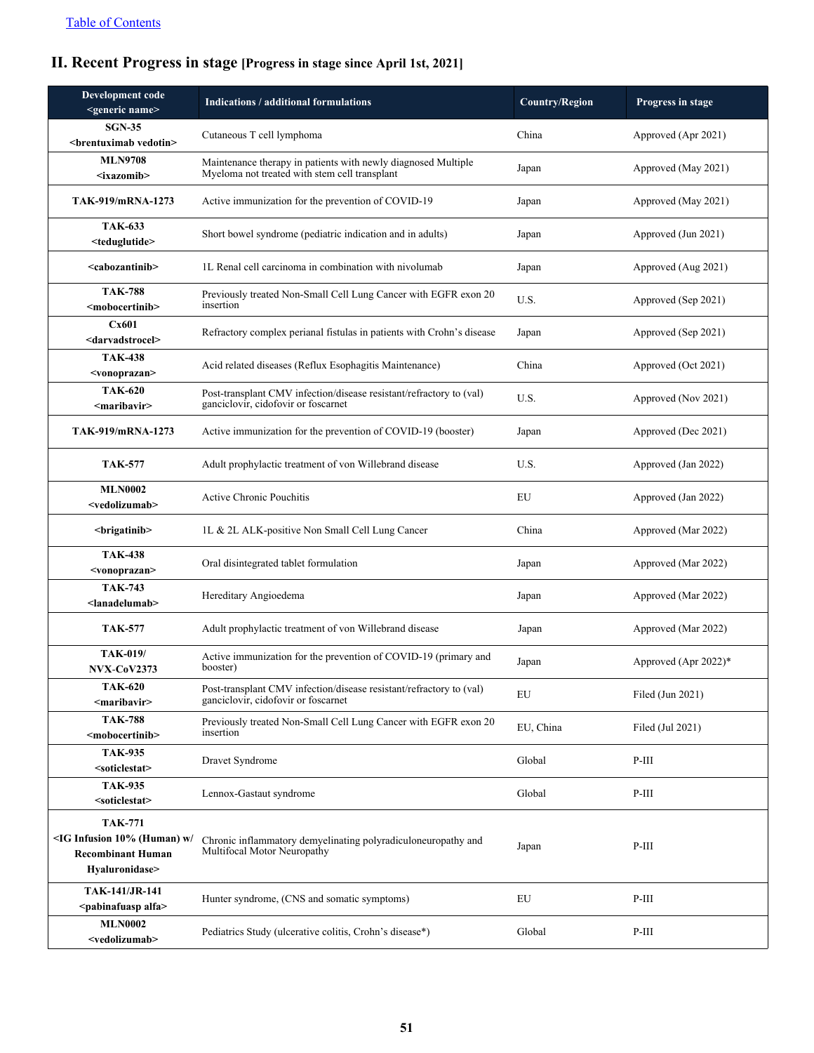[Table of Contents]

## II. Recent Progress in stage [Progress in stage since April 1st, 2021]

| Development code <generic name> | Indications / additional formulations | Country/Region | Progress in stage |
|---|---|---|---|
| **SGN-35 <brentuximab vedotin>** | Cutaneous T cell lymphoma | China | Approved (Apr 2021) |
| **MLN9708 <ixazomib>** | Maintenance therapy in patients with newly diagnosed Multiple Myeloma not treated with stem cell transplant | Japan | Approved (May 2021) |
| **TAK-919/mRNA-1273** | Active immunization for the prevention of COVID-19 | Japan | Approved (May 2021) |
| **TAK-633 <teduglutide>** | Short bowel syndrome (pediatric indication and in adults) | Japan | Approved (Jun 2021) |
| **<cabozantinib>** | 1L Renal cell carcinoma in combination with nivolumab | Japan | Approved (Aug 2021) |
| **TAK-788 <mobocertinib>** | Previously treated Non-Small Cell Lung Cancer with EGFR exon 20 insertion | U.S. | Approved (Sep 2021) |
| **Cx601 <darvadstrocel>** | Refractory complex perianal fistulas in patients with Crohn's disease | Japan | Approved (Sep 2021) |
| **TAK-438 <vonoprazan>** | Acid related diseases (Reflux Esophagitis Maintenance) | China | Approved (Oct 2021) |
| **TAK-620 <maribavir>** | Post-transplant CMV infection/disease resistant/refractory to (val) ganciclovir, cidofovir or foscarnet | U.S. | Approved (Nov 2021) |
| **TAK-919/mRNA-1273** | Active immunization for the prevention of COVID-19 (booster) | Japan | Approved (Dec 2021) |
| **TAK-577** | Adult prophylactic treatment of von Willebrand disease | U.S. | Approved (Jan 2022) |
| **MLN0002 <vedolizumab>** | Active Chronic Pouchitis | EU | Approved (Jan 2022) |
| **<brigatinib>** | 1L & 2L ALK-positive Non Small Cell Lung Cancer | China | Approved (Mar 2022) |
| **TAK-438 <vonoprazan>** | Oral disintegrated tablet formulation | Japan | Approved (Mar 2022) |
| **TAK-743 <lanadelumab>** | Hereditary Angioedema | Japan | Approved (Mar 2022) |
| **TAK-577** | Adult prophylactic treatment of von Willebrand disease | Japan | Approved (Mar 2022) |
| **TAK-019/ NVX-CoV2373** | Active immunization for the prevention of COVID-19 (primary and booster) | Japan | Approved (Apr 2022)* |
| **TAK-620 <maribavir>** | Post-transplant CMV infection/disease resistant/refractory to (val) ganciclovir, cidofovir or foscarnet | EU | Filed (Jun 2021) |
| **TAK-788 <mobocertinib>** | Previously treated Non-Small Cell Lung Cancer with EGFR exon 20 insertion | EU, China | Filed (Jul 2021) |
| **TAK-935 <soticlestat>** | Dravet Syndrome | Global | P-III |
| **TAK-935 <soticlestat>** | Lennox-Gastaut syndrome | Global | P-III |
| **TAK-771 <IG Infusion 10% (Human) w/ Recombinant Human Hyaluronidase>** | Chronic inflammatory demyelinating polyradiculoneuropathy and Multifocal Motor Neuropathy | Japan | P-III |
| **TAK-141/JR-141 <pabinafusp alfa>** | Hunter syndrome, (CNS and somatic symptoms) | EU | P-III |
| **MLN0002 <vedolizumab>** | Pediatrics Study (ulcerative colitis, Crohn's disease*) | Global | P-III |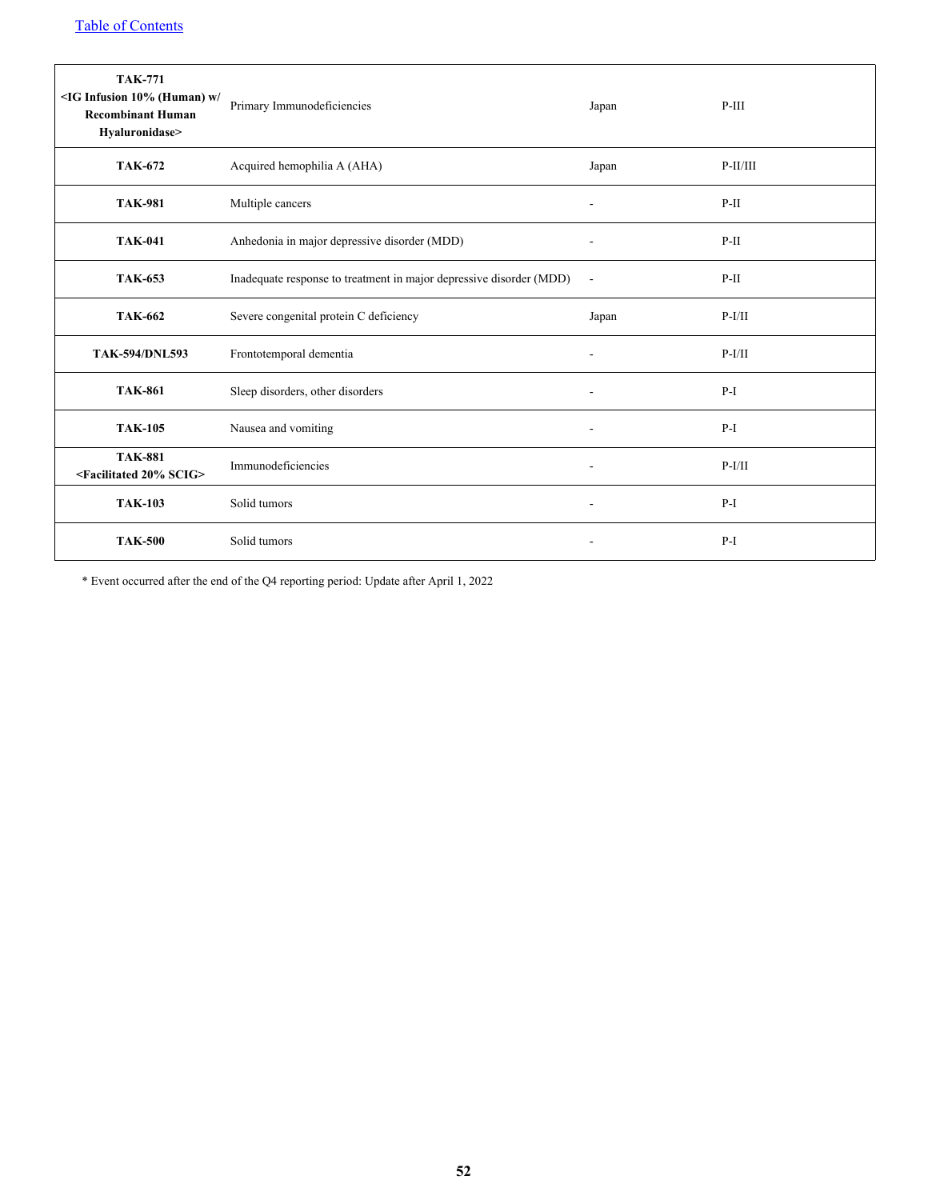[Table of Contents](#)

| | | | |
|---|---|---|---|
| **TAK-771 <IG Infusion 10% (Human) w/ Recombinant Human Hyaluronidase>** | Primary Immunodeficiencies | Japan | P-III |
| **TAK-672** | Acquired hemophilia A (AHA) | Japan | P-II/III |
| **TAK-981** | Multiple cancers | - | P-II |
| **TAK-041** | Anhedonia in major depressive disorder (MDD) | - | P-II |
| **TAK-653** | Inadequate response to treatment in major depressive disorder (MDD) | - | P-II |
| **TAK-662** | Severe congenital protein C deficiency | Japan | P-I/II |
| **TAK-594/DNL593** | Frontotemporal dementia | - | P-I/II |
| **TAK-861** | Sleep disorders, other disorders | - | P-I |
| **TAK-105** | Nausea and vomiting | - | P-I |
| **TAK-881 <Facilitated 20% SCIG>** | Immunodeficiencies | - | P-I/II |
| **TAK-103** | Solid tumors | - | P-I |
| **TAK-500** | Solid tumors | - | P-I |

* Event occurred after the end of the Q4 reporting period: Update after April 1, 2022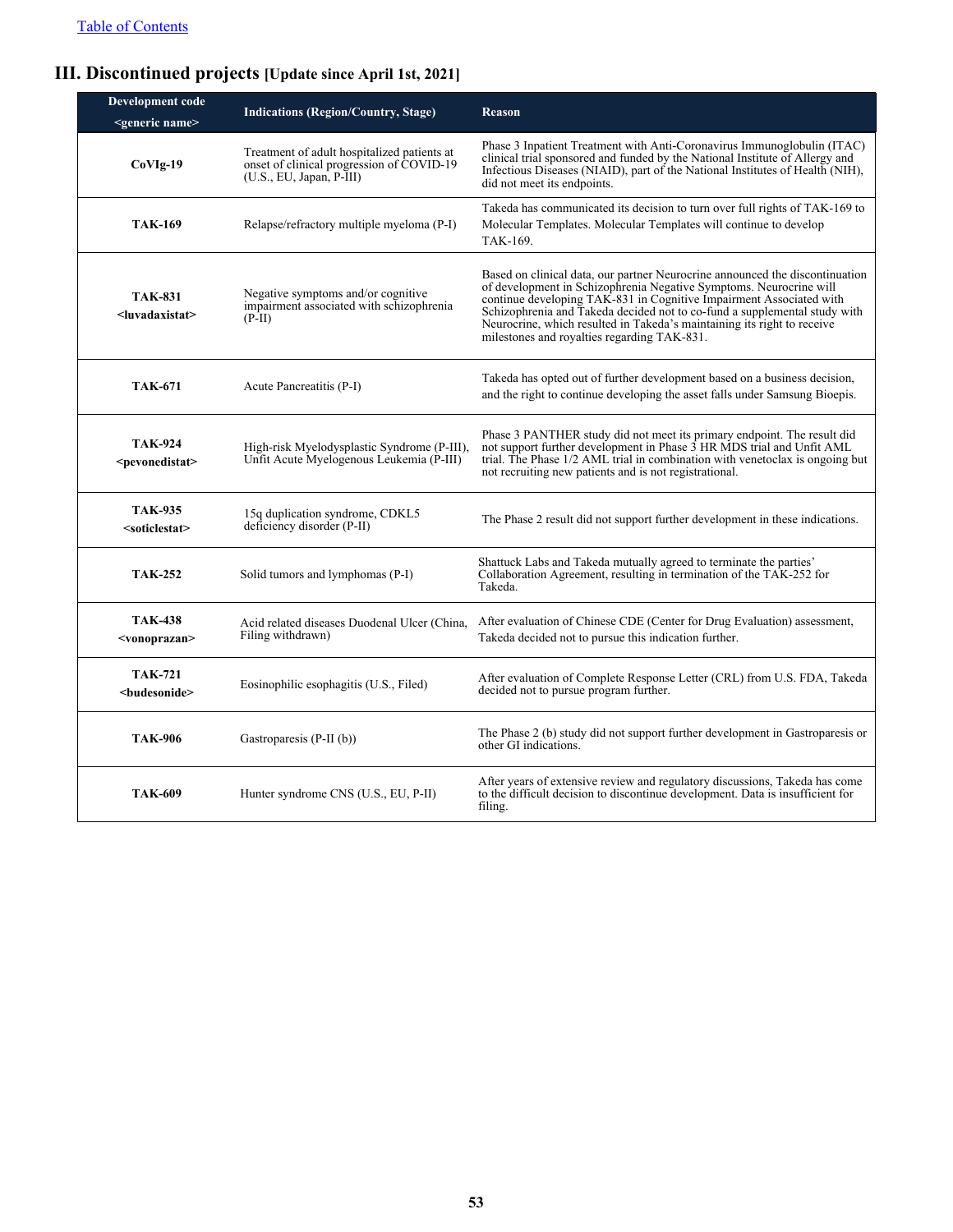[Table of Contents](#)

## III. Discontinued projects [Update since April 1st, 2021]

| Development code <generic name> | Indications (Region/Country, Stage) | Reason |
| --- | --- | --- |
| **CoVIg-19** | Treatment of adult hospitalized patients at onset of clinical progression of COVID-19 (U.S., EU, Japan, P-III) | Phase 3 Inpatient Treatment with Anti-Coronavirus Immunoglobulin (ITAC) clinical trial sponsored and funded by the National Institute of Allergy and Infectious Diseases (NIAID), part of the National Institutes of Health (NIH), did not meet its endpoints. |
| **TAK-169** | Relapse/refractory multiple myeloma (P-I) | Takeda has communicated its decision to turn over full rights of TAK-169 to Molecular Templates. Molecular Templates will continue to develop TAK-169. |
| **TAK-831 <luvadaxistat>** | Negative symptoms and/or cognitive impairment associated with schizophrenia (P-II) | Based on clinical data, our partner Neurocrine announced the discontinuation of development in Schizophrenia Negative Symptoms. Neurocrine will continue developing TAK-831 in Cognitive Impairment Associated with Schizophrenia and Takeda decided not to co-fund a supplemental study with Neurocrine, which resulted in Takeda's maintaining its right to receive milestones and royalties regarding TAK-831. |
| **TAK-671** | Acute Pancreatitis (P-I) | Takeda has opted out of further development based on a business decision, and the right to continue developing the asset falls under Samsung Bioepis. |
| **TAK-924 <pevonedistat>** | High-risk Myelodysplastic Syndrome (P-III), Unfit Acute Myelogenous Leukemia (P-III) | Phase 3 PANTHER study did not meet its primary endpoint. The result did not support further development in Phase 3 HR MDS trial and Unfit AML trial. The Phase 1/2 AML trial in combination with venetoclax is ongoing but not recruiting new patients and is not registrational. |
| **TAK-935 <soticlestat>** | 15q duplication syndrome, CDKL5 deficiency disorder (P-II) | The Phase 2 result did not support further development in these indications. |
| **TAK-252** | Solid tumors and lymphomas (P-I) | Shattuck Labs and Takeda mutually agreed to terminate the parties' Collaboration Agreement, resulting in termination of the TAK-252 for Takeda. |
| **TAK-438 <vonoprazan>** | Acid related diseases Duodenal Ulcer (China, Filing withdrawn) | After evaluation of Chinese CDE (Center for Drug Evaluation) assessment, Takeda decided not to pursue this indication further. |
| **TAK-721 <budesonide>** | Eosinophilic esophagitis (U.S., Filed) | After evaluation of Complete Response Letter (CRL) from U.S. FDA, Takeda decided not to pursue program further. |
| **TAK-906** | Gastroparesis (P-II (b)) | The Phase 2 (b) study did not support further development in Gastroparesis or other GI indications. |
| **TAK-609** | Hunter syndrome CNS (U.S., EU, P-II) | After years of extensive review and regulatory discussions, Takeda has come to the difficult decision to discontinue development. Data is insufficient for filing. |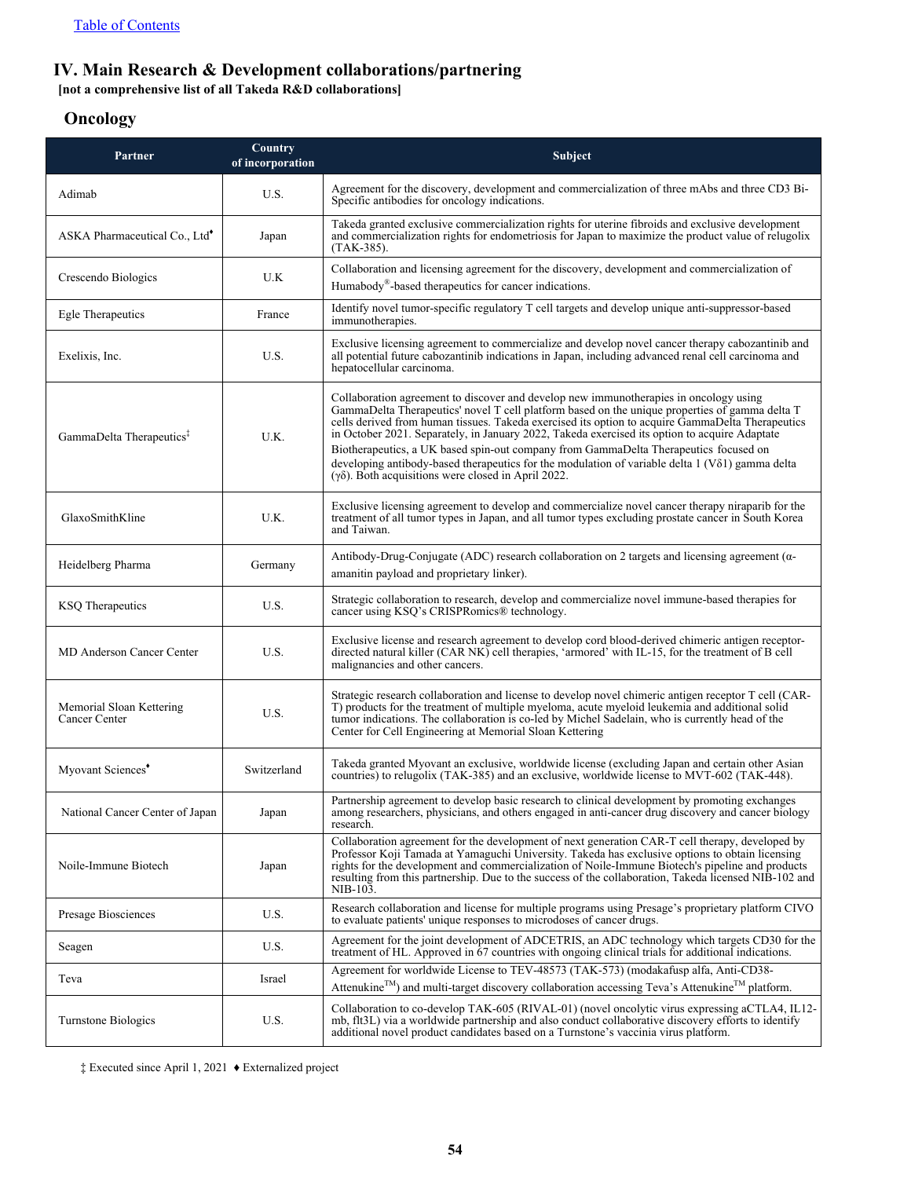[Table of Contents](#)

## IV. Main Research & Development collaborations/partnering

**[not a comprehensive list of all Takeda R&D collaborations]**

### Oncology

| Partner | Country of incorporation | Subject |
|---|---|---|
| Adimab | U.S. | Agreement for the discovery, development and commercialization of three mAbs and three CD3 Bi-Specific antibodies for oncology indications. |
| ASKA Pharmaceutical Co., Ltd♦ | Japan | Takeda granted exclusive commercialization rights for uterine fibroids and exclusive development and commercialization rights for endometriosis for Japan to maximize the product value of relugolix (TAK-385). |
| Crescendo Biologics | U.K | Collaboration and licensing agreement for the discovery, development and commercialization of Humabody®-based therapeutics for cancer indications. |
| Egle Therapeutics | France | Identify novel tumor-specific regulatory T cell targets and develop unique anti-suppressor-based immunotherapies. |
| Exelixis, Inc. | U.S. | Exclusive licensing agreement to commercialize and develop novel cancer therapy cabozantinib and all potential future cabozantinib indications in Japan, including advanced renal cell carcinoma and hepatocellular carcinoma. |
| GammaDelta Therapeutics‡ | U.K. | Collaboration agreement to discover and develop new immunotherapies in oncology using GammaDelta Therapeutics' novel T cell platform based on the unique properties of gamma delta T cells derived from human tissues. Takeda exercised its option to acquire GammaDelta Therapeutics in October 2021. Separately, in January 2022, Takeda exercised its option to acquire Adaptate Biotherapeutics, a UK based spin-out company from GammaDelta Therapeutics focused on developing antibody-based therapeutics for the modulation of variable delta 1 (Vδ1) gamma delta (γδ). Both acquisitions were closed in April 2022. |
| GlaxoSmithKline | U.K. | Exclusive licensing agreement to develop and commercialize novel cancer therapy niraparib for the treatment of all tumor types in Japan, and all tumor types excluding prostate cancer in South Korea and Taiwan. |
| Heidelberg Pharma | Germany | Antibody-Drug-Conjugate (ADC) research collaboration on 2 targets and licensing agreement (α-amanitin payload and proprietary linker). |
| KSQ Therapeutics | U.S. | Strategic collaboration to research, develop and commercialize novel immune-based therapies for cancer using KSQ's CRISPRomics® technology. |
| MD Anderson Cancer Center | U.S. | Exclusive license and research agreement to develop cord blood-derived chimeric antigen receptor-directed natural killer (CAR NK) cell therapies, 'armored' with IL-15, for the treatment of B cell malignancies and other cancers. |
| Memorial Sloan Kettering Cancer Center | U.S. | Strategic research collaboration and license to develop novel chimeric antigen receptor T cell (CAR-T) products for the treatment of multiple myeloma, acute myeloid leukemia and additional solid tumor indications. The collaboration is co-led by Michel Sadelain, who is currently head of the Center for Cell Engineering at Memorial Sloan Kettering |
| Myovant Sciences♦ | Switzerland | Takeda granted Myovant an exclusive, worldwide license (excluding Japan and certain other Asian countries) to relugolix (TAK-385) and an exclusive, worldwide license to MVT-602 (TAK-448). |
| National Cancer Center of Japan | Japan | Partnership agreement to develop basic research to clinical development by promoting exchanges among researchers, physicians, and others engaged in anti-cancer drug discovery and cancer biology research. |
| Noile-Immune Biotech | Japan | Collaboration agreement for the development of next generation CAR-T cell therapy, developed by Professor Koji Tamada at Yamaguchi University. Takeda has exclusive options to obtain licensing rights for the development and commercialization of Noile-Immune Biotech's pipeline and products resulting from this partnership. Due to the success of the collaboration, Takeda licensed NIB-102 and NIB-103. |
| Presage Biosciences | U.S. | Research collaboration and license for multiple programs using Presage's proprietary platform CIVO to evaluate patients' unique responses to microdoses of cancer drugs. |
| Seagen | U.S. | Agreement for the joint development of ADCETRIS, an ADC technology which targets CD30 for the treatment of HL. Approved in 67 countries with ongoing clinical trials for additional indications. |
| Teva | Israel | Agreement for worldwide License to TEV-48573 (TAK-573) (modakafusp alfa, Anti-CD38-Attenukine™) and multi-target discovery collaboration accessing Teva's Attenukine™ platform. |
| Turnstone Biologics | U.S. | Collaboration to co-develop TAK-605 (RIVAL-01) (novel oncolytic virus expressing aCTLA4, IL12-mb, flt3L) via a worldwide partnership and also conduct collaborative discovery efforts to identify additional novel product candidates based on a Turnstone's vaccinia virus platform. |

‡ Executed since April 1, 2021 ♦ Externalized project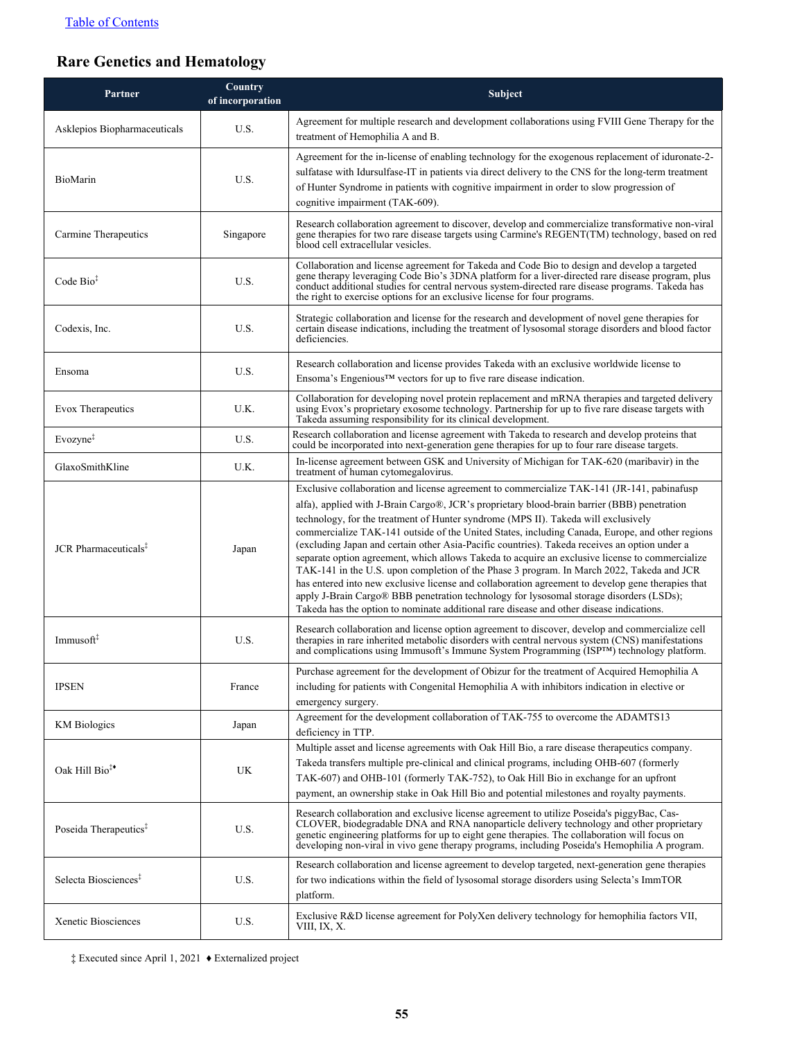## Rare Genetics and Hematology

| Partner | Country of incorporation | Subject |
|---|---|---|
| Asklepios Biopharmaceuticals | U.S. | Agreement for multiple research and development collaborations using FVIII Gene Therapy for the treatment of Hemophilia A and B. |
| BioMarin | U.S. | Agreement for the in-license of enabling technology for the exogenous replacement of iduronate-2-sulfatase with Idursulfase-IT in patients via direct delivery to the CNS for the long-term treatment of Hunter Syndrome in patients with cognitive impairment in order to slow progression of cognitive impairment (TAK-609). |
| Carmine Therapeutics | Singapore | Research collaboration agreement to discover, develop and commercialize transformative non-viral gene therapies for two rare disease targets using Carmine's REGENT(TM) technology, based on red blood cell extracellular vesicles. |
| Code Bio‡ | U.S. | Collaboration and license agreement for Takeda and Code Bio to design and develop a targeted gene therapy leveraging Code Bio's 3DNA platform for a liver-directed rare disease program, plus conduct additional studies for central nervous system-directed rare disease programs. Takeda has the right to exercise options for an exclusive license for four programs. |
| Codexis, Inc. | U.S. | Strategic collaboration and license for the research and development of novel gene therapies for certain disease indications, including the treatment of lysosomal storage disorders and blood factor deficiencies. |
| Ensoma | U.S. | Research collaboration and license provides Takeda with an exclusive worldwide license to Ensoma's Engenious™ vectors for up to five rare disease indication. |
| Evox Therapeutics | U.K. | Collaboration for developing novel protein replacement and mRNA therapies and targeted delivery using Evox's proprietary exosome technology. Partnership for up to five rare disease targets with Takeda assuming responsibility for its clinical development. |
| Evozyne‡ | U.S. | Research collaboration and license agreement with Takeda to research and develop proteins that could be incorporated into next-generation gene therapies for up to four rare disease targets. |
| GlaxoSmithKline | U.K. | In-license agreement between GSK and University of Michigan for TAK-620 (maribavir) in the treatment of human cytomegalovirus. |
| JCR Pharmaceuticals‡ | Japan | Exclusive collaboration and license agreement to commercialize TAK-141 (JR-141, pabinafusp alfa), applied with J-Brain Cargo®, JCR's proprietary blood-brain barrier (BBB) penetration technology, for the treatment of Hunter syndrome (MPS II). Takeda will exclusively commercialize TAK-141 outside of the United States, including Canada, Europe, and other regions (excluding Japan and certain other Asia-Pacific countries). Takeda receives an option under a separate option agreement, which allows Takeda to acquire an exclusive license to commercialize TAK-141 in the U.S. upon completion of the Phase 3 program. In March 2022, Takeda and JCR has entered into new exclusive license and collaboration agreement to develop gene therapies that apply J-Brain Cargo® BBB penetration technology for lysosomal storage disorders (LSDs); Takeda has the option to nominate additional rare disease and other disease indications. |
| Immusoft‡ | U.S. | Research collaboration and license option agreement to discover, develop and commercialize cell therapies in rare inherited metabolic disorders with central nervous system (CNS) manifestations and complications using Immusoft's Immune System Programming (ISP™) technology platform. |
| IPSEN | France | Purchase agreement for the development of Obizur for the treatment of Acquired Hemophilia A including for patients with Congenital Hemophilia A with inhibitors indication in elective or emergency surgery. |
| KM Biologics | Japan | Agreement for the development collaboration of TAK-755 to overcome the ADAMTS13 deficiency in TTP. |
| Oak Hill Bio‡♦ | UK | Multiple asset and license agreements with Oak Hill Bio, a rare disease therapeutics company. Takeda transfers multiple pre-clinical and clinical programs, including OHB-607 (formerly TAK-607) and OHB-101 (formerly TAK-752), to Oak Hill Bio in exchange for an upfront payment, an ownership stake in Oak Hill Bio and potential milestones and royalty payments. |
| Poseida Therapeutics‡ | U.S. | Research collaboration and exclusive license agreement to utilize Poseida's piggyBac, Cas-CLOVER, biodegradable DNA and RNA nanoparticle delivery technology and other proprietary genetic engineering platforms for up to eight gene therapies. The collaboration will focus on developing non-viral in vivo gene therapy programs, including Poseida's Hemophilia A program. |
| Selecta Biosciences‡ | U.S. | Research collaboration and license agreement to develop targeted, next-generation gene therapies for two indications within the field of lysosomal storage disorders using Selecta's ImmTOR platform. |
| Xenetic Biosciences | U.S. | Exclusive R&D license agreement for PolyXen delivery technology for hemophilia factors VII, VIII, IX, X. |

‡ Executed since April 1, 2021 ♦ Externalized project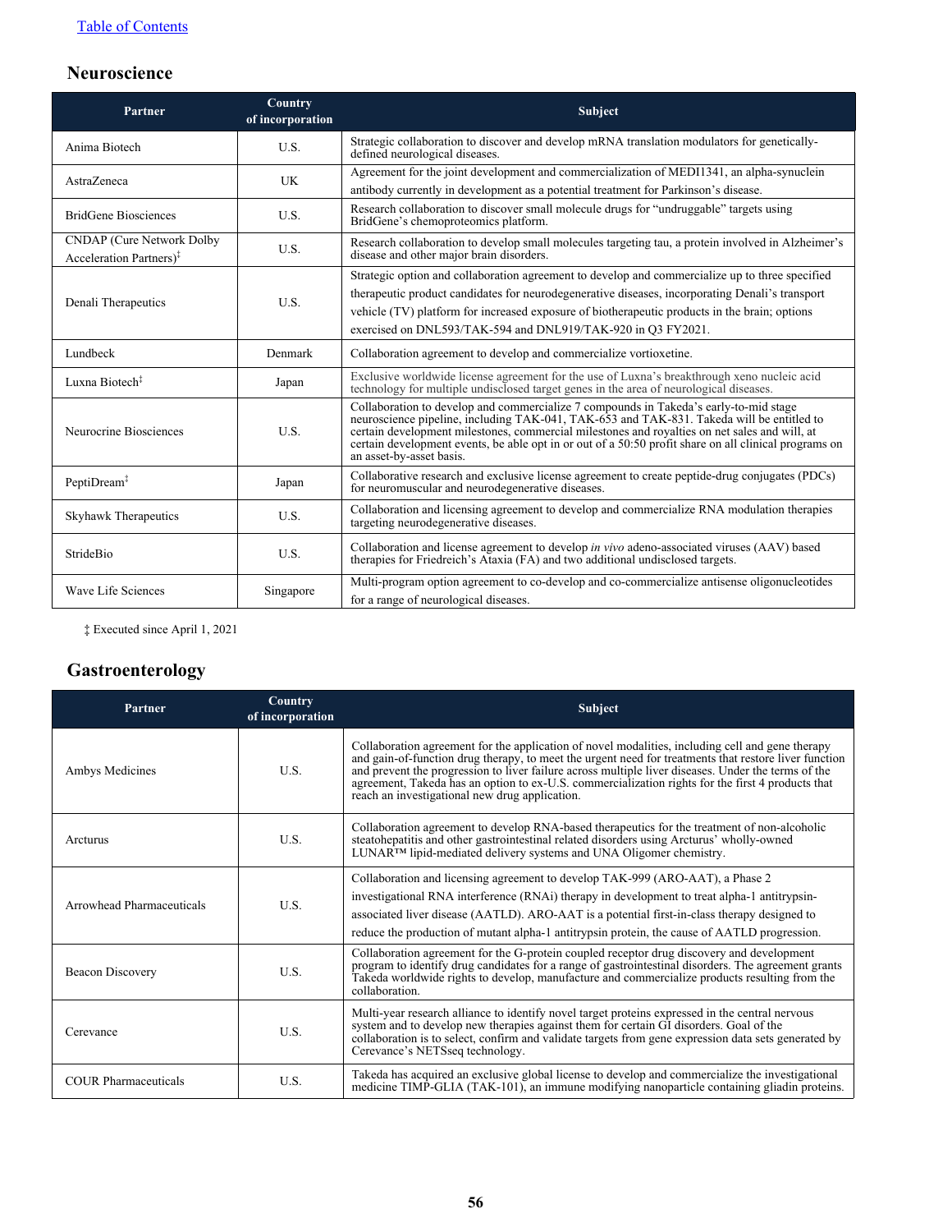## Neuroscience

| Partner | Country of incorporation | Subject |
|---|---|---|
| Anima Biotech | U.S. | Strategic collaboration to discover and develop mRNA translation modulators for genetically-defined neurological diseases. |
| AstraZeneca | UK | Agreement for the joint development and commercialization of MEDI1341, an alpha-synuclein antibody currently in development as a potential treatment for Parkinson's disease. |
| BridGene Biosciences | U.S. | Research collaboration to discover small molecule drugs for "undruggable" targets using BridGene's chemoproteomics platform. |
| CNDAP (Cure Network Dolby Acceleration Partners)‡ | U.S. | Research collaboration to develop small molecules targeting tau, a protein involved in Alzheimer's disease and other major brain disorders. |
| Denali Therapeutics | U.S. | Strategic option and collaboration agreement to develop and commercialize up to three specified therapeutic product candidates for neurodegenerative diseases, incorporating Denali's transport vehicle (TV) platform for increased exposure of biotherapeutic products in the brain; options exercised on DNL593/TAK-594 and DNL919/TAK-920 in Q3 FY2021. |
| Lundbeck | Denmark | Collaboration agreement to develop and commercialize vortioxetine. |
| Luxna Biotech‡ | Japan | Exclusive worldwide license agreement for the use of Luxna's breakthrough xeno nucleic acid technology for multiple undisclosed target genes in the area of neurological diseases. |
| Neurocrine Biosciences | U.S. | Collaboration to develop and commercialize 7 compounds in Takeda's early-to-mid stage neuroscience pipeline, including TAK-041, TAK-653 and TAK-831. Takeda will be entitled to certain development milestones, commercial milestones and royalties on net sales and will, at certain development events, be able opt in or out of a 50:50 profit share on all clinical programs on an asset-by-asset basis. |
| PeptiDream‡ | Japan | Collaborative research and exclusive license agreement to create peptide-drug conjugates (PDCs) for neuromuscular and neurodegenerative diseases. |
| Skyhawk Therapeutics | U.S. | Collaboration and licensing agreement to develop and commercialize RNA modulation therapies targeting neurodegenerative diseases. |
| StrideBio | U.S. | Collaboration and license agreement to develop *in vivo* adeno-associated viruses (AAV) based therapies for Friedreich's Ataxia (FA) and two additional undisclosed targets. |
| Wave Life Sciences | Singapore | Multi-program option agreement to co-develop and co-commercialize antisense oligonucleotides for a range of neurological diseases. |

‡ Executed since April 1, 2021

## Gastroenterology

| Partner | Country of incorporation | Subject |
|---|---|---|
| Ambys Medicines | U.S. | Collaboration agreement for the application of novel modalities, including cell and gene therapy and gain-of-function drug therapy, to meet the urgent need for treatments that restore liver function and prevent the progression to liver failure across multiple liver diseases. Under the terms of the agreement, Takeda has an option to ex-U.S. commercialization rights for the first 4 products that reach an investigational new drug application. |
| Arcturus | U.S. | Collaboration agreement to develop RNA-based therapeutics for the treatment of non-alcoholic steatohepatitis and other gastrointestinal related disorders using Arcturus' wholly-owned LUNAR™ lipid-mediated delivery systems and UNA Oligomer chemistry. |
| Arrowhead Pharmaceuticals | U.S. | Collaboration and licensing agreement to develop TAK-999 (ARO-AAT), a Phase 2 investigational RNA interference (RNAi) therapy in development to treat alpha-1 antitrypsin-associated liver disease (AATLD). ARO-AAT is a potential first-in-class therapy designed to reduce the production of mutant alpha-1 antitrypsin protein, the cause of AATLD progression. |
| Beacon Discovery | U.S. | Collaboration agreement for the G-protein coupled receptor drug discovery and development program to identify drug candidates for a range of gastrointestinal disorders. The agreement grants Takeda worldwide rights to develop, manufacture and commercialize products resulting from the collaboration. |
| Cerevance | U.S. | Multi-year research alliance to identify novel target proteins expressed in the central nervous system and to develop new therapies against them for certain GI disorders. Goal of the collaboration is to select, confirm and validate targets from gene expression data sets generated by Cerevance's NETSseq technology. |
| COUR Pharmaceuticals | U.S. | Takeda has acquired an exclusive global license to develop and commercialize the investigational medicine TIMP-GLIA (TAK-101), an immune modifying nanoparticle containing gliadin proteins. |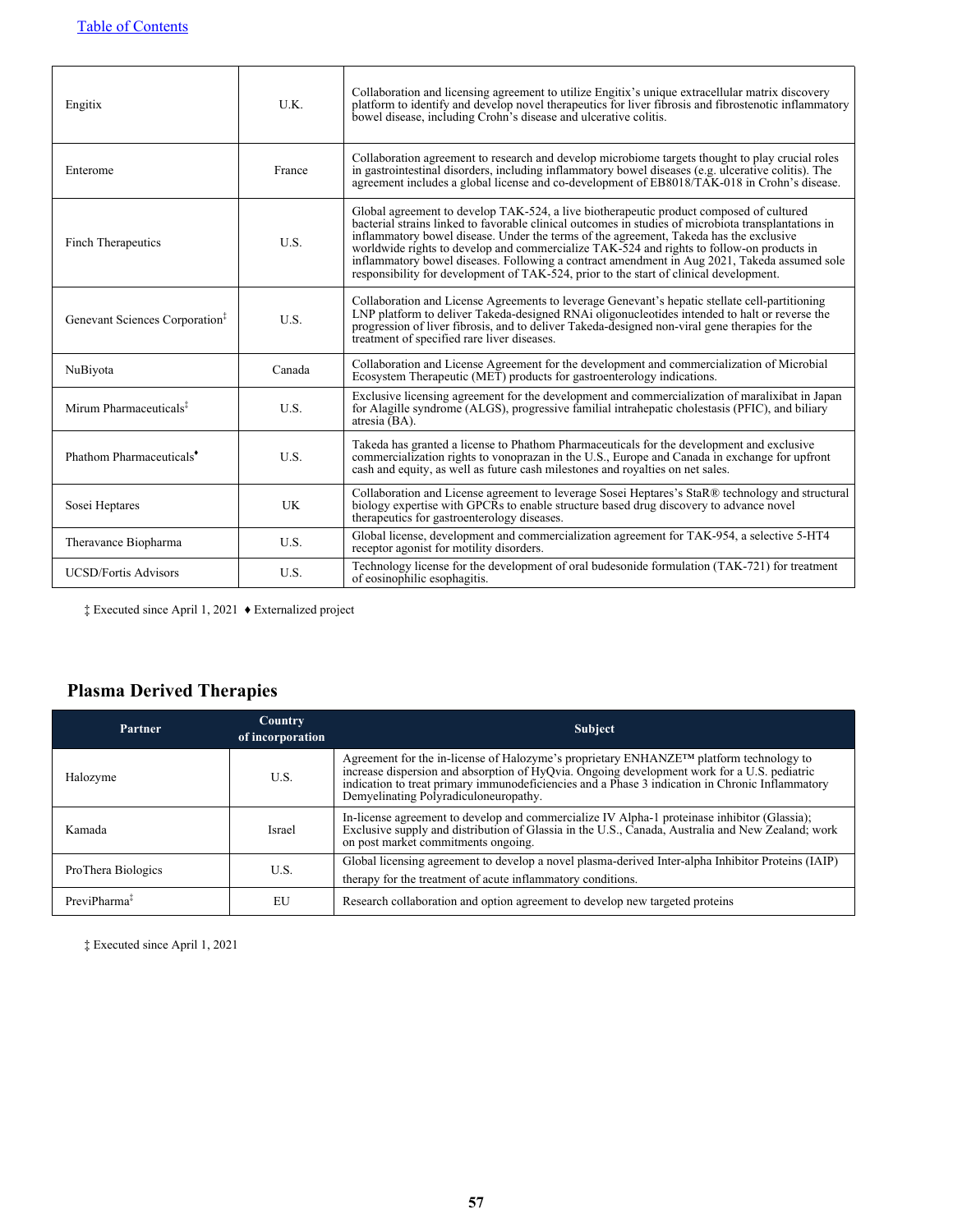[Table of Contents](#)

| | | |
|---|---|---|
| Engitix | U.K. | Collaboration and licensing agreement to utilize Engitix's unique extracellular matrix discovery platform to identify and develop novel therapeutics for liver fibrosis and fibrostenotic inflammatory bowel disease, including Crohn's disease and ulcerative colitis. |
| Enterome | France | Collaboration agreement to research and develop microbiome targets thought to play crucial roles in gastrointestinal disorders, including inflammatory bowel diseases (e.g. ulcerative colitis). The agreement includes a global license and co-development of EB8018/TAK-018 in Crohn's disease. |
| Finch Therapeutics | U.S. | Global agreement to develop TAK-524, a live biotherapeutic product composed of cultured bacterial strains linked to favorable clinical outcomes in studies of microbiota transplantations in inflammatory bowel disease. Under the terms of the agreement, Takeda has the exclusive worldwide rights to develop and commercialize TAK-524 and rights to follow-on products in inflammatory bowel diseases. Following a contract amendment in Aug 2021, Takeda assumed sole responsibility for development of TAK-524, prior to the start of clinical development. |
| Genevant Sciences Corporation‡ | U.S. | Collaboration and License Agreements to leverage Genevant's hepatic stellate cell-partitioning LNP platform to deliver Takeda-designed RNAi oligonucleotides intended to halt or reverse the progression of liver fibrosis, and to deliver Takeda-designed non-viral gene therapies for the treatment of specified rare liver diseases. |
| NuBiyota | Canada | Collaboration and License Agreement for the development and commercialization of Microbial Ecosystem Therapeutic (MET) products for gastroenterology indications. |
| Mirum Pharmaceuticals‡ | U.S. | Exclusive licensing agreement for the development and commercialization of maralixibat in Japan for Alagille syndrome (ALGS), progressive familial intrahepatic cholestasis (PFIC), and biliary atresia (BA). |
| Phathom Pharmaceuticals♦ | U.S. | Takeda has granted a license to Phathom Pharmaceuticals for the development and exclusive commercialization rights to vonoprazan in the U.S., Europe and Canada in exchange for upfront cash and equity, as well as future cash milestones and royalties on net sales. |
| Sosei Heptares | UK | Collaboration and License agreement to leverage Sosei Heptares's StaR® technology and structural biology expertise with GPCRs to enable structure based drug discovery to advance novel therapeutics for gastroenterology diseases. |
| Theravance Biopharma | U.S. | Global license, development and commercialization agreement for TAK-954, a selective 5-HT4 receptor agonist for motility disorders. |
| UCSD/Fortis Advisors | U.S. | Technology license for the development of oral budesonide formulation (TAK-721) for treatment of eosinophilic esophagitis. |

‡ Executed since April 1, 2021 ♦ Externalized project

## Plasma Derived Therapies

| Partner | Country of incorporation | Subject |
|---|---|---|
| Halozyme | U.S. | Agreement for the in-license of Halozyme's proprietary ENHANZE™ platform technology to increase dispersion and absorption of HyQvia. Ongoing development work for a U.S. pediatric indication to treat primary immunodeficiencies and a Phase 3 indication in Chronic Inflammatory Demyelinating Polyradiculoneuropathy. |
| Kamada | Israel | In-license agreement to develop and commercialize IV Alpha-1 proteinase inhibitor (Glassia); Exclusive supply and distribution of Glassia in the U.S., Canada, Australia and New Zealand; work on post market commitments ongoing. |
| ProThera Biologics | U.S. | Global licensing agreement to develop a novel plasma-derived Inter-alpha Inhibitor Proteins (IAIP) therapy for the treatment of acute inflammatory conditions. |
| PreviPharma‡ | EU | Research collaboration and option agreement to develop new targeted proteins |

‡ Executed since April 1, 2021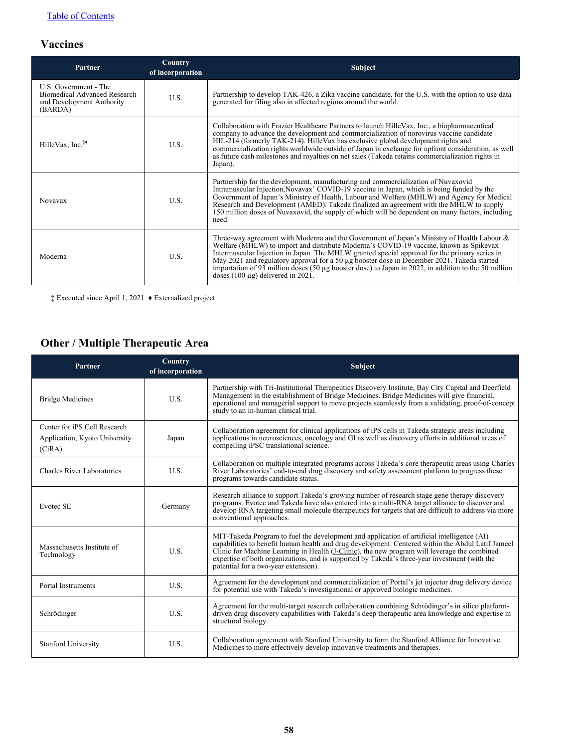[Table of Contents](#)

## Vaccines

| Partner | Country of incorporation | Subject |
|---|---|---|
| U.S. Government - The Biomedical Advanced Research and Development Authority (BARDA) | U.S. | Partnership to develop TAK-426, a Zika vaccine candidate, for the U.S. with the option to use data generated for filing also in affected regions around the world. |
| HilleVax, Inc.‡♦ | U.S. | Collaboration with Frazier Healthcare Partners to launch HilleVax, Inc., a biopharmaceutical company to advance the development and commercialization of norovirus vaccine candidate HIL-214 (formerly TAK-214). HilleVax has exclusive global development rights and commercialization rights worldwide outside of Japan in exchange for upfront consideration, as well as future cash milestones and royalties on net sales (Takeda retains commercialization rights in Japan). |
| Novavax | U.S. | Partnership for the development, manufacturing and commercialization of Nuvaxovid Intramuscular Injection,Novavax' COVID-19 vaccine in Japan, which is being funded by the Government of Japan's Ministry of Health, Labour and Welfare.(MHLW) and Agency for Medical Research and Development (AMED). Takeda finalized an agreement with the MHLW to supply 150 million doses of Nuvaxovid, the supply of which will be dependent on many factors, including need. |
| Moderna | U.S. | Three-way agreement with Moderna and the Government of Japan's Ministry of Health Labour & Welfare (MHLW) to import and distribute Moderna's COVID-19 vaccine, known as Spikevax Intermuscular Injection in Japan. The MHLW granted special approval for the primary series in May 2021 and regulatory approval for a 50 µg booster dose in December 2021. Takeda started importation of 93 million doses (50 µg booster dose) to Japan in 2022, in addition to the 50 million doses (100 µg) delivered in 2021. |

‡ Executed since April 1, 2021 ♦ Externalized project

## Other / Multiple Therapeutic Area

| Partner | Country of incorporation | Subject |
|---|---|---|
| Bridge Medicines | U.S. | Partnership with Tri-Institutional Therapeutics Discovery Institute, Bay City Capital and Deerfield Management in the establishment of Bridge Medicines. Bridge Medicines will give financial, operational and managerial support to move projects seamlessly from a validating, proof-of-concept study to an in-human clinical trial. |
| Center for iPS Cell Research Application, Kyoto University (CiRA) | Japan | Collaboration agreement for clinical applications of iPS cells in Takeda strategic areas including applications in neurosciences, oncology and GI as well as discovery efforts in additional areas of compelling iPSC translational science. |
| Charles River Laboratories | U.S. | Collaboration on multiple integrated programs across Takeda's core therapeutic areas using Charles River Laboratories' end-to-end drug discovery and safety assessment platform to progress these programs towards candidate status. |
| Evotec SE | Germany | Research alliance to support Takeda's growing number of research stage gene therapy discovery programs. Evotec and Takeda have also entered into a multi-RNA target alliance to discover and develop RNA targeting small molecule therapeutics for targets that are difficult to address via more conventional approaches. |
| Massachusetts Institute of Technology | U.S. | MIT-Takeda Program to fuel the development and application of artificial intelligence (AI) capabilities to benefit human health and drug development. Centered within the Abdul Latif Jameel Clinic for Machine Learning in Health (J-Clinic), the new program will leverage the combined expertise of both organizations, and is supported by Takeda's three-year investment (with the potential for a two-year extension). |
| Portal Instruments | U.S. | Agreement for the development and commercialization of Portal's jet injector drug delivery device for potential use with Takeda's investigational or approved biologic medicines. |
| Schrödinger | U.S. | Agreement for the multi-target research collaboration combining Schrödinger's in silico platform-driven drug discovery capabilities with Takeda's deep therapeutic area knowledge and expertise in structural biology. |
| Stanford University | U.S. | Collaboration agreement with Stanford University to form the Stanford Alliance for Innovative Medicines to more effectively develop innovative treatments and therapies. |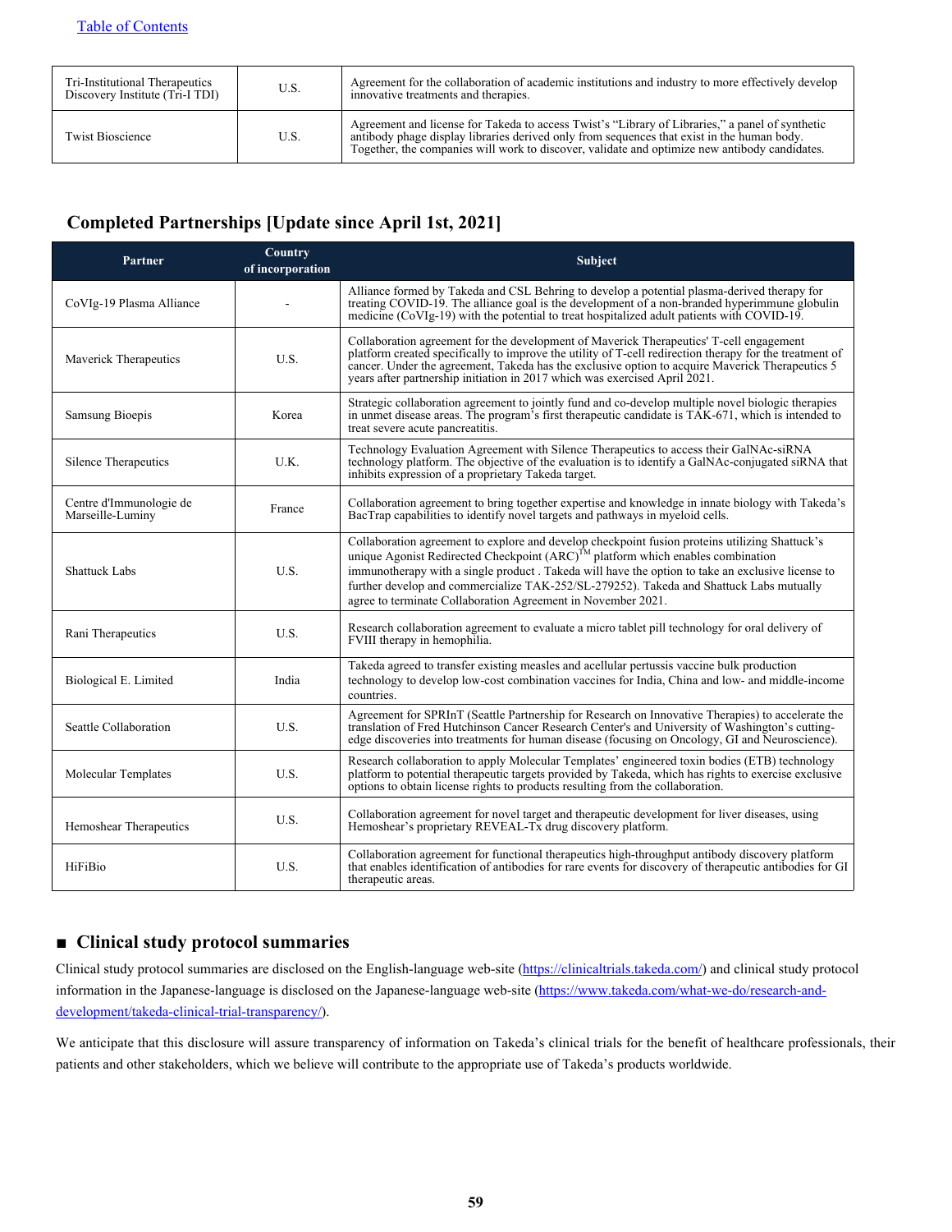| | | |
|---|---|---|
| Tri-Institutional Therapeutics Discovery Institute (Tri-I TDI) | U.S. | Agreement for the collaboration of academic institutions and industry to more effectively develop innovative treatments and therapies. |
| Twist Bioscience | U.S. | Agreement and license for Takeda to access Twist's "Library of Libraries," a panel of synthetic antibody phage display libraries derived only from sequences that exist in the human body. Together, the companies will work to discover, validate and optimize new antibody candidates. |

## Completed Partnerships [Update since April 1st, 2021]

| Partner | Country of incorporation | Subject |
|---|---|---|
| CoVIg-19 Plasma Alliance | - | Alliance formed by Takeda and CSL Behring to develop a potential plasma-derived therapy for treating COVID-19. The alliance goal is the development of a non-branded hyperimmune globulin medicine (CoVIg-19) with the potential to treat hospitalized adult patients with COVID-19. |
| Maverick Therapeutics | U.S. | Collaboration agreement for the development of Maverick Therapeutics' T-cell engagement platform created specifically to improve the utility of T-cell redirection therapy for the treatment of cancer. Under the agreement, Takeda has the exclusive option to acquire Maverick Therapeutics 5 years after partnership initiation in 2017 which was exercised April 2021. |
| Samsung Bioepis | Korea | Strategic collaboration agreement to jointly fund and co-develop multiple novel biologic therapies in unmet disease areas. The program's first therapeutic candidate is TAK-671, which is intended to treat severe acute pancreatitis. |
| Silence Therapeutics | U.K. | Technology Evaluation Agreement with Silence Therapeutics to access their GalNAc-siRNA technology platform. The objective of the evaluation is to identify a GalNAc-conjugated siRNA that inhibits expression of a proprietary Takeda target. |
| Centre d'Immunologie de Marseille-Luminy | France | Collaboration agreement to bring together expertise and knowledge in innate biology with Takeda's BacTrap capabilities to identify novel targets and pathways in myeloid cells. |
| Shattuck Labs | U.S. | Collaboration agreement to explore and develop checkpoint fusion proteins utilizing Shattuck's unique Agonist Redirected Checkpoint (ARC)™ platform which enables combination immunotherapy with a single product . Takeda will have the option to take an exclusive license to further develop and commercialize TAK-252/SL-279252). Takeda and Shattuck Labs mutually agree to terminate Collaboration Agreement in November 2021. |
| Rani Therapeutics | U.S. | Research collaboration agreement to evaluate a micro tablet pill technology for oral delivery of FVIII therapy in hemophilia. |
| Biological E. Limited | India | Takeda agreed to transfer existing measles and acellular pertussis vaccine bulk production technology to develop low-cost combination vaccines for India, China and low- and middle-income countries. |
| Seattle Collaboration | U.S. | Agreement for SPRInT (Seattle Partnership for Research on Innovative Therapies) to accelerate the translation of Fred Hutchinson Cancer Research Center's and University of Washington's cutting-edge discoveries into treatments for human disease (focusing on Oncology, GI and Neuroscience). |
| Molecular Templates | U.S. | Research collaboration to apply Molecular Templates' engineered toxin bodies (ETB) technology platform to potential therapeutic targets provided by Takeda, which has rights to exercise exclusive options to obtain license rights to products resulting from the collaboration. |
| Hemoshear Therapeutics | U.S. | Collaboration agreement for novel target and therapeutic development for liver diseases, using Hemoshear's proprietary REVEAL-Tx drug discovery platform. |
| HiFiBio | U.S. | Collaboration agreement for functional therapeutics high-throughput antibody discovery platform that enables identification of antibodies for rare events for discovery of therapeutic antibodies for GI therapeutic areas. |

## ■ Clinical study protocol summaries

Clinical study protocol summaries are disclosed on the English-language web-site (https://clinicaltrials.takeda.com/) and clinical study protocol information in the Japanese-language is disclosed on the Japanese-language web-site (https://www.takeda.com/what-we-do/research-and-development/takeda-clinical-trial-transparency/).

We anticipate that this disclosure will assure transparency of information on Takeda's clinical trials for the benefit of healthcare professionals, their patients and other stakeholders, which we believe will contribute to the appropriate use of Takeda's products worldwide.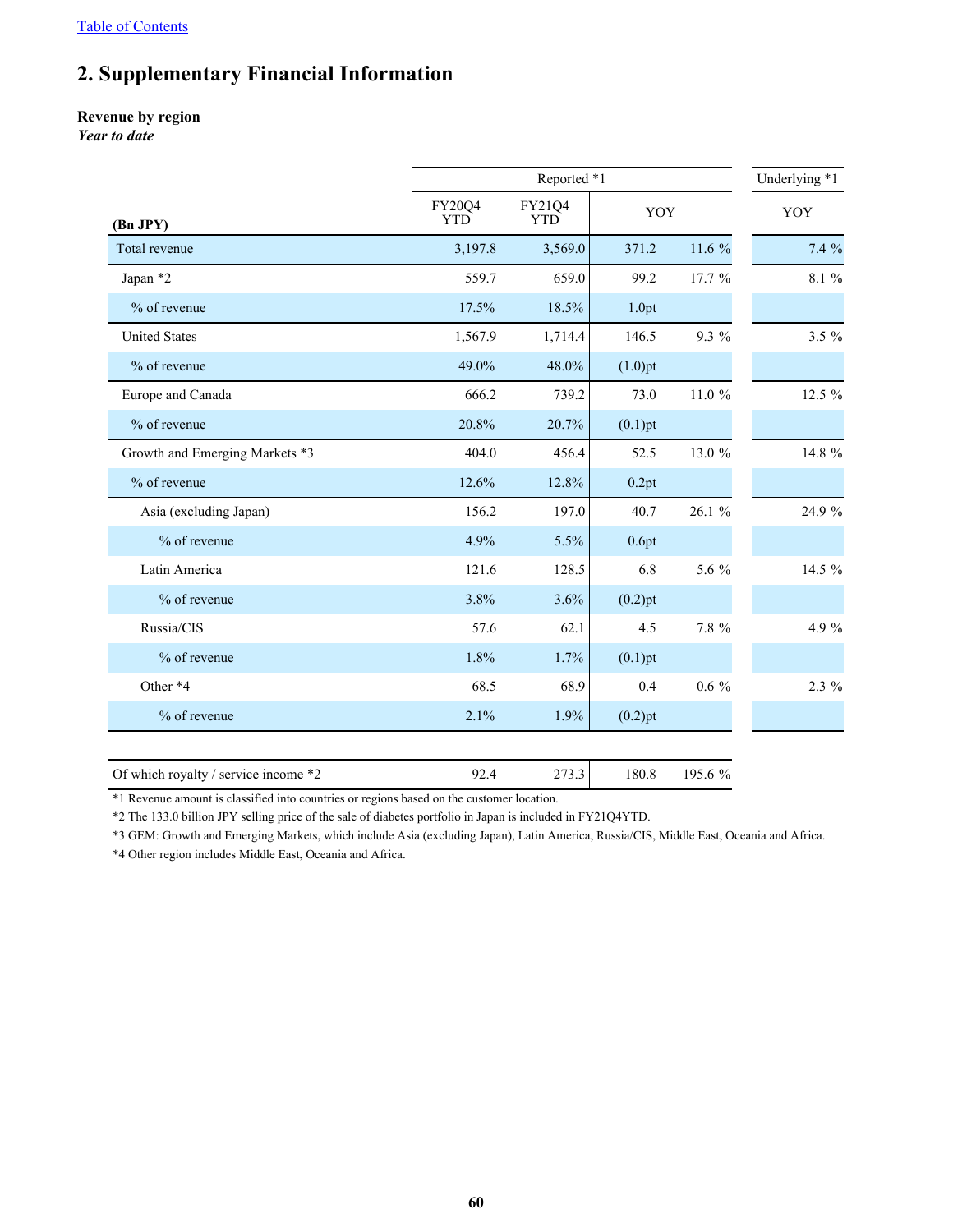[Table of Contents](#)

## 2. Supplementary Financial Information

**Revenue by region**
***Year to date***

| (Bn JPY) | Reported *1 | | | | Underlying *1 |
|---|---|---|---|---|---|
| | FY20Q4 YTD | FY21Q4 YTD | YOY | | YOY |
| Total revenue | 3,197.8 | 3,569.0 | 371.2 | 11.6 % | 7.4 % |
| Japan *2 | 559.7 | 659.0 | 99.2 | 17.7 % | 8.1 % |
| % of revenue | 17.5% | 18.5% | 1.0pt | | |
| United States | 1,567.9 | 1,714.4 | 146.5 | 9.3 % | 3.5 % |
| % of revenue | 49.0% | 48.0% | (1.0)pt | | |
| Europe and Canada | 666.2 | 739.2 | 73.0 | 11.0 % | 12.5 % |
| % of revenue | 20.8% | 20.7% | (0.1)pt | | |
| Growth and Emerging Markets *3 | 404.0 | 456.4 | 52.5 | 13.0 % | 14.8 % |
| % of revenue | 12.6% | 12.8% | 0.2pt | | |
| Asia (excluding Japan) | 156.2 | 197.0 | 40.7 | 26.1 % | 24.9 % |
| % of revenue | 4.9% | 5.5% | 0.6pt | | |
| Latin America | 121.6 | 128.5 | 6.8 | 5.6 % | 14.5 % |
| % of revenue | 3.8% | 3.6% | (0.2)pt | | |
| Russia/CIS | 57.6 | 62.1 | 4.5 | 7.8 % | 4.9 % |
| % of revenue | 1.8% | 1.7% | (0.1)pt | | |
| Other *4 | 68.5 | 68.9 | 0.4 | 0.6 % | 2.3 % |
| % of revenue | 2.1% | 1.9% | (0.2)pt | | |
| | | | | | |
| Of which royalty / service income *2 | 92.4 | 273.3 | 180.8 | 195.6 % | |

*1 Revenue amount is classified into countries or regions based on the customer location.

*2 The 133.0 billion JPY selling price of the sale of diabetes portfolio in Japan is included in FY21Q4YTD.

*3 GEM: Growth and Emerging Markets, which include Asia (excluding Japan), Latin America, Russia/CIS, Middle East, Oceania and Africa.

*4 Other region includes Middle East, Oceania and Africa.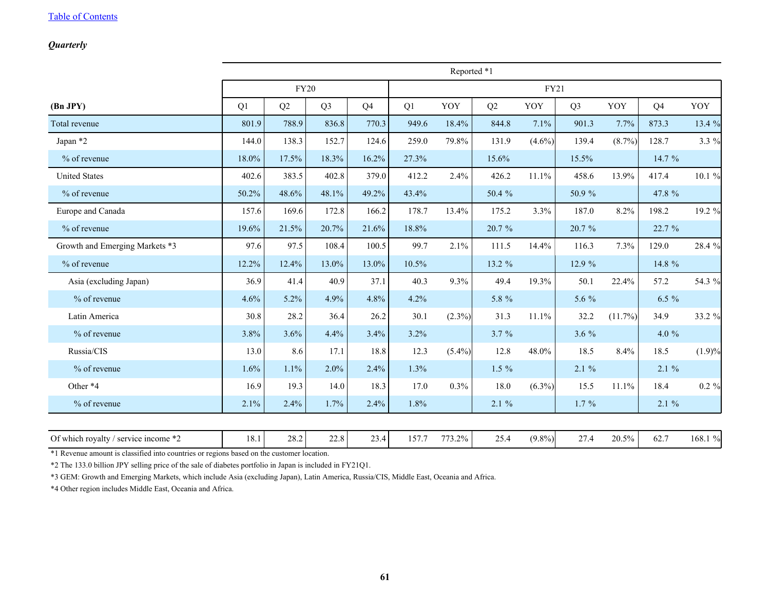[Table of Contents](#)

***Quarterly***

| | Reported *1 | | | | | | | | | | | |
|---|---|---|---|---|---|---|---|---|---|---|---|---|
| | FY20 | | | | FY21 | | | | | | | |
| **(Bn JPY)** | Q1 | Q2 | Q3 | Q4 | Q1 | YOY | Q2 | YOY | Q3 | YOY | Q4 | YOY |
| Total revenue | 801.9 | 788.9 | 836.8 | 770.3 | 949.6 | 18.4% | 844.8 | 7.1% | 901.3 | 7.7% | 873.3 | 13.4 % |
| Japan *2 | 144.0 | 138.3 | 152.7 | 124.6 | 259.0 | 79.8% | 131.9 | (4.6%) | 139.4 | (8.7%) | 128.7 | 3.3 % |
| % of revenue | 18.0% | 17.5% | 18.3% | 16.2% | 27.3% | | 15.6% | | 15.5% | | 14.7 % | |
| United States | 402.6 | 383.5 | 402.8 | 379.0 | 412.2 | 2.4% | 426.2 | 11.1% | 458.6 | 13.9% | 417.4 | 10.1 % |
| % of revenue | 50.2% | 48.6% | 48.1% | 49.2% | 43.4% | | 50.4 % | | 50.9 % | | 47.8 % | |
| Europe and Canada | 157.6 | 169.6 | 172.8 | 166.2 | 178.7 | 13.4% | 175.2 | 3.3% | 187.0 | 8.2% | 198.2 | 19.2 % |
| % of revenue | 19.6% | 21.5% | 20.7% | 21.6% | 18.8% | | 20.7 % | | 20.7 % | | 22.7 % | |
| Growth and Emerging Markets *3 | 97.6 | 97.5 | 108.4 | 100.5 | 99.7 | 2.1% | 111.5 | 14.4% | 116.3 | 7.3% | 129.0 | 28.4 % |
| % of revenue | 12.2% | 12.4% | 13.0% | 13.0% | 10.5% | | 13.2 % | | 12.9 % | | 14.8 % | |
| Asia (excluding Japan) | 36.9 | 41.4 | 40.9 | 37.1 | 40.3 | 9.3% | 49.4 | 19.3% | 50.1 | 22.4% | 57.2 | 54.3 % |
| % of revenue | 4.6% | 5.2% | 4.9% | 4.8% | 4.2% | | 5.8 % | | 5.6 % | | 6.5 % | |
| Latin America | 30.8 | 28.2 | 36.4 | 26.2 | 30.1 | (2.3%) | 31.3 | 11.1% | 32.2 | (11.7%) | 34.9 | 33.2 % |
| % of revenue | 3.8% | 3.6% | 4.4% | 3.4% | 3.2% | | 3.7 % | | 3.6 % | | 4.0 % | |
| Russia/CIS | 13.0 | 8.6 | 17.1 | 18.8 | 12.3 | (5.4%) | 12.8 | 48.0% | 18.5 | 8.4% | 18.5 | (1.9)% |
| % of revenue | 1.6% | 1.1% | 2.0% | 2.4% | 1.3% | | 1.5 % | | 2.1 % | | 2.1 % | |
| Other *4 | 16.9 | 19.3 | 14.0 | 18.3 | 17.0 | 0.3% | 18.0 | (6.3%) | 15.5 | 11.1% | 18.4 | 0.2 % |
| % of revenue | 2.1% | 2.4% | 1.7% | 2.4% | 1.8% | | 2.1 % | | 1.7 % | | 2.1 % | |

| | | | | | | | | | | | | |
|---|---|---|---|---|---|---|---|---|---|---|---|---|
| Of which royalty / service income *2 | 18.1 | 28.2 | 22.8 | 23.4 | 157.7 | 773.2% | 25.4 | (9.8%) | 27.4 | 20.5% | 62.7 | 168.1 % |

*1 Revenue amount is classified into countries or regions based on the customer location.

*2 The 133.0 billion JPY selling price of the sale of diabetes portfolio in Japan is included in FY21Q1.

*3 GEM: Growth and Emerging Markets, which include Asia (excluding Japan), Latin America, Russia/CIS, Middle East, Oceania and Africa.

*4 Other region includes Middle East, Oceania and Africa.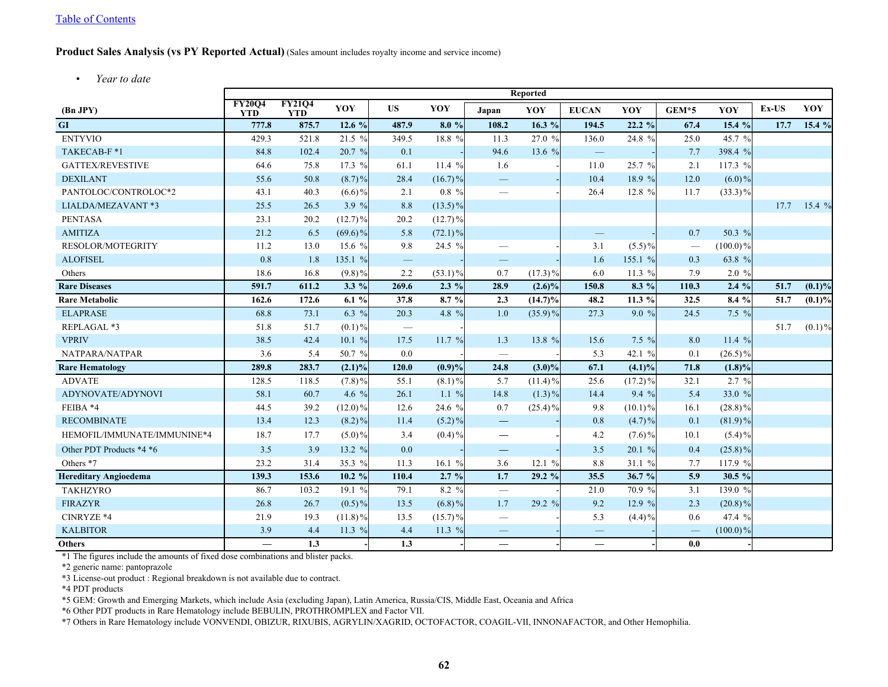[Table of Contents]

**Product Sales Analysis (vs PY Reported Actual)** (Sales amount includes royalty income and service income)

- *Year to date*

| | Reported | | | | | | | | | | | | |
|---|---|---|---|---|---|---|---|---|---|---|---|---|---|
| (Bn JPY) | FY20Q4 YTD | FY21Q4 YTD | YOY | US | YOY | Japan | YOY | EUCAN | YOY | GEM*5 | YOY | Ex-US | YOY |
| **GI** | **777.8** | **875.7** | **12.6 %** | **487.9** | **8.0 %** | **108.2** | **16.3 %** | **194.5** | **22.2 %** | **67.4** | **15.4 %** | **17.7** | **15.4 %** |
| ENTYVIO | 429.3 | 521.8 | 21.5 % | 349.5 | 18.8 % | 11.3 | 27.0 % | 136.0 | 24.8 % | 25.0 | 45.7 % | | |
| TAKECAB-F *1 | 84.8 | 102.4 | 20.7 % | 0.1 | - | 94.6 | 13.6 % | — | - | 7.7 | 398.4 % | | |
| GATTEX/REVESTIVE | 64.6 | 75.8 | 17.3 % | 61.1 | 11.4 % | 1.6 | - | 11.0 | 25.7 % | 2.1 | 117.3 % | | |
| DEXILANT | 55.6 | 50.8 | (8.7)% | 28.4 | (16.7)% | — | - | 10.4 | 18.9 % | 12.0 | (6.0)% | | |
| PANTOLOC/CONTROLOC*2 | 43.1 | 40.3 | (6.6)% | 2.1 | 0.8 % | — | - | 26.4 | 12.8 % | 11.7 | (33.3)% | | |
| LIALDA/MEZAVANT *3 | 25.5 | 26.5 | 3.9 % | 8.8 | (13.5)% | | | | | | | 17.7 | 15.4 % |
| PENTASA | 23.1 | 20.2 | (12.7)% | 20.2 | (12.7)% | | | | | | | | |
| AMITIZA | 21.2 | 6.5 | (69.6)% | 5.8 | (72.1)% | | | — | - | 0.7 | 50.3 % | | |
| RESOLOR/MOTEGRITY | 11.2 | 13.0 | 15.6 % | 9.8 | 24.5 % | — | - | 3.1 | (5.5)% | — | (100.0)% | | |
| ALOFISEL | 0.8 | 1.8 | 135.1 % | — | - | — | - | 1.6 | 155.1 % | 0.3 | 63.8 % | | |
| Others | 18.6 | 16.8 | (9.8)% | 2.2 | (53.1)% | 0.7 | (17.3)% | 6.0 | 11.3 % | 7.9 | 2.0 % | | |
| **Rare Diseases** | **591.7** | **611.2** | **3.3 %** | **269.6** | **2.3 %** | **28.9** | **(2.6)%** | **150.8** | **8.3 %** | **110.3** | **2.4 %** | **51.7** | **(0.1)%** |
| **Rare Metabolic** | **162.6** | **172.6** | **6.1 %** | **37.8** | **8.7 %** | **2.3** | **(14.7)%** | **48.2** | **11.3 %** | **32.5** | **8.4 %** | **51.7** | **(0.1)%** |
| ELAPRASE | 68.8 | 73.1 | 6.3 % | 20.3 | 4.8 % | 1.0 | (35.9)% | 27.3 | 9.0 % | 24.5 | 7.5 % | | |
| REPLAGAL *3 | 51.8 | 51.7 | (0.1)% | — | - | | | | | | | 51.7 | (0.1)% |
| VPRIV | 38.5 | 42.4 | 10.1 % | 17.5 | 11.7 % | 1.3 | 13.8 % | 15.6 | 7.5 % | 8.0 | 11.4 % | | |
| NATPARA/NATPAR | 3.6 | 5.4 | 50.7 % | 0.0 | - | — | - | 5.3 | 42.1 % | 0.1 | (26.5)% | | |
| **Rare Hematology** | **289.8** | **283.7** | **(2.1)%** | **120.0** | **(0.9)%** | **24.8** | **(3.0)%** | **67.1** | **(4.1)%** | **71.8** | **(1.8)%** | | |
| ADVATE | 128.5 | 118.5 | (7.8)% | 55.1 | (8.1)% | 5.7 | (11.4)% | 25.6 | (17.2)% | 32.1 | 2.7 % | | |
| ADYNOVATE/ADYNOVI | 58.1 | 60.7 | 4.6 % | 26.1 | 1.1 % | 14.8 | (1.3)% | 14.4 | 9.4 % | 5.4 | 33.0 % | | |
| FEIBA *4 | 44.5 | 39.2 | (12.0)% | 12.6 | 24.6 % | 0.7 | (25.4)% | 9.8 | (10.1)% | 16.1 | (28.8)% | | |
| RECOMBINATE | 13.4 | 12.3 | (8.2)% | 11.4 | (5.2)% | — | - | 0.8 | (4.7)% | 0.1 | (81.9)% | | |
| HEMOFIL/IMMUNATE/IMMUNINE*4 | 18.7 | 17.7 | (5.0)% | 3.4 | (0.4)% | — | - | 4.2 | (7.6)% | 10.1 | (5.4)% | | |
| Other PDT Products *4 *6 | 3.5 | 3.9 | 13.2 % | 0.0 | - | — | - | 3.5 | 20.1 % | 0.4 | (25.8)% | | |
| Others *7 | 23.2 | 31.4 | 35.3 % | 11.3 | 16.1 % | 3.6 | 12.1 % | 8.8 | 31.1 % | 7.7 | 117.9 % | | |
| **Hereditary Angioedema** | **139.3** | **153.6** | **10.2 %** | **110.4** | **2.7 %** | **1.7** | **29.2 %** | **35.5** | **36.7 %** | **5.9** | **30.5 %** | | |
| TAKHZYRO | 86.7 | 103.2 | 19.1 % | 79.1 | 8.2 % | — | - | 21.0 | 70.9 % | 3.1 | 139.0 % | | |
| FIRAZYR | 26.8 | 26.7 | (0.5)% | 13.5 | (6.8)% | 1.7 | 29.2 % | 9.2 | 12.9 % | 2.3 | (20.8)% | | |
| CINRYZE *4 | 21.9 | 19.3 | (11.8)% | 13.5 | (15.7)% | — | - | 5.3 | (4.4)% | 0.6 | 47.4 % | | |
| KALBITOR | 3.9 | 4.4 | 11.3 % | 4.4 | 11.3 % | — | - | — | - | — | (100.0)% | | |
| **Others** | **—** | **1.3** | **-** | **1.3** | **-** | **—** | **-** | **—** | **-** | **0.0** | **-** | | |

*1 The figures include the amounts of fixed dose combinations and blister packs.
*2 generic name: pantoprazole
*3 License-out product : Regional breakdown is not available due to contract.
*4 PDT products
*5 GEM: Growth and Emerging Markets, which include Asia (excluding Japan), Latin America, Russia/CIS, Middle East, Oceania and Africa
*6 Other PDT products in Rare Hematology include BEBULIN, PROTHROMPLEX and Factor VII.
*7 Others in Rare Hematology include VONVENDI, OBIZUR, RIXUBIS, AGRYLIN/XAGRID, OCTOFACTOR, COAGIL-VII, INNONAFACTOR, and Other Hemophilia.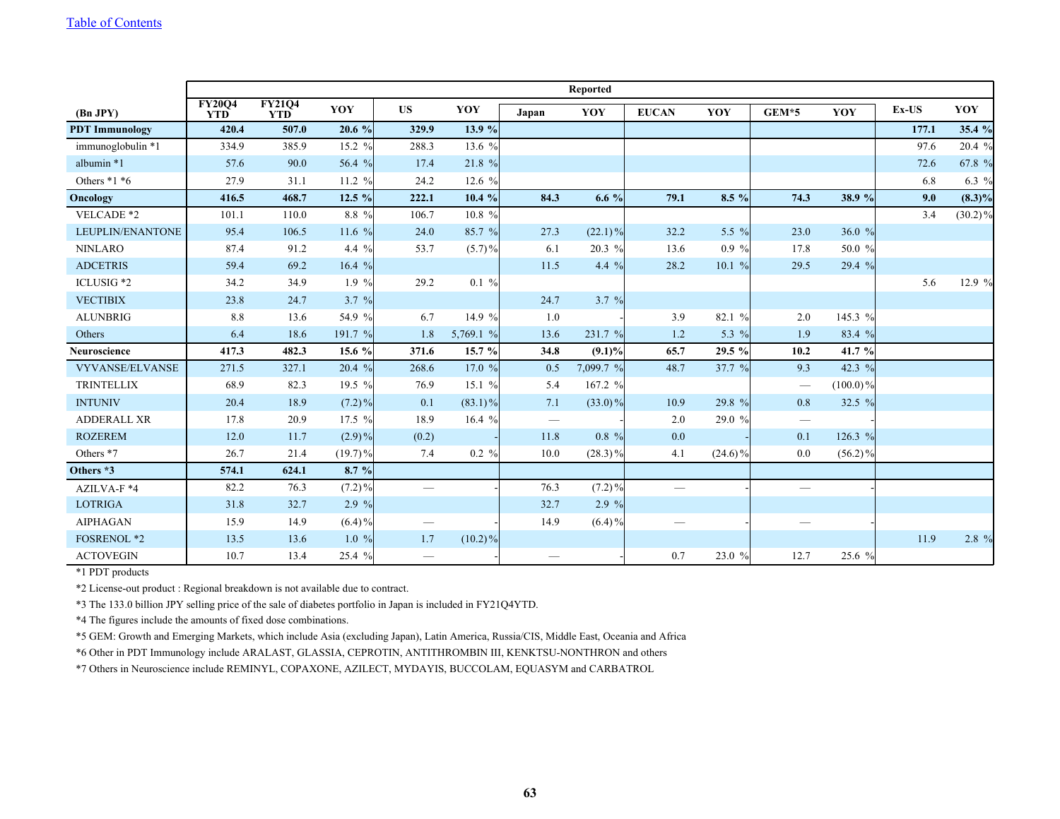[Table of Contents]

| (Bn JPY) | Reported | | | | | | | | | | | | | |
|---|---|---|---|---|---|---|---|---|---|---|---|---|---|---|
| | FY20Q4 YTD | FY21Q4 YTD | YOY | US | YOY | Japan | YOY | EUCAN | YOY | GEM*5 | YOY | Ex-US | YOY |
| **PDT Immunology** | **420.4** | **507.0** | **20.6 %** | **329.9** | **13.9 %** | | | | | | | **177.1** | **35.4 %** |
| immunoglobulin *1 | 334.9 | 385.9 | 15.2 % | 288.3 | 13.6 % | | | | | | | 97.6 | 20.4 % |
| albumin *1 | 57.6 | 90.0 | 56.4 % | 17.4 | 21.8 % | | | | | | | 72.6 | 67.8 % |
| Others *1 *6 | 27.9 | 31.1 | 11.2 % | 24.2 | 12.6 % | | | | | | | 6.8 | 6.3 % |
| **Oncology** | **416.5** | **468.7** | **12.5 %** | **222.1** | **10.4 %** | **84.3** | **6.6 %** | **79.1** | **8.5 %** | **74.3** | **38.9 %** | **9.0** | **(8.3)%** |
| VELCADE *2 | 101.1 | 110.0 | 8.8 % | 106.7 | 10.8 % | | | | | | | 3.4 | (30.2)% |
| LEUPLIN/ENANTONE | 95.4 | 106.5 | 11.6 % | 24.0 | 85.7 % | 27.3 | (22.1)% | 32.2 | 5.5 % | 23.0 | 36.0 % | | |
| NINLARO | 87.4 | 91.2 | 4.4 % | 53.7 | (5.7)% | 6.1 | 20.3 % | 13.6 | 0.9 % | 17.8 | 50.0 % | | |
| ADCETRIS | 59.4 | 69.2 | 16.4 % | | | 11.5 | 4.4 % | 28.2 | 10.1 % | 29.5 | 29.4 % | | |
| ICLUSIG *2 | 34.2 | 34.9 | 1.9 % | 29.2 | 0.1 % | | | | | | | 5.6 | 12.9 % |
| VECTIBIX | 23.8 | 24.7 | 3.7 % | | | 24.7 | 3.7 % | | | | | | |
| ALUNBRIG | 8.8 | 13.6 | 54.9 % | 6.7 | 14.9 % | 1.0 | - | 3.9 | 82.1 % | 2.0 | 145.3 % | | |
| Others | 6.4 | 18.6 | 191.7 % | 1.8 | 5,769.1 % | 13.6 | 231.7 % | 1.2 | 5.3 % | 1.9 | 83.4 % | | |
| **Neuroscience** | **417.3** | **482.3** | **15.6 %** | **371.6** | **15.7 %** | **34.8** | **(9.1)%** | **65.7** | **29.5 %** | **10.2** | **41.7 %** | | |
| VYVANSE/ELVANSE | 271.5 | 327.1 | 20.4 % | 268.6 | 17.0 % | 0.5 | 7,099.7 % | 48.7 | 37.7 % | 9.3 | 42.3 % | | |
| TRINTELLIX | 68.9 | 82.3 | 19.5 % | 76.9 | 15.1 % | 5.4 | 167.2 % | | | — | (100.0)% | | |
| INTUNIV | 20.4 | 18.9 | (7.2)% | 0.1 | (83.1)% | 7.1 | (33.0)% | 10.9 | 29.8 % | 0.8 | 32.5 % | | |
| ADDERALL XR | 17.8 | 20.9 | 17.5 % | 18.9 | 16.4 % | — | - | 2.0 | 29.0 % | — | - | | |
| ROZEREM | 12.0 | 11.7 | (2.9)% | (0.2) | - | 11.8 | 0.8 % | 0.0 | - | 0.1 | 126.3 % | | |
| Others *7 | 26.7 | 21.4 | (19.7)% | 7.4 | 0.2 % | 10.0 | (28.3)% | 4.1 | (24.6)% | 0.0 | (56.2)% | | |
| **Others *3** | **574.1** | **624.1** | **8.7 %** | | | | | | | | | | |
| AZILVA-F *4 | 82.2 | 76.3 | (7.2)% | — | - | 76.3 | (7.2)% | — | - | — | - | | |
| LOTRIGA | 31.8 | 32.7 | 2.9 % | | | 32.7 | 2.9 % | | | | | | |
| AIPHAGAN | 15.9 | 14.9 | (6.4)% | — | - | 14.9 | (6.4)% | — | - | — | - | | |
| FOSRENOL *2 | 13.5 | 13.6 | 1.0 % | 1.7 | (10.2)% | | | | | | | 11.9 | 2.8 % |
| ACTOVEGIN | 10.7 | 13.4 | 25.4 % | — | - | — | - | 0.7 | 23.0 % | 12.7 | 25.6 % | | |

*1 PDT products

*2 License-out product : Regional breakdown is not available due to contract.

*3 The 133.0 billion JPY selling price of the sale of diabetes portfolio in Japan is included in FY21Q4YTD.

*4 The figures include the amounts of fixed dose combinations.

*5 GEM: Growth and Emerging Markets, which include Asia (excluding Japan), Latin America, Russia/CIS, Middle East, Oceania and Africa

*6 Other in PDT Immunology include ARALAST, GLASSIA, CEPROTIN, ANTITHROMBIN III, KENKTSU-NONTHRON and others

*7 Others in Neuroscience include REMINYL, COPAXONE, AZILECT, MYDAYIS, BUCCOLAM, EQUASYM and CARBATROL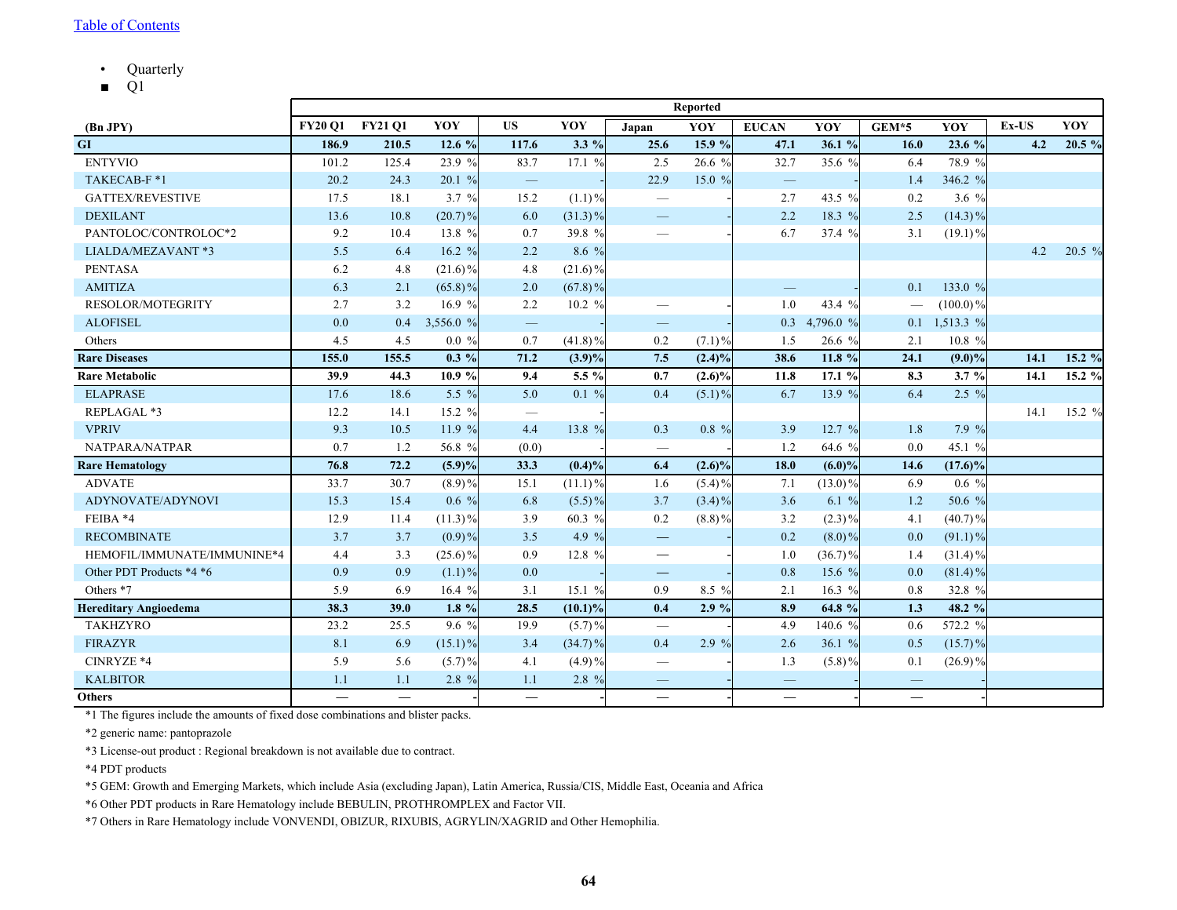Table of Contents

- Quarterly
  - Q1

| (Bn JPY) | Reported | | | | | | | | | | | | | | |
|---|---|---|---|---|---|---|---|---|---|---|---|---|---|---|---|
| | FY20 Q1 | FY21 Q1 | YOY | US | YOY | Japan | YOY | EUCAN | YOY | GEM*5 | YOY | Ex-US | YOY |
| **GI** | **186.9** | **210.5** | **12.6 %** | **117.6** | **3.3 %** | **25.6** | **15.9 %** | **47.1** | **36.1 %** | **16.0** | **23.6 %** | **4.2** | **20.5 %** |
| ENTYVIO | 101.2 | 125.4 | 23.9 % | 83.7 | 17.1 % | 2.5 | 26.6 % | 32.7 | 35.6 % | 6.4 | 78.9 % | | |
| TAKECAB-F *1 | 20.2 | 24.3 | 20.1 % | — | - | 22.9 | 15.0 % | — | - | 1.4 | 346.2 % | | |
| GATTEX/REVESTIVE | 17.5 | 18.1 | 3.7 % | 15.2 | (1.1)% | — | - | 2.7 | 43.5 % | 0.2 | 3.6 % | | |
| DEXILANT | 13.6 | 10.8 | (20.7)% | 6.0 | (31.3)% | — | - | 2.2 | 18.3 % | 2.5 | (14.3)% | | |
| PANTOLOC/CONTROLOC*2 | 9.2 | 10.4 | 13.8 % | 0.7 | 39.8 % | — | - | 6.7 | 37.4 % | 3.1 | (19.1)% | | |
| LIALDA/MEZAVANT *3 | 5.5 | 6.4 | 16.2 % | 2.2 | 8.6 % | | | | | | | 4.2 | 20.5 % |
| PENTASA | 6.2 | 4.8 | (21.6)% | 4.8 | (21.6)% | | | | | | | | |
| AMITIZA | 6.3 | 2.1 | (65.8)% | 2.0 | (67.8)% | | | — | - | 0.1 | 133.0 % | | |
| RESOLOR/MOTEGRITY | 2.7 | 3.2 | 16.9 % | 2.2 | 10.2 % | — | - | 1.0 | 43.4 % | — | (100.0)% | | |
| ALOFISEL | 0.0 | 0.4 | 3,556.0 % | — | - | — | - | 0.3 | 4,796.0 % | 0.1 | 1,513.3 % | | |
| Others | 4.5 | 4.5 | 0.0 % | 0.7 | (41.8)% | 0.2 | (7.1)% | 1.5 | 26.6 % | 2.1 | 10.8 % | | |
| **Rare Diseases** | **155.0** | **155.5** | **0.3 %** | **71.2** | **(3.9)%** | **7.5** | **(2.4)%** | **38.6** | **11.8 %** | **24.1** | **(9.0)%** | **14.1** | **15.2 %** |
| **Rare Metabolic** | **39.9** | **44.3** | **10.9 %** | **9.4** | **5.5 %** | **0.7** | **(2.6)%** | **11.8** | **17.1 %** | **8.3** | **3.7 %** | **14.1** | **15.2 %** |
| ELAPRASE | 17.6 | 18.6 | 5.5 % | 5.0 | 0.1 % | 0.4 | (5.1)% | 6.7 | 13.9 % | 6.4 | 2.5 % | | |
| REPLAGAL *3 | 12.2 | 14.1 | 15.2 % | — | - | | | | | | | 14.1 | 15.2 % |
| VPRIV | 9.3 | 10.5 | 11.9 % | 4.4 | 13.8 % | 0.3 | 0.8 % | 3.9 | 12.7 % | 1.8 | 7.9 % | | |
| NATPARA/NATPAR | 0.7 | 1.2 | 56.8 % | (0.0) | - | — | - | 1.2 | 64.6 % | 0.0 | 45.1 % | | |
| **Rare Hematology** | **76.8** | **72.2** | **(5.9)%** | **33.3** | **(0.4)%** | **6.4** | **(2.6)%** | **18.0** | **(6.0)%** | **14.6** | **(17.6)%** | | |
| ADVATE | 33.7 | 30.7 | (8.9)% | 15.1 | (11.1)% | 1.6 | (5.4)% | 7.1 | (13.0)% | 6.9 | 0.6 % | | |
| ADYNOVATE/ADYNOVI | 15.3 | 15.4 | 0.6 % | 6.8 | (5.5)% | 3.7 | (3.4)% | 3.6 | 6.1 % | 1.2 | 50.6 % | | |
| FEIBA *4 | 12.9 | 11.4 | (11.3)% | 3.9 | 60.3 % | 0.2 | (8.8)% | 3.2 | (2.3)% | 4.1 | (40.7)% | | |
| RECOMBINATE | 3.7 | 3.7 | (0.9)% | 3.5 | 4.9 % | — | - | 0.2 | (8.0)% | 0.0 | (91.1)% | | |
| HEMOFIL/IMMUNATE/IMMUNINE*4 | 4.4 | 3.3 | (25.6)% | 0.9 | 12.8 % | — | - | 1.0 | (36.7)% | 1.4 | (31.4)% | | |
| Other PDT Products *4 *6 | 0.9 | 0.9 | (1.1)% | 0.0 | - | — | - | 0.8 | 15.6 % | 0.0 | (81.4)% | | |
| Others *7 | 5.9 | 6.9 | 16.4 % | 3.1 | 15.1 % | 0.9 | 8.5 % | 2.1 | 16.3 % | 0.8 | 32.8 % | | |
| **Hereditary Angioedema** | **38.3** | **39.0** | **1.8 %** | **28.5** | **(10.1)%** | **0.4** | **2.9 %** | **8.9** | **64.8 %** | **1.3** | **48.2 %** | | |
| TAKHZYRO | 23.2 | 25.5 | 9.6 % | 19.9 | (5.7)% | — | - | 4.9 | 140.6 % | 0.6 | 572.2 % | | |
| FIRAZYR | 8.1 | 6.9 | (15.1)% | 3.4 | (34.7)% | 0.4 | 2.9 % | 2.6 | 36.1 % | 0.5 | (15.7)% | | |
| CINRYZE *4 | 5.9 | 5.6 | (5.7)% | 4.1 | (4.9)% | — | - | 1.3 | (5.8)% | 0.1 | (26.9)% | | |
| KALBITOR | 1.1 | 1.1 | 2.8 % | 1.1 | 2.8 % | — | - | — | - | — | - | | |
| **Others** | — | — | - | — | - | — | - | — | - | — | - | | |

*1 The figures include the amounts of fixed dose combinations and blister packs.

*2 generic name: pantoprazole

*3 License-out product : Regional breakdown is not available due to contract.

*4 PDT products

*5 GEM: Growth and Emerging Markets, which include Asia (excluding Japan), Latin America, Russia/CIS, Middle East, Oceania and Africa

*6 Other PDT products in Rare Hematology include BEBULIN, PROTHROMPLEX and Factor VII.

*7 Others in Rare Hematology include VONVENDI, OBIZUR, RIXUBIS, AGRYLIN/XAGRID and Other Hemophilia.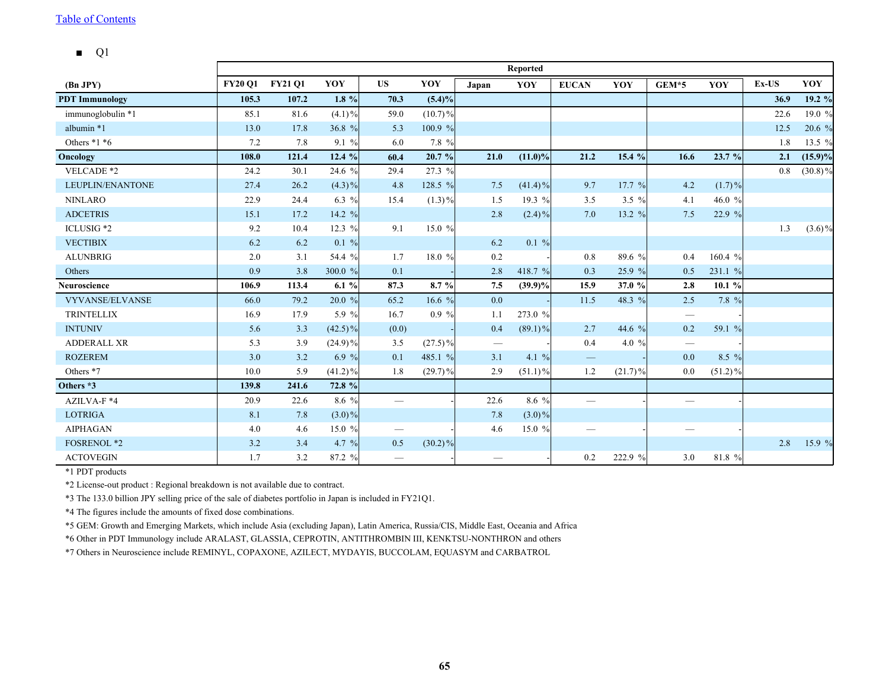[Table of Contents](#)

- Q1

| (Bn JPY) | Reported | | | | | | | | | | | | |
|---|---|---|---|---|---|---|---|---|---|---|---|---|---|
| | FY20 Q1 | FY21 Q1 | YOY | US | YOY | Japan | YOY | EUCAN | YOY | GEM*5 | YOY | Ex-US | YOY |
| **PDT Immunology** | **105.3** | **107.2** | **1.8 %** | **70.3** | **(5.4)%** | | | | | | | **36.9** | **19.2 %** |
| immunoglobulin *1 | 85.1 | 81.6 | (4.1)% | 59.0 | (10.7)% | | | | | | | 22.6 | 19.0 % |
| albumin *1 | 13.0 | 17.8 | 36.8 % | 5.3 | 100.9 % | | | | | | | 12.5 | 20.6 % |
| Others *1 *6 | 7.2 | 7.8 | 9.1 % | 6.0 | 7.8 % | | | | | | | 1.8 | 13.5 % |
| **Oncology** | **108.0** | **121.4** | **12.4 %** | **60.4** | **20.7 %** | **21.0** | **(11.0)%** | **21.2** | **15.4 %** | **16.6** | **23.7 %** | **2.1** | **(15.9)%** |
| VELCADE *2 | 24.2 | 30.1 | 24.6 % | 29.4 | 27.3 % | | | | | | | 0.8 | (30.8)% |
| LEUPLIN/ENANTONE | 27.4 | 26.2 | (4.3)% | 4.8 | 128.5 % | 7.5 | (41.4)% | 9.7 | 17.7 % | 4.2 | (1.7)% | | |
| NINLARO | 22.9 | 24.4 | 6.3 % | 15.4 | (1.3)% | 1.5 | 19.3 % | 3.5 | 3.5 % | 4.1 | 46.0 % | | |
| ADCETRIS | 15.1 | 17.2 | 14.2 % | | | 2.8 | (2.4)% | 7.0 | 13.2 % | 7.5 | 22.9 % | | |
| ICLUSIG *2 | 9.2 | 10.4 | 12.3 % | 9.1 | 15.0 % | | | | | | | 1.3 | (3.6)% |
| VECTIBIX | 6.2 | 6.2 | 0.1 % | | | 6.2 | 0.1 % | | | | | | |
| ALUNBRIG | 2.0 | 3.1 | 54.4 % | 1.7 | 18.0 % | 0.2 | - | 0.8 | 89.6 % | 0.4 | 160.4 % | | |
| Others | 0.9 | 3.8 | 300.0 % | 0.1 | - | 2.8 | 418.7 % | 0.3 | 25.9 % | 0.5 | 231.1 % | | |
| **Neuroscience** | **106.9** | **113.4** | **6.1 %** | **87.3** | **8.7 %** | **7.5** | **(39.9)%** | **15.9** | **37.0 %** | **2.8** | **10.1 %** | | |
| VYVANSE/ELVANSE | 66.0 | 79.2 | 20.0 % | 65.2 | 16.6 % | 0.0 | - | 11.5 | 48.3 % | 2.5 | 7.8 % | | |
| TRINTELLIX | 16.9 | 17.9 | 5.9 % | 16.7 | 0.9 % | 1.1 | 273.0 % | | | — | - | | |
| INTUNIV | 5.6 | 3.3 | (42.5)% | (0.0) | - | 0.4 | (89.1)% | 2.7 | 44.6 % | 0.2 | 59.1 % | | |
| ADDERALL XR | 5.3 | 3.9 | (24.9)% | 3.5 | (27.5)% | — | - | 0.4 | 4.0 % | — | - | | |
| ROZEREM | 3.0 | 3.2 | 6.9 % | 0.1 | 485.1 % | 3.1 | 4.1 % | — | - | 0.0 | 8.5 % | | |
| Others *7 | 10.0 | 5.9 | (41.2)% | 1.8 | (29.7)% | 2.9 | (51.1)% | 1.2 | (21.7)% | 0.0 | (51.2)% | | |
| **Others *3** | **139.8** | **241.6** | **72.8 %** | | | | | | | | | | |
| AZILVA-F *4 | 20.9 | 22.6 | 8.6 % | — | - | 22.6 | 8.6 % | — | - | — | - | | |
| LOTRIGA | 8.1 | 7.8 | (3.0)% | | | 7.8 | (3.0)% | | | | | | |
| AIPHAGAN | 4.0 | 4.6 | 15.0 % | — | - | 4.6 | 15.0 % | — | - | — | - | | |
| FOSRENOL *2 | 3.2 | 3.4 | 4.7 % | 0.5 | (30.2)% | | | | | | | 2.8 | 15.9 % |
| ACTOVEGIN | 1.7 | 3.2 | 87.2 % | — | - | — | - | 0.2 | 222.9 % | 3.0 | 81.8 % | | |

*1 PDT products

*2 License-out product : Regional breakdown is not available due to contract.

*3 The 133.0 billion JPY selling price of the sale of diabetes portfolio in Japan is included in FY21Q1.

*4 The figures include the amounts of fixed dose combinations.

*5 GEM: Growth and Emerging Markets, which include Asia (excluding Japan), Latin America, Russia/CIS, Middle East, Oceania and Africa

*6 Other in PDT Immunology include ARALAST, GLASSIA, CEPROTIN, ANTITHROMBIN III, KENKTSU-NONTHRON and others

*7 Others in Neuroscience include REMINYL, COPAXONE, AZILECT, MYDAYIS, BUCCOLAM, EQUASYM and CARBATROL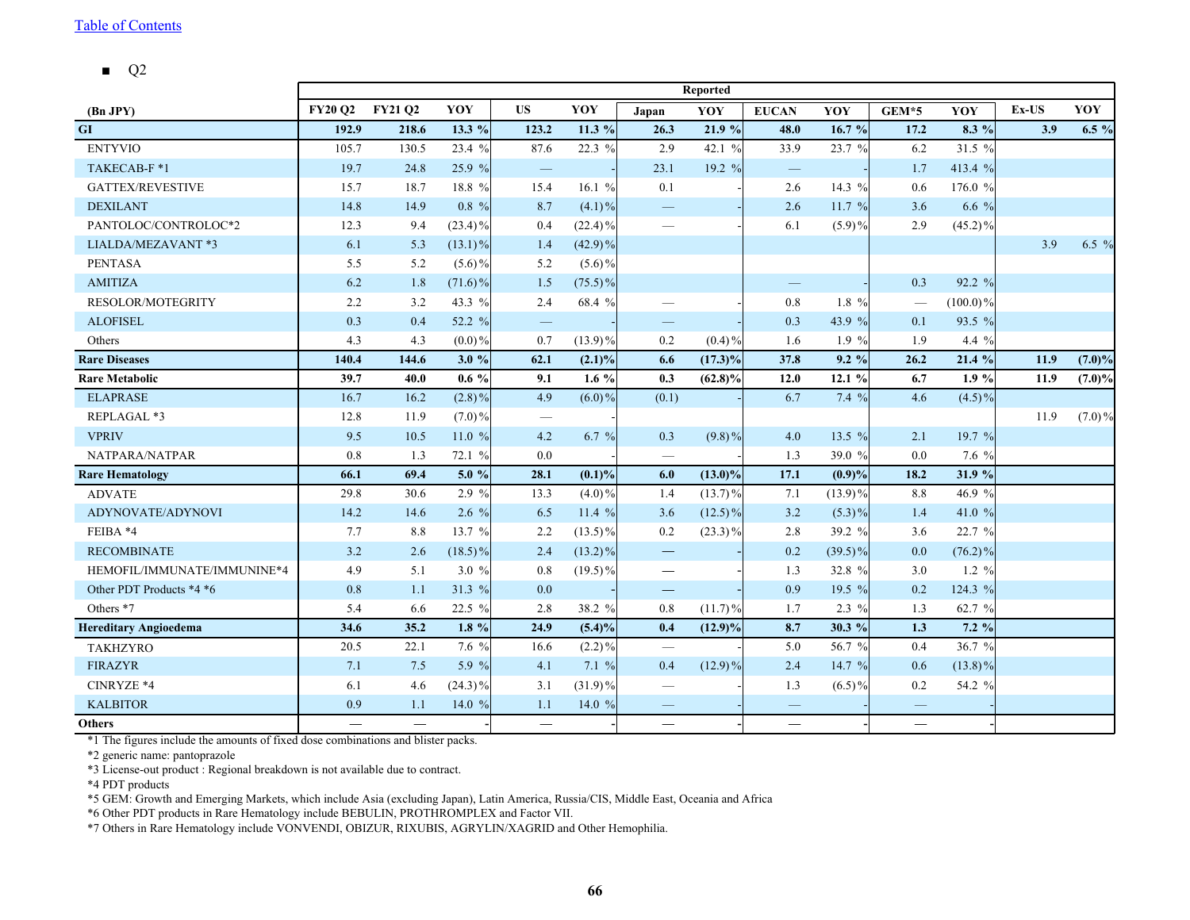[Table of Contents]

- Q2

| (Bn JPY) | Reported | | | | | | | | | | | | | | |
|---|---|---|---|---|---|---|---|---|---|---|---|---|---|---|---|
| | FY20 Q2 | FY21 Q2 | YOY | US | YOY | Japan | YOY | EUCAN | YOY | GEM*5 | YOY | Ex-US | YOY |
| **GI** | **192.9** | **218.6** | **13.3 %** | **123.2** | **11.3 %** | **26.3** | **21.9 %** | **48.0** | **16.7 %** | **17.2** | **8.3 %** | **3.9** | **6.5 %** |
| ENTYVIO | 105.7 | 130.5 | 23.4 % | 87.6 | 22.3 % | 2.9 | 42.1 % | 33.9 | 23.7 % | 6.2 | 31.5 % | | |
| TAKECAB-F *1 | 19.7 | 24.8 | 25.9 % | — | - | 23.1 | 19.2 % | — | - | 1.7 | 413.4 % | | |
| GATTEX/REVESTIVE | 15.7 | 18.7 | 18.8 % | 15.4 | 16.1 % | 0.1 | - | 2.6 | 14.3 % | 0.6 | 176.0 % | | |
| DEXILANT | 14.8 | 14.9 | 0.8 % | 8.7 | (4.1)% | — | - | 2.6 | 11.7 % | 3.6 | 6.6 % | | |
| PANTOLOC/CONTROLOC*2 | 12.3 | 9.4 | (23.4)% | 0.4 | (22.4)% | — | - | 6.1 | (5.9)% | 2.9 | (45.2)% | | |
| LIALDA/MEZAVANT *3 | 6.1 | 5.3 | (13.1)% | 1.4 | (42.9)% | | | | | | | 3.9 | 6.5 % |
| PENTASA | 5.5 | 5.2 | (5.6)% | 5.2 | (5.6)% | | | | | | | | |
| AMITIZA | 6.2 | 1.8 | (71.6)% | 1.5 | (75.5)% | | | — | - | 0.3 | 92.2 % | | |
| RESOLOR/MOTEGRITY | 2.2 | 3.2 | 43.3 % | 2.4 | 68.4 % | — | - | 0.8 | 1.8 % | — | (100.0)% | | |
| ALOFISEL | 0.3 | 0.4 | 52.2 % | — | - | — | - | 0.3 | 43.9 % | 0.1 | 93.5 % | | |
| Others | 4.3 | 4.3 | (0.0)% | 0.7 | (13.9)% | 0.2 | (0.4)% | 1.6 | 1.9 % | 1.9 | 4.4 % | | |
| **Rare Diseases** | **140.4** | **144.6** | **3.0 %** | **62.1** | **(2.1)%** | **6.6** | **(17.3)%** | **37.8** | **9.2 %** | **26.2** | **21.4 %** | **11.9** | **(7.0)%** |
| **Rare Metabolic** | **39.7** | **40.0** | **0.6 %** | **9.1** | **1.6 %** | **0.3** | **(62.8)%** | **12.0** | **12.1 %** | **6.7** | **1.9 %** | **11.9** | **(7.0)%** |
| ELAPRASE | 16.7 | 16.2 | (2.8)% | 4.9 | (6.0)% | (0.1) | - | 6.7 | 7.4 % | 4.6 | (4.5)% | | |
| REPLAGAL *3 | 12.8 | 11.9 | (7.0)% | — | - | | | | | | | 11.9 | (7.0)% |
| VPRIV | 9.5 | 10.5 | 11.0 % | 4.2 | 6.7 % | 0.3 | (9.8)% | 4.0 | 13.5 % | 2.1 | 19.7 % | | |
| NATPARA/NATPAR | 0.8 | 1.3 | 72.1 % | 0.0 | - | — | - | 1.3 | 39.0 % | 0.0 | 7.6 % | | |
| **Rare Hematology** | **66.1** | **69.4** | **5.0 %** | **28.1** | **(0.1)%** | **6.0** | **(13.0)%** | **17.1** | **(0.9)%** | **18.2** | **31.9 %** | | |
| ADVATE | 29.8 | 30.6 | 2.9 % | 13.3 | (4.0)% | 1.4 | (13.7)% | 7.1 | (13.9)% | 8.8 | 46.9 % | | |
| ADYNOVATE/ADYNOVI | 14.2 | 14.6 | 2.6 % | 6.5 | 11.4 % | 3.6 | (12.5)% | 3.2 | (5.3)% | 1.4 | 41.0 % | | |
| FEIBA *4 | 7.7 | 8.8 | 13.7 % | 2.2 | (13.5)% | 0.2 | (23.3)% | 2.8 | 39.2 % | 3.6 | 22.7 % | | |
| RECOMBINATE | 3.2 | 2.6 | (18.5)% | 2.4 | (13.2)% | — | - | 0.2 | (39.5)% | 0.0 | (76.2)% | | |
| HEMOFIL/IMMUNATE/IMMUNINE*4 | 4.9 | 5.1 | 3.0 % | 0.8 | (19.5)% | — | - | 1.3 | 32.8 % | 3.0 | 1.2 % | | |
| Other PDT Products *4 *6 | 0.8 | 1.1 | 31.3 % | 0.0 | - | — | - | 0.9 | 19.5 % | 0.2 | 124.3 % | | |
| Others *7 | 5.4 | 6.6 | 22.5 % | 2.8 | 38.2 % | 0.8 | (11.7)% | 1.7 | 2.3 % | 1.3 | 62.7 % | | |
| **Hereditary Angioedema** | **34.6** | **35.2** | **1.8 %** | **24.9** | **(5.4)%** | **0.4** | **(12.9)%** | **8.7** | **30.3 %** | **1.3** | **7.2 %** | | |
| TAKHZYRO | 20.5 | 22.1 | 7.6 % | 16.6 | (2.2)% | — | - | 5.0 | 56.7 % | 0.4 | 36.7 % | | |
| FIRAZYR | 7.1 | 7.5 | 5.9 % | 4.1 | 7.1 % | 0.4 | (12.9)% | 2.4 | 14.7 % | 0.6 | (13.8)% | | |
| CINRYZE *4 | 6.1 | 4.6 | (24.3)% | 3.1 | (31.9)% | — | - | 1.3 | (6.5)% | 0.2 | 54.2 % | | |
| KALBITOR | 0.9 | 1.1 | 14.0 % | 1.1 | 14.0 % | — | - | — | - | — | - | | |
| **Others** | — | — | - | — | - | — | - | — | - | — | - | | |

*1 The figures include the amounts of fixed dose combinations and blister packs.
*2 generic name: pantoprazole
*3 License-out product : Regional breakdown is not available due to contract.
*4 PDT products
*5 GEM: Growth and Emerging Markets, which include Asia (excluding Japan), Latin America, Russia/CIS, Middle East, Oceania and Africa
*6 Other PDT products in Rare Hematology include BEBULIN, PROTHROMPLEX and Factor VII.
*7 Others in Rare Hematology include VONVENDI, OBIZUR, RIXUBIS, AGRYLIN/XAGRID and Other Hemophilia.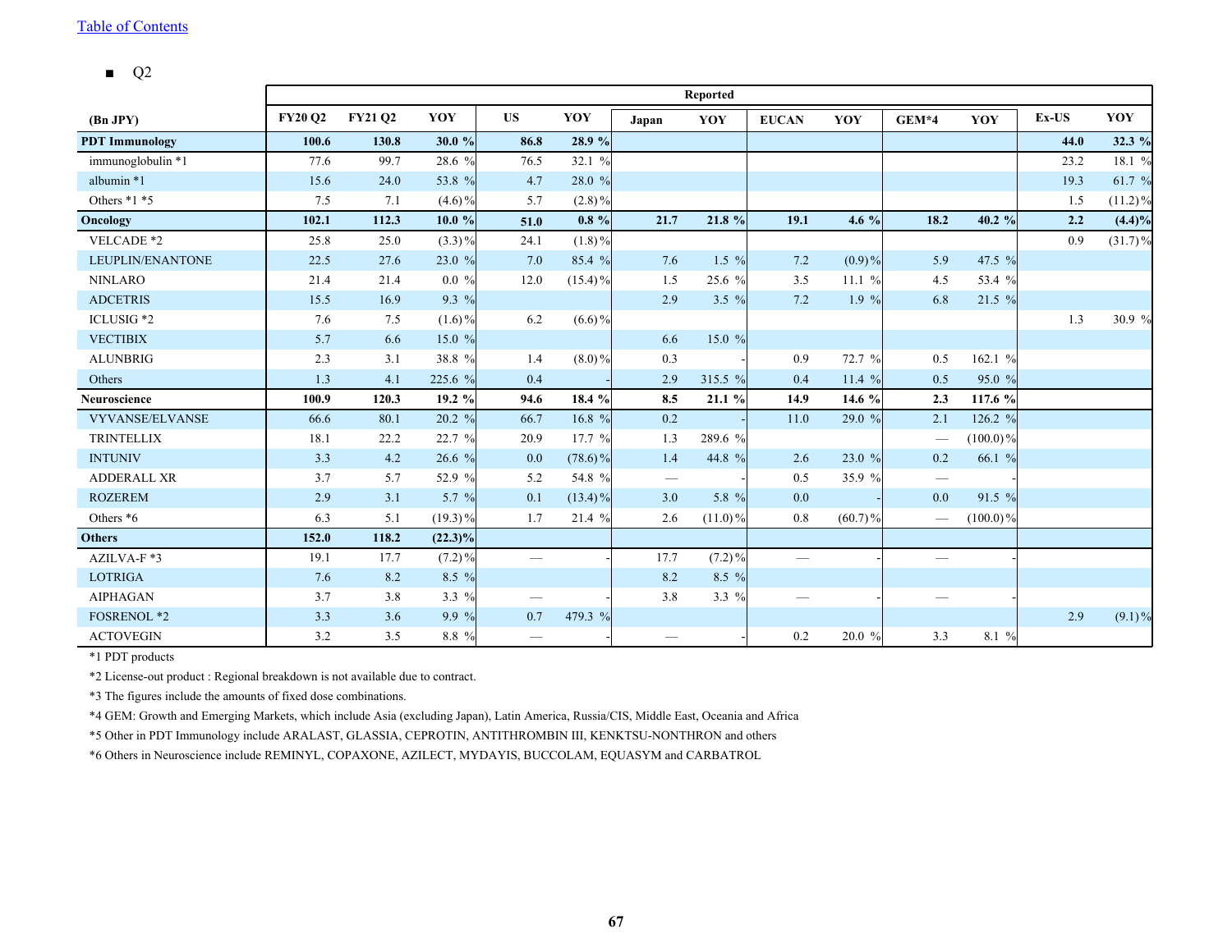[Table of Contents](#)

- Q2

| (Bn JPY) | Reported | | | | | | | | | | | | | |
|---|---|---|---|---|---|---|---|---|---|---|---|---|---|---|
| | FY20 Q2 | FY21 Q2 | YOY | US | YOY | Japan | YOY | EUCAN | YOY | GEM*4 | YOY | Ex-US | YOY |
| **PDT Immunology** | **100.6** | **130.8** | **30.0 %** | **86.8** | **28.9 %** | | | | | | | **44.0** | **32.3 %** |
| immunoglobulin *1 | 77.6 | 99.7 | 28.6 % | 76.5 | 32.1 % | | | | | | | 23.2 | 18.1 % |
| albumin *1 | 15.6 | 24.0 | 53.8 % | 4.7 | 28.0 % | | | | | | | 19.3 | 61.7 % |
| Others *1 *5 | 7.5 | 7.1 | (4.6) % | 5.7 | (2.8) % | | | | | | | 1.5 | (11.2) % |
| **Oncology** | **102.1** | **112.3** | **10.0 %** | **51.0** | **0.8 %** | **21.7** | **21.8 %** | **19.1** | **4.6 %** | **18.2** | **40.2 %** | **2.2** | **(4.4)%** |
| VELCADE *2 | 25.8 | 25.0 | (3.3) % | 24.1 | (1.8) % | | | | | | | 0.9 | (31.7) % |
| LEUPLIN/ENANTONE | 22.5 | 27.6 | 23.0 % | 7.0 | 85.4 % | 7.6 | 1.5 % | 7.2 | (0.9) % | 5.9 | 47.5 % | | |
| NINLARO | 21.4 | 21.4 | 0.0 % | 12.0 | (15.4) % | 1.5 | 25.6 % | 3.5 | 11.1 % | 4.5 | 53.4 % | | |
| ADCETRIS | 15.5 | 16.9 | 9.3 % | | | 2.9 | 3.5 % | 7.2 | 1.9 % | 6.8 | 21.5 % | | |
| ICLUSIG *2 | 7.6 | 7.5 | (1.6) % | 6.2 | (6.6) % | | | | | | | 1.3 | 30.9 % |
| VECTIBIX | 5.7 | 6.6 | 15.0 % | | | 6.6 | 15.0 % | | | | | | |
| ALUNBRIG | 2.3 | 3.1 | 38.8 % | 1.4 | (8.0) % | 0.3 | - | 0.9 | 72.7 % | 0.5 | 162.1 % | | |
| Others | 1.3 | 4.1 | 225.6 % | 0.4 | - | 2.9 | 315.5 % | 0.4 | 11.4 % | 0.5 | 95.0 % | | |
| **Neuroscience** | **100.9** | **120.3** | **19.2 %** | **94.6** | **18.4 %** | **8.5** | **21.1 %** | **14.9** | **14.6 %** | **2.3** | **117.6 %** | | |
| VYVANSE/ELVANSE | 66.6 | 80.1 | 20.2 % | 66.7 | 16.8 % | 0.2 | - | 11.0 | 29.0 % | 2.1 | 126.2 % | | |
| TRINTELLIX | 18.1 | 22.2 | 22.7 % | 20.9 | 17.7 % | 1.3 | 289.6 % | | | — | (100.0) % | | |
| INTUNIV | 3.3 | 4.2 | 26.6 % | 0.0 | (78.6) % | 1.4 | 44.8 % | 2.6 | 23.0 % | 0.2 | 66.1 % | | |
| ADDERALL XR | 3.7 | 5.7 | 52.9 % | 5.2 | 54.8 % | — | - | 0.5 | 35.9 % | — | - | | |
| ROZEREM | 2.9 | 3.1 | 5.7 % | 0.1 | (13.4) % | 3.0 | 5.8 % | 0.0 | - | 0.0 | 91.5 % | | |
| Others *6 | 6.3 | 5.1 | (19.3) % | 1.7 | 21.4 % | 2.6 | (11.0) % | 0.8 | (60.7) % | — | (100.0) % | | |
| **Others** | **152.0** | **118.2** | **(22.3)%** | | | | | | | | | | |
| AZILVA-F *3 | 19.1 | 17.7 | (7.2) % | — | - | 17.7 | (7.2) % | — | - | — | - | | |
| LOTRIGA | 7.6 | 8.2 | 8.5 % | | | 8.2 | 8.5 % | | | | | | |
| AIPHAGAN | 3.7 | 3.8 | 3.3 % | — | - | 3.8 | 3.3 % | — | - | — | - | | |
| FOSRENOL *2 | 3.3 | 3.6 | 9.9 % | 0.7 | 479.3 % | | | | | | | 2.9 | (9.1) % |
| ACTOVEGIN | 3.2 | 3.5 | 8.8 % | — | - | — | - | 0.2 | 20.0 % | 3.3 | 8.1 % | | |

*1 PDT products

*2 License-out product : Regional breakdown is not available due to contract.

*3 The figures include the amounts of fixed dose combinations.

*4 GEM: Growth and Emerging Markets, which include Asia (excluding Japan), Latin America, Russia/CIS, Middle East, Oceania and Africa

*5 Other in PDT Immunology include ARALAST, GLASSIA, CEPROTIN, ANTITHROMBIN III, KENKTSU-NONTHRON and others

*6 Others in Neuroscience include REMINYL, COPAXONE, AZILECT, MYDAYIS, BUCCOLAM, EQUASYM and CARBATROL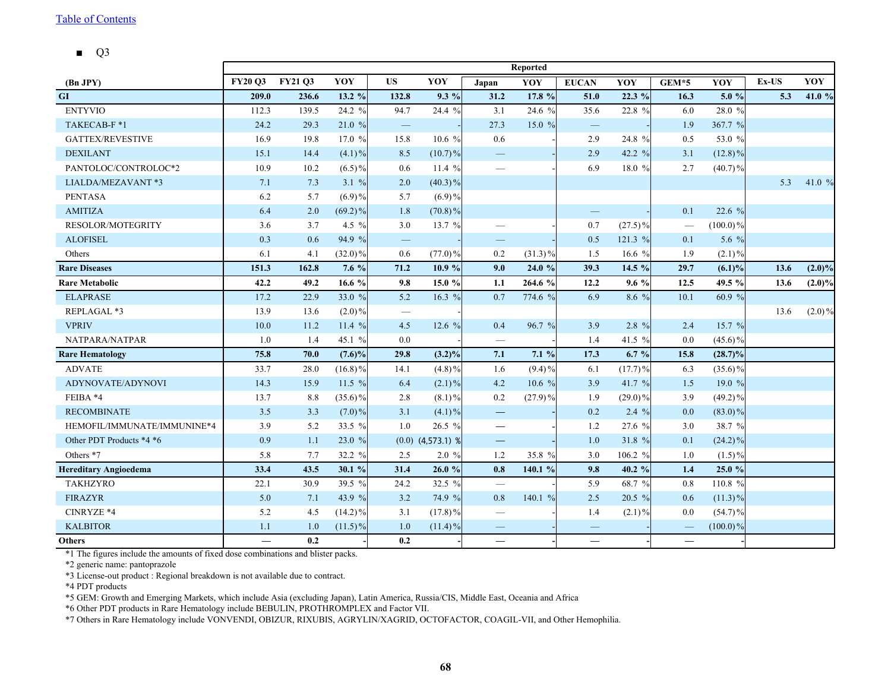[Table of Contents](#)

- Q3

| (Bn JPY) | Reported | | | | | | | | | | | | | | |
|---|---|---|---|---|---|---|---|---|---|---|---|---|---|---|---|
| | FY20 Q3 | FY21 Q3 | YOY | US | YOY | Japan | YOY | EUCAN | YOY | GEM*5 | YOY | Ex-US | YOY |
| **GI** | **209.0** | **236.6** | **13.2 %** | **132.8** | **9.3 %** | **31.2** | **17.8 %** | **51.0** | **22.3 %** | **16.3** | **5.0 %** | **5.3** | **41.0 %** |
| ENTYVIO | 112.3 | 139.5 | 24.2 % | 94.7 | 24.4 % | 3.1 | 24.6 % | 35.6 | 22.8 % | 6.0 | 28.0 % | | |
| TAKECAB-F *1 | 24.2 | 29.3 | 21.0 % | — | - | 27.3 | 15.0 % | — | - | 1.9 | 367.7 % | | |
| GATTEX/REVESTIVE | 16.9 | 19.8 | 17.0 % | 15.8 | 10.6 % | 0.6 | - | 2.9 | 24.8 % | 0.5 | 53.0 % | | |
| DEXILANT | 15.1 | 14.4 | (4.1)% | 8.5 | (10.7)% | — | - | 2.9 | 42.2 % | 3.1 | (12.8)% | | |
| PANTOLOC/CONTROLOC*2 | 10.9 | 10.2 | (6.5)% | 0.6 | 11.4 % | — | - | 6.9 | 18.0 % | 2.7 | (40.7)% | | |
| LIALDA/MEZAVANT *3 | 7.1 | 7.3 | 3.1 % | 2.0 | (40.3)% | | | | | | | 5.3 | 41.0 % |
| PENTASA | 6.2 | 5.7 | (6.9)% | 5.7 | (6.9)% | | | | | | | | |
| AMITIZA | 6.4 | 2.0 | (69.2)% | 1.8 | (70.8)% | | | — | - | 0.1 | 22.6 % | | |
| RESOLOR/MOTEGRITY | 3.6 | 3.7 | 4.5 % | 3.0 | 13.7 % | — | - | 0.7 | (27.5)% | — | (100.0)% | | |
| ALOFISEL | 0.3 | 0.6 | 94.9 % | — | - | — | - | 0.5 | 121.3 % | 0.1 | 5.6 % | | |
| Others | 6.1 | 4.1 | (32.0)% | 0.6 | (77.0)% | 0.2 | (31.3)% | 1.5 | 16.6 % | 1.9 | (2.1)% | | |
| **Rare Diseases** | **151.3** | **162.8** | **7.6 %** | **71.2** | **10.9 %** | **9.0** | **24.0 %** | **39.3** | **14.5 %** | **29.7** | **(6.1)%** | **13.6** | **(2.0)%** |
| **Rare Metabolic** | **42.2** | **49.2** | **16.6 %** | **9.8** | **15.0 %** | **1.1** | **264.6 %** | **12.2** | **9.6 %** | **12.5** | **49.5 %** | **13.6** | **(2.0)%** |
| ELAPRASE | 17.2 | 22.9 | 33.0 % | 5.2 | 16.3 % | 0.7 | 774.6 % | 6.9 | 8.6 % | 10.1 | 60.9 % | | |
| REPLAGAL *3 | 13.9 | 13.6 | (2.0)% | — | - | | | | | | | 13.6 | (2.0)% |
| VPRIV | 10.0 | 11.2 | 11.4 % | 4.5 | 12.6 % | 0.4 | 96.7 % | 3.9 | 2.8 % | 2.4 | 15.7 % | | |
| NATPARA/NATPAR | 1.0 | 1.4 | 45.1 % | 0.0 | - | — | - | 1.4 | 41.5 % | 0.0 | (45.6)% | | |
| **Rare Hematology** | **75.8** | **70.0** | **(7.6)%** | **29.8** | **(3.2)%** | **7.1** | **7.1 %** | **17.3** | **6.7 %** | **15.8** | **(28.7)%** | | |
| ADVATE | 33.7 | 28.0 | (16.8)% | 14.1 | (4.8)% | 1.6 | (9.4)% | 6.1 | (17.7)% | 6.3 | (35.6)% | | |
| ADYNOVATE/ADYNOVI | 14.3 | 15.9 | 11.5 % | 6.4 | (2.1)% | 4.2 | 10.6 % | 3.9 | 41.7 % | 1.5 | 19.0 % | | |
| FEIBA *4 | 13.7 | 8.8 | (35.6)% | 2.8 | (8.1)% | 0.2 | (27.9)% | 1.9 | (29.0)% | 3.9 | (49.2)% | | |
| RECOMBINATE | 3.5 | 3.3 | (7.0)% | 3.1 | (4.1)% | — | - | 0.2 | 2.4 % | 0.0 | (83.0)% | | |
| HEMOFIL/IMMUNATE/IMMUNINE*4 | 3.9 | 5.2 | 33.5 % | 1.0 | 26.5 % | — | - | 1.2 | 27.6 % | 3.0 | 38.7 % | | |
| Other PDT Products *4 *6 | 0.9 | 1.1 | 23.0 % | (0.0) | (4,573.1) % | — | - | 1.0 | 31.8 % | 0.1 | (24.2)% | | |
| Others *7 | 5.8 | 7.7 | 32.2 % | 2.5 | 2.0 % | 1.2 | 35.8 % | 3.0 | 106.2 % | 1.0 | (1.5)% | | |
| **Hereditary Angioedema** | **33.4** | **43.5** | **30.1 %** | **31.4** | **26.0 %** | **0.8** | **140.1 %** | **9.8** | **40.2 %** | **1.4** | **25.0 %** | | |
| TAKHZYRO | 22.1 | 30.9 | 39.5 % | 24.2 | 32.5 % | — | - | 5.9 | 68.7 % | 0.8 | 110.8 % | | |
| FIRAZYR | 5.0 | 7.1 | 43.9 % | 3.2 | 74.9 % | 0.8 | 140.1 % | 2.5 | 20.5 % | 0.6 | (11.3)% | | |
| CINRYZE *4 | 5.2 | 4.5 | (14.2)% | 3.1 | (17.8)% | — | - | 1.4 | (2.1)% | 0.0 | (54.7)% | | |
| KALBITOR | 1.1 | 1.0 | (11.5)% | 1.0 | (11.4)% | — | - | — | - | — | (100.0)% | | |
| **Others** | **—** | **0.2** | **-** | **0.2** | **-** | **—** | **-** | **—** | **-** | **—** | **-** | | |

*1 The figures include the amounts of fixed dose combinations and blister packs.

*2 generic name: pantoprazole

*3 License-out product : Regional breakdown is not available due to contract.

*4 PDT products

*5 GEM: Growth and Emerging Markets, which include Asia (excluding Japan), Latin America, Russia/CIS, Middle East, Oceania and Africa

*6 Other PDT products in Rare Hematology include BEBULIN, PROTHROMPLEX and Factor VII.

*7 Others in Rare Hematology include VONVENDI, OBIZUR, RIXUBIS, AGRYLIN/XAGRID, OCTOFACTOR, COAGIL-VII, and Other Hemophilia.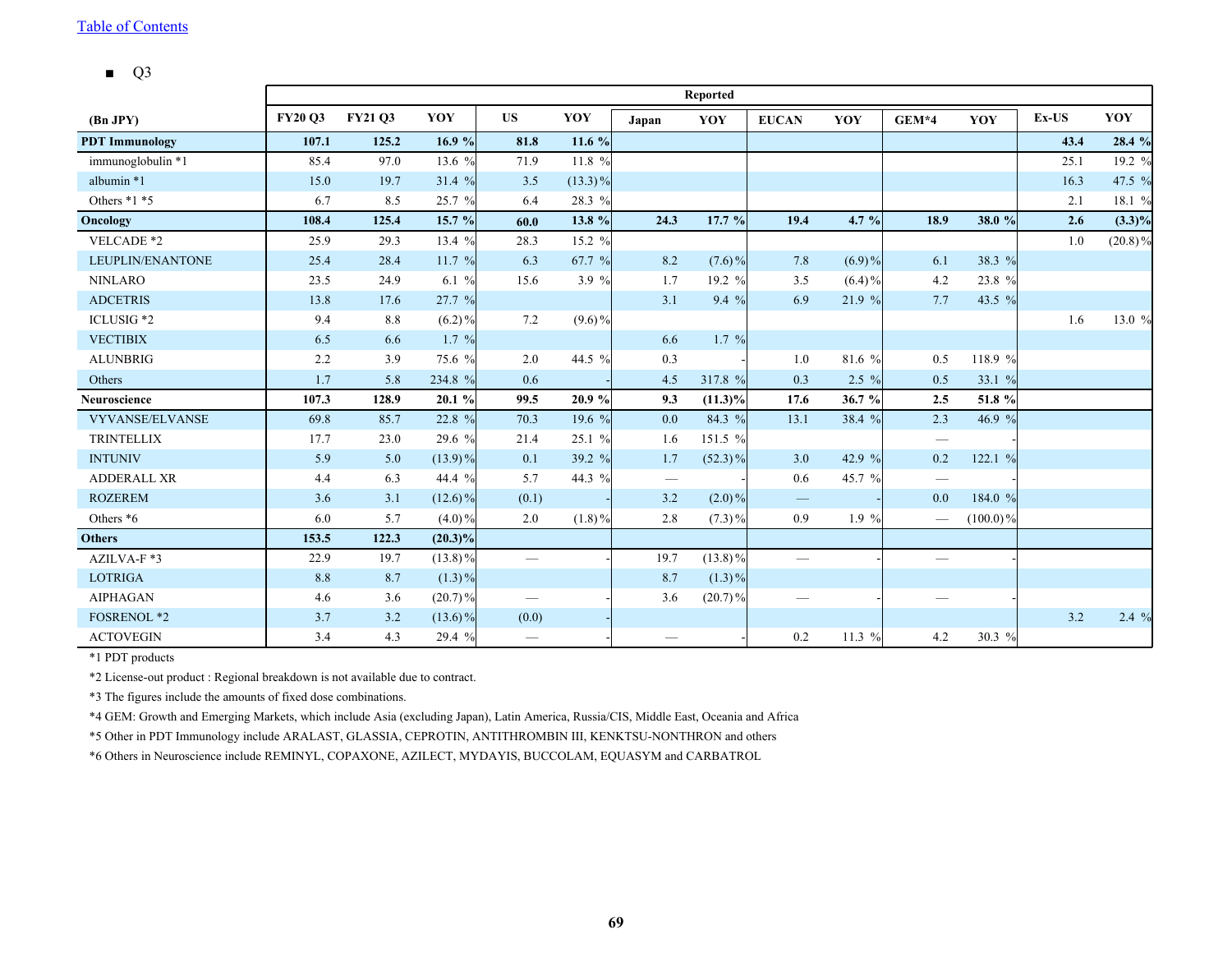[Table of Contents](#)

- Q3

| (Bn JPY) | Reported | | | | | | | | | | | | | |
|---|---|---|---|---|---|---|---|---|---|---|---|---|---|---|
| | FY20 Q3 | FY21 Q3 | YOY | US | YOY | Japan | YOY | EUCAN | YOY | GEM*4 | YOY | Ex-US | YOY |
| **PDT Immunology** | **107.1** | **125.2** | **16.9 %** | **81.8** | **11.6 %** | | | | | | | **43.4** | **28.4 %** |
| immunoglobulin *1 | 85.4 | 97.0 | 13.6 % | 71.9 | 11.8 % | | | | | | | 25.1 | 19.2 % |
| albumin *1 | 15.0 | 19.7 | 31.4 % | 3.5 | (13.3) % | | | | | | | 16.3 | 47.5 % |
| Others *1 *5 | 6.7 | 8.5 | 25.7 % | 6.4 | 28.3 % | | | | | | | 2.1 | 18.1 % |
| **Oncology** | **108.4** | **125.4** | **15.7 %** | **60.0** | **13.8 %** | **24.3** | **17.7 %** | **19.4** | **4.7 %** | **18.9** | **38.0 %** | **2.6** | **(3.3)%** |
| VELCADE *2 | 25.9 | 29.3 | 13.4 % | 28.3 | 15.2 % | | | | | | | 1.0 | (20.8) % |
| LEUPLIN/ENANTONE | 25.4 | 28.4 | 11.7 % | 6.3 | 67.7 % | 8.2 | (7.6) % | 7.8 | (6.9) % | 6.1 | 38.3 % | | |
| NINLARO | 23.5 | 24.9 | 6.1 % | 15.6 | 3.9 % | 1.7 | 19.2 % | 3.5 | (6.4) % | 4.2 | 23.8 % | | |
| ADCETRIS | 13.8 | 17.6 | 27.7 % | | | 3.1 | 9.4 % | 6.9 | 21.9 % | 7.7 | 43.5 % | | |
| ICLUSIG *2 | 9.4 | 8.8 | (6.2) % | 7.2 | (9.6) % | | | | | | | 1.6 | 13.0 % |
| VECTIBIX | 6.5 | 6.6 | 1.7 % | | | 6.6 | 1.7 % | | | | | | |
| ALUNBRIG | 2.2 | 3.9 | 75.6 % | 2.0 | 44.5 % | 0.3 | - | 1.0 | 81.6 % | 0.5 | 118.9 % | | |
| Others | 1.7 | 5.8 | 234.8 % | 0.6 | - | 4.5 | 317.8 % | 0.3 | 2.5 % | 0.5 | 33.1 % | | |
| **Neuroscience** | **107.3** | **128.9** | **20.1 %** | **99.5** | **20.9 %** | **9.3** | **(11.3)%** | **17.6** | **36.7 %** | **2.5** | **51.8 %** | | |
| VYVANSE/ELVANSE | 69.8 | 85.7 | 22.8 % | 70.3 | 19.6 % | 0.0 | 84.3 % | 13.1 | 38.4 % | 2.3 | 46.9 % | | |
| TRINTELLIX | 17.7 | 23.0 | 29.6 % | 21.4 | 25.1 % | 1.6 | 151.5 % | | | — | - | | |
| INTUNIV | 5.9 | 5.0 | (13.9) % | 0.1 | 39.2 % | 1.7 | (52.3) % | 3.0 | 42.9 % | 0.2 | 122.1 % | | |
| ADDERALL XR | 4.4 | 6.3 | 44.4 % | 5.7 | 44.3 % | — | - | 0.6 | 45.7 % | — | - | | |
| ROZEREM | 3.6 | 3.1 | (12.6) % | (0.1) | - | 3.2 | (2.0) % | — | - | 0.0 | 184.0 % | | |
| Others *6 | 6.0 | 5.7 | (4.0) % | 2.0 | (1.8) % | 2.8 | (7.3) % | 0.9 | 1.9 % | — | (100.0) % | | |
| **Others** | **153.5** | **122.3** | **(20.3)%** | | | | | | | | | | |
| AZILVA-F *3 | 22.9 | 19.7 | (13.8) % | — | - | 19.7 | (13.8) % | — | - | — | - | | |
| LOTRIGA | 8.8 | 8.7 | (1.3) % | | | 8.7 | (1.3) % | | | | | | |
| AIPHAGAN | 4.6 | 3.6 | (20.7) % | — | - | 3.6 | (20.7) % | — | - | — | - | | |
| FOSRENOL *2 | 3.7 | 3.2 | (13.6) % | (0.0) | - | | | | | | | 3.2 | 2.4 % |
| ACTOVEGIN | 3.4 | 4.3 | 29.4 % | — | - | — | - | 0.2 | 11.3 % | 4.2 | 30.3 % | | |

*1 PDT products

*2 License-out product : Regional breakdown is not available due to contract.

*3 The figures include the amounts of fixed dose combinations.

*4 GEM: Growth and Emerging Markets, which include Asia (excluding Japan), Latin America, Russia/CIS, Middle East, Oceania and Africa

*5 Other in PDT Immunology include ARALAST, GLASSIA, CEPROTIN, ANTITHROMBIN III, KENKTSU-NONTHRON and others

*6 Others in Neuroscience include REMINYL, COPAXONE, AZILECT, MYDAYIS, BUCCOLAM, EQUASYM and CARBATROL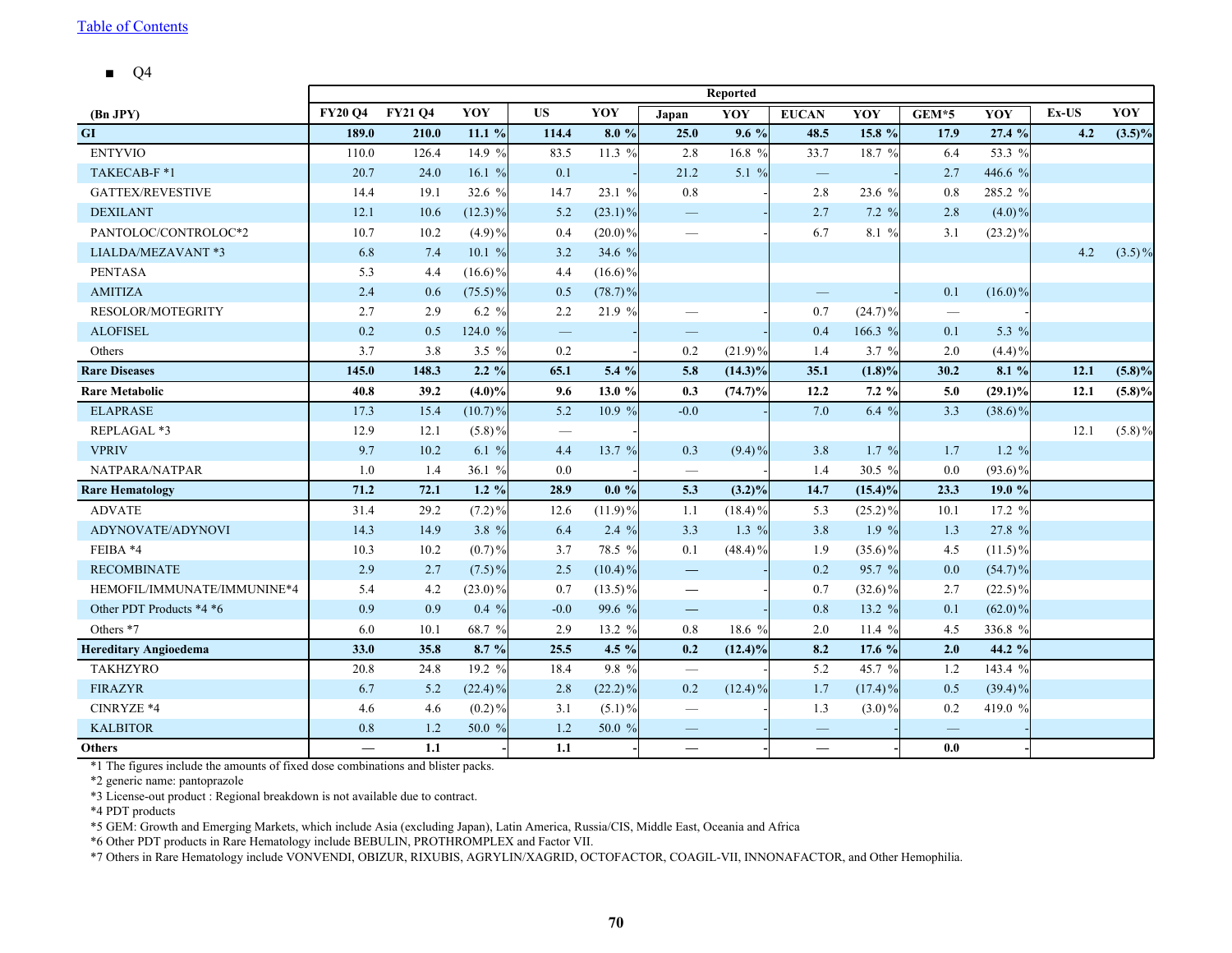[Table of Contents](#)

- Q4

| (Bn JPY) | Reported | | | | | | | | | | | | | |
|---|---|---|---|---|---|---|---|---|---|---|---|---|---|---|
| | FY20 Q4 | FY21 Q4 | YOY | US | YOY | Japan | YOY | EUCAN | YOY | GEM*5 | YOY | Ex-US | YOY |
| **GI** | **189.0** | **210.0** | **11.1 %** | **114.4** | **8.0 %** | **25.0** | **9.6 %** | **48.5** | **15.8 %** | **17.9** | **27.4 %** | **4.2** | **(3.5)%** |
| ENTYVIO | 110.0 | 126.4 | 14.9 % | 83.5 | 11.3 % | 2.8 | 16.8 % | 33.7 | 18.7 % | 6.4 | 53.3 % | | |
| TAKECAB-F *1 | 20.7 | 24.0 | 16.1 % | 0.1 | - | 21.2 | 5.1 % | — | - | 2.7 | 446.6 % | | |
| GATTEX/REVESTIVE | 14.4 | 19.1 | 32.6 % | 14.7 | 23.1 % | 0.8 | - | 2.8 | 23.6 % | 0.8 | 285.2 % | | |
| DEXILANT | 12.1 | 10.6 | (12.3)% | 5.2 | (23.1)% | — | - | 2.7 | 7.2 % | 2.8 | (4.0)% | | |
| PANTOLOC/CONTROLOC*2 | 10.7 | 10.2 | (4.9)% | 0.4 | (20.0)% | — | - | 6.7 | 8.1 % | 3.1 | (23.2)% | | |
| LIALDA/MEZAVANT *3 | 6.8 | 7.4 | 10.1 % | 3.2 | 34.6 % | | | | | | | 4.2 | (3.5)% |
| PENTASA | 5.3 | 4.4 | (16.6)% | 4.4 | (16.6)% | | | | | | | | |
| AMITIZA | 2.4 | 0.6 | (75.5)% | 0.5 | (78.7)% | | | — | - | 0.1 | (16.0)% | | |
| RESOLOR/MOTEGRITY | 2.7 | 2.9 | 6.2 % | 2.2 | 21.9 % | — | - | 0.7 | (24.7)% | — | - | | |
| ALOFISEL | 0.2 | 0.5 | 124.0 % | — | - | — | - | 0.4 | 166.3 % | 0.1 | 5.3 % | | |
| Others | 3.7 | 3.8 | 3.5 % | 0.2 | - | 0.2 | (21.9)% | 1.4 | 3.7 % | 2.0 | (4.4)% | | |
| **Rare Diseases** | **145.0** | **148.3** | **2.2 %** | **65.1** | **5.4 %** | **5.8** | **(14.3)%** | **35.1** | **(1.8)%** | **30.2** | **8.1 %** | **12.1** | **(5.8)%** |
| **Rare Metabolic** | **40.8** | **39.2** | **(4.0)%** | **9.6** | **13.0 %** | **0.3** | **(74.7)%** | **12.2** | **7.2 %** | **5.0** | **(29.1)%** | **12.1** | **(5.8)%** |
| ELAPRASE | 17.3 | 15.4 | (10.7)% | 5.2 | 10.9 % | -0.0 | - | 7.0 | 6.4 % | 3.3 | (38.6)% | | |
| REPLAGAL *3 | 12.9 | 12.1 | (5.8)% | — | - | | | | | | | 12.1 | (5.8)% |
| VPRIV | 9.7 | 10.2 | 6.1 % | 4.4 | 13.7 % | 0.3 | (9.4)% | 3.8 | 1.7 % | 1.7 | 1.2 % | | |
| NATPARA/NATPAR | 1.0 | 1.4 | 36.1 % | 0.0 | - | — | - | 1.4 | 30.5 % | 0.0 | (93.6)% | | |
| **Rare Hematology** | **71.2** | **72.1** | **1.2 %** | **28.9** | **0.0 %** | **5.3** | **(3.2)%** | **14.7** | **(15.4)%** | **23.3** | **19.0 %** | | |
| ADVATE | 31.4 | 29.2 | (7.2)% | 12.6 | (11.9)% | 1.1 | (18.4)% | 5.3 | (25.2)% | 10.1 | 17.2 % | | |
| ADYNOVATE/ADYNOVI | 14.3 | 14.9 | 3.8 % | 6.4 | 2.4 % | 3.3 | 1.3 % | 3.8 | 1.9 % | 1.3 | 27.8 % | | |
| FEIBA *4 | 10.3 | 10.2 | (0.7)% | 3.7 | 78.5 % | 0.1 | (48.4)% | 1.9 | (35.6)% | 4.5 | (11.5)% | | |
| RECOMBINATE | 2.9 | 2.7 | (7.5)% | 2.5 | (10.4)% | — | - | 0.2 | 95.7 % | 0.0 | (54.7)% | | |
| HEMOFIL/IMMUNATE/IMMUNINE*4 | 5.4 | 4.2 | (23.0)% | 0.7 | (13.5)% | — | - | 0.7 | (32.6)% | 2.7 | (22.5)% | | |
| Other PDT Products *4 *6 | 0.9 | 0.9 | 0.4 % | -0.0 | 99.6 % | — | - | 0.8 | 13.2 % | 0.1 | (62.0)% | | |
| Others *7 | 6.0 | 10.1 | 68.7 % | 2.9 | 13.2 % | 0.8 | 18.6 % | 2.0 | 11.4 % | 4.5 | 336.8 % | | |
| **Hereditary Angioedema** | **33.0** | **35.8** | **8.7 %** | **25.5** | **4.5 %** | **0.2** | **(12.4)%** | **8.2** | **17.6 %** | **2.0** | **44.2 %** | | |
| TAKHZYRO | 20.8 | 24.8 | 19.2 % | 18.4 | 9.8 % | — | - | 5.2 | 45.7 % | 1.2 | 143.4 % | | |
| FIRAZYR | 6.7 | 5.2 | (22.4)% | 2.8 | (22.2)% | 0.2 | (12.4)% | 1.7 | (17.4)% | 0.5 | (39.4)% | | |
| CINRYZE *4 | 4.6 | 4.6 | (0.2)% | 3.1 | (5.1)% | — | - | 1.3 | (3.0)% | 0.2 | 419.0 % | | |
| KALBITOR | 0.8 | 1.2 | 50.0 % | 1.2 | 50.0 % | — | - | — | - | — | - | | |
| **Others** | **—** | **1.1** | **-** | **1.1** | **-** | **—** | **-** | **—** | **-** | **0.0** | **-** | | |

*1 The figures include the amounts of fixed dose combinations and blister packs.
*2 generic name: pantoprazole
*3 License-out product : Regional breakdown is not available due to contract.
*4 PDT products
*5 GEM: Growth and Emerging Markets, which include Asia (excluding Japan), Latin America, Russia/CIS, Middle East, Oceania and Africa
*6 Other PDT products in Rare Hematology include BEBULIN, PROTHROMPLEX and Factor VII.
*7 Others in Rare Hematology include VONVENDI, OBIZUR, RIXUBIS, AGRYLIN/XAGRID, OCTOFACTOR, COAGIL-VII, INNONAFACTOR, and Other Hemophilia.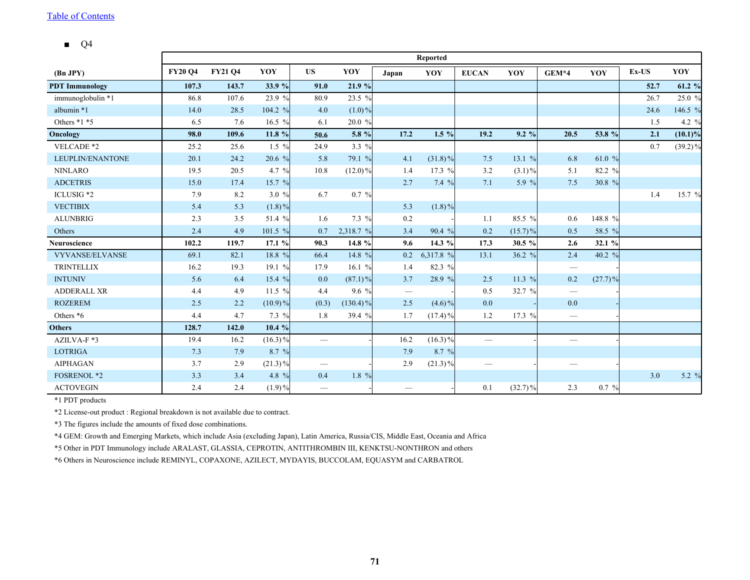[Table of Contents]

- Q4

| (Bn JPY) | Reported | | | | | | | | | | | | | |
|---|---|---|---|---|---|---|---|---|---|---|---|---|---|---|
| | FY20 Q4 | FY21 Q4 | YOY | US | YOY | Japan | YOY | EUCAN | YOY | GEM*4 | YOY | Ex-US | YOY |
| **PDT Immunology** | **107.3** | **143.7** | **33.9 %** | **91.0** | **21.9 %** | | | | | | | **52.7** | **61.2 %** |
| immunoglobulin *1 | 86.8 | 107.6 | 23.9 % | 80.9 | 23.5 % | | | | | | | 26.7 | 25.0 % |
| albumin *1 | 14.0 | 28.5 | 104.2 % | 4.0 | (1.0)% | | | | | | | 24.6 | 146.5 % |
| Others *1 *5 | 6.5 | 7.6 | 16.5 % | 6.1 | 20.0 % | | | | | | | 1.5 | 4.2 % |
| **Oncology** | **98.0** | **109.6** | **11.8 %** | **50.6** | **5.8 %** | **17.2** | **1.5 %** | **19.2** | **9.2 %** | **20.5** | **53.8 %** | **2.1** | **(10.1)%** |
| VELCADE *2 | 25.2 | 25.6 | 1.5 % | 24.9 | 3.3 % | | | | | | | 0.7 | (39.2)% |
| LEUPLIN/ENANTONE | 20.1 | 24.2 | 20.6 % | 5.8 | 79.1 % | 4.1 | (31.8)% | 7.5 | 13.1 % | 6.8 | 61.0 % | | |
| NINLARO | 19.5 | 20.5 | 4.7 % | 10.8 | (12.0)% | 1.4 | 17.3 % | 3.2 | (3.1)% | 5.1 | 82.2 % | | |
| ADCETRIS | 15.0 | 17.4 | 15.7 % | | | 2.7 | 7.4 % | 7.1 | 5.9 % | 7.5 | 30.8 % | | |
| ICLUSIG *2 | 7.9 | 8.2 | 3.0 % | 6.7 | 0.7 % | | | | | | | 1.4 | 15.7 % |
| VECTIBIX | 5.4 | 5.3 | (1.8)% | | | 5.3 | (1.8)% | | | | | | |
| ALUNBRIG | 2.3 | 3.5 | 51.4 % | 1.6 | 7.3 % | 0.2 | - | 1.1 | 85.5 % | 0.6 | 148.8 % | | |
| Others | 2.4 | 4.9 | 101.5 % | 0.7 | 2,318.7 % | 3.4 | 90.4 % | 0.2 | (15.7)% | 0.5 | 58.5 % | | |
| **Neuroscience** | **102.2** | **119.7** | **17.1 %** | **90.3** | **14.8 %** | **9.6** | **14.3 %** | **17.3** | **30.5 %** | **2.6** | **32.1 %** | | |
| VYVANSE/ELVANSE | 69.1 | 82.1 | 18.8 % | 66.4 | 14.8 % | 0.2 | 6,317.8 % | 13.1 | 36.2 % | 2.4 | 40.2 % | | |
| TRINTELLIX | 16.2 | 19.3 | 19.1 % | 17.9 | 16.1 % | 1.4 | 82.3 % | | | — | - | | |
| INTUNIV | 5.6 | 6.4 | 15.4 % | 0.0 | (87.1)% | 3.7 | 28.9 % | 2.5 | 11.3 % | 0.2 | (27.7)% | | |
| ADDERALL XR | 4.4 | 4.9 | 11.5 % | 4.4 | 9.6 % | — | - | 0.5 | 32.7 % | — | - | | |
| ROZEREM | 2.5 | 2.2 | (10.9)% | (0.3) | (130.4)% | 2.5 | (4.6)% | 0.0 | - | 0.0 | - | | |
| Others *6 | 4.4 | 4.7 | 7.3 % | 1.8 | 39.4 % | 1.7 | (17.4)% | 1.2 | 17.3 % | — | - | | |
| **Others** | **128.7** | **142.0** | **10.4 %** | | | | | | | | | | |
| AZILVA-F *3 | 19.4 | 16.2 | (16.3)% | — | - | 16.2 | (16.3)% | — | - | — | - | | |
| LOTRIGA | 7.3 | 7.9 | 8.7 % | | | 7.9 | 8.7 % | | | | | | |
| AIPHAGAN | 3.7 | 2.9 | (21.3)% | — | - | 2.9 | (21.3)% | — | - | — | - | | |
| FOSRENOL *2 | 3.3 | 3.4 | 4.8 % | 0.4 | 1.8 % | | | | | | | 3.0 | 5.2 % |
| ACTOVEGIN | 2.4 | 2.4 | (1.9)% | — | - | — | - | 0.1 | (32.7)% | 2.3 | 0.7 % | | |

*1 PDT products

*2 License-out product : Regional breakdown is not available due to contract.

*3 The figures include the amounts of fixed dose combinations.

*4 GEM: Growth and Emerging Markets, which include Asia (excluding Japan), Latin America, Russia/CIS, Middle East, Oceania and Africa

*5 Other in PDT Immunology include ARALAST, GLASSIA, CEPROTIN, ANTITHROMBIN III, KENKTSU-NONTHRON and others

*6 Others in Neuroscience include REMINYL, COPAXONE, AZILECT, MYDAYIS, BUCCOLAM, EQUASYM and CARBATROL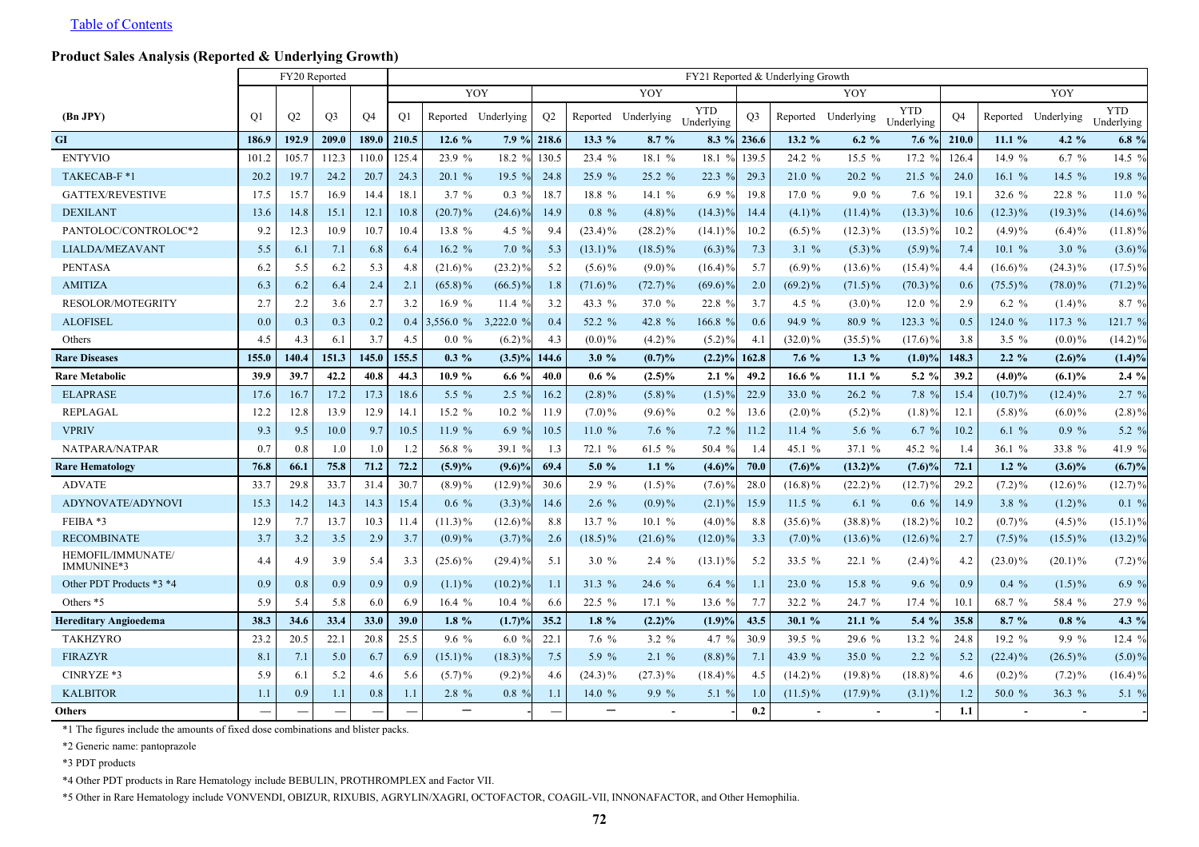Table of Contents

### Product Sales Analysis (Reported & Underlying Growth)

| | FY20 Reported | | | | FY21 Reported & Underlying Growth | | | | | | | | | | | | | | |
|---|---|---|---|---|---|---|---|---|---|---|---|---|---|---|---|---|---|---|---|
| | | | | | | YOY | | | YOY | | | | YOY | | | | YOY | | |
| (Bn JPY) | Q1 | Q2 | Q3 | Q4 | Q1 | Reported | Underlying | Q2 | Reported | Underlying | YTD Underlying | Q3 | Reported | Underlying | YTD Underlying | Q4 | Reported | Underlying | YTD Underlying |
| **GI** | **186.9** | **192.9** | **209.0** | **189.0** | **210.5** | **12.6 %** | **7.9 %** | **218.6** | **13.3 %** | **8.7 %** | **8.3 %** | **236.6** | **13.2 %** | **6.2 %** | **7.6 %** | **210.0** | **11.1 %** | **4.2 %** | **6.8 %** |
| ENTYVIO | 101.2 | 105.7 | 112.3 | 110.0 | 125.4 | 23.9 % | 18.2 % | 130.5 | 23.4 % | 18.1 % | 18.1 % | 139.5 | 24.2 % | 15.5 % | 17.2 % | 126.4 | 14.9 % | 6.7 % | 14.5 % |
| TAKECAB-F *1 | 20.2 | 19.7 | 24.2 | 20.7 | 24.3 | 20.1 % | 19.5 % | 24.8 | 25.9 % | 25.2 % | 22.3 % | 29.3 | 21.0 % | 20.2 % | 21.5 % | 24.0 | 16.1 % | 14.5 % | 19.8 % |
| GATTEX/REVESTIVE | 17.5 | 15.7 | 16.9 | 14.4 | 18.1 | 3.7 % | 0.3 % | 18.7 | 18.8 % | 14.1 % | 6.9 % | 19.8 | 17.0 % | 9.0 % | 7.6 % | 19.1 | 32.6 % | 22.8 % | 11.0 % |
| DEXILANT | 13.6 | 14.8 | 15.1 | 12.1 | 10.8 | (20.7)% | (24.6)% | 14.9 | 0.8 % | (4.8)% | (14.3)% | 14.4 | (4.1)% | (11.4)% | (13.3)% | 10.6 | (12.3)% | (19.3)% | (14.6)% |
| PANTOLOC/CONTROLOC*2 | 9.2 | 12.3 | 10.9 | 10.7 | 10.4 | 13.8 % | 4.5 % | 9.4 | (23.4)% | (28.2)% | (14.1)% | 10.2 | (6.5)% | (12.3)% | (13.5)% | 10.2 | (4.9)% | (6.4)% | (11.8)% |
| LIALDA/MEZAVANT | 5.5 | 6.1 | 7.1 | 6.8 | 6.4 | 16.2 % | 7.0 % | 5.3 | (13.1)% | (18.5)% | (6.3)% | 7.3 | 3.1 % | (5.3)% | (5.9)% | 7.4 | 10.1 % | 3.0 % | (3.6)% |
| PENTASA | 6.2 | 5.5 | 6.2 | 5.3 | 4.8 | (21.6)% | (23.2)% | 5.2 | (5.6)% | (9.0)% | (16.4)% | 5.7 | (6.9)% | (13.6)% | (15.4)% | 4.4 | (16.6)% | (24.3)% | (17.5)% |
| AMITIZA | 6.3 | 6.2 | 6.4 | 2.4 | 2.1 | (65.8)% | (66.5)% | 1.8 | (71.6)% | (72.7)% | (69.6)% | 2.0 | (69.2)% | (71.5)% | (70.3)% | 0.6 | (75.5)% | (78.0)% | (71.2)% |
| RESOLOR/MOTEGRITY | 2.7 | 2.2 | 3.6 | 2.7 | 3.2 | 16.9 % | 11.4 % | 3.2 | 43.3 % | 37.0 % | 22.8 % | 3.7 | 4.5 % | (3.0)% | 12.0 % | 2.9 | 6.2 % | (1.4)% | 8.7 % |
| ALOFISEL | 0.0 | 0.3 | 0.3 | 0.2 | 0.4 | 3,556.0 % | 3,222.0 % | 0.4 | 52.2 % | 42.8 % | 166.8 % | 0.6 | 94.9 % | 80.9 % | 123.3 % | 0.5 | 124.0 % | 117.3 % | 121.7 % |
| Others | 4.5 | 4.3 | 6.1 | 3.7 | 4.5 | 0.0 % | (6.2)% | 4.3 | (0.0)% | (4.2)% | (5.2)% | 4.1 | (32.0)% | (35.5)% | (17.6)% | 3.8 | 3.5 % | (0.0)% | (14.2)% |
| **Rare Diseases** | **155.0** | **140.4** | **151.3** | **145.0** | **155.5** | **0.3 %** | **(3.5)%** | **144.6** | **3.0 %** | **(0.7)%** | **(2.2)%** | **162.8** | **7.6 %** | **1.3 %** | **(1.0)%** | **148.3** | **2.2 %** | **(2.6)%** | **(1.4)%** |
| **Rare Metabolic** | **39.9** | **39.7** | **42.2** | **40.8** | **44.3** | **10.9 %** | **6.6 %** | **40.0** | **0.6 %** | **(2.5)%** | **2.1 %** | **49.2** | **16.6 %** | **11.1 %** | **5.2 %** | **39.2** | **(4.0)%** | **(6.1)%** | **2.4 %** |
| ELAPRASE | 17.6 | 16.7 | 17.2 | 17.3 | 18.6 | 5.5 % | 2.5 % | 16.2 | (2.8)% | (5.8)% | (1.5)% | 22.9 | 33.0 % | 26.2 % | 7.8 % | 15.4 | (10.7)% | (12.4)% | 2.7 % |
| REPLAGAL | 12.2 | 12.8 | 13.9 | 12.9 | 14.1 | 15.2 % | 10.2 % | 11.9 | (7.0)% | (9.6)% | 0.2 % | 13.6 | (2.0)% | (5.2)% | (1.8)% | 12.1 | (5.8)% | (6.0)% | (2.8)% |
| VPRIV | 9.3 | 9.5 | 10.0 | 9.7 | 10.5 | 11.9 % | 6.9 % | 10.5 | 11.0 % | 7.6 % | 7.2 % | 11.2 | 11.4 % | 5.6 % | 6.7 % | 10.2 | 6.1 % | 0.9 % | 5.2 % |
| NATPARA/NATPAR | 0.7 | 0.8 | 1.0 | 1.0 | 1.2 | 56.8 % | 39.1 % | 1.3 | 72.1 % | 61.5 % | 50.4 % | 1.4 | 45.1 % | 37.1 % | 45.2 % | 1.4 | 36.1 % | 33.8 % | 41.9 % |
| **Rare Hematology** | **76.8** | **66.1** | **75.8** | **71.2** | **72.2** | **(5.9)%** | **(9.6)%** | **69.4** | **5.0 %** | **1.1 %** | **(4.6)%** | **70.0** | **(7.6)%** | **(13.2)%** | **(7.6)%** | **72.1** | **1.2 %** | **(3.6)%** | **(6.7)%** |
| ADVATE | 33.7 | 29.8 | 33.7 | 31.4 | 30.7 | (8.9)% | (12.9)% | 30.6 | 2.9 % | (1.5)% | (7.6)% | 28.0 | (16.8)% | (22.2)% | (12.7)% | 29.2 | (7.2)% | (12.6)% | (12.7)% |
| ADYNOVATE/ADYNOVI | 15.3 | 14.2 | 14.3 | 14.3 | 15.4 | 0.6 % | (3.3)% | 14.6 | 2.6 % | (0.9)% | (2.1)% | 15.9 | 11.5 % | 6.1 % | 0.6 % | 14.9 | 3.8 % | (1.2)% | 0.1 % |
| FEIBA *3 | 12.9 | 7.7 | 13.7 | 10.3 | 11.4 | (11.3)% | (12.6)% | 8.8 | 13.7 % | 10.1 % | (4.0)% | 8.8 | (35.6)% | (38.8)% | (18.2)% | 10.2 | (0.7)% | (4.5)% | (15.1)% |
| RECOMBINATE | 3.7 | 3.2 | 3.5 | 2.9 | 3.7 | (0.9)% | (3.7)% | 2.6 | (18.5)% | (21.6)% | (12.0)% | 3.3 | (7.0)% | (13.6)% | (12.6)% | 2.7 | (7.5)% | (15.5)% | (13.2)% |
| HEMOFIL/IMMUNATE/ IMMUNINE*3 | 4.4 | 4.9 | 3.9 | 5.4 | 3.3 | (25.6)% | (29.4)% | 5.1 | 3.0 % | 2.4 % | (13.1)% | 5.2 | 33.5 % | 22.1 % | (2.4)% | 4.2 | (23.0)% | (20.1)% | (7.2)% |
| Other PDT Products *3 *4 | 0.9 | 0.8 | 0.9 | 0.9 | 0.9 | (1.1)% | (10.2)% | 1.1 | 31.3 % | 24.6 % | 6.4 % | 1.1 | 23.0 % | 15.8 % | 9.6 % | 0.9 | 0.4 % | (1.5)% | 6.9 % |
| Others *5 | 5.9 | 5.4 | 5.8 | 6.0 | 6.9 | 16.4 % | 10.4 % | 6.6 | 22.5 % | 17.1 % | 13.6 % | 7.7 | 32.2 % | 24.7 % | 17.4 % | 10.1 | 68.7 % | 58.4 % | 27.9 % |
| **Hereditary Angioedema** | **38.3** | **34.6** | **33.4** | **33.0** | **39.0** | **1.8 %** | **(1.7)%** | **35.2** | **1.8 %** | **(2.2)%** | **(1.9)%** | **43.5** | **30.1 %** | **21.1 %** | **5.4 %** | **35.8** | **8.7 %** | **0.8 %** | **4.3 %** |
| TAKHZYRO | 23.2 | 20.5 | 22.1 | 20.8 | 25.5 | 9.6 % | 6.0 % | 22.1 | 7.6 % | 3.2 % | 4.7 % | 30.9 | 39.5 % | 29.6 % | 13.2 % | 24.8 | 19.2 % | 9.9 % | 12.4 % |
| FIRAZYR | 8.1 | 7.1 | 5.0 | 6.7 | 6.9 | (15.1)% | (18.3)% | 7.5 | 5.9 % | 2.1 % | (8.8)% | 7.1 | 43.9 % | 35.0 % | 2.2 % | 5.2 | (22.4)% | (26.5)% | (5.0)% |
| CINRYZE *3 | 5.9 | 6.1 | 5.2 | 4.6 | 5.6 | (5.7)% | (9.2)% | 4.6 | (24.3)% | (27.3)% | (18.4)% | 4.5 | (14.2)% | (19.8)% | (18.8)% | 4.6 | (0.2)% | (7.2)% | (16.4)% |
| KALBITOR | 1.1 | 0.9 | 1.1 | 0.8 | 1.1 | 2.8 % | 0.8 % | 1.1 | 14.0 % | 9.9 % | 5.1 % | 1.0 | (11.5)% | (17.9)% | (3.1)% | 1.2 | 50.0 % | 36.3 % | 5.1 % |
| **Others** | — | — | — | — | — | — | - | — | — | - | - | **0.2** | - | - | - | **1.1** | - | - | - |

*1 The figures include the amounts of fixed dose combinations and blister packs.

*2 Generic name: pantoprazole

*3 PDT products

*4 Other PDT products in Rare Hematology include BEBULIN, PROTHROMPLEX and Factor VII.

*5 Other in Rare Hematology include VONVENDI, OBIZUR, RIXUBIS, AGRYLIN/XAGRI, OCTOFACTOR, COAGIL-VII, INNONAFACTOR, and Other Hemophilia.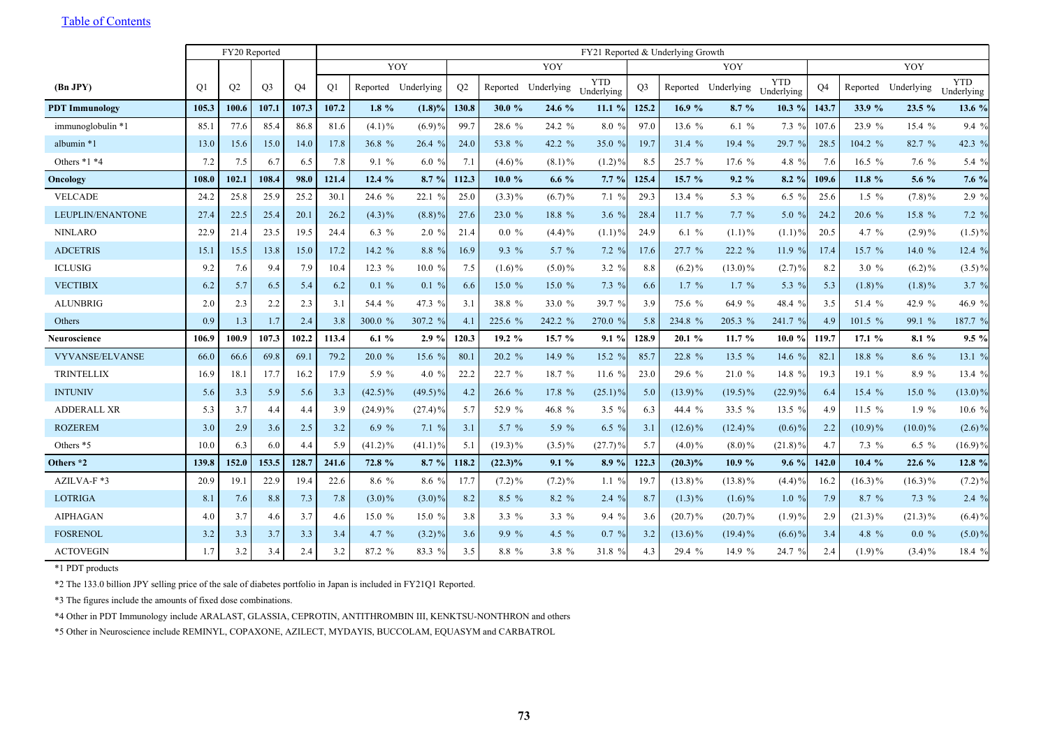[Table of Contents]()

| (Bn JPY) | FY20 Reported | | | | FY21 Reported & Underlying Growth | | | | | | | | | | | | | | | |
|---|---|---|---|---|---|---|---|---|---|---|---|---|---|---|---|---|---|---|---|---|
| | | | | | | YOY | | | YOY | | | | YOY | | | | YOY | | | |
| | Q1 | Q2 | Q3 | Q4 | Q1 | Reported | Underlying | Q2 | Reported | Underlying | YTD Underlying | Q3 | Reported | Underlying | YTD Underlying | Q4 | Reported | Underlying | YTD Underlying |
| **PDT Immunology** | **105.3** | **100.6** | **107.1** | **107.3** | **107.2** | **1.8 %** | **(1.8)%** | **130.8** | **30.0 %** | **24.6 %** | **11.1 %** | **125.2** | **16.9 %** | **8.7 %** | **10.3 %** | **143.7** | **33.9 %** | **23.5 %** | **13.6 %** |
| immunoglobulin *1 | 85.1 | 77.6 | 85.4 | 86.8 | 81.6 | (4.1)% | (6.9)% | 99.7 | 28.6 % | 24.2 % | 8.0 % | 97.0 | 13.6 % | 6.1 % | 7.3 % | 107.6 | 23.9 % | 15.4 % | 9.4 % |
| albumin *1 | 13.0 | 15.6 | 15.0 | 14.0 | 17.8 | 36.8 % | 26.4 % | 24.0 | 53.8 % | 42.2 % | 35.0 % | 19.7 | 31.4 % | 19.4 % | 29.7 % | 28.5 | 104.2 % | 82.7 % | 42.3 % |
| Others *1 *4 | 7.2 | 7.5 | 6.7 | 6.5 | 7.8 | 9.1 % | 6.0 % | 7.1 | (4.6)% | (8.1)% | (1.2)% | 8.5 | 25.7 % | 17.6 % | 4.8 % | 7.6 | 16.5 % | 7.6 % | 5.4 % |
| **Oncology** | **108.0** | **102.1** | **108.4** | **98.0** | **121.4** | **12.4 %** | **8.7 %** | **112.3** | **10.0 %** | **6.6 %** | **7.7 %** | **125.4** | **15.7 %** | **9.2 %** | **8.2 %** | **109.6** | **11.8 %** | **5.6 %** | **7.6 %** |
| VELCADE | 24.2 | 25.8 | 25.9 | 25.2 | 30.1 | 24.6 % | 22.1 % | 25.0 | (3.3)% | (6.7)% | 7.1 % | 29.3 | 13.4 % | 5.3 % | 6.5 % | 25.6 | 1.5 % | (7.8)% | 2.9 % |
| LEUPLIN/ENANTONE | 27.4 | 22.5 | 25.4 | 20.1 | 26.2 | (4.3)% | (8.8)% | 27.6 | 23.0 % | 18.8 % | 3.6 % | 28.4 | 11.7 % | 7.7 % | 5.0 % | 24.2 | 20.6 % | 15.8 % | 7.2 % |
| NINLARO | 22.9 | 21.4 | 23.5 | 19.5 | 24.4 | 6.3 % | 2.0 % | 21.4 | 0.0 % | (4.4)% | (1.1)% | 24.9 | 6.1 % | (1.1)% | (1.1)% | 20.5 | 4.7 % | (2.9)% | (1.5)% |
| ADCETRIS | 15.1 | 15.5 | 13.8 | 15.0 | 17.2 | 14.2 % | 8.8 % | 16.9 | 9.3 % | 5.7 % | 7.2 % | 17.6 | 27.7 % | 22.2 % | 11.9 % | 17.4 | 15.7 % | 14.0 % | 12.4 % |
| ICLUSIG | 9.2 | 7.6 | 9.4 | 7.9 | 10.4 | 12.3 % | 10.0 % | 7.5 | (1.6)% | (5.0)% | 3.2 % | 8.8 | (6.2)% | (13.0)% | (2.7)% | 8.2 | 3.0 % | (6.2)% | (3.5)% |
| VECTIBIX | 6.2 | 5.7 | 6.5 | 5.4 | 6.2 | 0.1 % | 0.1 % | 6.6 | 15.0 % | 15.0 % | 7.3 % | 6.6 | 1.7 % | 1.7 % | 5.3 % | 5.3 | (1.8)% | (1.8)% | 3.7 % |
| ALUNBRIG | 2.0 | 2.3 | 2.2 | 2.3 | 3.1 | 54.4 % | 47.3 % | 3.1 | 38.8 % | 33.0 % | 39.7 % | 3.9 | 75.6 % | 64.9 % | 48.4 % | 3.5 | 51.4 % | 42.9 % | 46.9 % |
| Others | 0.9 | 1.3 | 1.7 | 2.4 | 3.8 | 300.0 % | 307.2 % | 4.1 | 225.6 % | 242.2 % | 270.0 % | 5.8 | 234.8 % | 205.3 % | 241.7 % | 4.9 | 101.5 % | 99.1 % | 187.7 % |
| **Neuroscience** | **106.9** | **100.9** | **107.3** | **102.2** | **113.4** | **6.1 %** | **2.9 %** | **120.3** | **19.2 %** | **15.7 %** | **9.1 %** | **128.9** | **20.1 %** | **11.7 %** | **10.0 %** | **119.7** | **17.1 %** | **8.1 %** | **9.5 %** |
| VYVANSE/ELVANSE | 66.0 | 66.6 | 69.8 | 69.1 | 79.2 | 20.0 % | 15.6 % | 80.1 | 20.2 % | 14.9 % | 15.2 % | 85.7 | 22.8 % | 13.5 % | 14.6 % | 82.1 | 18.8 % | 8.6 % | 13.1 % |
| TRINTELLIX | 16.9 | 18.1 | 17.7 | 16.2 | 17.9 | 5.9 % | 4.0 % | 22.2 | 22.7 % | 18.7 % | 11.6 % | 23.0 | 29.6 % | 21.0 % | 14.8 % | 19.3 | 19.1 % | 8.9 % | 13.4 % |
| INTUNIV | 5.6 | 3.3 | 5.9 | 5.6 | 3.3 | (42.5)% | (49.5)% | 4.2 | 26.6 % | 17.8 % | (25.1)% | 5.0 | (13.9)% | (19.5)% | (22.9)% | 6.4 | 15.4 % | 15.0 % | (13.0)% |
| ADDERALL XR | 5.3 | 3.7 | 4.4 | 4.4 | 3.9 | (24.9)% | (27.4)% | 5.7 | 52.9 % | 46.8 % | 3.5 % | 6.3 | 44.4 % | 33.5 % | 13.5 % | 4.9 | 11.5 % | 1.9 % | 10.6 % |
| ROZEREM | 3.0 | 2.9 | 3.6 | 2.5 | 3.2 | 6.9 % | 7.1 % | 3.1 | 5.7 % | 5.9 % | 6.5 % | 3.1 | (12.6)% | (12.4)% | (0.6)% | 2.2 | (10.9)% | (10.0)% | (2.6)% |
| Others *5 | 10.0 | 6.3 | 6.0 | 4.4 | 5.9 | (41.2)% | (41.1)% | 5.1 | (19.3)% | (3.5)% | (27.7)% | 5.7 | (4.0)% | (8.0)% | (21.8)% | 4.7 | 7.3 % | 6.5 % | (16.9)% |
| **Others *2** | **139.8** | **152.0** | **153.5** | **128.7** | **241.6** | **72.8 %** | **8.7 %** | **118.2** | **(22.3)%** | **9.1 %** | **8.9 %** | **122.3** | **(20.3)%** | **10.9 %** | **9.6 %** | **142.0** | **10.4 %** | **22.6 %** | **12.8 %** |
| AZILVA-F *3 | 20.9 | 19.1 | 22.9 | 19.4 | 22.6 | 8.6 % | 8.6 % | 17.7 | (7.2)% | (7.2)% | 1.1 % | 19.7 | (13.8)% | (13.8)% | (4.4)% | 16.2 | (16.3)% | (16.3)% | (7.2)% |
| LOTRIGA | 8.1 | 7.6 | 8.8 | 7.3 | 7.8 | (3.0)% | (3.0)% | 8.2 | 8.5 % | 8.2 % | 2.4 % | 8.7 | (1.3)% | (1.6)% | 1.0 % | 7.9 | 8.7 % | 7.3 % | 2.4 % |
| AIPHAGAN | 4.0 | 3.7 | 4.6 | 3.7 | 4.6 | 15.0 % | 15.0 % | 3.8 | 3.3 % | 3.3 % | 9.4 % | 3.6 | (20.7)% | (20.7)% | (1.9)% | 2.9 | (21.3)% | (21.3)% | (6.4)% |
| FOSRENOL | 3.2 | 3.3 | 3.7 | 3.3 | 3.4 | 4.7 % | (3.2)% | 3.6 | 9.9 % | 4.5 % | 0.7 % | 3.2 | (13.6)% | (19.4)% | (6.6)% | 3.4 | 4.8 % | 0.0 % | (5.0)% |
| ACTOVEGIN | 1.7 | 3.2 | 3.4 | 2.4 | 3.2 | 87.2 % | 83.3 % | 3.5 | 8.8 % | 3.8 % | 31.8 % | 4.3 | 29.4 % | 14.9 % | 24.7 % | 2.4 | (1.9)% | (3.4)% | 18.4 % |

*1 PDT products

*2 The 133.0 billion JPY selling price of the sale of diabetes portfolio in Japan is included in FY21Q1 Reported.

*3 The figures include the amounts of fixed dose combinations.

*4 Other in PDT Immunology include ARALAST, GLASSIA, CEPROTIN, ANTITHROMBIN III, KENKTSU-NONTHRON and others

*5 Other in Neuroscience include REMINYL, COPAXONE, AZILECT, MYDAYIS, BUCCOLAM, EQUASYM and CARBATROL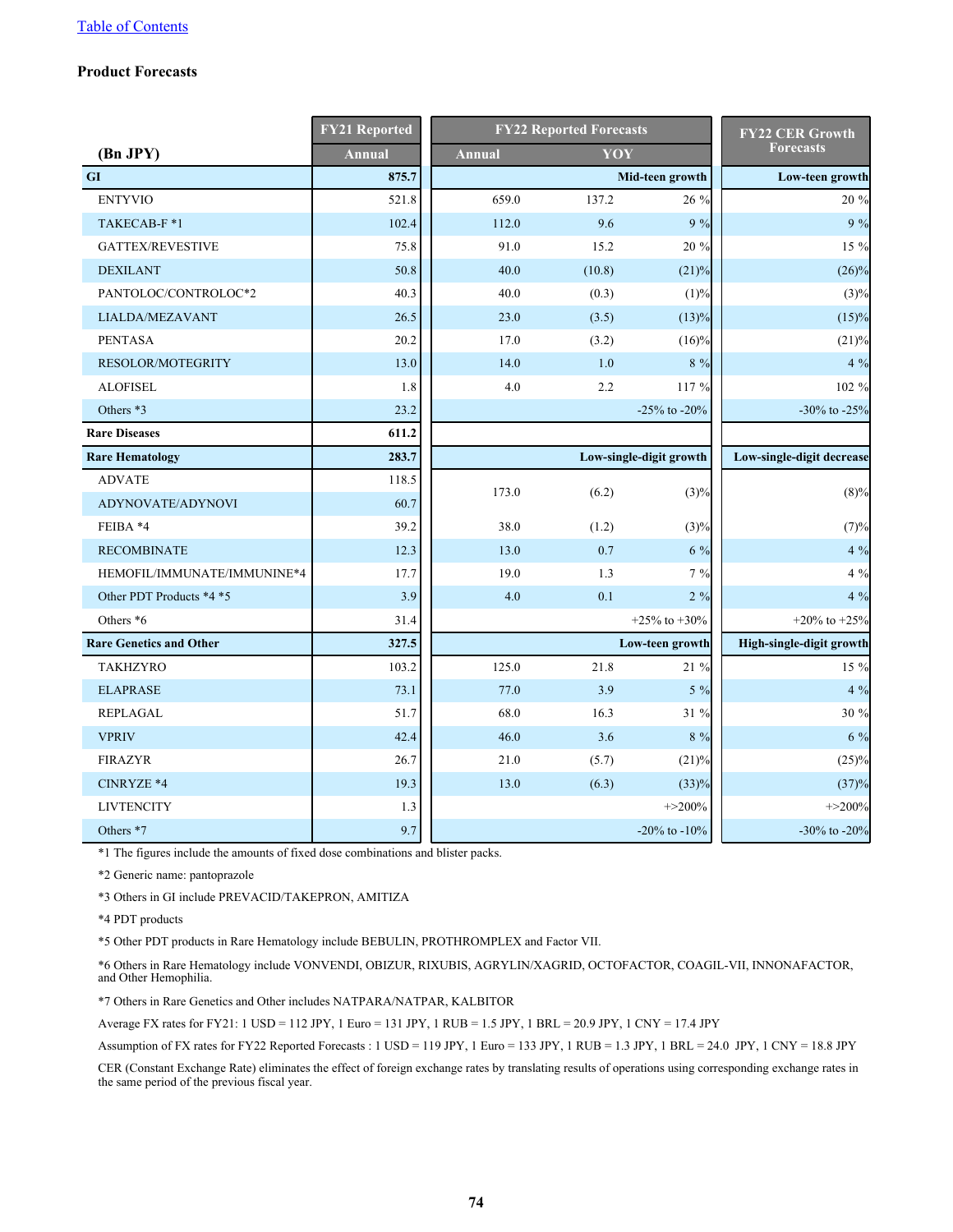[Table of Contents](#)

### Product Forecasts

| (Bn JPY) | FY21 Reported | FY22 Reported Forecasts | | | FY22 CER Growth Forecasts |
|---|---|---|---|---|---|
| | Annual | Annual | YOY | | |
| **GI** | **875.7** | | | **Mid-teen growth** | **Low-teen growth** |
| ENTYVIO | 521.8 | 659.0 | 137.2 | 26 % | 20 % |
| TAKECAB-F *1 | 102.4 | 112.0 | 9.6 | 9 % | 9 % |
| GATTEX/REVESTIVE | 75.8 | 91.0 | 15.2 | 20 % | 15 % |
| DEXILANT | 50.8 | 40.0 | (10.8) | (21)% | (26)% |
| PANTOLOC/CONTROLOC*2 | 40.3 | 40.0 | (0.3) | (1)% | (3)% |
| LIALDA/MEZAVANT | 26.5 | 23.0 | (3.5) | (13)% | (15)% |
| PENTASA | 20.2 | 17.0 | (3.2) | (16)% | (21)% |
| RESOLOR/MOTEGRITY | 13.0 | 14.0 | 1.0 | 8 % | 4 % |
| ALOFISEL | 1.8 | 4.0 | 2.2 | 117 % | 102 % |
| Others *3 | 23.2 | | | -25% to -20% | -30% to -25% |
| **Rare Diseases** | **611.2** | | | | |
| **Rare Hematology** | **283.7** | | | **Low-single-digit growth** | **Low-single-digit decrease** |
| ADVATE | 118.5 | 173.0 | (6.2) | (3)% | (8)% |
| ADYNOVATE/ADYNOVI | 60.7 | | | | |
| FEIBA *4 | 39.2 | 38.0 | (1.2) | (3)% | (7)% |
| RECOMBINATE | 12.3 | 13.0 | 0.7 | 6 % | 4 % |
| HEMOFIL/IMMUNATE/IMMUNINE*4 | 17.7 | 19.0 | 1.3 | 7 % | 4 % |
| Other PDT Products *4 *5 | 3.9 | 4.0 | 0.1 | 2 % | 4 % |
| Others *6 | 31.4 | | | +25% to +30% | +20% to +25% |
| **Rare Genetics and Other** | **327.5** | | | **Low-teen growth** | **High-single-digit growth** |
| TAKHZYRO | 103.2 | 125.0 | 21.8 | 21 % | 15 % |
| ELAPRASE | 73.1 | 77.0 | 3.9 | 5 % | 4 % |
| REPLAGAL | 51.7 | 68.0 | 16.3 | 31 % | 30 % |
| VPRIV | 42.4 | 46.0 | 3.6 | 8 % | 6 % |
| FIRAZYR | 26.7 | 21.0 | (5.7) | (21)% | (25)% |
| CINRYZE *4 | 19.3 | 13.0 | (6.3) | (33)% | (37)% |
| LIVTENCITY | 1.3 | | | +>200% | +>200% |
| Others *7 | 9.7 | | | -20% to -10% | -30% to -20% |

*1 The figures include the amounts of fixed dose combinations and blister packs.

*2 Generic name: pantoprazole

*3 Others in GI include PREVACID/TAKEPRON, AMITIZA

*4 PDT products

*5 Other PDT products in Rare Hematology include BEBULIN, PROTHROMPLEX and Factor VII.

*6 Others in Rare Hematology include VONVENDI, OBIZUR, RIXUBIS, AGRYLIN/XAGRID, OCTOFACTOR, COAGIL-VII, INNONAFACTOR, and Other Hemophilia.

*7 Others in Rare Genetics and Other includes NATPARA/NATPAR, KALBITOR

Average FX rates for FY21: 1 USD = 112 JPY, 1 Euro = 131 JPY, 1 RUB = 1.5 JPY, 1 BRL = 20.9 JPY, 1 CNY = 17.4 JPY

Assumption of FX rates for FY22 Reported Forecasts : 1 USD = 119 JPY, 1 Euro = 133 JPY, 1 RUB = 1.3 JPY, 1 BRL = 24.0 JPY, 1 CNY = 18.8 JPY

CER (Constant Exchange Rate) eliminates the effect of foreign exchange rates by translating results of operations using corresponding exchange rates in the same period of the previous fiscal year.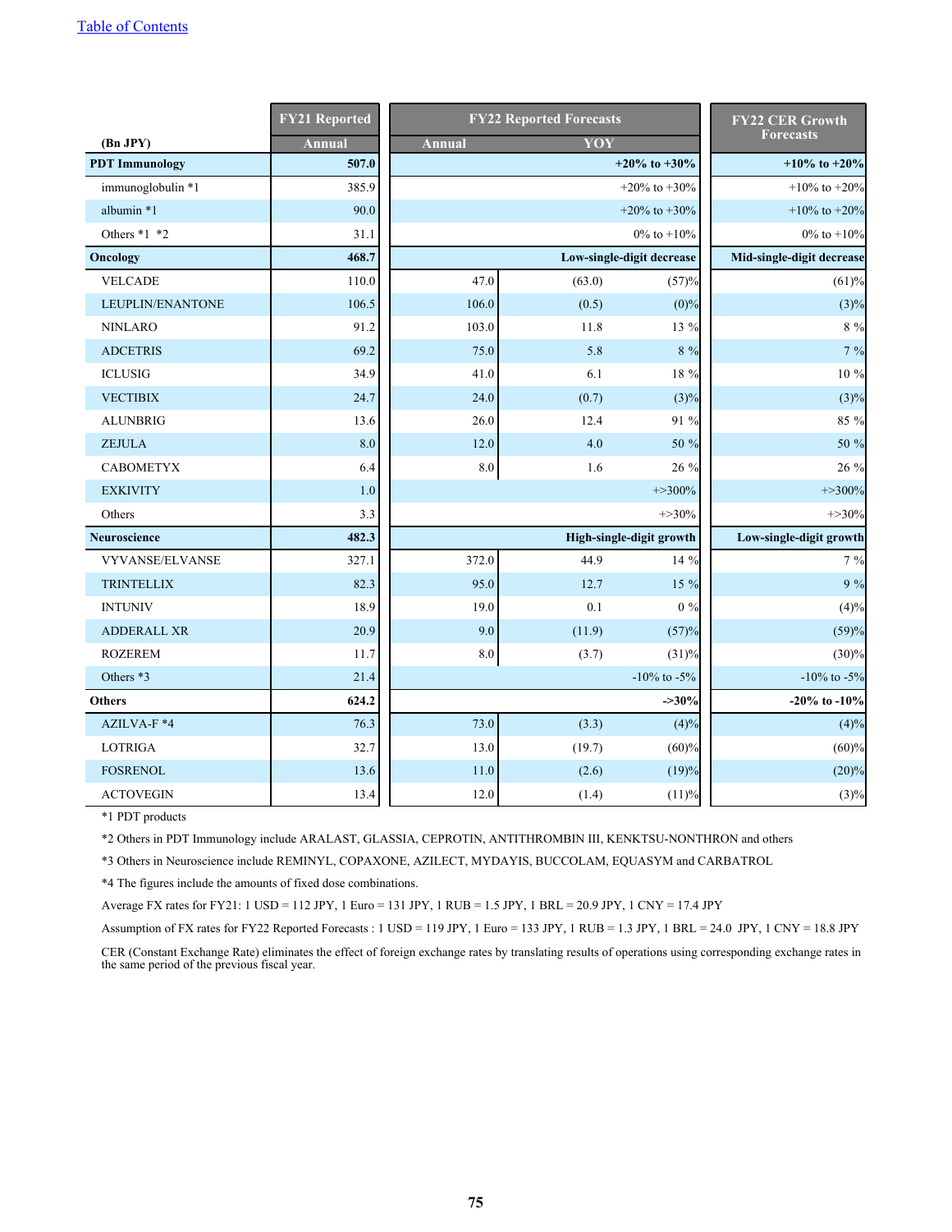[Table of Contents](#)

| (Bn JPY) | FY21 Reported | FY22 Reported Forecasts | | | FY22 CER Growth Forecasts |
|---|---|---|---|---|---|
| | Annual | Annual | YOY | | |
| **PDT Immunology** | **507.0** | | | **+20% to +30%** | **+10% to +20%** |
| immunoglobulin *1 | 385.9 | | | +20% to +30% | +10% to +20% |
| albumin *1 | 90.0 | | | +20% to +30% | +10% to +20% |
| Others *1 *2 | 31.1 | | | 0% to +10% | 0% to +10% |
| **Oncology** | **468.7** | | | **Low-single-digit decrease** | **Mid-single-digit decrease** |
| VELCADE | 110.0 | 47.0 | (63.0) | (57)% | (61)% |
| LEUPLIN/ENANTONE | 106.5 | 106.0 | (0.5) | (0)% | (3)% |
| NINLARO | 91.2 | 103.0 | 11.8 | 13 % | 8 % |
| ADCETRIS | 69.2 | 75.0 | 5.8 | 8 % | 7 % |
| ICLUSIG | 34.9 | 41.0 | 6.1 | 18 % | 10 % |
| VECTIBIX | 24.7 | 24.0 | (0.7) | (3)% | (3)% |
| ALUNBRIG | 13.6 | 26.0 | 12.4 | 91 % | 85 % |
| ZEJULA | 8.0 | 12.0 | 4.0 | 50 % | 50 % |
| CABOMETYX | 6.4 | 8.0 | 1.6 | 26 % | 26 % |
| EXKIVITY | 1.0 | | | +>300% | +>300% |
| Others | 3.3 | | | +>30% | +>30% |
| **Neuroscience** | **482.3** | | | **High-single-digit growth** | **Low-single-digit growth** |
| VYVANSE/ELVANSE | 327.1 | 372.0 | 44.9 | 14 % | 7 % |
| TRINTELLIX | 82.3 | 95.0 | 12.7 | 15 % | 9 % |
| INTUNIV | 18.9 | 19.0 | 0.1 | 0 % | (4)% |
| ADDERALL XR | 20.9 | 9.0 | (11.9) | (57)% | (59)% |
| ROZEREM | 11.7 | 8.0 | (3.7) | (31)% | (30)% |
| Others *3 | 21.4 | | | -10% to -5% | -10% to -5% |
| **Others** | **624.2** | | | **->30%** | **-20% to -10%** |
| AZILVA-F *4 | 76.3 | 73.0 | (3.3) | (4)% | (4)% |
| LOTRIGA | 32.7 | 13.0 | (19.7) | (60)% | (60)% |
| FOSRENOL | 13.6 | 11.0 | (2.6) | (19)% | (20)% |
| ACTOVEGIN | 13.4 | 12.0 | (1.4) | (11)% | (3)% |

*1 PDT products

*2 Others in PDT Immunology include ARALAST, GLASSIA, CEPROTIN, ANTITHROMBIN III, KENKTSU-NONTHRON and others

*3 Others in Neuroscience include REMINYL, COPAXONE, AZILECT, MYDAYIS, BUCCOLAM, EQUASYM and CARBATROL

*4 The figures include the amounts of fixed dose combinations.

Average FX rates for FY21: 1 USD = 112 JPY, 1 Euro = 131 JPY, 1 RUB = 1.5 JPY, 1 BRL = 20.9 JPY, 1 CNY = 17.4 JPY

Assumption of FX rates for FY22 Reported Forecasts : 1 USD = 119 JPY, 1 Euro = 133 JPY, 1 RUB = 1.3 JPY, 1 BRL = 24.0 JPY, 1 CNY = 18.8 JPY

CER (Constant Exchange Rate) eliminates the effect of foreign exchange rates by translating results of operations using corresponding exchange rates in the same period of the previous fiscal year.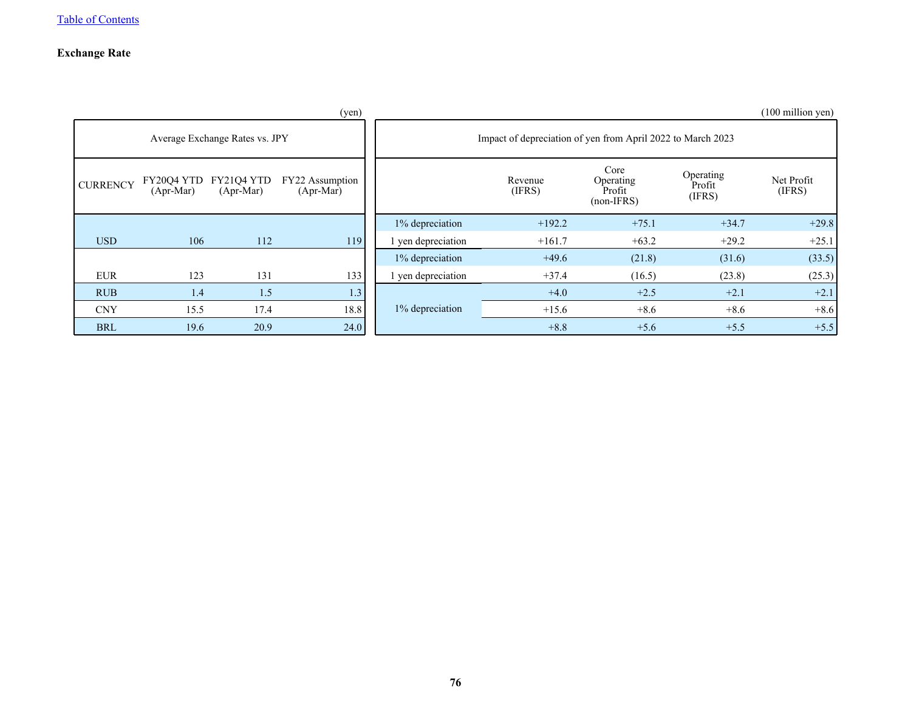[Table of Contents](#)

**Exchange Rate**

(yen)

| Average Exchange Rates vs. JPY | | | |
|---|---|---|---|
| CURRENCY | FY20Q4 YTD (Apr-Mar) | FY21Q4 YTD (Apr-Mar) | FY22 Assumption (Apr-Mar) |
| USD | 106 | 112 | 119 |
| EUR | 123 | 131 | 133 |
| RUB | 1.4 | 1.5 | 1.3 |
| CNY | 15.5 | 17.4 | 18.8 |
| BRL | 19.6 | 20.9 | 24.0 |

(100 million yen)

| Impact of depreciation of yen from April 2022 to March 2023 | | | | |
|---|---|---|---|---|
| | Revenue (IFRS) | Core Operating Profit (non-IFRS) | Operating Profit (IFRS) | Net Profit (IFRS) |
| 1% depreciation | +192.2 | +75.1 | +34.7 | +29.8 |
| 1 yen depreciation | +161.7 | +63.2 | +29.2 | +25.1 |
| 1% depreciation | +49.6 | (21.8) | (31.6) | (33.5) |
| 1 yen depreciation | +37.4 | (16.5) | (23.8) | (25.3) |
| 1% depreciation | +4.0 | +2.5 | +2.1 | +2.1 |
| | +15.6 | +8.6 | +8.6 | +8.6 |
| | +8.8 | +5.6 | +5.5 | +5.5 |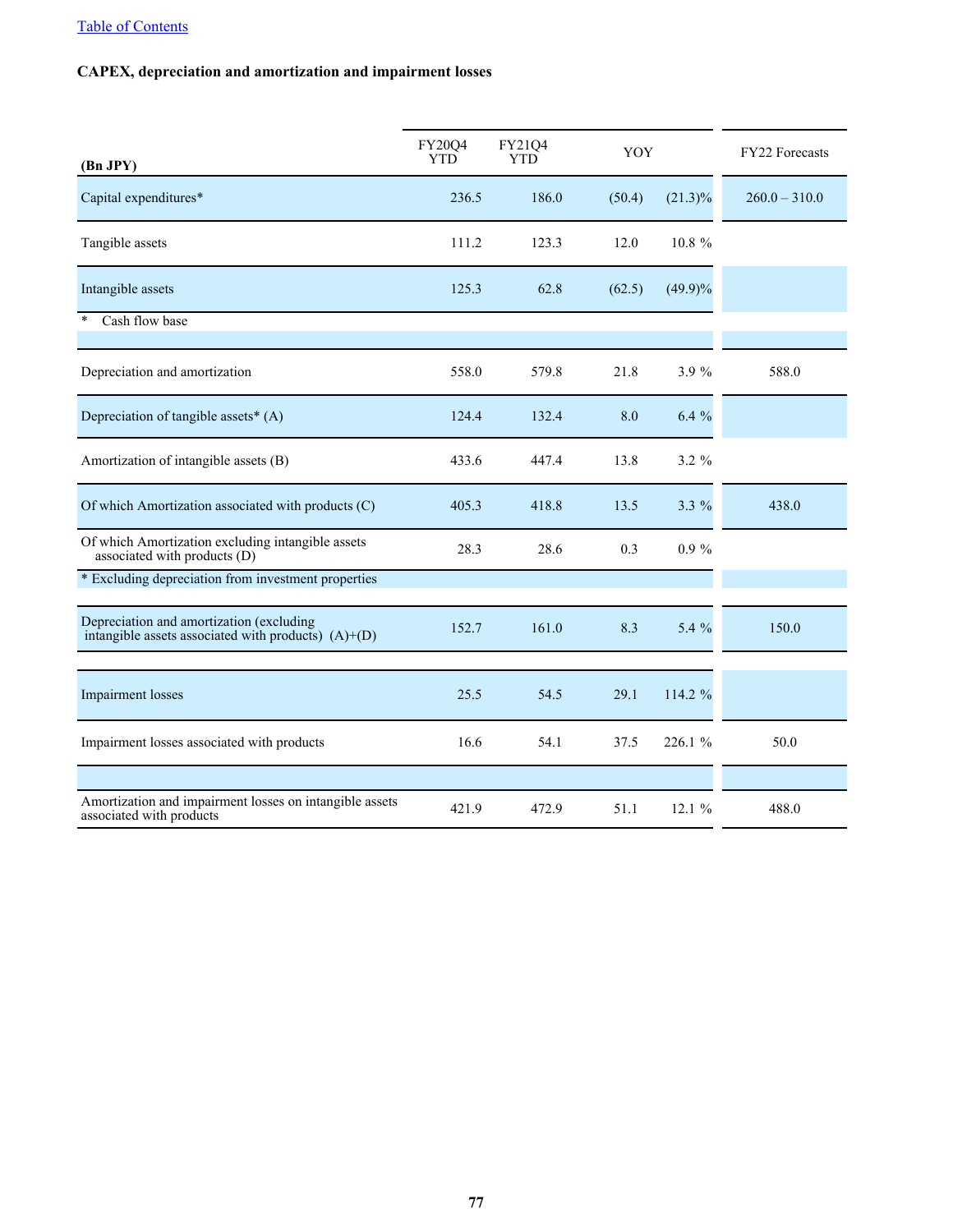[Table of Contents](#)

**CAPEX, depreciation and amortization and impairment losses**

| (Bn JPY) | FY20Q4 YTD | FY21Q4 YTD | YOY | | FY22 Forecasts |
|---|---|---|---|---|---|
| Capital expenditures* | 236.5 | 186.0 | (50.4) | (21.3)% | 260.0 – 310.0 |
| Tangible assets | 111.2 | 123.3 | 12.0 | 10.8 % | |
| Intangible assets | 125.3 | 62.8 | (62.5) | (49.9)% | |
| * Cash flow base | | | | | |
| | | | | | |
| Depreciation and amortization | 558.0 | 579.8 | 21.8 | 3.9 % | 588.0 |
| Depreciation of tangible assets* (A) | 124.4 | 132.4 | 8.0 | 6.4 % | |
| Amortization of intangible assets (B) | 433.6 | 447.4 | 13.8 | 3.2 % | |
| Of which Amortization associated with products (C) | 405.3 | 418.8 | 13.5 | 3.3 % | 438.0 |
| Of which Amortization excluding intangible assets associated with products (D) | 28.3 | 28.6 | 0.3 | 0.9 % | |
| * Excluding depreciation from investment properties | | | | | |
| | | | | | |
| Depreciation and amortization (excluding intangible assets associated with products) (A)+(D) | 152.7 | 161.0 | 8.3 | 5.4 % | 150.0 |
| | | | | | |
| Impairment losses | 25.5 | 54.5 | 29.1 | 114.2 % | |
| Impairment losses associated with products | 16.6 | 54.1 | 37.5 | 226.1 % | 50.0 |
| | | | | | |
| Amortization and impairment losses on intangible assets associated with products | 421.9 | 472.9 | 51.1 | 12.1 % | 488.0 |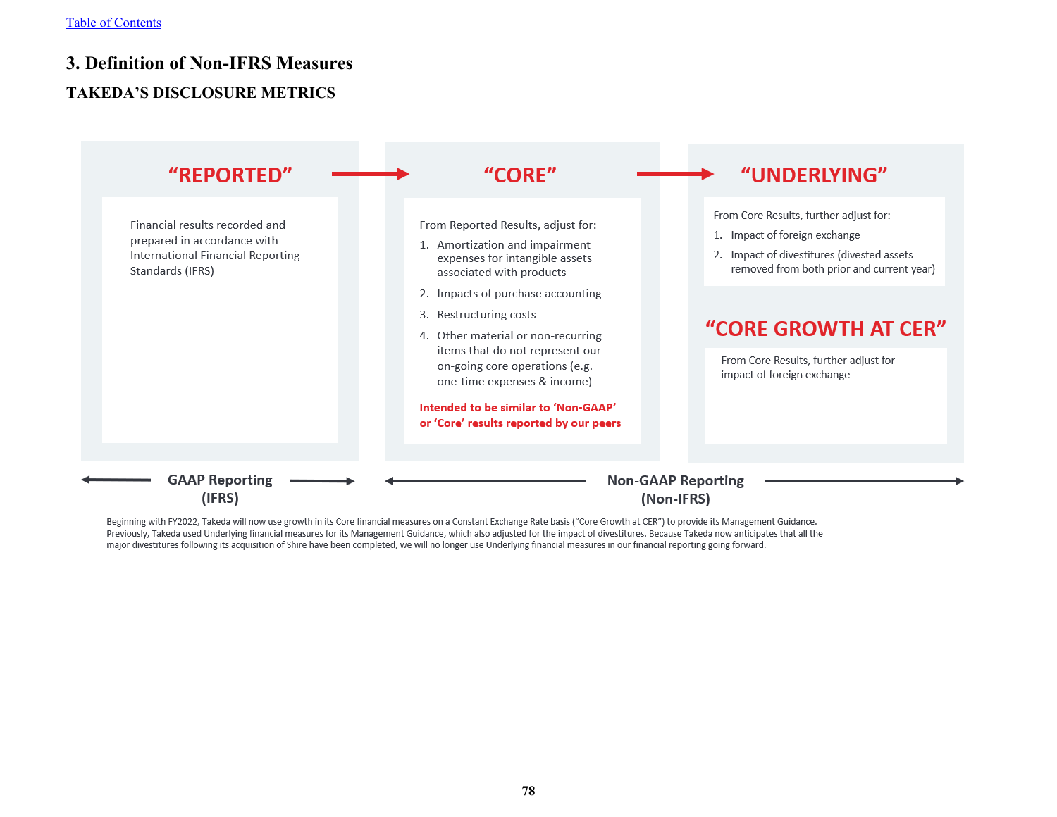[Table of Contents](#)

## 3. Definition of Non-IFRS Measures

### TAKEDA'S DISCLOSURE METRICS

**"REPORTED"** → **"CORE"** → **"UNDERLYING"**

**"REPORTED"**

Financial results recorded and prepared in accordance with International Financial Reporting Standards (IFRS)

**"CORE"**

From Reported Results, adjust for:

1. Amortization and impairment expenses for intangible assets associated with products
2. Impacts of purchase accounting
3. Restructuring costs
4. Other material or non-recurring items that do not represent our on-going core operations (e.g. one-time expenses & income)

**Intended to be similar to 'Non-GAAP' or 'Core' results reported by our peers**

**"UNDERLYING"**

From Core Results, further adjust for:

1. Impact of foreign exchange
2. Impact of divestitures (divested assets removed from both prior and current year)

**"CORE GROWTH AT CER"**

From Core Results, further adjust for impact of foreign exchange

GAAP Reporting (IFRS): "REPORTED"

Non-GAAP Reporting (Non-IFRS): "CORE", "UNDERLYING", "CORE GROWTH AT CER"

Beginning with FY2022, Takeda will now use growth in its Core financial measures on a Constant Exchange Rate basis ("Core Growth at CER") to provide its Management Guidance. Previously, Takeda used Underlying financial measures for its Management Guidance, which also adjusted for the impact of divestitures. Because Takeda now anticipates that all the major divestitures following its acquisition of Shire have been completed, we will no longer use Underlying financial measures in our financial reporting going forward.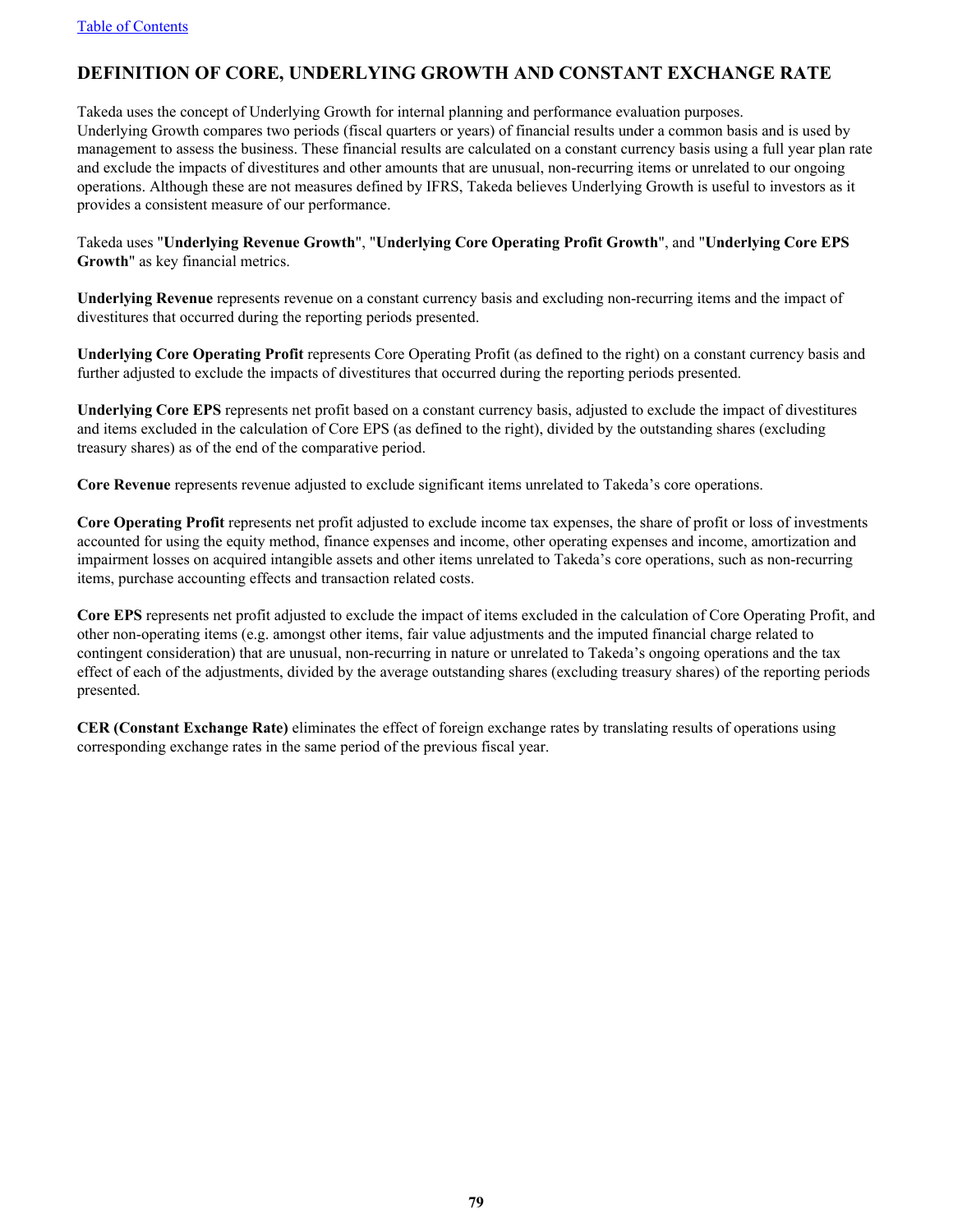## DEFINITION OF CORE, UNDERLYING GROWTH AND CONSTANT EXCHANGE RATE

Takeda uses the concept of Underlying Growth for internal planning and performance evaluation purposes. Underlying Growth compares two periods (fiscal quarters or years) of financial results under a common basis and is used by management to assess the business. These financial results are calculated on a constant currency basis using a full year plan rate and exclude the impacts of divestitures and other amounts that are unusual, non-recurring items or unrelated to our ongoing operations. Although these are not measures defined by IFRS, Takeda believes Underlying Growth is useful to investors as it provides a consistent measure of our performance.

Takeda uses "**Underlying Revenue Growth**", "**Underlying Core Operating Profit Growth**", and "**Underlying Core EPS Growth**" as key financial metrics.

**Underlying Revenue** represents revenue on a constant currency basis and excluding non-recurring items and the impact of divestitures that occurred during the reporting periods presented.

**Underlying Core Operating Profit** represents Core Operating Profit (as defined to the right) on a constant currency basis and further adjusted to exclude the impacts of divestitures that occurred during the reporting periods presented.

**Underlying Core EPS** represents net profit based on a constant currency basis, adjusted to exclude the impact of divestitures and items excluded in the calculation of Core EPS (as defined to the right), divided by the outstanding shares (excluding treasury shares) as of the end of the comparative period.

**Core Revenue** represents revenue adjusted to exclude significant items unrelated to Takeda's core operations.

**Core Operating Profit** represents net profit adjusted to exclude income tax expenses, the share of profit or loss of investments accounted for using the equity method, finance expenses and income, other operating expenses and income, amortization and impairment losses on acquired intangible assets and other items unrelated to Takeda's core operations, such as non-recurring items, purchase accounting effects and transaction related costs.

**Core EPS** represents net profit adjusted to exclude the impact of items excluded in the calculation of Core Operating Profit, and other non-operating items (e.g. amongst other items, fair value adjustments and the imputed financial charge related to contingent consideration) that are unusual, non-recurring in nature or unrelated to Takeda's ongoing operations and the tax effect of each of the adjustments, divided by the average outstanding shares (excluding treasury shares) of the reporting periods presented.

**CER (Constant Exchange Rate)** eliminates the effect of foreign exchange rates by translating results of operations using corresponding exchange rates in the same period of the previous fiscal year.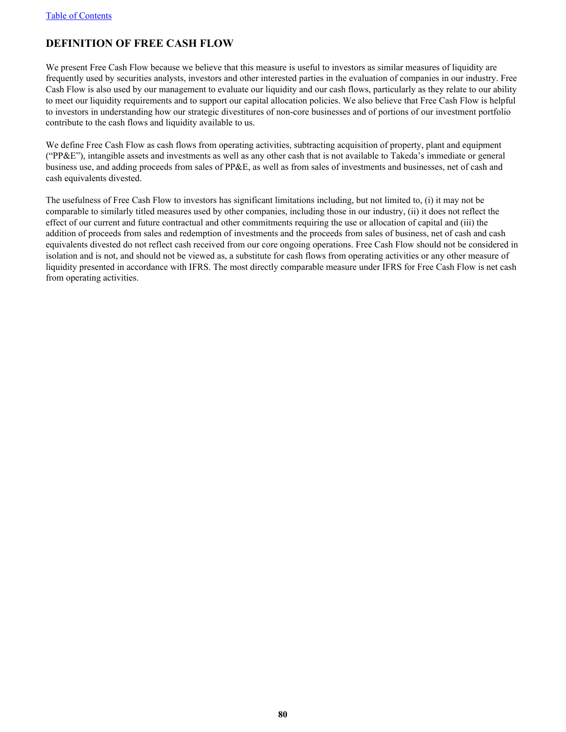## DEFINITION OF FREE CASH FLOW

We present Free Cash Flow because we believe that this measure is useful to investors as similar measures of liquidity are frequently used by securities analysts, investors and other interested parties in the evaluation of companies in our industry. Free Cash Flow is also used by our management to evaluate our liquidity and our cash flows, particularly as they relate to our ability to meet our liquidity requirements and to support our capital allocation policies. We also believe that Free Cash Flow is helpful to investors in understanding how our strategic divestitures of non-core businesses and of portions of our investment portfolio contribute to the cash flows and liquidity available to us.

We define Free Cash Flow as cash flows from operating activities, subtracting acquisition of property, plant and equipment ("PP&E"), intangible assets and investments as well as any other cash that is not available to Takeda's immediate or general business use, and adding proceeds from sales of PP&E, as well as from sales of investments and businesses, net of cash and cash equivalents divested.

The usefulness of Free Cash Flow to investors has significant limitations including, but not limited to, (i) it may not be comparable to similarly titled measures used by other companies, including those in our industry, (ii) it does not reflect the effect of our current and future contractual and other commitments requiring the use or allocation of capital and (iii) the addition of proceeds from sales and redemption of investments and the proceeds from sales of business, net of cash and cash equivalents divested do not reflect cash received from our core ongoing operations. Free Cash Flow should not be considered in isolation and is not, and should not be viewed as, a substitute for cash flows from operating activities or any other measure of liquidity presented in accordance with IFRS. The most directly comparable measure under IFRS for Free Cash Flow is net cash from operating activities.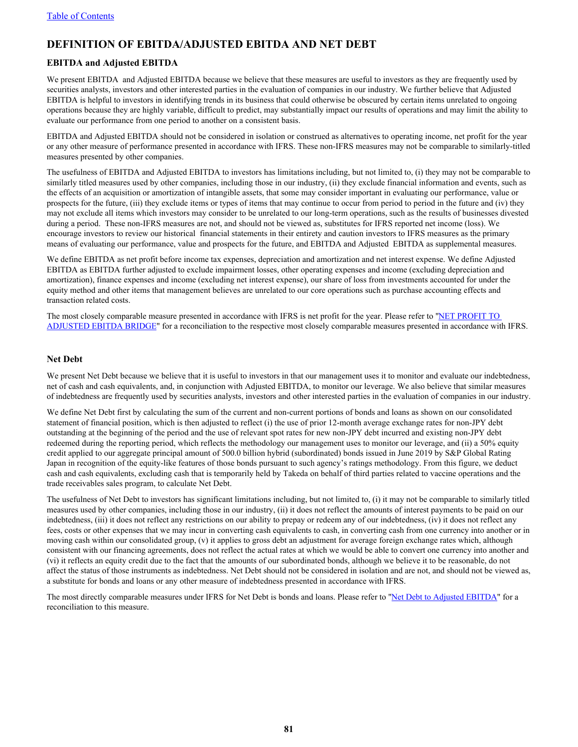## DEFINITION OF EBITDA/ADJUSTED EBITDA AND NET DEBT

### EBITDA and Adjusted EBITDA

We present EBITDA and Adjusted EBITDA because we believe that these measures are useful to investors as they are frequently used by securities analysts, investors and other interested parties in the evaluation of companies in our industry. We further believe that Adjusted EBITDA is helpful to investors in identifying trends in its business that could otherwise be obscured by certain items unrelated to ongoing operations because they are highly variable, difficult to predict, may substantially impact our results of operations and may limit the ability to evaluate our performance from one period to another on a consistent basis.

EBITDA and Adjusted EBITDA should not be considered in isolation or construed as alternatives to operating income, net profit for the year or any other measure of performance presented in accordance with IFRS. These non-IFRS measures may not be comparable to similarly-titled measures presented by other companies.

The usefulness of EBITDA and Adjusted EBITDA to investors has limitations including, but not limited to, (i) they may not be comparable to similarly titled measures used by other companies, including those in our industry, (ii) they exclude financial information and events, such as the effects of an acquisition or amortization of intangible assets, that some may consider important in evaluating our performance, value or prospects for the future, (iii) they exclude items or types of items that may continue to occur from period to period in the future and (iv) they may not exclude all items which investors may consider to be unrelated to our long-term operations, such as the results of businesses divested during a period. These non-IFRS measures are not, and should not be viewed as, substitutes for IFRS reported net income (loss). We encourage investors to review our historical financial statements in their entirety and caution investors to IFRS measures as the primary means of evaluating our performance, value and prospects for the future, and EBITDA and Adjusted EBITDA as supplemental measures.

We define EBITDA as net profit before income tax expenses, depreciation and amortization and net interest expense. We define Adjusted EBITDA as EBITDA further adjusted to exclude impairment losses, other operating expenses and income (excluding depreciation and amortization), finance expenses and income (excluding net interest expense), our share of loss from investments accounted for under the equity method and other items that management believes are unrelated to our core operations such as purchase accounting effects and transaction related costs.

The most closely comparable measure presented in accordance with IFRS is net profit for the year. Please refer to "NET PROFIT TO ADJUSTED EBITDA BRIDGE" for a reconciliation to the respective most closely comparable measures presented in accordance with IFRS.

### Net Debt

We present Net Debt because we believe that it is useful to investors in that our management uses it to monitor and evaluate our indebtedness, net of cash and cash equivalents, and, in conjunction with Adjusted EBITDA, to monitor our leverage. We also believe that similar measures of indebtedness are frequently used by securities analysts, investors and other interested parties in the evaluation of companies in our industry.

We define Net Debt first by calculating the sum of the current and non-current portions of bonds and loans as shown on our consolidated statement of financial position, which is then adjusted to reflect (i) the use of prior 12-month average exchange rates for non-JPY debt outstanding at the beginning of the period and the use of relevant spot rates for new non-JPY debt incurred and existing non-JPY debt redeemed during the reporting period, which reflects the methodology our management uses to monitor our leverage, and (ii) a 50% equity credit applied to our aggregate principal amount of 500.0 billion hybrid (subordinated) bonds issued in June 2019 by S&P Global Rating Japan in recognition of the equity-like features of those bonds pursuant to such agency's ratings methodology. From this figure, we deduct cash and cash equivalents, excluding cash that is temporarily held by Takeda on behalf of third parties related to vaccine operations and the trade receivables sales program, to calculate Net Debt.

The usefulness of Net Debt to investors has significant limitations including, but not limited to, (i) it may not be comparable to similarly titled measures used by other companies, including those in our industry, (ii) it does not reflect the amounts of interest payments to be paid on our indebtedness, (iii) it does not reflect any restrictions on our ability to prepay or redeem any of our indebtedness, (iv) it does not reflect any fees, costs or other expenses that we may incur in converting cash equivalents to cash, in converting cash from one currency into another or in moving cash within our consolidated group, (v) it applies to gross debt an adjustment for average foreign exchange rates which, although consistent with our financing agreements, does not reflect the actual rates at which we would be able to convert one currency into another and (vi) it reflects an equity credit due to the fact that the amounts of our subordinated bonds, although we believe it to be reasonable, do not affect the status of those instruments as indebtedness. Net Debt should not be considered in isolation and are not, and should not be viewed as, a substitute for bonds and loans or any other measure of indebtedness presented in accordance with IFRS.

The most directly comparable measures under IFRS for Net Debt is bonds and loans. Please refer to "Net Debt to Adjusted EBITDA" for a reconciliation to this measure.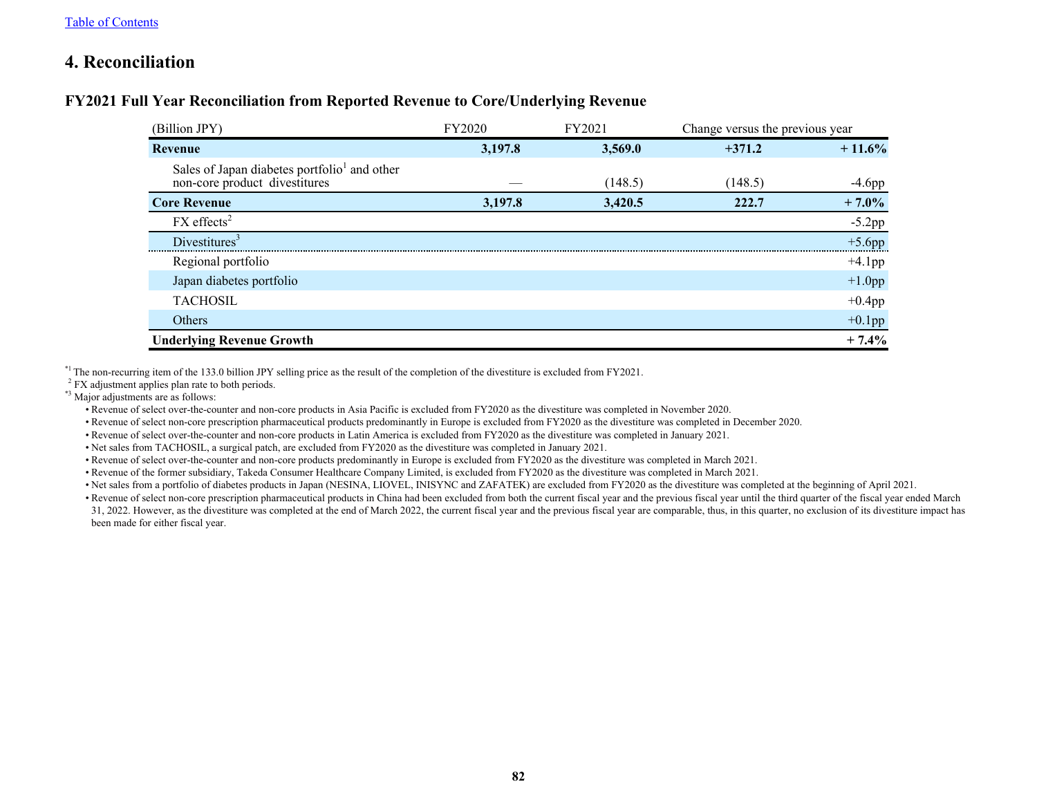Table of Contents

## 4. Reconciliation

### FY2021 Full Year Reconciliation from Reported Revenue to Core/Underlying Revenue

| (Billion JPY) | FY2020 | FY2021 | Change versus the previous year | |
|---|---|---|---|---|
| **Revenue** | **3,197.8** | **3,569.0** | **+371.2** | **+ 11.6%** |
| Sales of Japan diabetes portfolio[1] and other non-core product divestitures | — | (148.5) | (148.5) | -4.6pp |
| **Core Revenue** | **3,197.8** | **3,420.5** | **222.7** | **+ 7.0%** |
| FX effects[2] | | | | -5.2pp |
| Divestitures[3] | | | | +5.6pp |
| Regional portfolio | | | | +4.1pp |
| Japan diabetes portfolio | | | | +1.0pp |
| TACHOSIL | | | | +0.4pp |
| Others | | | | +0.1pp |
| **Underlying Revenue Growth** | | | | **+ 7.4%** |

*1 The non-recurring item of the 133.0 billion JPY selling price as the result of the completion of the divestiture is excluded from FY2021.

2 FX adjustment applies plan rate to both periods.

*3 Major adjustments are as follows:

- Revenue of select over-the-counter and non-core products in Asia Pacific is excluded from FY2020 as the divestiture was completed in November 2020.
- Revenue of select non-core prescription pharmaceutical products predominantly in Europe is excluded from FY2020 as the divestiture was completed in December 2020.
- Revenue of select over-the-counter and non-core products in Latin America is excluded from FY2020 as the divestiture was completed in January 2021.
- Net sales from TACHOSIL, a surgical patch, are excluded from FY2020 as the divestiture was completed in January 2021.
- Revenue of select over-the-counter and non-core products predominantly in Europe is excluded from FY2020 as the divestiture was completed in March 2021.
- Revenue of the former subsidiary, Takeda Consumer Healthcare Company Limited, is excluded from FY2020 as the divestiture was completed in March 2021.
- Net sales from a portfolio of diabetes products in Japan (NESINA, LIOVEL, INISYNC and ZAFATEK) are excluded from FY2020 as the divestiture was completed at the beginning of April 2021.
- Revenue of select non-core prescription pharmaceutical products in China had been excluded from both the current fiscal year and the previous fiscal year until the third quarter of the fiscal year ended March 31, 2022. However, as the divestiture was completed at the end of March 2022, the current fiscal year and the previous fiscal year are comparable, thus, in this quarter, no exclusion of its divestiture impact has been made for either fiscal year.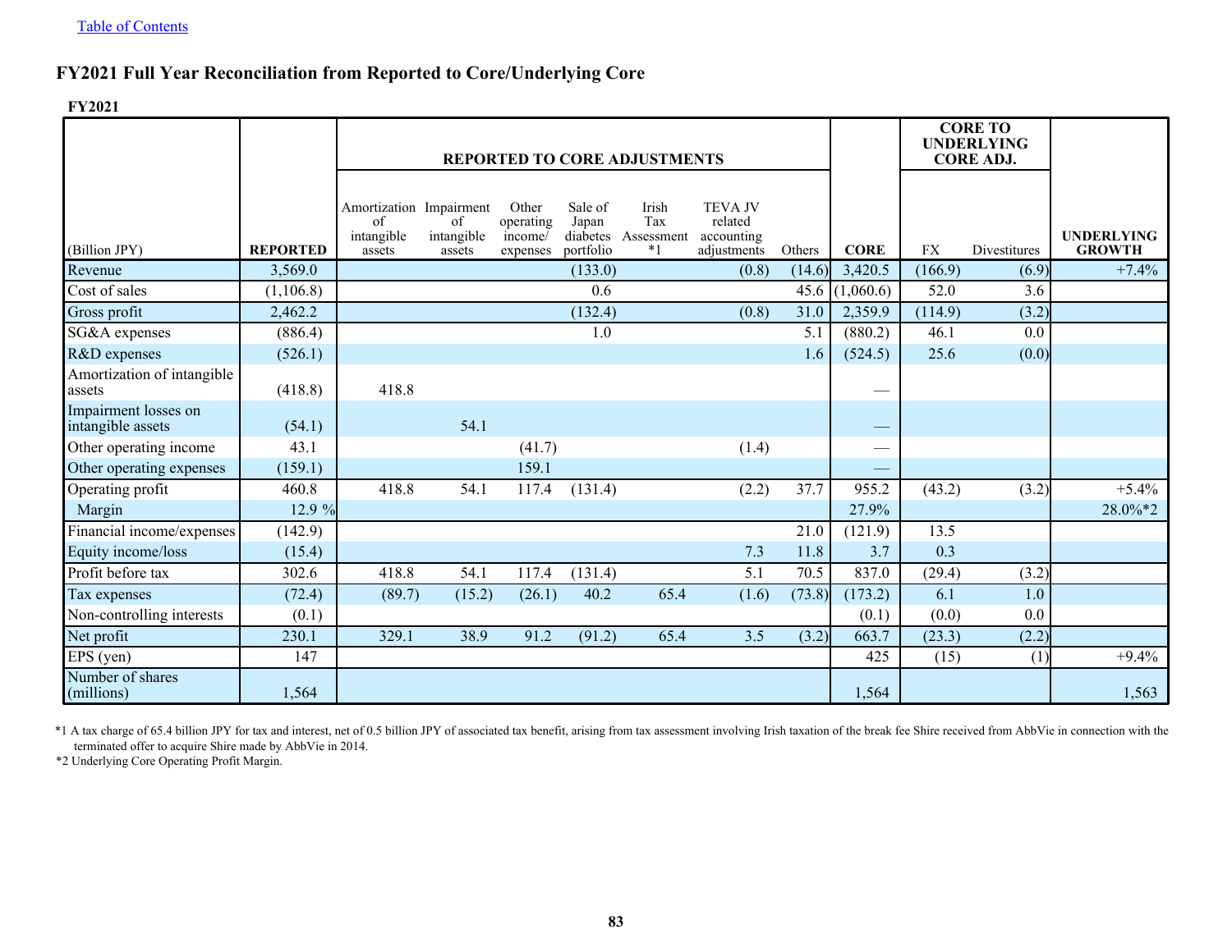[Table of Contents](#)

## FY2021 Full Year Reconciliation from Reported to Core/Underlying Core

**FY2021**

| (Billion JPY) | REPORTED | REPORTED TO CORE ADJUSTMENTS | | | | | | | CORE | CORE TO UNDERLYING CORE ADJ. | | UNDERLYING GROWTH |
|---|---|---|---|---|---|---|---|---|---|---|---|---|
| | | Amortization of intangible assets | Impairment of intangible assets | Other operating income/ expenses | Sale of Japan diabetes portfolio | Irish Tax Assessment *1 | TEVA JV related accounting adjustments | Others | | FX | Divestitures | |
| Revenue | 3,569.0 | | | | (133.0) | | (0.8) | (14.6) | 3,420.5 | (166.9) | (6.9) | +7.4% |
| Cost of sales | (1,106.8) | | | | 0.6 | | | 45.6 | (1,060.6) | 52.0 | 3.6 | |
| Gross profit | 2,462.2 | | | | (132.4) | | (0.8) | 31.0 | 2,359.9 | (114.9) | (3.2) | |
| SG&A expenses | (886.4) | | | | 1.0 | | | 5.1 | (880.2) | 46.1 | 0.0 | |
| R&D expenses | (526.1) | | | | | | | 1.6 | (524.5) | 25.6 | (0.0) | |
| Amortization of intangible assets | (418.8) | 418.8 | | | | | | | — | | | |
| Impairment losses on intangible assets | (54.1) | | 54.1 | | | | | | — | | | |
| Other operating income | 43.1 | | | (41.7) | | | (1.4) | | — | | | |
| Other operating expenses | (159.1) | | | 159.1 | | | | | — | | | |
| Operating profit | 460.8 | 418.8 | 54.1 | 117.4 | (131.4) | | (2.2) | 37.7 | 955.2 | (43.2) | (3.2) | +5.4% |
| Margin | 12.9 % | | | | | | | | 27.9% | | | 28.0%*2 |
| Financial income/expenses | (142.9) | | | | | | | 21.0 | (121.9) | 13.5 | | |
| Equity income/loss | (15.4) | | | | | | 7.3 | 11.8 | 3.7 | 0.3 | | |
| Profit before tax | 302.6 | 418.8 | 54.1 | 117.4 | (131.4) | | 5.1 | 70.5 | 837.0 | (29.4) | (3.2) | |
| Tax expenses | (72.4) | (89.7) | (15.2) | (26.1) | 40.2 | 65.4 | (1.6) | (73.8) | (173.2) | 6.1 | 1.0 | |
| Non-controlling interests | (0.1) | | | | | | | | (0.1) | (0.0) | 0.0 | |
| Net profit | 230.1 | 329.1 | 38.9 | 91.2 | (91.2) | 65.4 | 3.5 | (3.2) | 663.7 | (23.3) | (2.2) | |
| EPS (yen) | 147 | | | | | | | | 425 | (15) | (1) | +9.4% |
| Number of shares (millions) | 1,564 | | | | | | | | 1,564 | | | 1,563 |

*1 A tax charge of 65.4 billion JPY for tax and interest, net of 0.5 billion JPY of associated tax benefit, arising from tax assessment involving Irish taxation of the break fee Shire received from AbbVie in connection with the terminated offer to acquire Shire made by AbbVie in 2014.

*2 Underlying Core Operating Profit Margin.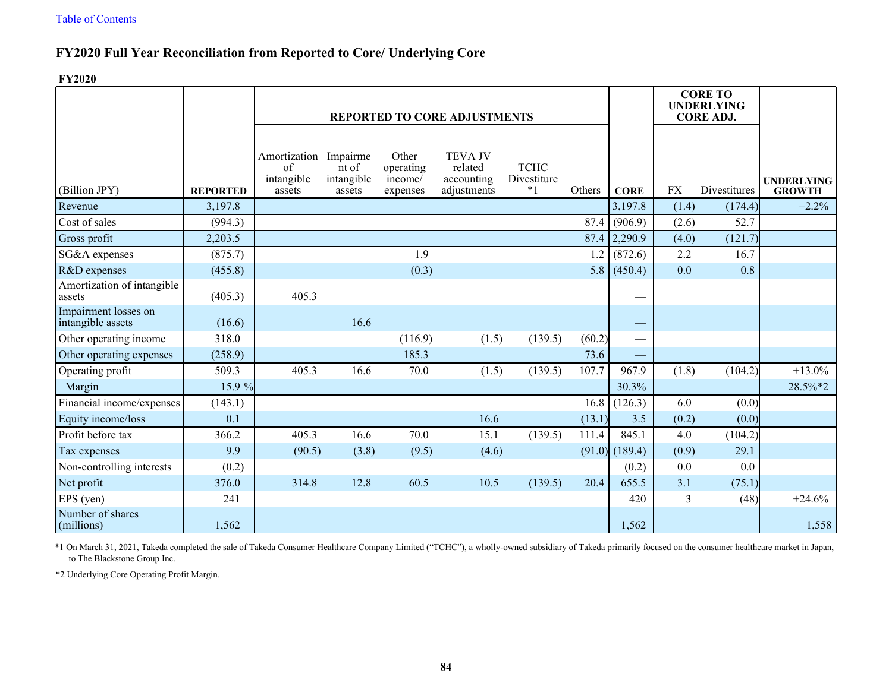[Table of Contents](#)

## FY2020 Full Year Reconciliation from Reported to Core/ Underlying Core

**FY2020**

| (Billion JPY) | REPORTED | REPORTED TO CORE ADJUSTMENTS | | | | | | CORE | CORE TO UNDERLYING CORE ADJ. | | UNDERLYING GROWTH |
|---|---|---|---|---|---|---|---|---|---|---|---|
| | | Amortization of intangible assets | Impairment of intangible assets | Other operating income/ expenses | TEVA JV related accounting adjustments | TCHC Divestiture *1 | Others | | FX | Divestitures | |
| Revenue | 3,197.8 | | | | | | | 3,197.8 | (1.4) | (174.4) | +2.2% |
| Cost of sales | (994.3) | | | | | | 87.4 | (906.9) | (2.6) | 52.7 | |
| Gross profit | 2,203.5 | | | | | | 87.4 | 2,290.9 | (4.0) | (121.7) | |
| SG&A expenses | (875.7) | | | 1.9 | | | 1.2 | (872.6) | 2.2 | 16.7 | |
| R&D expenses | (455.8) | | | (0.3) | | | 5.8 | (450.4) | 0.0 | 0.8 | |
| Amortization of intangible assets | (405.3) | 405.3 | | | | | | — | | | |
| Impairment losses on intangible assets | (16.6) | | 16.6 | | | | | — | | | |
| Other operating income | 318.0 | | | (116.9) | (1.5) | (139.5) | (60.2) | — | | | |
| Other operating expenses | (258.9) | | | 185.3 | | | 73.6 | — | | | |
| Operating profit | 509.3 | 405.3 | 16.6 | 70.0 | (1.5) | (139.5) | 107.7 | 967.9 | (1.8) | (104.2) | +13.0% |
| Margin | 15.9 % | | | | | | | 30.3% | | | 28.5%*2 |
| Financial income/expenses | (143.1) | | | | | | 16.8 | (126.3) | 6.0 | (0.0) | |
| Equity income/loss | 0.1 | | | | 16.6 | | (13.1) | 3.5 | (0.2) | (0.0) | |
| Profit before tax | 366.2 | 405.3 | 16.6 | 70.0 | 15.1 | (139.5) | 111.4 | 845.1 | 4.0 | (104.2) | |
| Tax expenses | 9.9 | (90.5) | (3.8) | (9.5) | (4.6) | | (91.0) | (189.4) | (0.9) | 29.1 | |
| Non-controlling interests | (0.2) | | | | | | | (0.2) | 0.0 | 0.0 | |
| Net profit | 376.0 | 314.8 | 12.8 | 60.5 | 10.5 | (139.5) | 20.4 | 655.5 | 3.1 | (75.1) | |
| EPS (yen) | 241 | | | | | | | 420 | 3 | (48) | +24.6% |
| Number of shares (millions) | 1,562 | | | | | | | 1,562 | | | 1,558 |

*1 On March 31, 2021, Takeda completed the sale of Takeda Consumer Healthcare Company Limited ("TCHC"), a wholly-owned subsidiary of Takeda primarily focused on the consumer healthcare market in Japan, to The Blackstone Group Inc.

*2 Underlying Core Operating Profit Margin.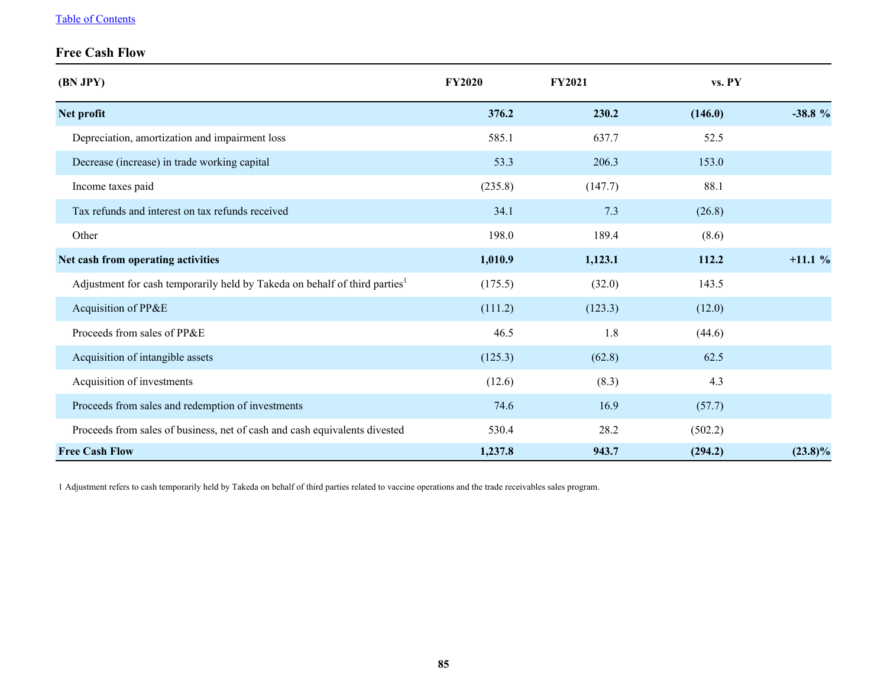[Table of Contents](#)

## Free Cash Flow

| (BN JPY) | FY2020 | FY2021 | vs. PY | |
|---|---|---|---|---|
| **Net profit** | **376.2** | **230.2** | **(146.0)** | **-38.8 %** |
| Depreciation, amortization and impairment loss | 585.1 | 637.7 | 52.5 | |
| Decrease (increase) in trade working capital | 53.3 | 206.3 | 153.0 | |
| Income taxes paid | (235.8) | (147.7) | 88.1 | |
| Tax refunds and interest on tax refunds received | 34.1 | 7.3 | (26.8) | |
| Other | 198.0 | 189.4 | (8.6) | |
| **Net cash from operating activities** | **1,010.9** | **1,123.1** | **112.2** | **+11.1 %** |
| Adjustment for cash temporarily held by Takeda on behalf of third parties[1] | (175.5) | (32.0) | 143.5 | |
| Acquisition of PP&E | (111.2) | (123.3) | (12.0) | |
| Proceeds from sales of PP&E | 46.5 | 1.8 | (44.6) | |
| Acquisition of intangible assets | (125.3) | (62.8) | 62.5 | |
| Acquisition of investments | (12.6) | (8.3) | 4.3 | |
| Proceeds from sales and redemption of investments | 74.6 | 16.9 | (57.7) | |
| Proceeds from sales of business, net of cash and cash equivalents divested | 530.4 | 28.2 | (502.2) | |
| **Free Cash Flow** | **1,237.8** | **943.7** | **(294.2)** | **(23.8)%** |

1 Adjustment refers to cash temporarily held by Takeda on behalf of third parties related to vaccine operations and the trade receivables sales program.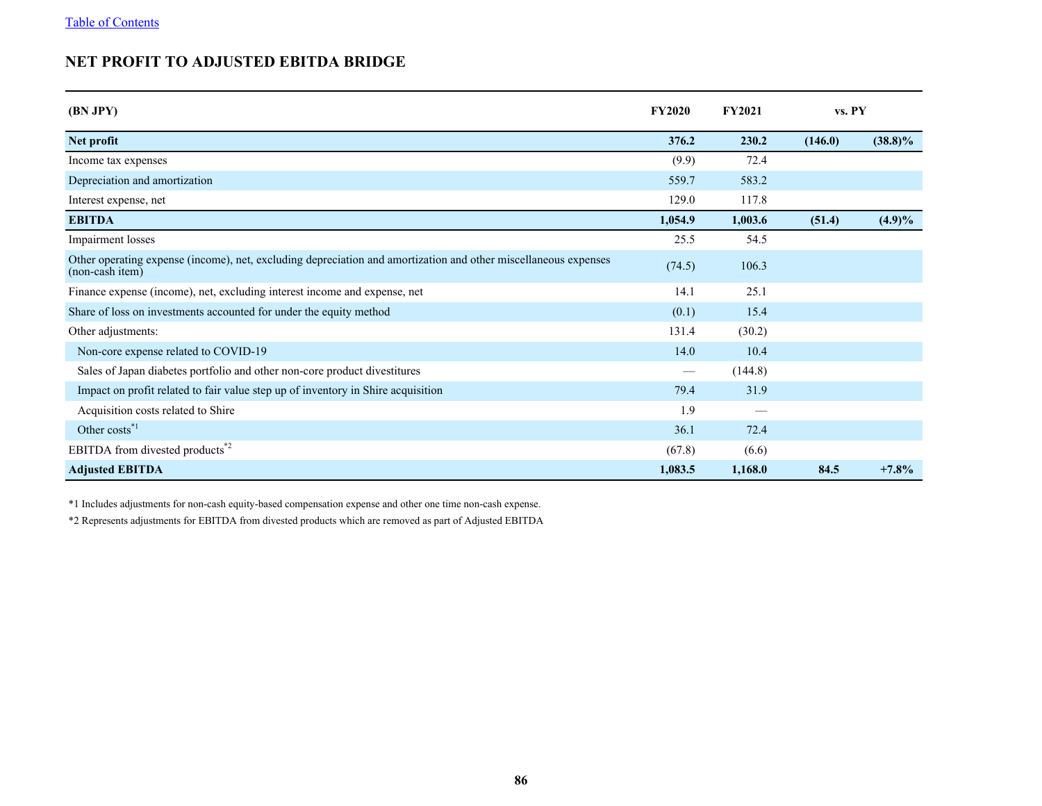[Table of Contents](#)

# NET PROFIT TO ADJUSTED EBITDA BRIDGE

| (BN JPY) | FY2020 | FY2021 | vs. PY | |
|---|---|---|---|---|
| **Net profit** | **376.2** | **230.2** | **(146.0)** | **(38.8)%** |
| Income tax expenses | (9.9) | 72.4 | | |
| Depreciation and amortization | 559.7 | 583.2 | | |
| Interest expense, net | 129.0 | 117.8 | | |
| **EBITDA** | **1,054.9** | **1,003.6** | **(51.4)** | **(4.9)%** |
| Impairment losses | 25.5 | 54.5 | | |
| Other operating expense (income), net, excluding depreciation and amortization and other miscellaneous expenses (non-cash item) | (74.5) | 106.3 | | |
| Finance expense (income), net, excluding interest income and expense, net | 14.1 | 25.1 | | |
| Share of loss on investments accounted for under the equity method | (0.1) | 15.4 | | |
| Other adjustments: | 131.4 | (30.2) | | |
| Non-core expense related to COVID-19 | 14.0 | 10.4 | | |
| Sales of Japan diabetes portfolio and other non-core product divestitures | — | (144.8) | | |
| Impact on profit related to fair value step up of inventory in Shire acquisition | 79.4 | 31.9 | | |
| Acquisition costs related to Shire | 1.9 | — | | |
| Other costs*1 | 36.1 | 72.4 | | |
| EBITDA from divested products*2 | (67.8) | (6.6) | | |
| **Adjusted EBITDA** | **1,083.5** | **1,168.0** | **84.5** | **+7.8%** |

*1 Includes adjustments for non-cash equity-based compensation expense and other one time non-cash expense.

*2 Represents adjustments for EBITDA from divested products which are removed as part of Adjusted EBITDA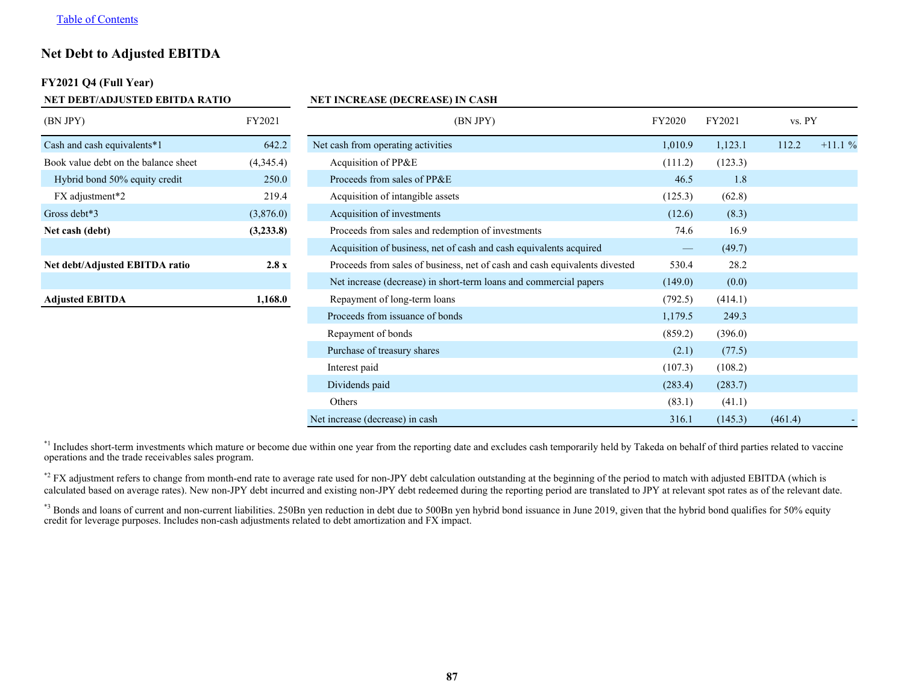[Table of Contents](#)

## Net Debt to Adjusted EBITDA

### FY2021 Q4 (Full Year)

**NET DEBT/ADJUSTED EBITDA RATIO**

| (BN JPY) | FY2021 |
|---|---|
| Cash and cash equivalents*1 | 642.2 |
| Book value debt on the balance sheet | (4,345.4) |
| Hybrid bond 50% equity credit | 250.0 |
| FX adjustment*2 | 219.4 |
| Gross debt*3 | (3,876.0) |
| **Net cash (debt)** | **(3,233.8)** |
| | |
| **Net debt/Adjusted EBITDA ratio** | **2.8 x** |
| | |
| **Adjusted EBITDA** | **1,168.0** |

**NET INCREASE (DECREASE) IN CASH**

| (BN JPY) | FY2020 | FY2021 | vs. PY | |
|---|---|---|---|---|
| Net cash from operating activities | 1,010.9 | 1,123.1 | 112.2 | +11.1 % |
| Acquisition of PP&E | (111.2) | (123.3) | | |
| Proceeds from sales of PP&E | 46.5 | 1.8 | | |
| Acquisition of intangible assets | (125.3) | (62.8) | | |
| Acquisition of investments | (12.6) | (8.3) | | |
| Proceeds from sales and redemption of investments | 74.6 | 16.9 | | |
| Acquisition of business, net of cash and cash equivalents acquired | — | (49.7) | | |
| Proceeds from sales of business, net of cash and cash equivalents divested | 530.4 | 28.2 | | |
| Net increase (decrease) in short-term loans and commercial papers | (149.0) | (0.0) | | |
| Repayment of long-term loans | (792.5) | (414.1) | | |
| Proceeds from issuance of bonds | 1,179.5 | 249.3 | | |
| Repayment of bonds | (859.2) | (396.0) | | |
| Purchase of treasury shares | (2.1) | (77.5) | | |
| Interest paid | (107.3) | (108.2) | | |
| Dividends paid | (283.4) | (283.7) | | |
| Others | (83.1) | (41.1) | | |
| Net increase (decrease) in cash | 316.1 | (145.3) | (461.4) | - |

*1 Includes short-term investments which mature or become due within one year from the reporting date and excludes cash temporarily held by Takeda on behalf of third parties related to vaccine operations and the trade receivables sales program.

*2 FX adjustment refers to change from month-end rate to average rate used for non-JPY debt calculation outstanding at the beginning of the period to match with adjusted EBITDA (which is calculated based on average rates). New non-JPY debt incurred and existing non-JPY debt redeemed during the reporting period are translated to JPY at relevant spot rates as of the relevant date.

*3 Bonds and loans of current and non-current liabilities. 250Bn yen reduction in debt due to 500Bn yen hybrid bond issuance in June 2019, given that the hybrid bond qualifies for 50% equity credit for leverage purposes. Includes non-cash adjustments related to debt amortization and FX impact.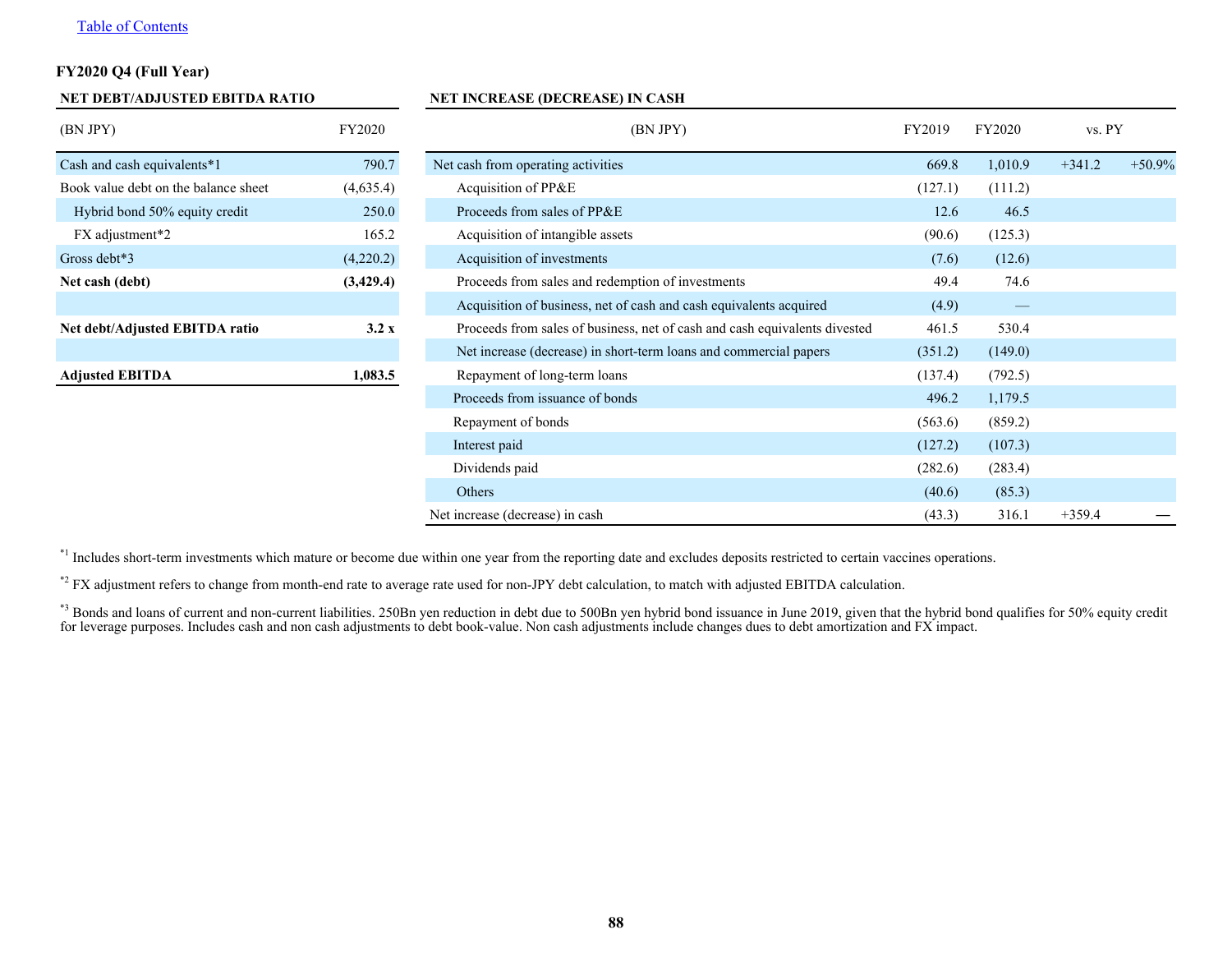[Table of Contents]

**FY2020 Q4 (Full Year)**

**NET DEBT/ADJUSTED EBITDA RATIO**

| (BN JPY) | FY2020 |
|---|---|
| Cash and cash equivalents*1 | 790.7 |
| Book value debt on the balance sheet | (4,635.4) |
| Hybrid bond 50% equity credit | 250.0 |
| FX adjustment*2 | 165.2 |
| Gross debt*3 | (4,220.2) |
| **Net cash (debt)** | **(3,429.4)** |
| | |
| **Net debt/Adjusted EBITDA ratio** | **3.2 x** |
| | |
| **Adjusted EBITDA** | **1,083.5** |

**NET INCREASE (DECREASE) IN CASH**

| (BN JPY) | FY2019 | FY2020 | vs. PY | |
|---|---|---|---|---|
| Net cash from operating activities | 669.8 | 1,010.9 | +341.2 | +50.9% |
| Acquisition of PP&E | (127.1) | (111.2) | | |
| Proceeds from sales of PP&E | 12.6 | 46.5 | | |
| Acquisition of intangible assets | (90.6) | (125.3) | | |
| Acquisition of investments | (7.6) | (12.6) | | |
| Proceeds from sales and redemption of investments | 49.4 | 74.6 | | |
| Acquisition of business, net of cash and cash equivalents acquired | (4.9) | — | | |
| Proceeds from sales of business, net of cash and cash equivalents divested | 461.5 | 530.4 | | |
| Net increase (decrease) in short-term loans and commercial papers | (351.2) | (149.0) | | |
| Repayment of long-term loans | (137.4) | (792.5) | | |
| Proceeds from issuance of bonds | 496.2 | 1,179.5 | | |
| Repayment of bonds | (563.6) | (859.2) | | |
| Interest paid | (127.2) | (107.3) | | |
| Dividends paid | (282.6) | (283.4) | | |
| Others | (40.6) | (85.3) | | |
| Net increase (decrease) in cash | (43.3) | 316.1 | +359.4 | — |

*1 Includes short-term investments which mature or become due within one year from the reporting date and excludes deposits restricted to certain vaccines operations.

*2 FX adjustment refers to change from month-end rate to average rate used for non-JPY debt calculation, to match with adjusted EBITDA calculation.

*3 Bonds and loans of current and non-current liabilities. 250Bn yen reduction in debt due to 500Bn yen hybrid bond issuance in June 2019, given that the hybrid bond qualifies for 50% equity credit for leverage purposes. Includes cash and non cash adjustments to debt book-value. Non cash adjustments include changes dues to debt amortization and FX impact.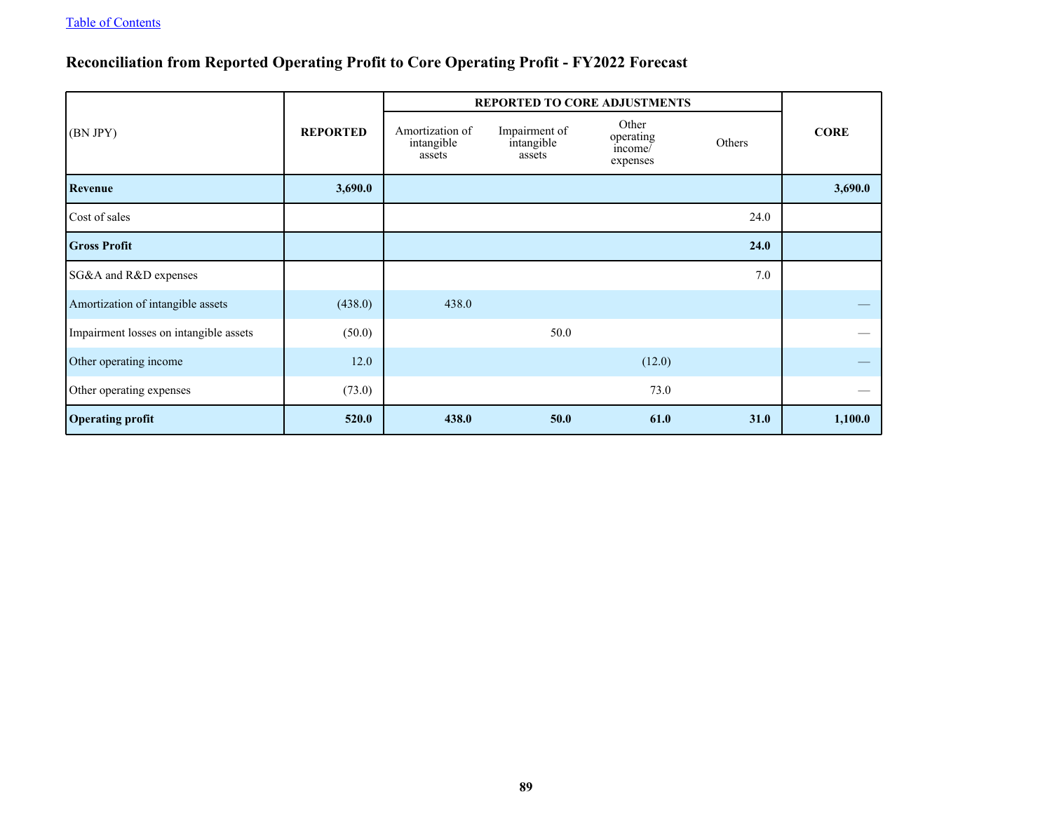## Reconciliation from Reported Operating Profit to Core Operating Profit - FY2022 Forecast

| (BN JPY) | REPORTED | REPORTED TO CORE ADJUSTMENTS | | | | CORE |
|---|---|---|---|---|---|---|
| | | Amortization of intangible assets | Impairment of intangible assets | Other operating income/ expenses | Others | |
| **Revenue** | **3,690.0** | | | | | **3,690.0** |
| Cost of sales | | | | | 24.0 | |
| **Gross Profit** | | | | | **24.0** | |
| SG&A and R&D expenses | | | | | 7.0 | |
| Amortization of intangible assets | (438.0) | 438.0 | | | | — |
| Impairment losses on intangible assets | (50.0) | | 50.0 | | | — |
| Other operating income | 12.0 | | | (12.0) | | — |
| Other operating expenses | (73.0) | | | 73.0 | | — |
| **Operating profit** | **520.0** | **438.0** | **50.0** | **61.0** | **31.0** | **1,100.0** |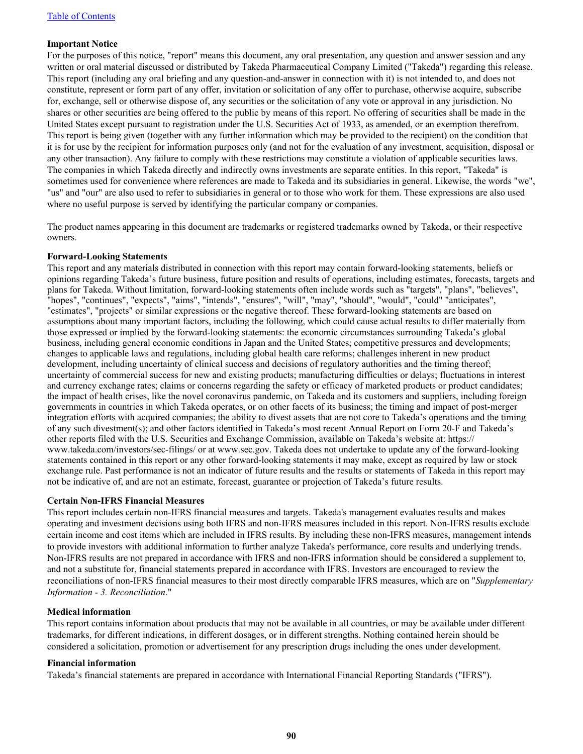[Table of Contents](#)

**Important Notice**

For the purposes of this notice, "report" means this document, any oral presentation, any question and answer session and any written or oral material discussed or distributed by Takeda Pharmaceutical Company Limited ("Takeda") regarding this release. This report (including any oral briefing and any question-and-answer in connection with it) is not intended to, and does not constitute, represent or form part of any offer, invitation or solicitation of any offer to purchase, otherwise acquire, subscribe for, exchange, sell or otherwise dispose of, any securities or the solicitation of any vote or approval in any jurisdiction. No shares or other securities are being offered to the public by means of this report. No offering of securities shall be made in the United States except pursuant to registration under the U.S. Securities Act of 1933, as amended, or an exemption therefrom. This report is being given (together with any further information which may be provided to the recipient) on the condition that it is for use by the recipient for information purposes only (and not for the evaluation of any investment, acquisition, disposal or any other transaction). Any failure to comply with these restrictions may constitute a violation of applicable securities laws. The companies in which Takeda directly and indirectly owns investments are separate entities. In this report, "Takeda" is sometimes used for convenience where references are made to Takeda and its subsidiaries in general. Likewise, the words "we", "us" and "our" are also used to refer to subsidiaries in general or to those who work for them. These expressions are also used where no useful purpose is served by identifying the particular company or companies.

The product names appearing in this document are trademarks or registered trademarks owned by Takeda, or their respective owners.

**Forward-Looking Statements**

This report and any materials distributed in connection with this report may contain forward-looking statements, beliefs or opinions regarding Takeda's future business, future position and results of operations, including estimates, forecasts, targets and plans for Takeda. Without limitation, forward-looking statements often include words such as "targets", "plans", "believes", "hopes", "continues", "expects", "aims", "intends", "ensures", "will", "may", "should", "would", "could" "anticipates", "estimates", "projects" or similar expressions or the negative thereof. These forward-looking statements are based on assumptions about many important factors, including the following, which could cause actual results to differ materially from those expressed or implied by the forward-looking statements: the economic circumstances surrounding Takeda's global business, including general economic conditions in Japan and the United States; competitive pressures and developments; changes to applicable laws and regulations, including global health care reforms; challenges inherent in new product development, including uncertainty of clinical success and decisions of regulatory authorities and the timing thereof; uncertainty of commercial success for new and existing products; manufacturing difficulties or delays; fluctuations in interest and currency exchange rates; claims or concerns regarding the safety or efficacy of marketed products or product candidates; the impact of health crises, like the novel coronavirus pandemic, on Takeda and its customers and suppliers, including foreign governments in countries in which Takeda operates, or on other facets of its business; the timing and impact of post-merger integration efforts with acquired companies; the ability to divest assets that are not core to Takeda's operations and the timing of any such divestment(s); and other factors identified in Takeda's most recent Annual Report on Form 20-F and Takeda's other reports filed with the U.S. Securities and Exchange Commission, available on Takeda's website at: https://www.takeda.com/investors/sec-filings/ or at www.sec.gov. Takeda does not undertake to update any of the forward-looking statements contained in this report or any other forward-looking statements it may make, except as required by law or stock exchange rule. Past performance is not an indicator of future results and the results or statements of Takeda in this report may not be indicative of, and are not an estimate, forecast, guarantee or projection of Takeda's future results.

**Certain Non-IFRS Financial Measures**

This report includes certain non-IFRS financial measures and targets. Takeda's management evaluates results and makes operating and investment decisions using both IFRS and non-IFRS measures included in this report. Non-IFRS results exclude certain income and cost items which are included in IFRS results. By including these non-IFRS measures, management intends to provide investors with additional information to further analyze Takeda's performance, core results and underlying trends. Non-IFRS results are not prepared in accordance with IFRS and non-IFRS information should be considered a supplement to, and not a substitute for, financial statements prepared in accordance with IFRS. Investors are encouraged to review the reconciliations of non-IFRS financial measures to their most directly comparable IFRS measures, which are on "*Supplementary Information - 3. Reconciliation*."

**Medical information**

This report contains information about products that may not be available in all countries, or may be available under different trademarks, for different indications, in different dosages, or in different strengths. Nothing contained herein should be considered a solicitation, promotion or advertisement for any prescription drugs including the ones under development.

**Financial information**

Takeda's financial statements are prepared in accordance with International Financial Reporting Standards ("IFRS").